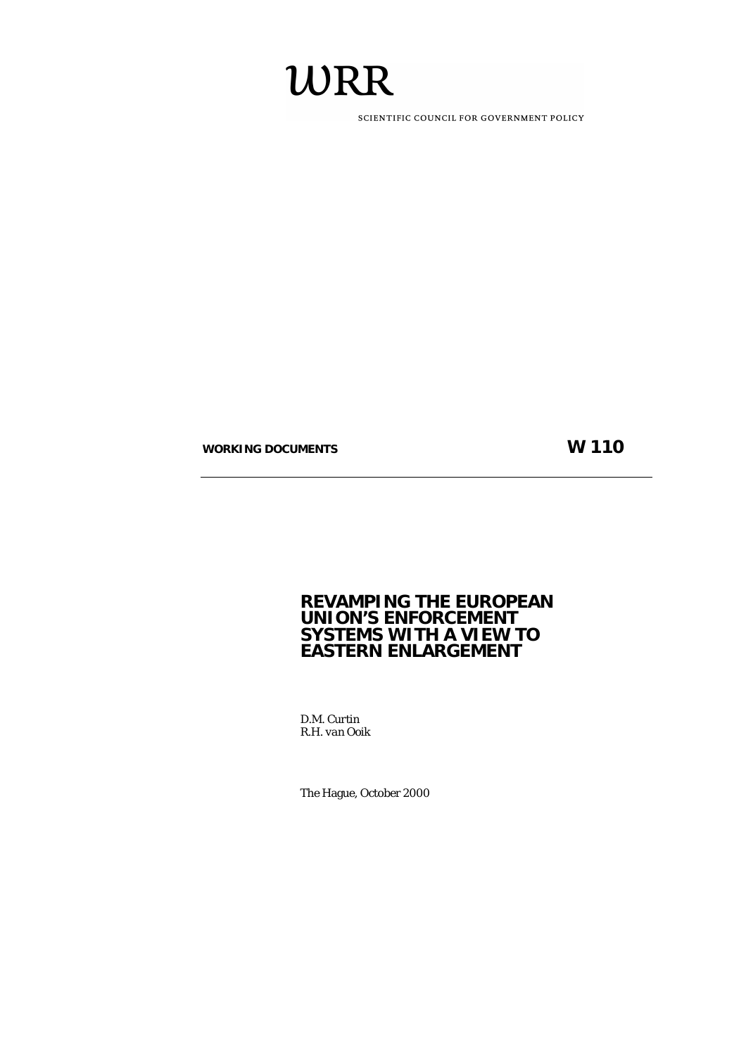# WRR

SCIENTIFIC COUNCIL FOR GOVERNMENT POLICY

**WORKING DOCUMENTS** **W 110**

---

# REVAMPING THE EUROPEAN UNION'S ENFORCEMENT SYSTEMS WITH A VIEW TO EASTERN ENLARGEMENT

D.M. Curtin
R.H. van Ooik

The Hague, October 2000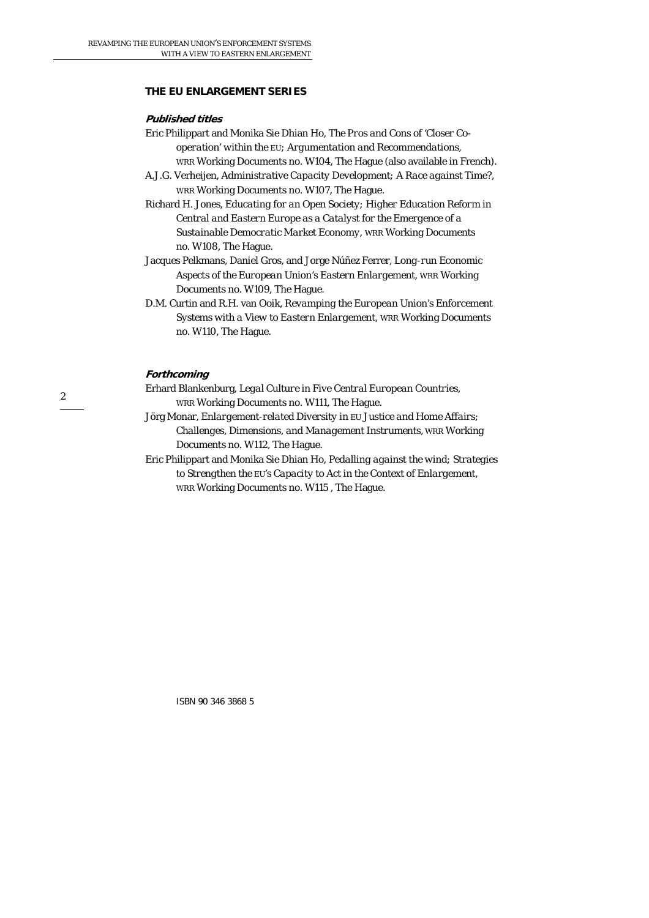## THE EU ENLARGEMENT SERIES

### *Published titles*

Eric Philippart and Monika Sie Dhian Ho, *The Pros and Cons of 'Closer Co-operation' within the* EU*; Argumentation and Recommendations*, WRR Working Documents no. W104, The Hague (also available in French).

A.J.G. Verheijen, *Administrative Capacity Development; A Race against Time?*, WRR Working Documents no. W107, The Hague.

Richard H. Jones, *Educating for an Open Society; Higher Education Reform in Central and Eastern Europe as a Catalyst for the Emergence of a Sustainable Democratic Market Economy*, WRR Working Documents no. W108, The Hague.

Jacques Pelkmans, Daniel Gros, and Jorge Núñez Ferrer, *Long-run Economic Aspects of the European Union's Eastern Enlargement*, WRR Working Documents no. W109, The Hague.

D.M. Curtin and R.H. van Ooik, *Revamping the European Union's Enforcement Systems with a View to Eastern Enlargement*, WRR Working Documents no. W110, The Hague.

### *Forthcoming*

Erhard Blankenburg, *Legal Culture in Five Central European Countries*, WRR Working Documents no. W111, The Hague.

Jörg Monar, *Enlargement-related Diversity in* EU *Justice and Home Affairs; Challenges, Dimensions, and Management Instruments*, WRR Working Documents no. W112, The Hague.

Eric Philippart and Monika Sie Dhian Ho, *Pedalling against the wind; Strategies to Strengthen the* EU*'s Capacity to Act in the Context of Enlargement*, WRR Working Documents no. W115 , The Hague.

ISBN 90 346 3868 5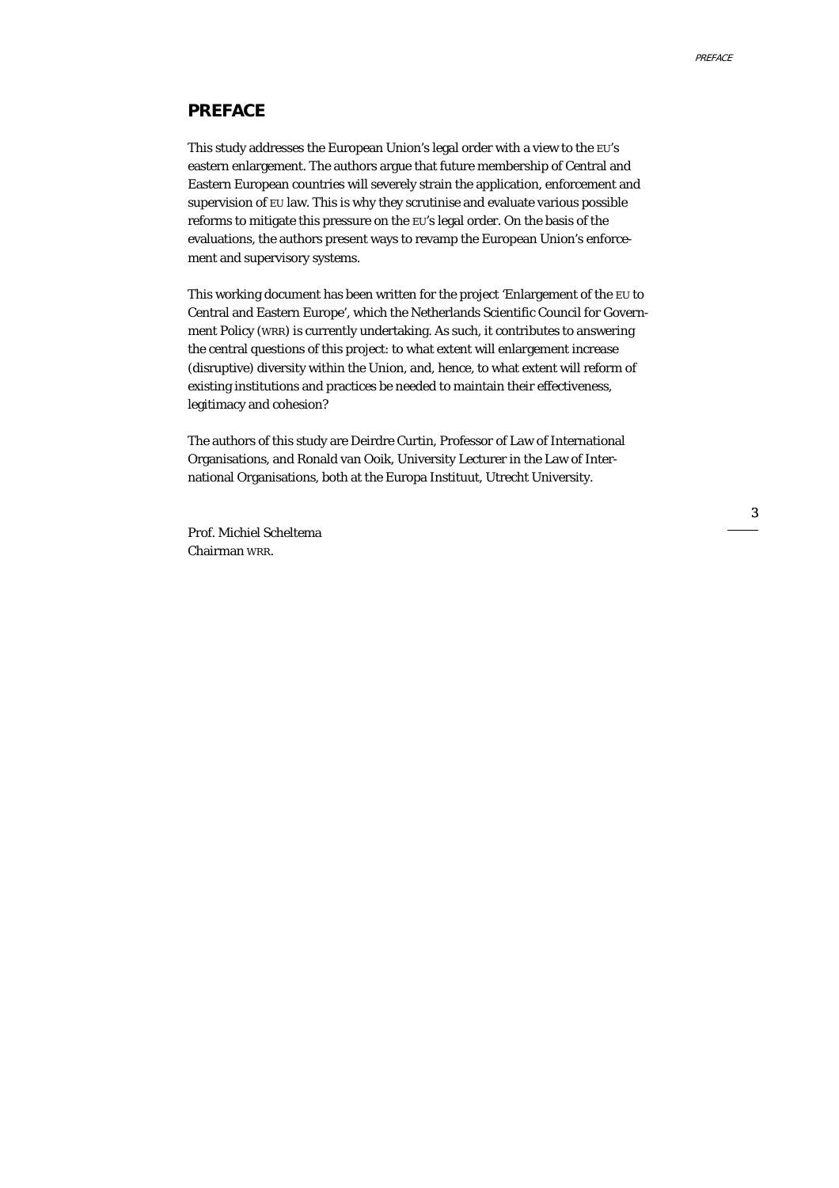## PREFACE

This study addresses the European Union's legal order with a view to the EU's eastern enlargement. The authors argue that future membership of Central and Eastern European countries will severely strain the application, enforcement and supervision of EU law. This is why they scrutinise and evaluate various possible reforms to mitigate this pressure on the EU's legal order. On the basis of the evaluations, the authors present ways to revamp the European Union's enforcement and supervisory systems.

This working document has been written for the project 'Enlargement of the EU to Central and Eastern Europe', which the Netherlands Scientific Council for Government Policy (WRR) is currently undertaking. As such, it contributes to answering the central questions of this project: to what extent will enlargement increase (disruptive) diversity within the Union, and, hence, to what extent will reform of existing institutions and practices be needed to maintain their effectiveness, legitimacy and cohesion?

The authors of this study are Deirdre Curtin, Professor of Law of International Organisations, and Ronald van Ooik, University Lecturer in the Law of International Organisations, both at the Europa Instituut, Utrecht University.

Prof. Michiel Scheltema
Chairman WRR.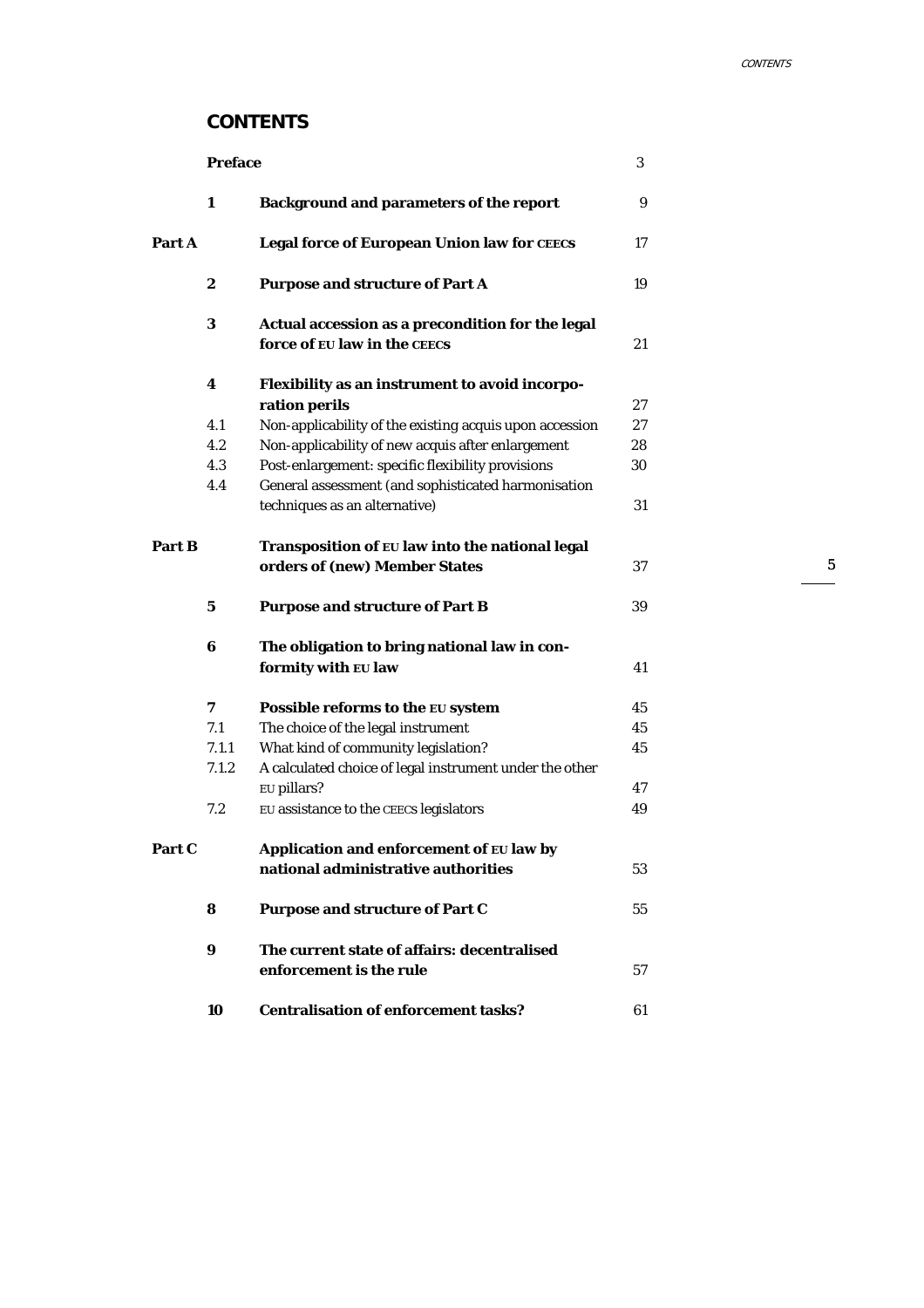# CONTENTS

| | | | |
|---|---|---|---|
| | **Preface** | | 3 |
| | **1** | **Background and parameters of the report** | 9 |
| **Part A** | | **Legal force of European Union law for CEECS** | 17 |
| | **2** | **Purpose and structure of Part A** | 19 |
| | **3** | **Actual accession as a precondition for the legal force of EU law in the CEECS** | 21 |
| | **4** | **Flexibility as an instrument to avoid incorporation perils** | 27 |
| | 4.1 | Non-applicability of the existing acquis upon accession | 27 |
| | 4.2 | Non-applicability of new acquis after enlargement | 28 |
| | 4.3 | Post-enlargement: specific flexibility provisions | 30 |
| | 4.4 | General assessment (and sophisticated harmonisation techniques as an alternative) | 31 |
| **Part B** | | **Transposition of EU law into the national legal orders of (new) Member States** | 37 |
| | **5** | **Purpose and structure of Part B** | 39 |
| | **6** | **The obligation to bring national law in conformity with EU law** | 41 |
| | **7** | **Possible reforms to the EU system** | 45 |
| | 7.1 | The choice of the legal instrument | 45 |
| | 7.1.1 | What kind of community legislation? | 45 |
| | 7.1.2 | A calculated choice of legal instrument under the other EU pillars? | 47 |
| | 7.2 | EU assistance to the CEECS legislators | 49 |
| **Part C** | | **Application and enforcement of EU law by national administrative authorities** | 53 |
| | **8** | **Purpose and structure of Part C** | 55 |
| | **9** | **The current state of affairs: decentralised enforcement is the rule** | 57 |
| | **10** | **Centralisation of enforcement tasks?** | 61 |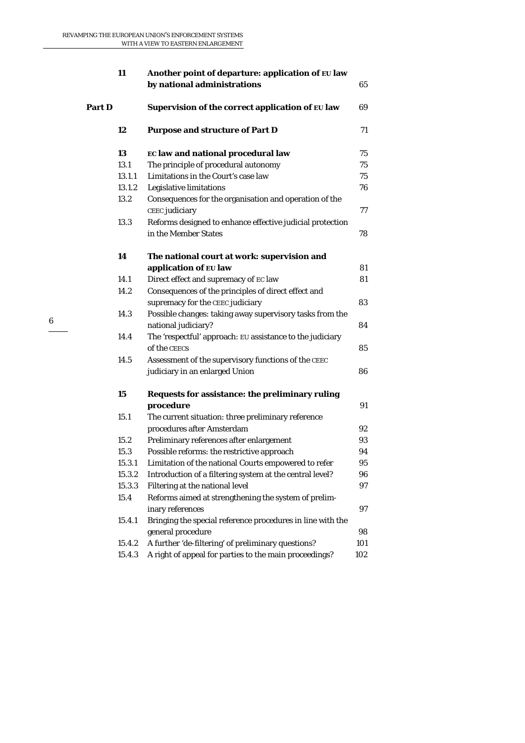| | | | |
|---|---|---|---|
| | **11** | **Another point of departure: application of EU law by national administrations** | 65 |
| **Part D** | | **Supervision of the correct application of EU law** | 69 |
| | **12** | **Purpose and structure of Part D** | 71 |
| | **13** | **EC law and national procedural law** | 75 |
| | 13.1 | The principle of procedural autonomy | 75 |
| | 13.1.1 | Limitations in the Court's case law | 75 |
| | 13.1.2 | Legislative limitations | 76 |
| | 13.2 | Consequences for the organisation and operation of the CEEC judiciary | 77 |
| | 13.3 | Reforms designed to enhance effective judicial protection in the Member States | 78 |
| | **14** | **The national court at work: supervision and application of EU law** | 81 |
| | 14.1 | Direct effect and supremacy of EC law | 81 |
| | 14.2 | Consequences of the principles of direct effect and supremacy for the CEEC judiciary | 83 |
| | 14.3 | Possible changes: taking away supervisory tasks from the national judiciary? | 84 |
| | 14.4 | The 'respectful' approach: EU assistance to the judiciary of the CEECS | 85 |
| | 14.5 | Assessment of the supervisory functions of the CEEC judiciary in an enlarged Union | 86 |
| | **15** | **Requests for assistance: the preliminary ruling procedure** | 91 |
| | 15.1 | The current situation: three preliminary reference procedures after Amsterdam | 92 |
| | 15.2 | Preliminary references after enlargement | 93 |
| | 15.3 | Possible reforms: the restrictive approach | 94 |
| | 15.3.1 | Limitation of the national Courts empowered to refer | 95 |
| | 15.3.2 | Introduction of a filtering system at the central level? | 96 |
| | 15.3.3 | Filtering at the national level | 97 |
| | 15.4 | Reforms aimed at strengthening the system of preliminary references | 97 |
| | 15.4.1 | Bringing the special reference procedures in line with the general procedure | 98 |
| | 15.4.2 | A further 'de-filtering' of preliminary questions? | 101 |
| | 15.4.3 | A right of appeal for parties to the main proceedings? | 102 |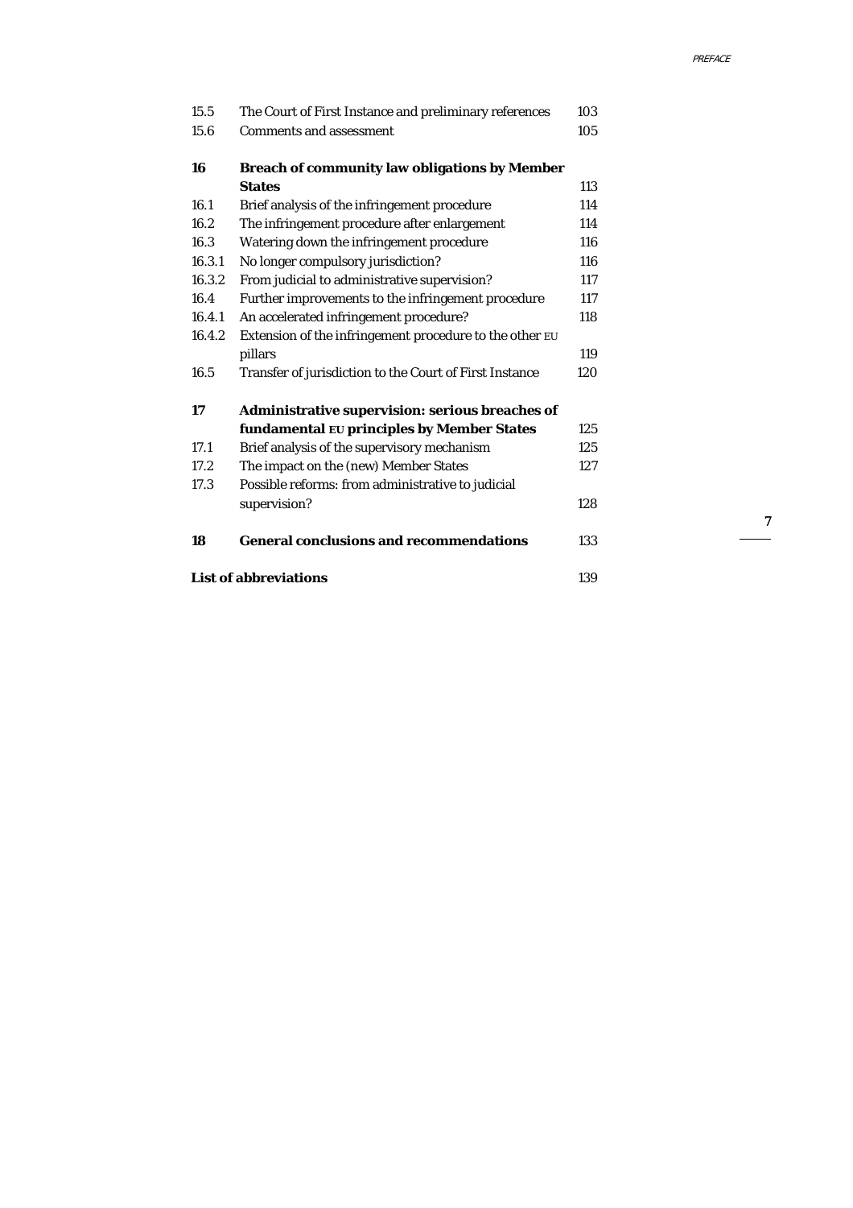| | | |
|---|---|---|
| 15.5 | The Court of First Instance and preliminary references | 103 |
| 15.6 | Comments and assessment | 105 |
| | | |
| **16** | **Breach of community law obligations by Member States** | 113 |
| 16.1 | Brief analysis of the infringement procedure | 114 |
| 16.2 | The infringement procedure after enlargement | 114 |
| 16.3 | Watering down the infringement procedure | 116 |
| 16.3.1 | No longer compulsory jurisdiction? | 116 |
| 16.3.2 | From judicial to administrative supervision? | 117 |
| 16.4 | Further improvements to the infringement procedure | 117 |
| 16.4.1 | An accelerated infringement procedure? | 118 |
| 16.4.2 | Extension of the infringement procedure to the other EU pillars | 119 |
| 16.5 | Transfer of jurisdiction to the Court of First Instance | 120 |
| | | |
| **17** | **Administrative supervision: serious breaches of fundamental EU principles by Member States** | 125 |
| 17.1 | Brief analysis of the supervisory mechanism | 125 |
| 17.2 | The impact on the (new) Member States | 127 |
| 17.3 | Possible reforms: from administrative to judicial supervision? | 128 |
| | | |
| **18** | **General conclusions and recommendations** | 133 |
| | | |
| **List of abbreviations** | | 139 |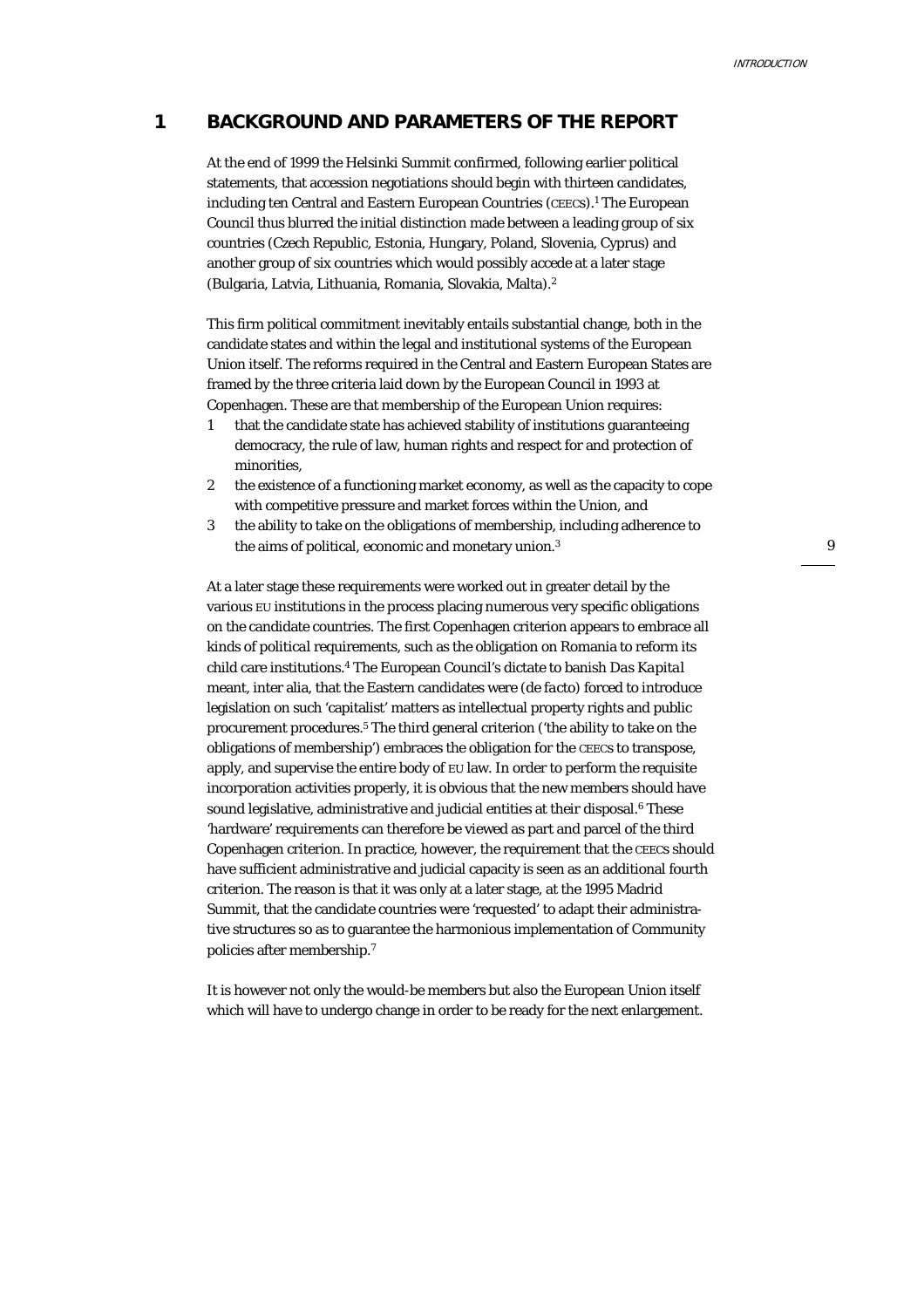## 1 BACKGROUND AND PARAMETERS OF THE REPORT

At the end of 1999 the Helsinki Summit confirmed, following earlier political statements, that accession negotiations should begin with thirteen candidates, including ten Central and Eastern European Countries (CEECS).[1] The European Council thus blurred the initial distinction made between a leading group of six countries (Czech Republic, Estonia, Hungary, Poland, Slovenia, Cyprus) and another group of six countries which would possibly accede at a later stage (Bulgaria, Latvia, Lithuania, Romania, Slovakia, Malta).[2]

This firm political commitment inevitably entails substantial change, both in the candidate states and within the legal and institutional systems of the European Union itself. The reforms required in the Central and Eastern European States are framed by the three criteria laid down by the European Council in 1993 at Copenhagen. These are that membership of the European Union requires:

1. that the candidate state has achieved stability of institutions guaranteeing democracy, the rule of law, human rights and respect for and protection of minorities,
2. the existence of a functioning market economy, as well as the capacity to cope with competitive pressure and market forces within the Union, and
3. the ability to take on the obligations of membership, including adherence to the aims of political, economic and monetary union.[3]

At a later stage these requirements were worked out in greater detail by the various EU institutions in the process placing numerous very specific obligations on the candidate countries. The first Copenhagen criterion appears to embrace all kinds of political requirements, such as the obligation on Romania to reform its child care institutions.[4] The European Council's dictate to banish *Das Kapital* meant, inter alia, that the Eastern candidates were (*de facto*) forced to introduce legislation on such 'capitalist' matters as intellectual property rights and public procurement procedures.[5] The third general criterion ('the ability to take on the obligations of membership') embraces the obligation for the CEECS to transpose, apply, and supervise the entire body of EU law. In order to perform the requisite incorporation activities properly, it is obvious that the new members should have sound legislative, administrative and judicial entities at their disposal.[6] These 'hardware' requirements can therefore be viewed as part and parcel of the third Copenhagen criterion. In practice, however, the requirement that the CEECS should have sufficient administrative and judicial capacity is seen as an additional fourth criterion. The reason is that it was only at a later stage, at the 1995 Madrid Summit, that the candidate countries were 'requested' to adapt their administrative structures so as to guarantee the harmonious implementation of Community policies after membership.[7]

It is however not only the would-be members but also the European Union itself which will have to undergo change in order to be ready for the next enlargement.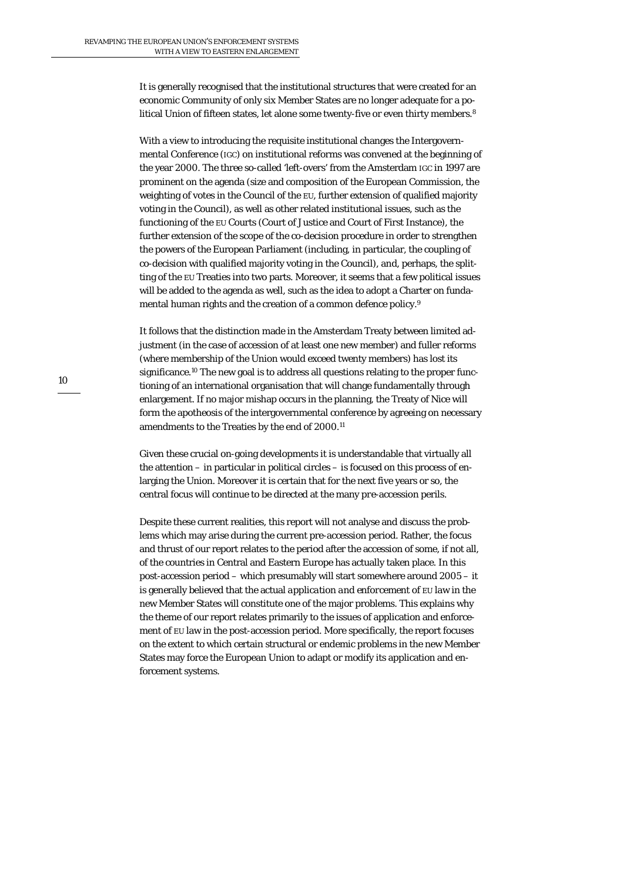It is generally recognised that the institutional structures that were created for an economic Community of only six Member States are no longer adequate for a political Union of fifteen states, let alone some twenty-five or even thirty members.[8]

With a view to introducing the requisite institutional changes the Intergovernmental Conference (IGC) on institutional reforms was convened at the beginning of the year 2000. The three so-called 'left-overs' from the Amsterdam IGC in 1997 are prominent on the agenda (size and composition of the European Commission, the weighting of votes in the Council of the EU, further extension of qualified majority voting in the Council), as well as other related institutional issues, such as the functioning of the EU Courts (Court of Justice and Court of First Instance), the further extension of the scope of the co-decision procedure in order to strengthen the powers of the European Parliament (including, in particular, the coupling of co-decision with qualified majority voting in the Council), and, perhaps, the splitting of the EU Treaties into two parts. Moreover, it seems that a few political issues will be added to the agenda as well, such as the idea to adopt a Charter on fundamental human rights and the creation of a common defence policy.[9]

It follows that the distinction made in the Amsterdam Treaty between limited adjustment (in the case of accession of at least one new member) and fuller reforms (where membership of the Union would exceed twenty members) has lost its significance.[10] The new goal is to address all questions relating to the proper functioning of an international organisation that will change fundamentally through enlargement. If no major mishap occurs in the planning, the Treaty of Nice will form the apotheosis of the intergovernmental conference by agreeing on necessary amendments to the Treaties by the end of 2000.[11]

Given these crucial on-going developments it is understandable that virtually all the attention – in particular in political circles – is focused on this process of enlarging the Union. Moreover it is certain that for the next five years or so, the central focus will continue to be directed at the many *pre*-accession perils.

Despite these current realities, this report will not analyse and discuss the problems which may arise during the current pre-accession period. Rather, the focus and thrust of our report relates to the period after the accession of some, if not all, of the countries in Central and Eastern Europe has actually taken place. In this post-accession period – which presumably will start somewhere around 2005 – it is generally believed that the actual *application and enforcement* of EU law in the new Member States will constitute one of the major problems. This explains why the theme of our report relates primarily to the issues of application and enforcement of EU law in the post-accession period. More specifically, the report focuses on the extent to which certain structural or endemic problems in the new Member States may force the European Union to adapt or modify its application and enforcement systems.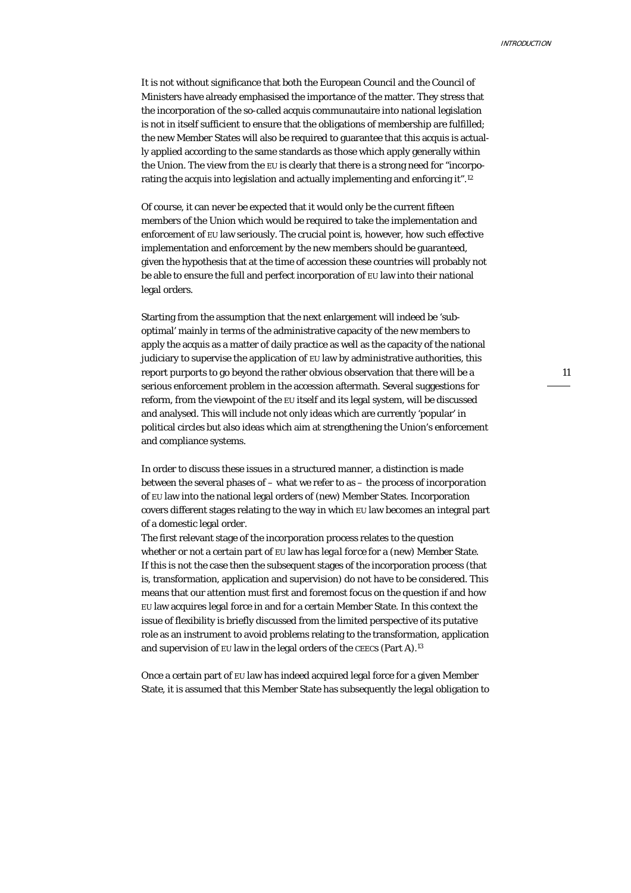It is not without significance that both the European Council and the Council of Ministers have already emphasised the importance of the matter. They stress that the incorporation of the so-called acquis communautaire into national legislation is not in itself sufficient to ensure that the obligations of membership are fulfilled; the new Member States will also be required to guarantee that this acquis is actually applied according to the same standards as those which apply generally within the Union. The view from the EU is clearly that there is a strong need for "incorporating the acquis into legislation and actually implementing and enforcing it".[12]

Of course, it can never be expected that it would only be the current fifteen members of the Union which would be required to take the implementation and enforcement of EU law seriously. The crucial point is, however, how such effective implementation and enforcement by the new members should be guaranteed, given the hypothesis that at the time of accession these countries will probably not be able to ensure the full and perfect incorporation of EU law into their national legal orders.

Starting from the assumption that the next enlargement will indeed be 'sub-optimal' mainly in terms of the administrative capacity of the new members to apply the acquis as a matter of daily practice as well as the capacity of the national judiciary to supervise the application of EU law by administrative authorities, this report purports to go beyond the rather obvious observation that there will be a serious enforcement problem in the accession aftermath. Several suggestions for reform, from the viewpoint of the EU itself and its legal system, will be discussed and analysed. This will include not only ideas which are currently 'popular' in political circles but also ideas which aim at strengthening the Union's enforcement and compliance systems.

In order to discuss these issues in a structured manner, a distinction is made between the several phases of – what we refer to as – the process of *incorporation* of EU law into the national legal orders of (new) Member States. Incorporation covers different stages relating to the way in which EU law becomes an integral part of a domestic legal order.
The first relevant stage of the incorporation process relates to the question whether or not a certain part of EU law has *legal force* for a (new) Member State. If this is not the case then the subsequent stages of the incorporation process (that is, transformation, application and supervision) do not have to be considered. This means that our attention must first and foremost focus on the question if and how EU law acquires legal force in and for a certain Member State. In this context the issue of flexibility is briefly discussed from the limited perspective of its putative role as an instrument to avoid problems relating to the transformation, application and supervision of EU law in the legal orders of the CEECS (Part A).[13]

Once a certain part of EU law has indeed acquired legal force for a given Member State, it is assumed that this Member State has subsequently the legal obligation to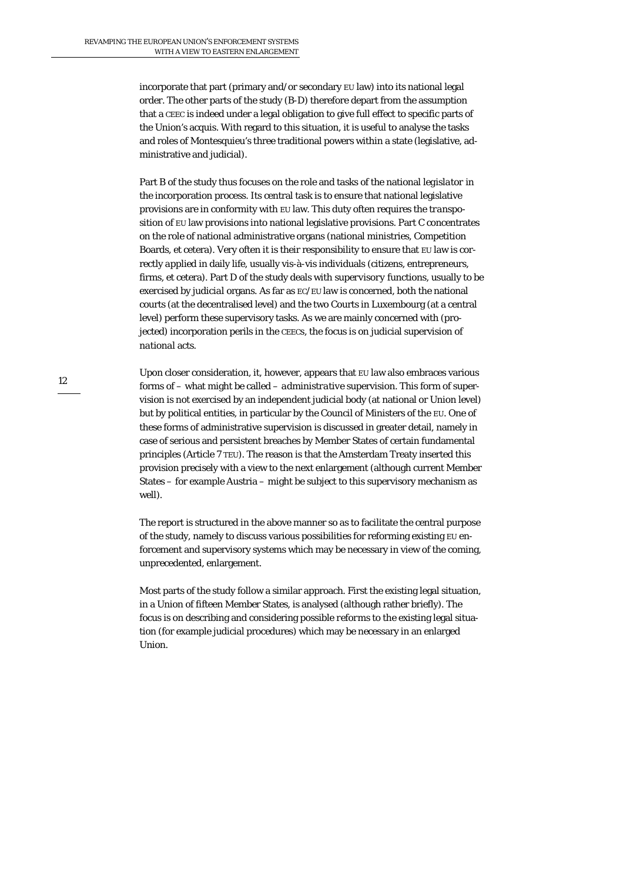incorporate that part (primary and/or secondary EU law) into its national legal order. The other parts of the study (B-D) therefore depart from the assumption that a CEEC is indeed under a legal obligation to give full effect to specific parts of the Union's acquis. With regard to this situation, it is useful to analyse the tasks and roles of Montesquieu's three traditional powers within a state (legislative, administrative and judicial).

Part B of the study thus focuses on the role and tasks of the national *legislator* in the incorporation process. Its central task is to ensure that national legislative provisions are in conformity with EU law. This duty often requires the *transposition* of EU law provisions into national legislative provisions. Part C concentrates on the role of national administrative organs (national ministries, Competition Boards, et cetera). Very often it is their responsibility to ensure that EU law is correctly *applied* in daily life, usually vis-à-vis individuals (citizens, entrepreneurs, firms, et cetera). Part D of the study deals with *supervisory* functions, usually to be exercised by *judicial* organs. As far as EC/EU law is concerned, both the national courts (at the decentralised level) and the two Courts in Luxembourg (at a central level) perform these supervisory tasks. As we are mainly concerned with (projected) incorporation perils in the CEECs, the focus is on judicial supervision of *national* acts.

Upon closer consideration, it, however, appears that EU law also embraces various forms of – what might be called – *administrative* supervision. This form of supervision is not exercised by an independent judicial body (at national or Union level) but by political entities, in particular by the Council of Ministers of the EU. One of these forms of administrative supervision is discussed in greater detail, namely in case of serious and persistent breaches by Member States of certain fundamental principles (Article 7 TEU). The reason is that the Amsterdam Treaty inserted this provision precisely with a view to the next enlargement (although current Member States – for example Austria – might be subject to this supervisory mechanism as well).

The report is structured in the above manner so as to facilitate the central purpose of the study, namely to discuss various possibilities for reforming existing EU enforcement and supervisory systems which may be necessary in view of the coming, unprecedented, enlargement.

Most parts of the study follow a similar approach. First the existing legal situation, in a Union of fifteen Member States, is analysed (although rather briefly). The focus is on describing and considering possible *reforms* to the existing legal situation (for example judicial procedures) which may be necessary in an enlarged Union.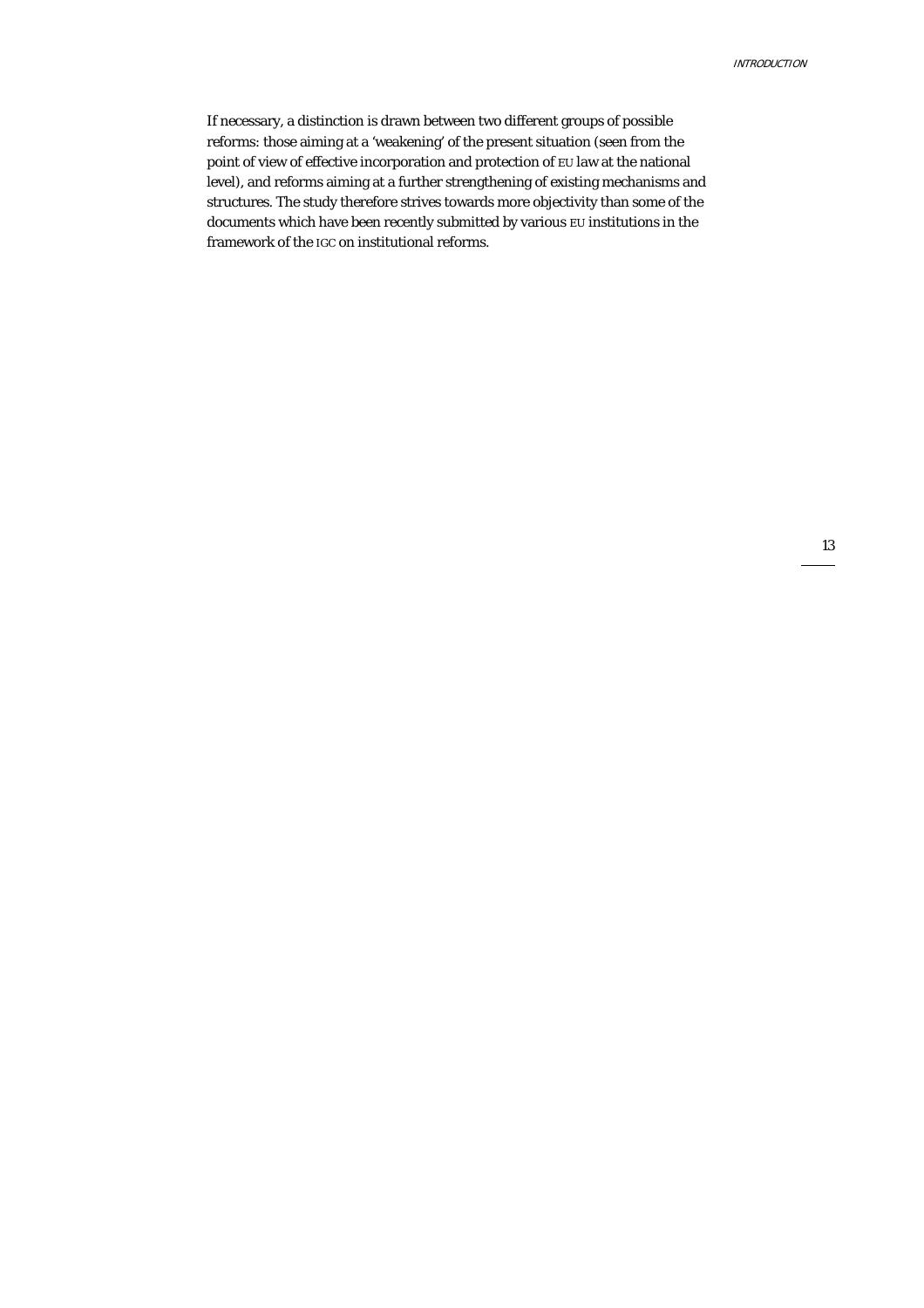If necessary, a distinction is drawn between two different groups of possible reforms: those aiming at a 'weakening' of the present situation (seen from the point of view of effective incorporation and protection of EU law at the national level), and reforms aiming at a further strengthening of existing mechanisms and structures. The study therefore strives towards more objectivity than some of the documents which have been recently submitted by various EU institutions in the framework of the IGC on institutional reforms.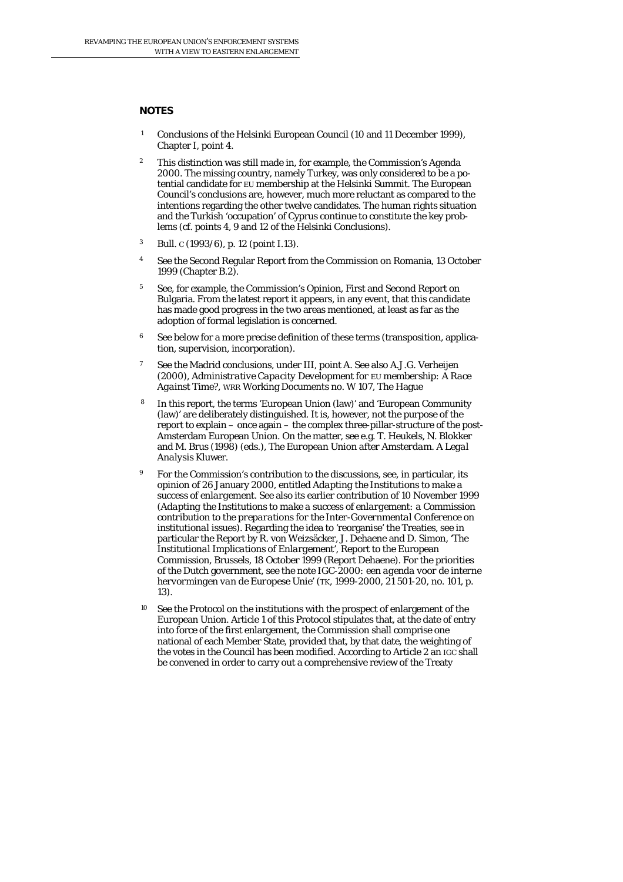## NOTES

1. Conclusions of the Helsinki European Council (10 and 11 December 1999), Chapter I, point 4.

2. This distinction was still made in, for example, the Commission's Agenda 2000. The missing country, namely Turkey, was only considered to be a potential candidate for EU membership at the Helsinki Summit. The European Council's conclusions are, however, much more reluctant as compared to the intentions regarding the other twelve candidates. The human rights situation and the Turkish 'occupation' of Cyprus continue to constitute the key problems (cf. points 4, 9 and 12 of the Helsinki Conclusions).

3. Bull. C (1993/6), p. 12 (point I.13).

4. See the Second Regular Report from the Commission on Romania, 13 October 1999 (Chapter B.2).

5. See, for example, the Commission's Opinion, First and Second Report on Bulgaria. From the latest report it appears, in any event, that this candidate has made good progress in the two areas mentioned, at least as far as the adoption of formal legislation is concerned.

6. See below for a more precise definition of these terms (transposition, application, supervision, incorporation).

7. See the Madrid conclusions, under III, point A. See also A.J.G. Verheijen (2000), *Administrative Capacity Development for EU membership: A Race Against Time?*, WRR Working Documents no. W 107, The Hague

8. In this report, the terms 'European Union (law)' and 'European Community (law)' are deliberately distinguished. It is, however, not the purpose of the report to explain – once again – the complex three-pillar-structure of the post-Amsterdam European Union. On the matter, see e.g. T. Heukels, N. Blokker and M. Brus (1998) (eds.), *The European Union after Amsterdam. A Legal Analysis* Kluwer.

9. For the Commission's contribution to the discussions, see, in particular, its opinion of 26 January 2000, entitled *Adapting the Institutions to make a success of enlargement*. See also its earlier contribution of 10 November 1999 (*Adapting the Institutions to make a success of enlargement: a Commission contribution to the preparations for the Inter-Governmental Conference on institutional issues*). Regarding the idea to 'reorganise' the Treaties, see in particular the Report by R. von Weizsäcker, J. Dehaene and D. Simon, 'The *Institutional Implications of Enlargement*', Report to the European Commission, Brussels, 18 October 1999 (Report Dehaene). For the priorities of the Dutch government, see the note *IGC-2000: een agenda voor de interne hervormingen van de Europese Unie*' (TK, 1999-2000, 21 501-20, no. 101, p. 13).

10. See the Protocol on the institutions with the prospect of enlargement of the European Union. Article 1 of this Protocol stipulates that, at the date of entry into force of the first enlargement, the Commission shall comprise one national of each Member State, provided that, by that date, the weighting of the votes in the Council has been modified. According to Article 2 an IGC shall be convened in order to carry out a comprehensive review of the Treaty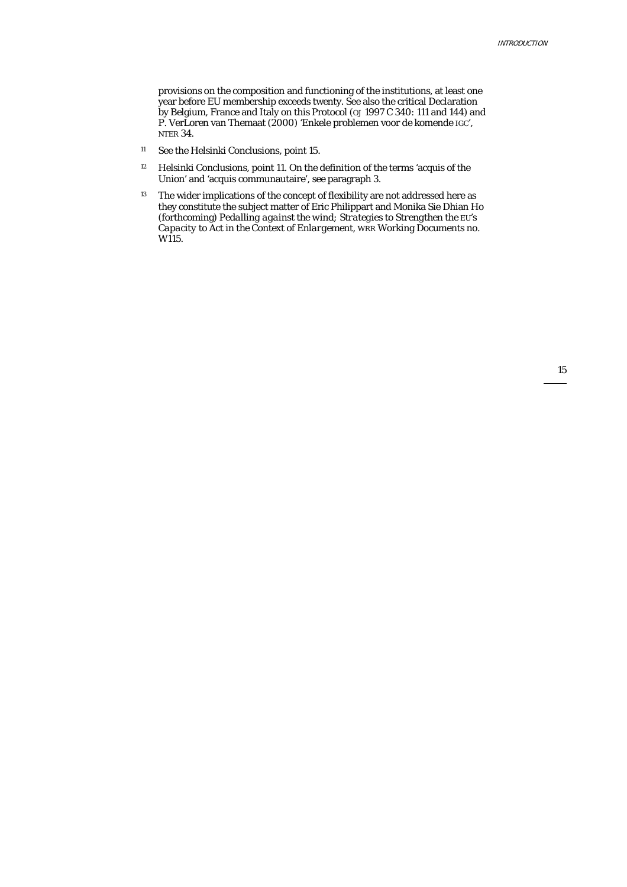provisions on the composition and functioning of the institutions, at least one year before EU membership exceeds twenty. See also the critical Declaration by Belgium, France and Italy on this Protocol (OJ 1997 C 340: 111 and 144) and P. VerLoren van Themaat (2000) 'Enkele problemen voor de komende IGC', NTER 34.

11 See the Helsinki Conclusions, point 15.

12 Helsinki Conclusions, point 11. On the definition of the terms 'acquis of the Union' and 'acquis communautaire', see paragraph 3.

13 The wider implications of the concept of flexibility are not addressed here as they constitute the subject matter of Eric Philippart and Monika Sie Dhian Ho (forthcoming) *Pedalling against the wind; Strategies to Strengthen the EU's Capacity to Act in the Context of Enlargement*, WRR Working Documents no. W115.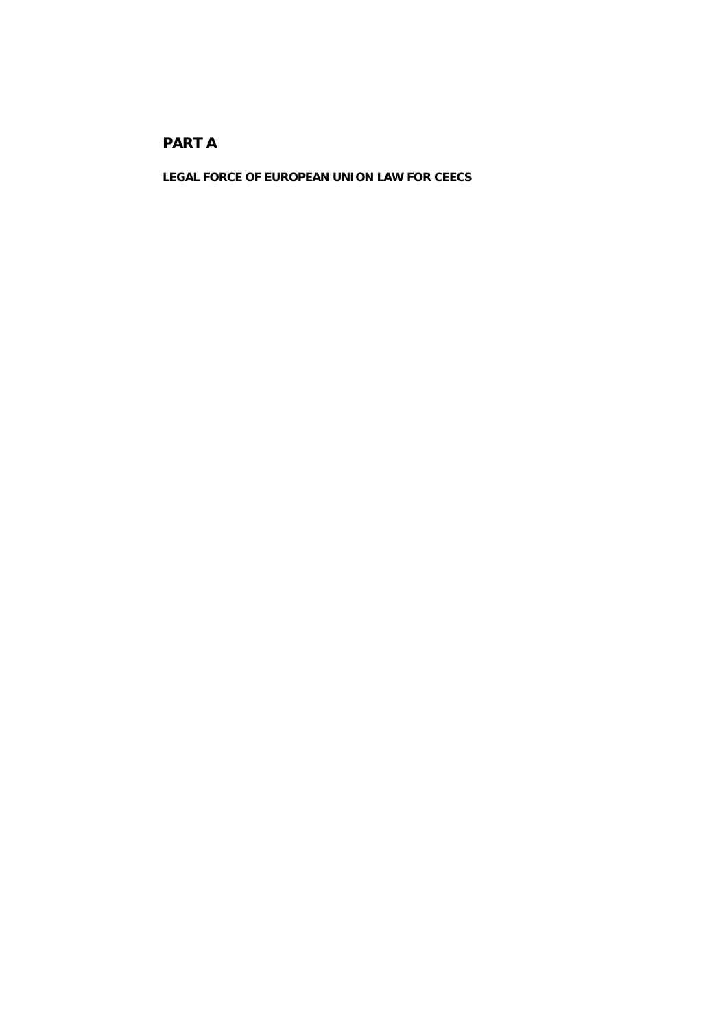# PART A

**LEGAL FORCE OF EUROPEAN UNION LAW FOR CEECS**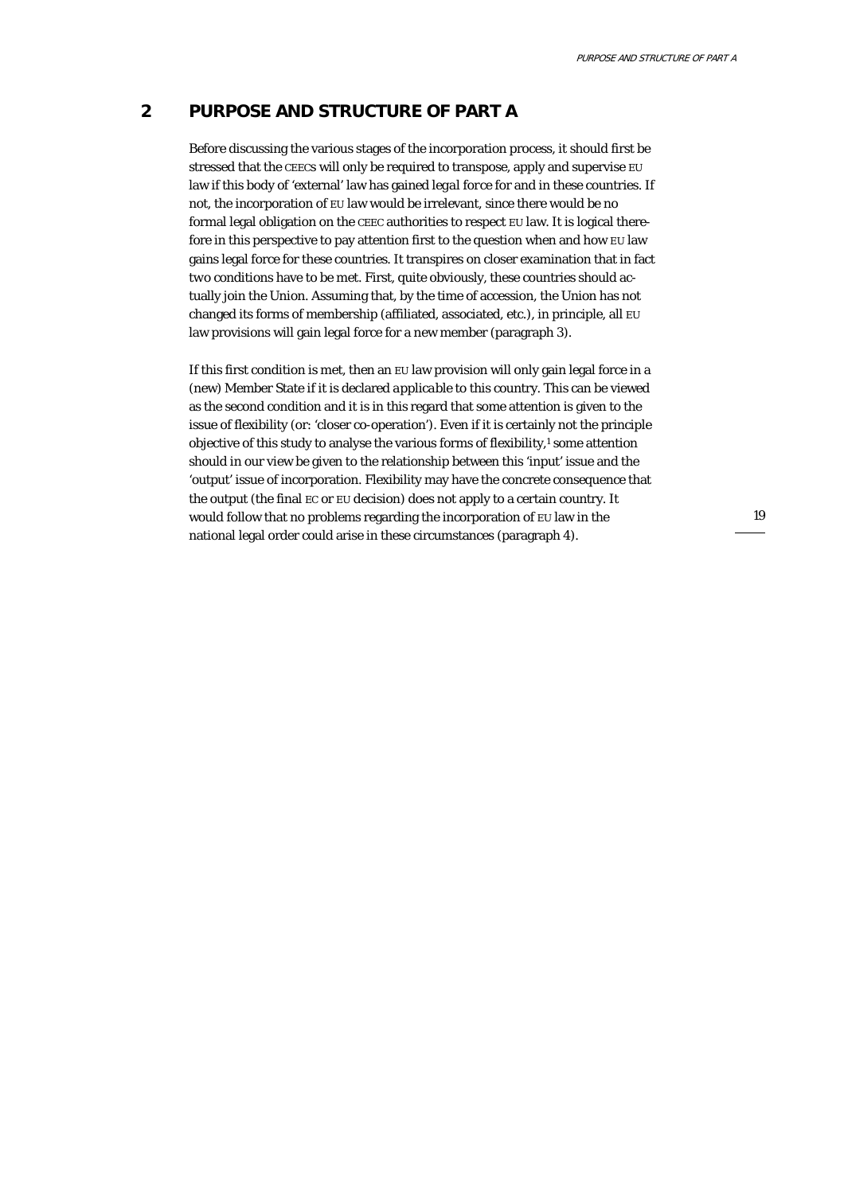## 2 PURPOSE AND STRUCTURE OF PART A

Before discussing the various stages of the incorporation process, it should first be stressed that the CEECs will only be required to transpose, apply and supervise EU law if this body of 'external' law has gained *legal force* for and in these countries. If not, the incorporation of EU law would be irrelevant, since there would be no formal legal obligation on the CEEC authorities to respect EU law. It is logical therefore in this perspective to pay attention first to the question when and how EU law gains legal force for these countries. It transpires on closer examination that in fact two conditions have to be met. First, quite obviously, these countries should actually join the Union. Assuming that, by the time of accession, the Union has not changed its forms of membership (affiliated, associated, etc.), in principle, all EU law provisions will gain legal force for a new member (paragraph 3).

If this first condition is met, then an EU law provision will only gain legal force in a (new) Member State if it is declared *applicable* to this country. This can be viewed as the second condition and it is in this regard that some attention is given to the issue of flexibility (or: 'closer co-operation'). Even if it is certainly not the principle objective of this study to analyse the various forms of flexibility,[1] some attention should in our view be given to the relationship between this 'input' issue and the 'output' issue of incorporation. Flexibility may have the concrete consequence that the output (the final EC or EU decision) does not apply to a certain country. It would follow that no problems regarding the incorporation of EU law in the national legal order could arise in these circumstances (paragraph 4).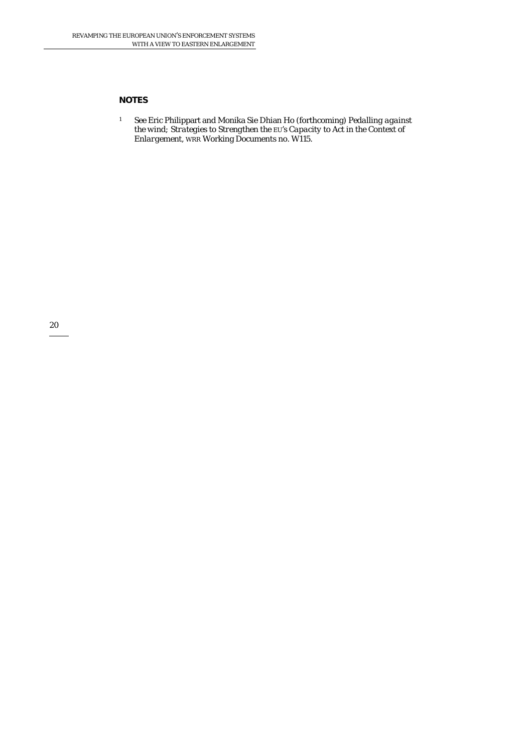## NOTES

1 See Eric Philippart and Monika Sie Dhian Ho (forthcoming) *Pedalling against the wind; Strategies to Strengthen the EU's Capacity to Act in the Context of Enlargement*, WRR Working Documents no. W115.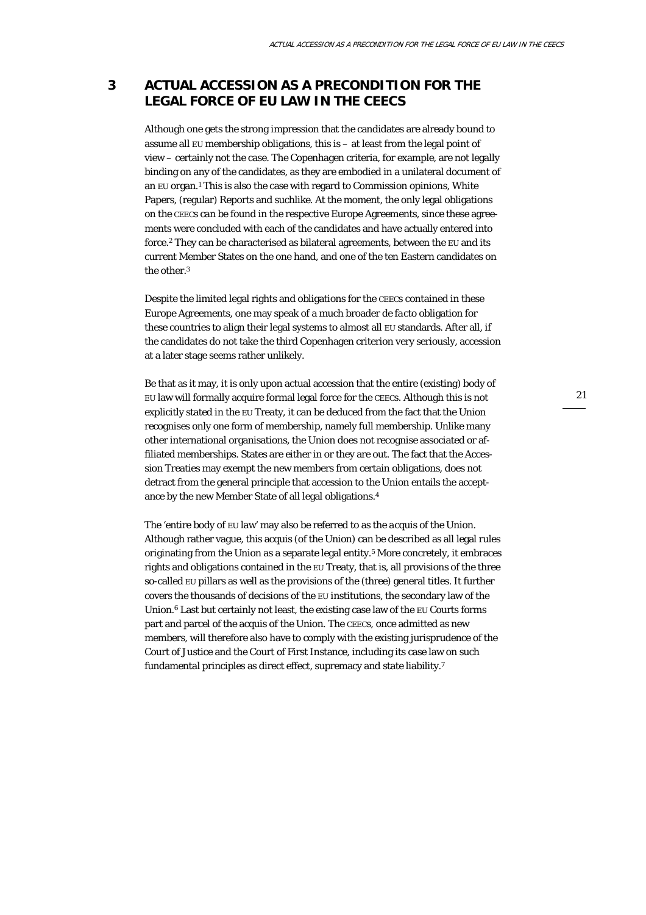## 3 ACTUAL ACCESSION AS A PRECONDITION FOR THE LEGAL FORCE OF EU LAW IN THE CEECS

Although one gets the strong impression that the candidates are already bound to assume all EU membership obligations, this is – at least from the legal point of view – certainly not the case. The Copenhagen criteria, for example, are not legally binding on any of the candidates, as they are embodied in a unilateral document of an EU organ.[1] This is also the case with regard to Commission opinions, White Papers, (regular) Reports and suchlike. At the moment, the only legal obligations on the CEECs can be found in the respective Europe Agreements, since these agreements were concluded with each of the candidates and have actually entered into force.[2] They can be characterised as bilateral agreements, between the EU and its current Member States on the one hand, and one of the ten Eastern candidates on the other.[3]

Despite the limited legal rights and obligations for the CEECs contained in these Europe Agreements, one may speak of a much broader *de facto* obligation for these countries to align their legal systems to almost all EU standards. After all, if the candidates do not take the third Copenhagen criterion very seriously, accession at a later stage seems rather unlikely.

Be that as it may, it is only upon actual accession that the entire (existing) body of EU law will formally acquire formal legal force for the CEECs. Although this is not explicitly stated in the EU Treaty, it can be deduced from the fact that the Union recognises only one form of membership, namely full membership. Unlike many other international organisations, the Union does not recognise associated or affiliated memberships. States are either in or they are out. The fact that the Accession Treaties may exempt the new members from certain obligations, does not detract from the general principle that accession to the Union entails the acceptance by the new Member State of all legal obligations.[4]

The 'entire body of EU law' may also be referred to as the *acquis* of the Union. Although rather vague, this acquis (of the Union) can be described as all legal rules originating from the Union as a separate legal entity.[5] More concretely, it embraces rights and obligations contained in the EU Treaty, that is, all provisions of the three so-called EU pillars as well as the provisions of the (three) general titles. It further covers the thousands of decisions of the EU institutions, the secondary law of the Union.[6] Last but certainly not least, the existing case law of the EU Courts forms part and parcel of the acquis of the Union. The CEECs, once admitted as new members, will therefore also have to comply with the existing jurisprudence of the Court of Justice and the Court of First Instance, including its case law on such fundamental principles as direct effect, supremacy and state liability.[7]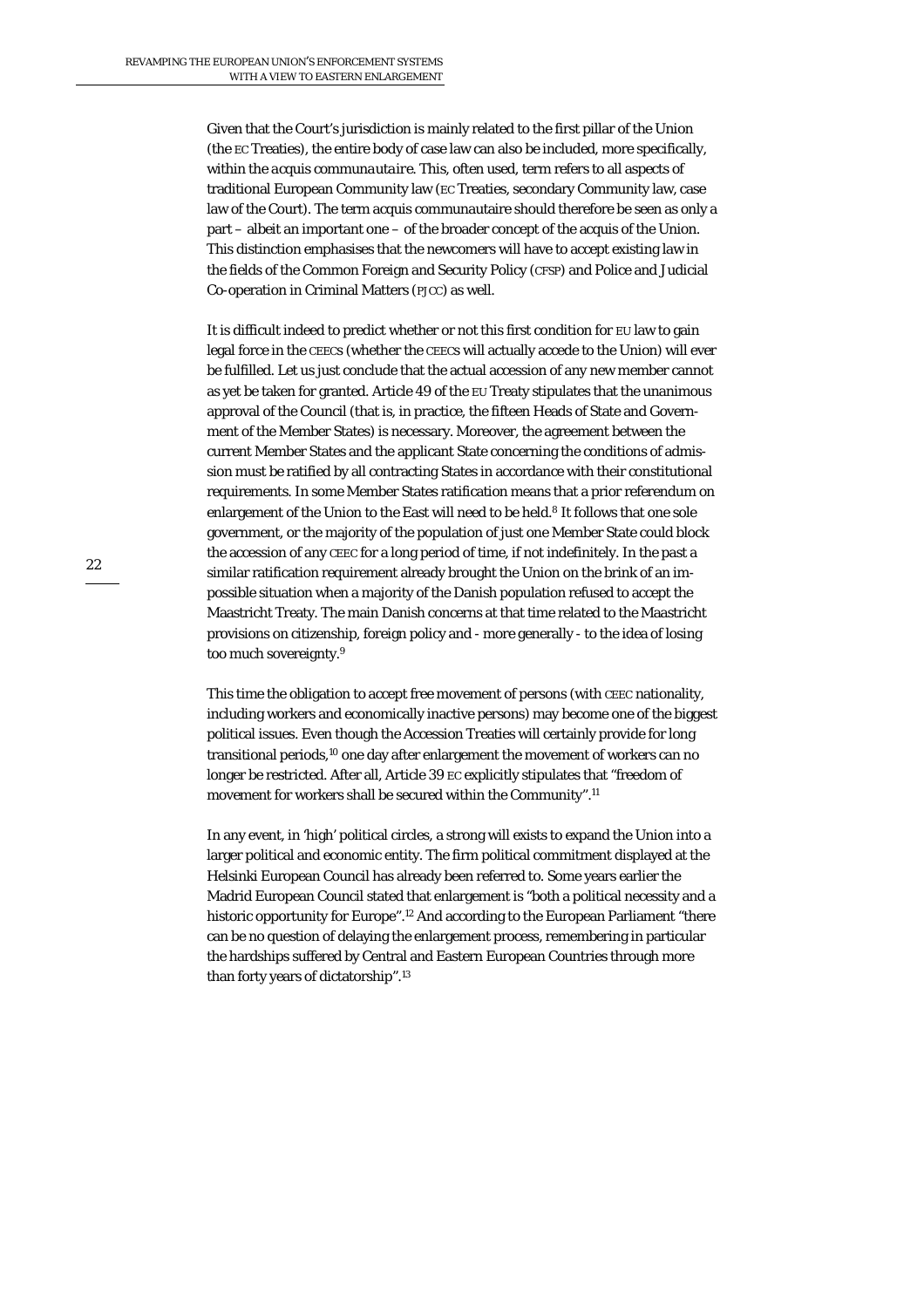Given that the Court's jurisdiction is mainly related to the first pillar of the Union (the EC Treaties), the entire body of case law can also be included, more specifically, within the *acquis communautaire*. This, often used, term refers to all aspects of traditional European Community law (EC Treaties, secondary Community law, case law of the Court). The term acquis communautaire should therefore be seen as only a part – albeit an important one – of the broader concept of the acquis of the Union. This distinction emphasises that the newcomers will have to accept existing law in the fields of the Common Foreign and Security Policy (CFSP) and Police and Judicial Co-operation in Criminal Matters (PJCC) as well.

It is difficult indeed to predict whether or not this first condition for EU law to gain legal force in the CEECs (whether the CEECs will actually accede to the Union) will ever be fulfilled. Let us just conclude that the actual accession of any new member cannot as yet be taken for granted. Article 49 of the EU Treaty stipulates that the unanimous approval of the Council (that is, in practice, the fifteen Heads of State and Government of the Member States) is necessary. Moreover, the agreement between the current Member States and the applicant State concerning the conditions of admission must be ratified by all contracting States in accordance with their constitutional requirements. In some Member States ratification means that a prior referendum on enlargement of the Union to the East will need to be held.[8] It follows that one sole government, or the majority of the population of just one Member State could block the accession of any CEEC for a long period of time, if not indefinitely. In the past a similar ratification requirement already brought the Union on the brink of an impossible situation when a majority of the Danish population refused to accept the Maastricht Treaty. The main Danish concerns at that time related to the Maastricht provisions on citizenship, foreign policy and - more generally - to the idea of losing too much sovereignty.[9]

This time the obligation to accept free movement of persons (with CEEC nationality, including workers and economically inactive persons) may become one of the biggest political issues. Even though the Accession Treaties will certainly provide for long transitional periods,[10] one day after enlargement the movement of workers can no longer be restricted. After all, Article 39 EC explicitly stipulates that "freedom of movement for workers shall be secured within the Community".[11]

In any event, in 'high' political circles, a strong will exists to expand the Union into a larger political and economic entity. The firm political commitment displayed at the Helsinki European Council has already been referred to. Some years earlier the Madrid European Council stated that enlargement is "both a political necessity and a historic opportunity for Europe".[12] And according to the European Parliament "there can be no question of delaying the enlargement process, remembering in particular the hardships suffered by Central and Eastern European Countries through more than forty years of dictatorship".[13]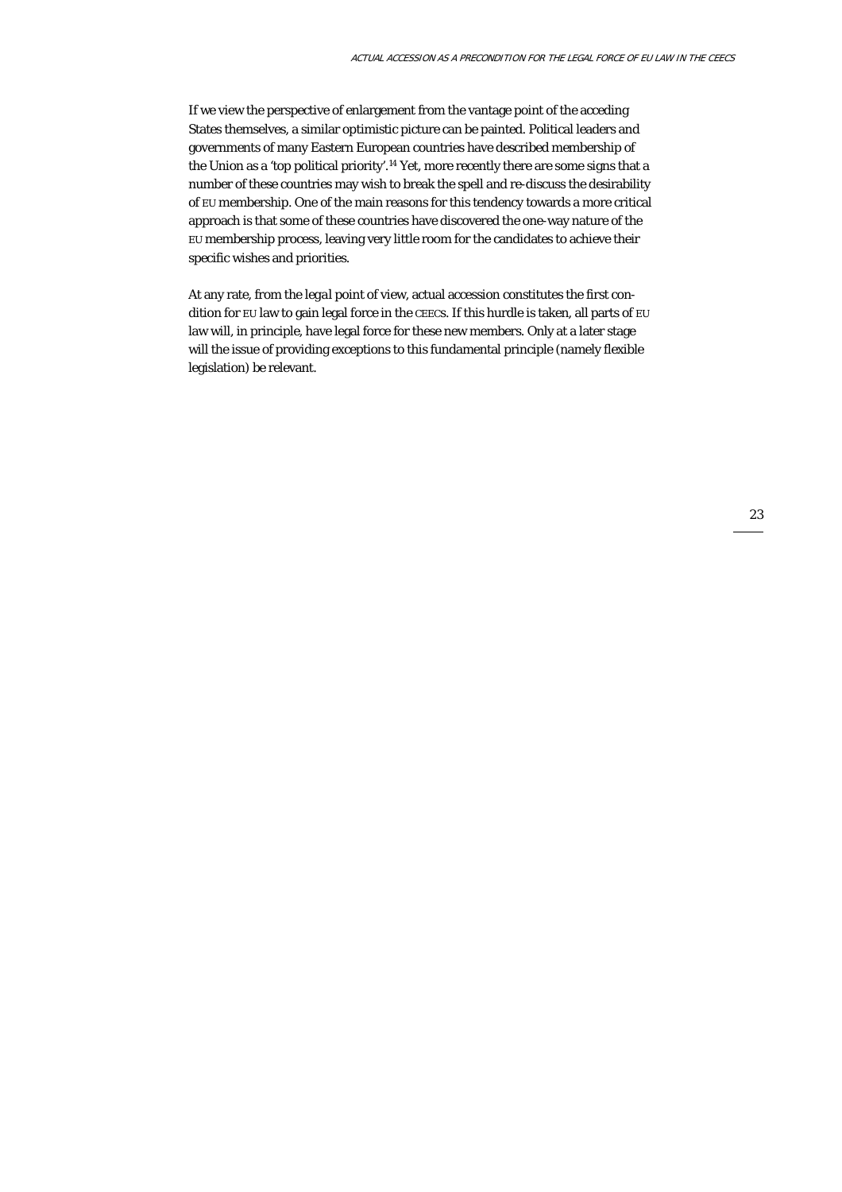If we view the perspective of enlargement from the vantage point of the acceding States themselves, a similar optimistic picture can be painted. Political leaders and governments of many Eastern European countries have described membership of the Union as a 'top political priority'.[14] Yet, more recently there are some signs that a number of these countries may wish to break the spell and re-discuss the desirability of EU membership. One of the main reasons for this tendency towards a more critical approach is that some of these countries have discovered the one-way nature of the EU membership process, leaving very little room for the candidates to achieve their specific wishes and priorities.

At any rate, from the *legal* point of view, actual accession constitutes the first condition for EU law to gain legal force in the CEECs. If this hurdle is taken, all parts of EU law will, in principle, have legal force for these new members. Only at a later stage will the issue of providing exceptions to this fundamental principle (namely flexible legislation) be relevant.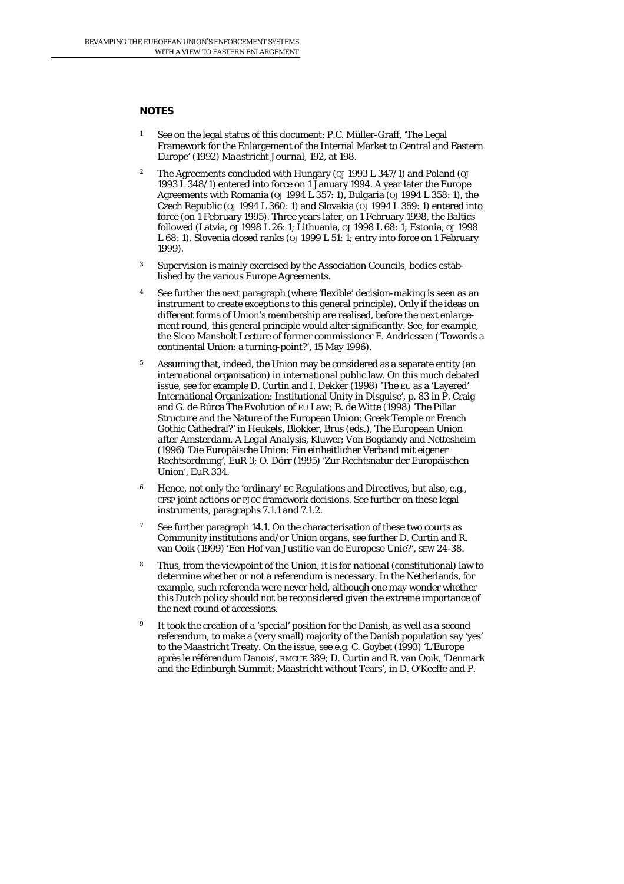## NOTES

1. See on the legal status of this document: P.C. Müller-Graff, 'The Legal Framework for the Enlargement of the Internal Market to Central and Eastern Europe' (1992) *Maastricht Journal*, 192, at 198.

2. The Agreements concluded with Hungary (OJ 1993 L 347/1) and Poland (OJ 1993 L 348/1) entered into force on 1 January 1994. A year later the Europe Agreements with Romania (OJ 1994 L 357: 1), Bulgaria (OJ 1994 L 358: 1), the Czech Republic (OJ 1994 L 360: 1) and Slovakia (OJ 1994 L 359: 1) entered into force (on 1 February 1995). Three years later, on 1 February 1998, the Baltics followed (Latvia, OJ 1998 L 26: 1; Lithuania, OJ 1998 L 68: 1; Estonia, OJ 1998 L 68: 1). Slovenia closed ranks (OJ 1999 L 51: 1; entry into force on 1 February 1999).

3. Supervision is mainly exercised by the Association Councils, bodies established by the various Europe Agreements.

4. See further the next paragraph (where 'flexible' decision-making is seen as an instrument to create exceptions to this general principle). Only if the ideas on different forms of Union's membership are realised, before the next enlargement round, this general principle would alter significantly. See, for example, the Sicco Mansholt Lecture of former commissioner F. Andriessen ('Towards a continental Union: a turning-point?', 15 May 1996).

5. Assuming that, indeed, the Union may be considered as a separate entity (an international organisation) in international public law. On this much debated issue, see for example D. Curtin and I. Dekker (1998) 'The EU as a 'Layered' International Organization: Institutional Unity in Disguise', p. 83 in P. Craig and G. de Búrca *The Evolution of EU Law*; B. de Witte (1998) 'The Pillar Structure and the Nature of the European Union: Greek Temple or French Gothic Cathedral?' in Heukels, Blokker, Brus (eds.), *The European Union after Amsterdam. A Legal Analysis*, Kluwer; Von Bogdandy and Nettesheim (1996) 'Die Europäische Union: Ein einheitlicher Verband mit eigener Rechtsordnung', EuR 3; O. Dörr (1995) 'Zur Rechtsnatur der Europäischen Union', EuR 334.

6. Hence, not only the 'ordinary' EC Regulations and Directives, but also, e.g., CFSP joint actions or PJCC framework decisions. See further on these legal instruments, paragraphs 7.1.1 and 7.1.2.

7. See further paragraph 14.1. On the characterisation of these two courts as Community institutions and/or Union organs, see further D. Curtin and R. van Ooik (1999) 'Een Hof van Justitie van de Europese Unie?', SEW 24-38.

8. Thus, from the viewpoint of the Union, it is for *national* (constitutional) law to determine whether or not a referendum is necessary. In the Netherlands, for example, such referenda were never held, although one may wonder whether this Dutch policy should not be reconsidered given the extreme importance of the next round of accessions.

9. It took the creation of a 'special' position for the Danish, as well as a second referendum, to make a (very small) majority of the Danish population say 'yes' to the Maastricht Treaty. On the issue, see e.g. C. Goybet (1993) 'L'Europe après le référendum Danois', RMCUE 389; D. Curtin and R. van Ooik, 'Denmark and the Edinburgh Summit: Maastricht without Tears', in D. O'Keeffe and P.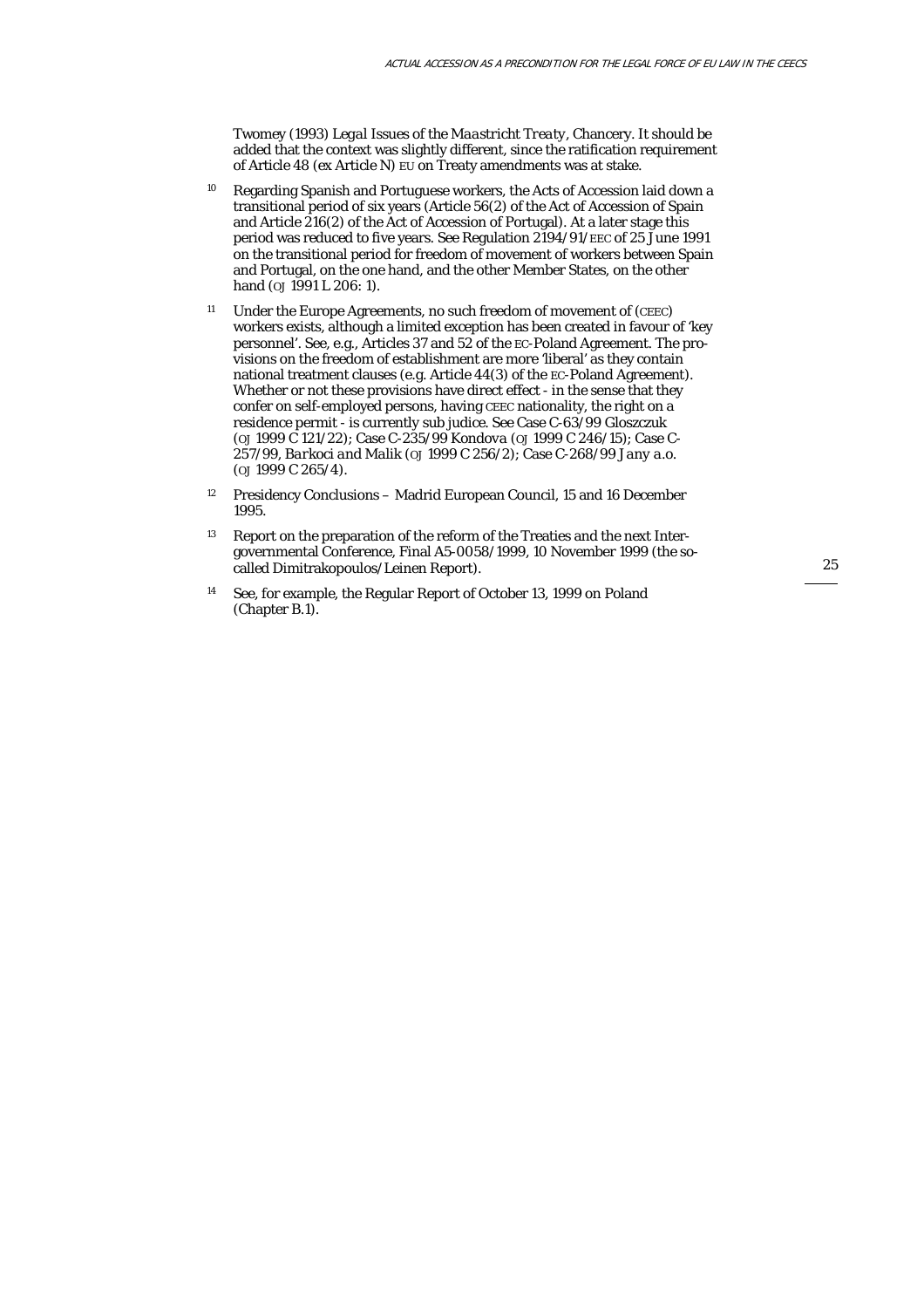Twomey (1993) *Legal Issues of the Maastricht Treaty*, Chancery. It should be added that the context was slightly different, since the ratification requirement of Article 48 (ex Article N) EU on Treaty amendments was at stake.

[10] Regarding Spanish and Portuguese workers, the Acts of Accession laid down a transitional period of six years (Article 56(2) of the Act of Accession of Spain and Article 216(2) of the Act of Accession of Portugal). At a later stage this period was reduced to five years. See Regulation 2194/91/EEC of 25 June 1991 on the transitional period for freedom of movement of workers between Spain and Portugal, on the one hand, and the other Member States, on the other hand (OJ 1991 L 206: 1).

[11] Under the Europe Agreements, no such freedom of movement of (CEEC) workers exists, although a limited exception has been created in favour of 'key personnel'. See, e.g., Articles 37 and 52 of the EC-Poland Agreement. The provisions on the freedom of establishment are more 'liberal' as they contain national treatment clauses (e.g. Article 44(3) of the EC-Poland Agreement). Whether or not these provisions have direct effect - in the sense that they confer on self-employed persons, having CEEC nationality, the right on a residence permit - is currently sub judice. See Case C-63/99 *Gloszczuk* (OJ 1999 C 121/22); Case C-235/99 *Kondova* (OJ 1999 C 246/15); Case C-257/99, *Barkoci and Malik* (OJ 1999 C 256/2); Case C-268/99 *Jany a.o.* (OJ 1999 C 265/4).

[12] Presidency Conclusions – Madrid European Council, 15 and 16 December 1995.

[13] Report on the preparation of the reform of the Treaties and the next Intergovernmental Conference, Final A5-0058/1999, 10 November 1999 (the so-called Dimitrakopoulos/Leinen Report).

[14] See, for example, the Regular Report of October 13, 1999 on Poland (Chapter B.1).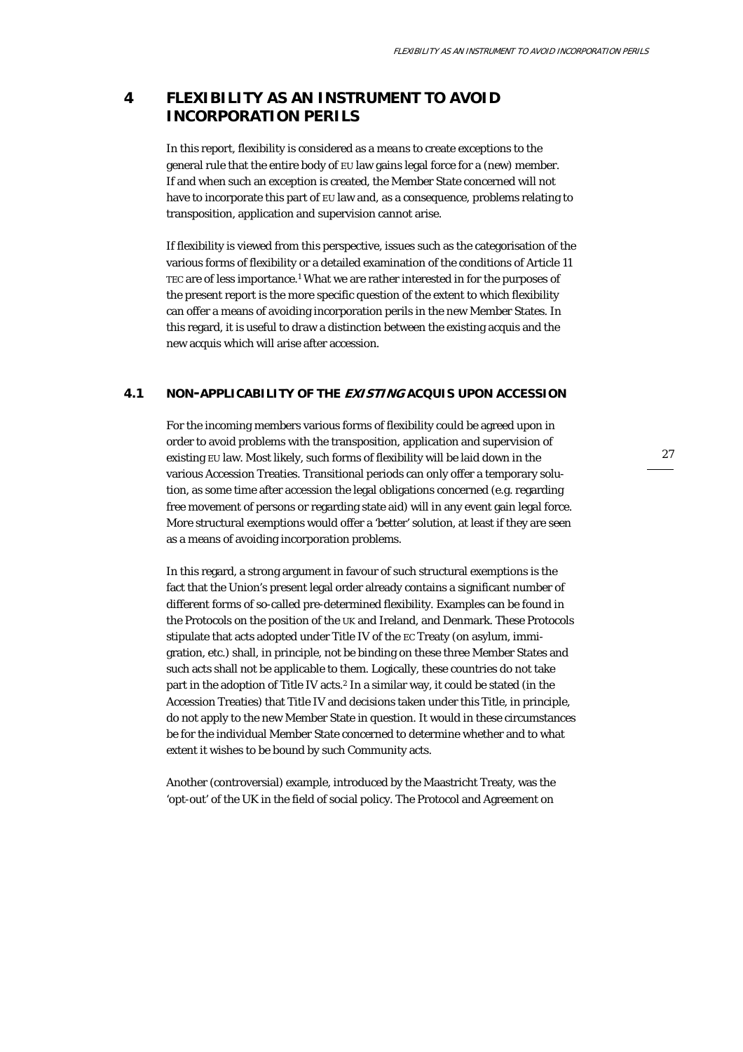# 4 FLEXIBILITY AS AN INSTRUMENT TO AVOID INCORPORATION PERILS

In this report, flexibility is considered as a *means* to create exceptions to the general rule that the entire body of EU law gains legal force for a (new) member. If and when such an exception is created, the Member State concerned will not have to incorporate this part of EU law and, as a consequence, problems relating to transposition, application and supervision cannot arise.

If flexibility is viewed from this perspective, issues such as the categorisation of the various forms of flexibility or a detailed examination of the conditions of Article 11 TEC are of less importance.[1] What we are rather interested in for the purposes of the present report is the more specific question of the extent to which flexibility can offer a means of avoiding incorporation perils in the new Member States. In this regard, it is useful to draw a distinction between the existing acquis and the new acquis which will arise after accession.

## 4.1 NON-APPLICABILITY OF THE *EXISTING* ACQUIS UPON ACCESSION

For the incoming members various forms of flexibility could be agreed upon in order to avoid problems with the transposition, application and supervision of existing EU law. Most likely, such forms of flexibility will be laid down in the various Accession Treaties. Transitional periods can only offer a temporary solution, as some time after accession the legal obligations concerned (e.g. regarding free movement of persons or regarding state aid) will in any event gain legal force. More structural exemptions would offer a 'better' solution, at least if they are seen as a means of avoiding incorporation problems.

In this regard, a strong argument in favour of such structural exemptions is the fact that the Union's present legal order already contains a significant number of different forms of so-called pre-determined flexibility. Examples can be found in the Protocols on the position of the UK and Ireland, and Denmark. These Protocols stipulate that acts adopted under Title IV of the EC Treaty (on asylum, immigration, etc.) shall, in principle, not be binding on these three Member States and such acts shall not be applicable to them. Logically, these countries do not take part in the adoption of Title IV acts.[2] In a similar way, it could be stated (in the Accession Treaties) that Title IV and decisions taken under this Title, in principle, do not apply to the new Member State in question. It would in these circumstances be for the individual Member State concerned to determine whether and to what extent it wishes to be bound by such Community acts.

Another (controversial) example, introduced by the Maastricht Treaty, was the 'opt-out' of the UK in the field of social policy. The Protocol and Agreement on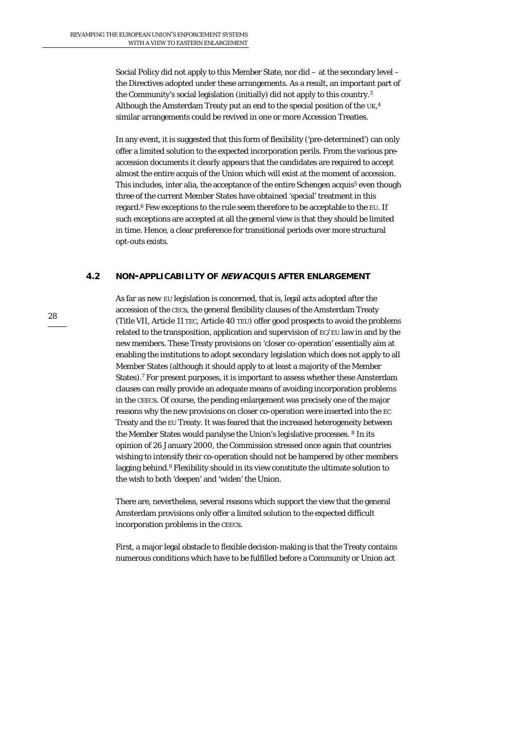Social Policy did not apply to this Member State, nor did – at the secondary level – the Directives adopted under these arrangements. As a result, an important part of the Community's social legislation (initially) did not apply to this country.[3] Although the Amsterdam Treaty put an end to the special position of the UK,[4] similar arrangements could be revived in one or more Accession Treaties.

In any event, it is suggested that this form of flexibility ('pre-determined') can only offer a limited solution to the expected incorporation perils. From the various pre-accession documents it clearly appears that the candidates are required to accept almost the entire acquis of the Union which will exist at the moment of accession. This includes, inter alia, the acceptance of the entire Schengen acquis[5] even though three of the current Member States have obtained 'special' treatment in this regard.[6] Few exceptions to the rule seem therefore to be acceptable to the EU. If such exceptions are accepted at all the general view is that they should be limited in time. Hence, a clear preference for transitional periods over more structural opt-outs exists.

## 4.2 NON-APPLICABILITY OF *NEW* ACQUIS AFTER ENLARGEMENT

As far as new EU legislation is concerned, that is, legal acts adopted after the accession of the CECs, the general flexibility clauses of the Amsterdam Treaty (Title VII, Article 11 TEC, Article 40 TEU) offer good prospects to avoid the problems related to the transposition, application and supervision of EC/EU law in and by the new members. These Treaty provisions on 'closer co-operation' essentially aim at enabling the institutions to adopt *secondary* legislation which does not apply to all Member States (although it should apply to at least a majority of the Member States).[7] For present purposes, it is important to assess whether these Amsterdam clauses can really provide an adequate means of avoiding incorporation problems in the CEECs. Of course, the pending enlargement was precisely one of the major reasons why the new provisions on closer co-operation were inserted into the EC Treaty and the EU Treaty. It was feared that the increased heterogeneity between the Member States would paralyse the Union's legislative processes. [8] In its opinion of 26 January 2000, the Commission stressed once again that countries wishing to intensify their co-operation should not be hampered by other members lagging behind.[9] Flexibility should in its view constitute the ultimate solution to the wish to both 'deepen' and 'widen' the Union.

There are, nevertheless, several reasons which support the view that the general Amsterdam provisions only offer a limited solution to the expected difficult incorporation problems in the CEECs.

First, a major legal obstacle to flexible decision-making is that the Treaty contains numerous conditions which have to be fulfilled before a Community or Union act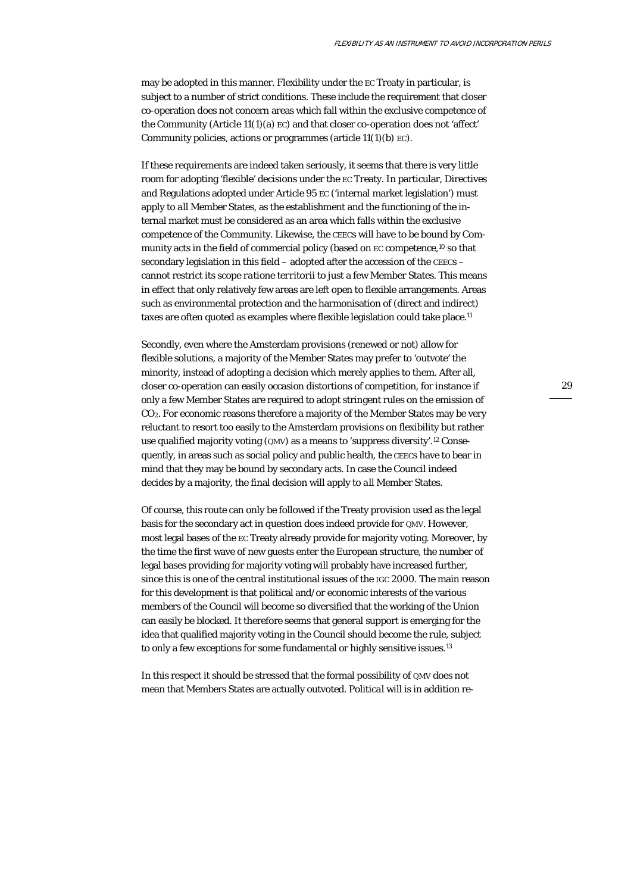may be adopted in this manner. Flexibility under the EC Treaty in particular, is subject to a number of strict conditions. These include the requirement that closer co-operation does not concern areas which fall within the exclusive competence of the Community (Article 11(1)(a) EC) and that closer co-operation does not 'affect' Community policies, actions or programmes (article 11(1)(b) EC).

If these requirements are indeed taken seriously, it seems that there is very little room for adopting 'flexible' decisions under the EC Treaty. In particular, Directives and Regulations adopted under Article 95 EC ('internal market legislation') must apply to *all* Member States, as the establishment and the functioning of the internal market must be considered as an area which falls within the exclusive competence of the Community. Likewise, the CEECs will have to be bound by Community acts in the field of commercial policy (based on EC competence,[10] so that secondary legislation in this field – adopted after the accession of the CEECS – cannot restrict its scope *ratione territorii* to just a few Member States. This means in effect that only relatively few areas are left open to flexible arrangements. Areas such as environmental protection and the harmonisation of (direct and indirect) taxes are often quoted as examples where flexible legislation could take place.[11]

Secondly, even where the Amsterdam provisions (renewed or not) allow for flexible solutions, a majority of the Member States may prefer to 'outvote' the minority, instead of adopting a decision which merely applies to them. After all, closer co-operation can easily occasion distortions of competition, for instance if only a few Member States are required to adopt stringent rules on the emission of $CO_2$. For economic reasons therefore a majority of the Member States may be very reluctant to resort too easily to the Amsterdam provisions on flexibility but rather use qualified majority voting (QMV) as a means to 'suppress diversity'.[12] Consequently, in areas such as social policy and public health, the CEECs have to bear in mind that they may be bound by secondary acts. In case the Council indeed decides by a majority, the final decision will apply to *all* Member States.

Of course, this route can only be followed if the Treaty provision used as the legal basis for the secondary act in question does indeed provide for QMV. However, most legal bases of the EC Treaty already provide for majority voting. Moreover, by the time the first wave of new guests enter the European structure, the number of legal bases providing for majority voting will probably have increased further, since this is one of the central institutional issues of the IGC 2000. The main reason for this development is that political and/or economic interests of the various members of the Council will become so diversified that the working of the Union can easily be blocked. It therefore seems that general support is emerging for the idea that qualified majority voting in the Council should become the rule, subject to only a few exceptions for some fundamental or highly sensitive issues.[13]

In this respect it should be stressed that the formal possibility of QMV does not mean that Members States are actually outvoted. Political will is in addition re-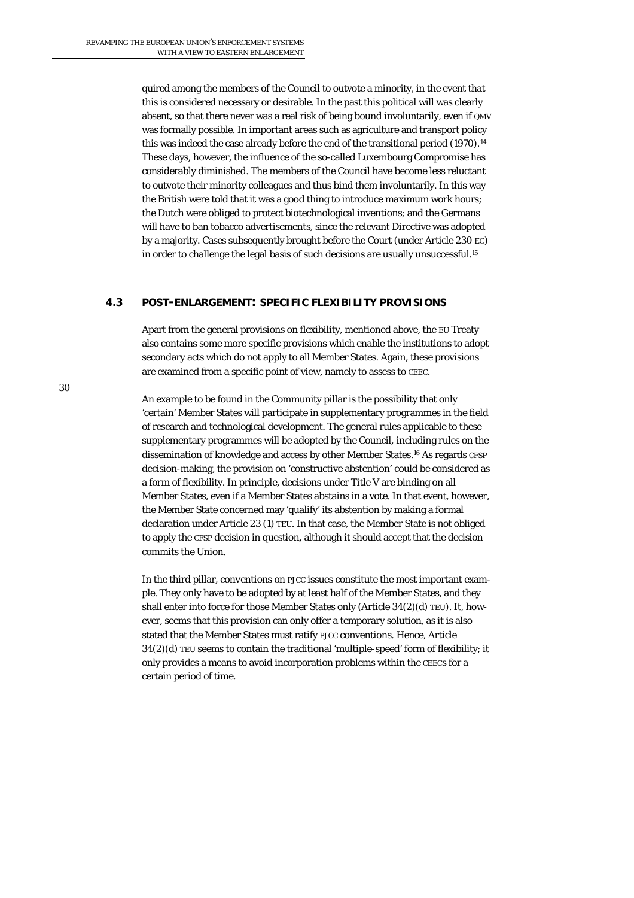quired among the members of the Council to outvote a minority, in the event that this is considered necessary or desirable. In the past this political will was clearly absent, so that there never was a real risk of being bound involuntarily, even if QMV was formally possible. In important areas such as agriculture and transport policy this was indeed the case already before the end of the transitional period (1970).[14] These days, however, the influence of the so-called Luxembourg Compromise has considerably diminished. The members of the Council have become less reluctant to outvote their minority colleagues and thus bind them involuntarily. In this way the British were told that it was a good thing to introduce maximum work hours; the Dutch were obliged to protect biotechnological inventions; and the Germans will have to ban tobacco advertisements, since the relevant Directive was adopted by a majority. Cases subsequently brought before the Court (under Article 230 EC) in order to challenge the legal basis of such decisions are usually unsuccessful.[15]

## 4.3 POST-ENLARGEMENT: SPECIFIC FLEXIBILITY PROVISIONS

Apart from the general provisions on flexibility, mentioned above, the EU Treaty also contains some more specific provisions which enable the institutions to adopt secondary acts which do not apply to all Member States. Again, these provisions are examined from a specific point of view, namely to assess to CEEC.

An example to be found in the Community pillar is the possibility that only 'certain' Member States will participate in supplementary programmes in the field of research and technological development. The general rules applicable to these supplementary programmes will be adopted by the Council, including rules on the dissemination of knowledge and access by other Member States.[16] As regards CFSP decision-making, the provision on 'constructive abstention' could be considered as a form of flexibility. In principle, decisions under Title V are binding on all Member States, even if a Member States abstains in a vote. In that event, however, the Member State concerned may 'qualify' its abstention by making a formal declaration under Article 23 (1) TEU. In that case, the Member State is not obliged to apply the CFSP decision in question, although it should accept that the decision commits the Union.

In the third pillar, conventions on PJCC issues constitute the most important example. They only have to be adopted by at least half of the Member States, and they shall enter into force for those Member States only (Article 34(2)(d) TEU). It, however, seems that this provision can only offer a temporary solution, as it is also stated that the Member States must ratify PJCC conventions. Hence, Article 34(2)(d) TEU seems to contain the traditional 'multiple-speed' form of flexibility; it only provides a means to avoid incorporation problems within the CEECs for a certain period of time.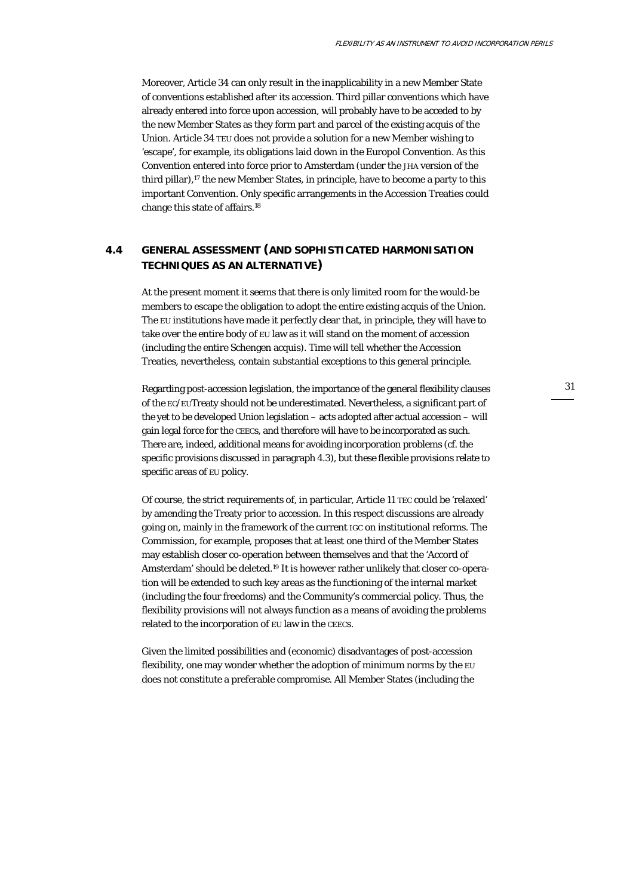Moreover, Article 34 can only result in the inapplicability in a new Member State of conventions established after its accession. Third pillar conventions which have already entered into force upon accession, will probably have to be acceded to by the new Member States as they form part and parcel of the existing acquis of the Union. Article 34 TEU does not provide a solution for a new Member wishing to 'escape', for example, its obligations laid down in the Europol Convention. As this Convention entered into force prior to Amsterdam (under the JHA version of the third pillar),[17] the new Member States, in principle, have to become a party to this important Convention. Only specific arrangements in the Accession Treaties could change this state of affairs.[18]

## 4.4 GENERAL ASSESSMENT (AND SOPHISTICATED HARMONISATION TECHNIQUES AS AN ALTERNATIVE)

At the present moment it seems that there is only limited room for the would-be members to escape the obligation to adopt the entire existing acquis of the Union. The EU institutions have made it perfectly clear that, in principle, they will have to take over the entire body of EU law as it will stand on the moment of accession (including the entire Schengen acquis). Time will tell whether the Accession Treaties, nevertheless, contain substantial exceptions to this general principle.

Regarding post-accession legislation, the importance of the general flexibility clauses of the EC/EU Treaty should not be underestimated. Nevertheless, a significant part of the yet to be developed Union legislation – acts adopted after actual accession – will gain legal force for the CEECs, and therefore will have to be incorporated as such. There are, indeed, additional means for avoiding incorporation problems (cf. the specific provisions discussed in paragraph 4.3), but these flexible provisions relate to specific areas of EU policy.

Of course, the strict requirements of, in particular, Article 11 TEC could be 'relaxed' by amending the Treaty prior to accession. In this respect discussions are already going on, mainly in the framework of the current IGC on institutional reforms. The Commission, for example, proposes that at least one third of the Member States may establish closer co-operation between themselves and that the 'Accord of Amsterdam' should be deleted.[19] It is however rather unlikely that closer co-operation will be extended to such key areas as the functioning of the internal market (including the four freedoms) and the Community's commercial policy. Thus, the flexibility provisions will not always function as a means of avoiding the problems related to the incorporation of EU law in the CEECs.

Given the limited possibilities and (economic) disadvantages of post-accession flexibility, one may wonder whether the adoption of minimum norms by the EU does not constitute a preferable compromise. All Member States (including the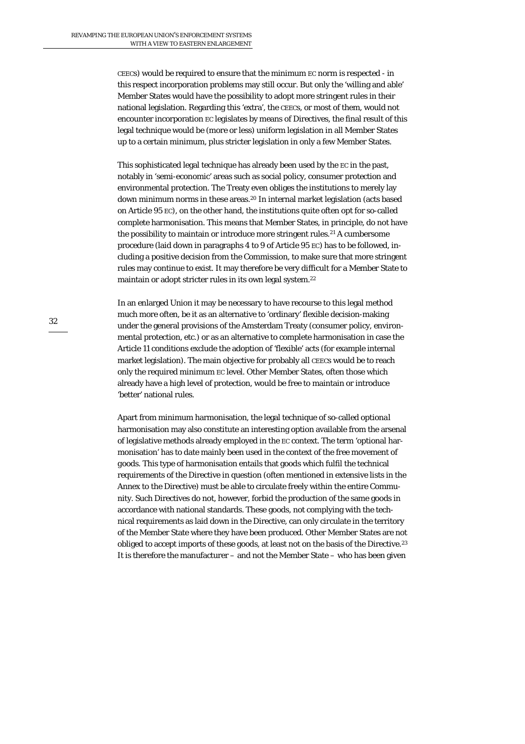CEECS) would be required to ensure that the minimum EC norm is respected - in this respect incorporation problems may still occur. But only the 'willing and able' Member States would have the possibility to adopt more stringent rules in their national legislation. Regarding this 'extra', the CEECS, or most of them, would not encounter incorporation EC legislates by means of Directives, the final result of this legal technique would be (more or less) uniform legislation in all Member States up to a certain minimum, plus stricter legislation in only a few Member States.

This sophisticated legal technique has already been used by the EC in the past, notably in 'semi-economic' areas such as social policy, consumer protection and environmental protection. The Treaty even obliges the institutions to merely lay down minimum norms in these areas.[20] In internal market legislation (acts based on Article 95 EC), on the other hand, the institutions quite often opt for so-called complete harmonisation. This means that Member States, in principle, do not have the possibility to maintain or introduce more stringent rules.[21] A cumbersome procedure (laid down in paragraphs 4 to 9 of Article 95 EC) has to be followed, including a positive decision from the Commission, to make sure that more stringent rules may continue to exist. It may therefore be very difficult for a Member State to maintain or adopt stricter rules in its own legal system.[22]

In an enlarged Union it may be necessary to have recourse to this legal method much more often, be it as an alternative to 'ordinary' flexible decision-making under the general provisions of the Amsterdam Treaty (consumer policy, environmental protection, etc.) or as an alternative to complete harmonisation in case the Article 11 conditions exclude the adoption of 'flexible' acts (for example internal market legislation). The main objective for probably all CEECS would be to reach only the required minimum EC level. Other Member States, often those which already have a high level of protection, would be free to maintain or introduce 'better' national rules.

Apart from minimum harmonisation, the legal technique of so-called *optional* harmonisation may also constitute an interesting option available from the arsenal of legislative methods already employed in the EC context. The term 'optional harmonisation' has to date mainly been used in the context of the free movement of goods. This type of harmonisation entails that goods which fulfil the technical requirements of the Directive in question (often mentioned in extensive lists in the Annex to the Directive) must be able to circulate freely within the entire Community. Such Directives do not, however, forbid the production of the same goods in accordance with national standards. These goods, not complying with the technical requirements as laid down in the Directive, can only circulate in the territory of the Member State where they have been produced. Other Member States are not obliged to accept imports of these goods, at least not on the basis of the Directive.[23] It is therefore the manufacturer – and not the Member State – who has been given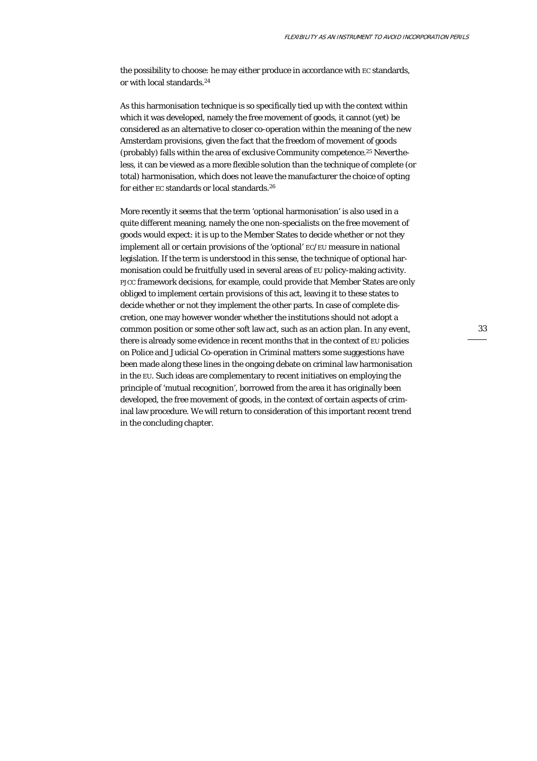the possibility to choose: he may either produce in accordance with EC standards, or with local standards.[24]

As this harmonisation technique is so specifically tied up with the context within which it was developed, namely the free movement of goods, it cannot (yet) be considered as an alternative to closer co-operation within the meaning of the new Amsterdam provisions, given the fact that the freedom of movement of goods (probably) falls within the area of exclusive Community competence.[25] Nevertheless, it can be viewed as a more flexible solution than the technique of complete (or total) harmonisation, which does not leave the manufacturer the choice of opting for either EC standards or local standards.[26]

More recently it seems that the term 'optional harmonisation' is also used in a quite different meaning, namely the one non-specialists on the free movement of goods would expect: it is up to the Member States to decide whether or not they implement all or certain provisions of the 'optional' EC/EU measure in national legislation. If the term is understood in this sense, the technique of optional harmonisation could be fruitfully used in several areas of EU policy-making activity. PJCC framework decisions, for example, could provide that Member States are only obliged to implement certain provisions of this act, leaving it to these states to decide whether or not they implement the other parts. In case of complete discretion, one may however wonder whether the institutions should not adopt a common position or some other soft law act, such as an action plan. In any event, there is already some evidence in recent months that in the context of EU policies on Police and Judicial Co-operation in Criminal matters some suggestions have been made along these lines in the ongoing debate on criminal law harmonisation in the EU. Such ideas are complementary to recent initiatives on employing the principle of 'mutual recognition', borrowed from the area it has originally been developed, the free movement of goods, in the context of certain aspects of criminal law procedure. We will return to consideration of this important recent trend in the concluding chapter.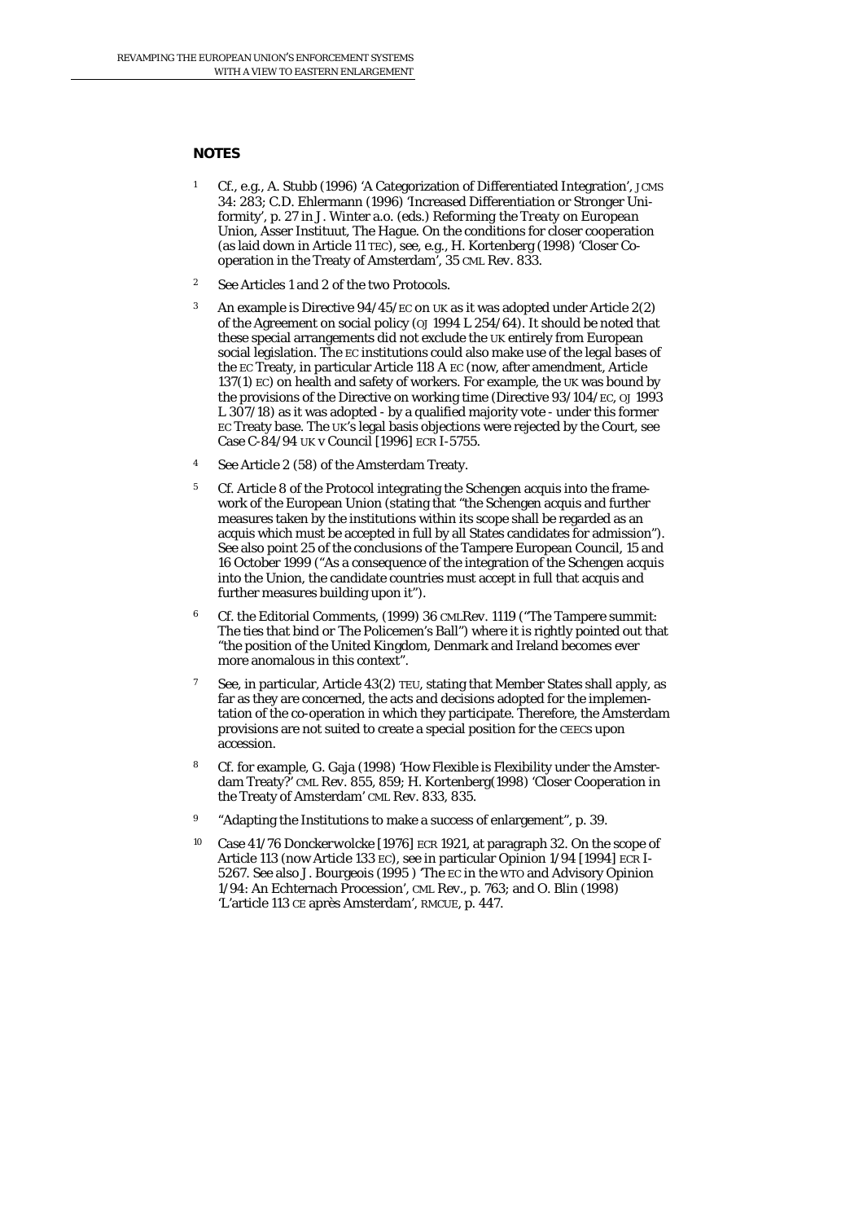## NOTES

1. Cf., e.g., A. Stubb (1996) 'A Categorization of Differentiated Integration', JCMS 34: 283; C.D. Ehlermann (1996) 'Increased Differentiation or Stronger Uniformity', p. 27 in J. Winter a.o. (eds.) *Reforming the Treaty on European Union*, Asser Instituut, The Hague. On the conditions for closer cooperation (as laid down in Article 11 TEC), see, e.g., H. Kortenberg (1998) 'Closer Co-operation in the Treaty of Amsterdam', 35 CML Rev. 833.
2. See Articles 1 and 2 of the two Protocols.
3. An example is Directive 94/45/EC on UK as it was adopted under Article 2(2) of the Agreement on social policy (OJ 1994 L 254/64). It should be noted that these special arrangements did not exclude the UK entirely from European social legislation. The EC institutions could also make use of the legal bases of the EC Treaty, in particular Article 118 A EC (now, after amendment, Article 137(1) EC) on health and safety of workers. For example, the UK was bound by the provisions of the Directive on working time (Directive 93/104/EC, OJ 1993 L 307/18) as it was adopted - by a qualified majority vote - under this former EC Treaty base. The UK's legal basis objections were rejected by the Court, see Case C-84/94 UK v Council [1996] ECR I-5755.
4. See Article 2 (58) of the Amsterdam Treaty.
5. Cf. Article 8 of the Protocol integrating the Schengen acquis into the framework of the European Union (stating that "the Schengen acquis and further measures taken by the institutions within its scope shall be regarded as an acquis which must be accepted in full by all States candidates for admission"). See also point 25 of the conclusions of the Tampere European Council, 15 and 16 October 1999 ("As a consequence of the integration of the Schengen acquis into the Union, the candidate countries must accept in full that acquis and further measures building upon it").
6. Cf. the Editorial Comments, (1999) 36 CMLRev. 1119 ("The Tampere summit: The ties that bind or The Policemen's Ball") where it is rightly pointed out that "the position of the United Kingdom, Denmark and Ireland becomes ever more anomalous in this context".
7. See, in particular, Article 43(2) TEU, stating that Member States shall apply, as far as they are concerned, the acts and decisions adopted for the implementation of the co-operation in which they participate. Therefore, the Amsterdam provisions are not suited to create a special position for the CEECs upon accession.
8. Cf. for example, G. Gaja (1998) 'How Flexible is Flexibility under the Amsterdam Treaty?' CML Rev. 855, 859; H. Kortenberg(1998) 'Closer Cooperation in the Treaty of Amsterdam' CML Rev. 833, 835.
9. "Adapting the Institutions to make a success of enlargement", p. 39.
10. Case 41/76 Donckerwolcke [1976] ECR 1921, at paragraph 32. On the scope of Article 113 (now Article 133 EC), see in particular Opinion 1/94 [1994] ECR I-5267. See also J. Bourgeois (1995 ) 'The EC in the WTO and Advisory Opinion 1/94: An Echternach Procession', CML Rev., p. 763; and O. Blin (1998) 'L'article 113 CE après Amsterdam', RMCUE, p. 447.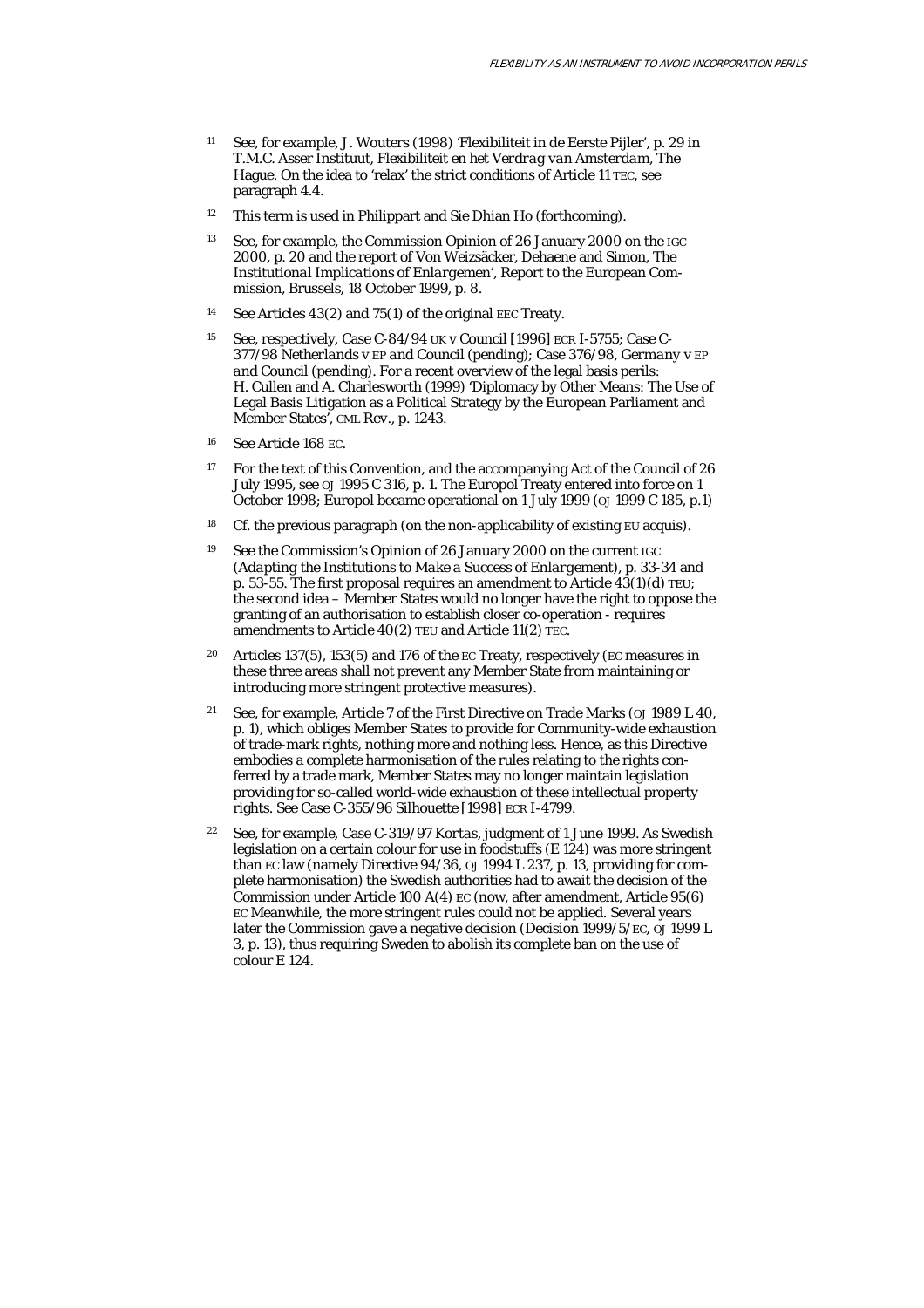11 See, for example, J. Wouters (1998) 'Flexibiliteit in de Eerste Pijler', p. 29 in T.M.C. Asser Instituut, *Flexibiliteit en het Verdrag van Amsterdam*, The Hague. On the idea to 'relax' the strict conditions of Article 11 TEC, see paragraph 4.4.

12 This term is used in Philippart and Sie Dhian Ho (forthcoming).

13 See, for example, the Commission Opinion of 26 January 2000 on the IGC 2000, p. 20 and the report of Von Weizsäcker, Dehaene and Simon, The *Institutional Implications of Enlargemen*', Report to the European Commission, Brussels, 18 October 1999, p. 8.

14 See Articles 43(2) and 75(1) of the original EEC Treaty.

15 See, respectively, Case C-84/94 *UK v Council* [1996] ECR I-5755; Case C-377/98 *Netherlands v EP and Council* (pending); Case 376/98, *Germany v EP and Council* (pending). For a recent overview of the legal basis perils: H. Cullen and A. Charlesworth (1999) 'Diplomacy by Other Means: The Use of Legal Basis Litigation as a Political Strategy by the European Parliament and Member States', CML Rev., p. 1243.

16 See Article 168 EC.

17 For the text of this Convention, and the accompanying Act of the Council of 26 July 1995, see OJ 1995 C 316, p. 1. The Europol Treaty entered into force on 1 October 1998; Europol became operational on 1 July 1999 (OJ 1999 C 185, p.1)

18 Cf. the previous paragraph (on the non-applicability of existing EU acquis).

19 See the Commission's Opinion of 26 January 2000 on the current IGC (*Adapting the Institutions to Make a Success of Enlargement*), p. 33-34 and p. 53-55. The first proposal requires an amendment to Article 43(1)(d) TEU; the second idea – Member States would no longer have the right to oppose the granting of an authorisation to establish closer co-operation - requires amendments to Article 40(2) TEU and Article 11(2) TEC.

20 Articles 137(5), 153(5) and 176 of the EC Treaty, respectively (EC measures in these three areas shall not prevent any Member State from maintaining or introducing more stringent protective measures).

21 See, for example, Article 7 of the First Directive on Trade Marks (OJ 1989 L 40, p. 1), which obliges Member States to provide for Community-wide exhaustion of trade-mark rights, nothing more and nothing less. Hence, as this Directive embodies a complete harmonisation of the rules relating to the rights conferred by a trade mark, Member States may no longer maintain legislation providing for so-called world-wide exhaustion of these intellectual property rights. See Case C-355/96 Silhouette [1998] ECR I-4799.

22 See, for example, Case C-319/97 *Kortas*, judgment of 1 June 1999. As Swedish legislation on a certain colour for use in foodstuffs (E 124) was more stringent than EC law (namely Directive 94/36, OJ 1994 L 237, p. 13, providing for complete harmonisation) the Swedish authorities had to await the decision of the Commission under Article 100 A(4) EC (now, after amendment, Article 95(6) EC Meanwhile, the more stringent rules could not be applied. Several years later the Commission gave a negative decision (Decision 1999/5/EC, OJ 1999 L 3, p. 13), thus requiring Sweden to abolish its complete ban on the use of colour E 124.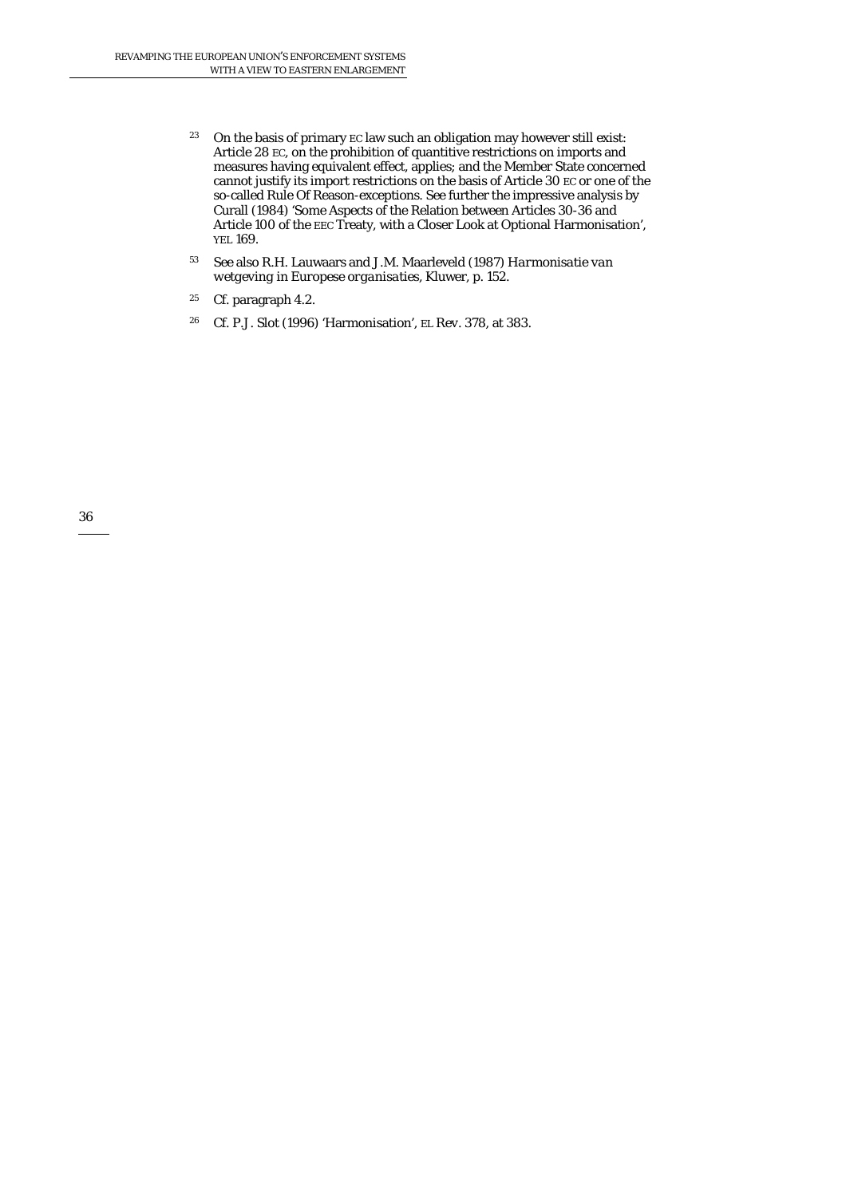[23] On the basis of primary EC law such an obligation may however still exist: Article 28 EC, on the prohibition of quantitive restrictions on imports and measures having equivalent effect, applies; and the Member State concerned cannot justify its import restrictions on the basis of Article 30 EC or one of the so-called Rule Of Reason-exceptions. See further the impressive analysis by Curall (1984) 'Some Aspects of the Relation between Articles 30-36 and Article 100 of the EEC Treaty, with a Closer Look at Optional Harmonisation', YEL 169.

[53] See also R.H. Lauwaars and J.M. Maarleveld (1987) *Harmonisatie van wetgeving in Europese organisaties*, Kluwer, p. 152.

[25] Cf. paragraph 4.2.

[26] Cf. P.J. Slot (1996) 'Harmonisation', EL Rev. 378, at 383.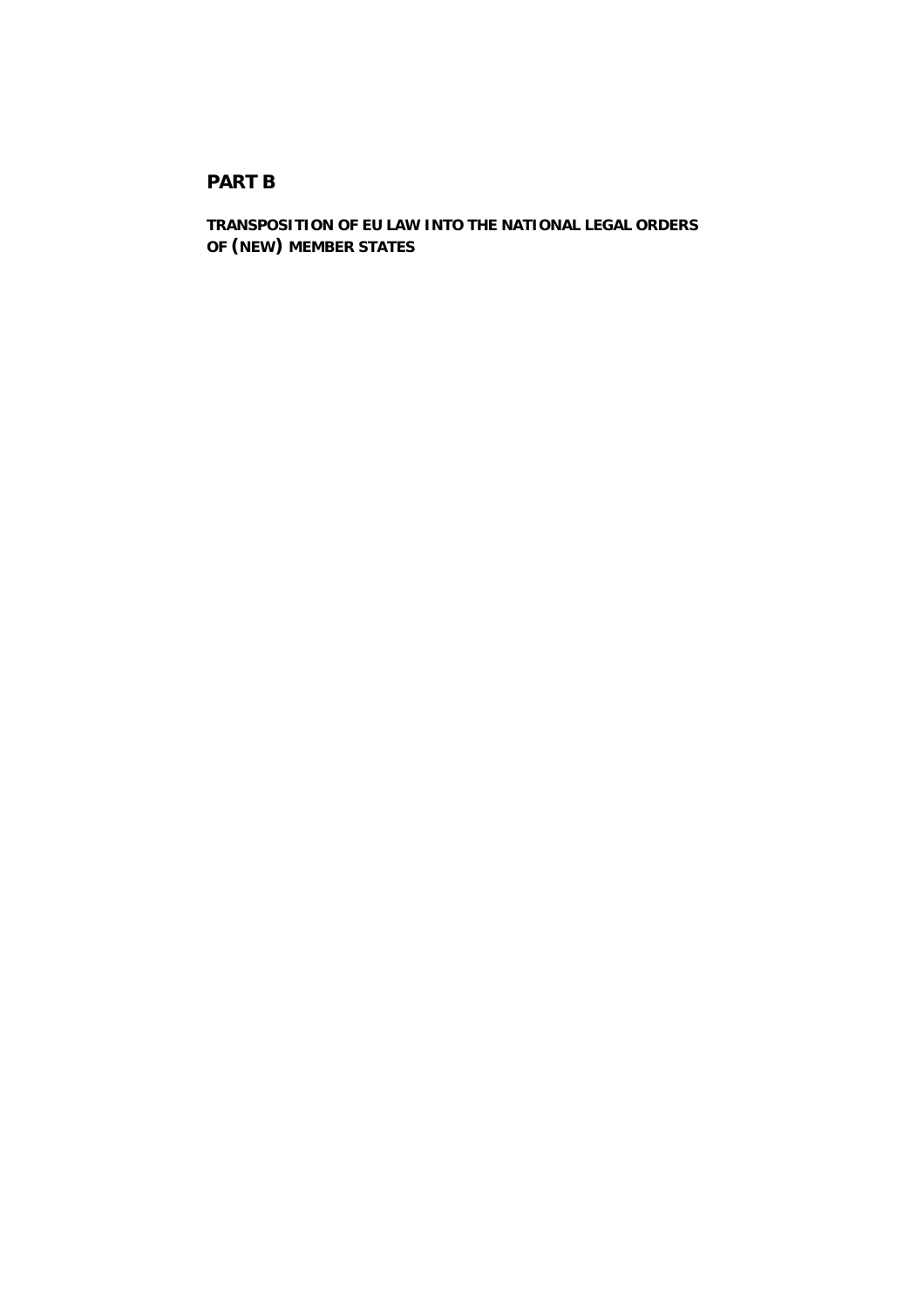# PART B

## TRANSPOSITION OF EU LAW INTO THE NATIONAL LEGAL ORDERS OF (NEW) MEMBER STATES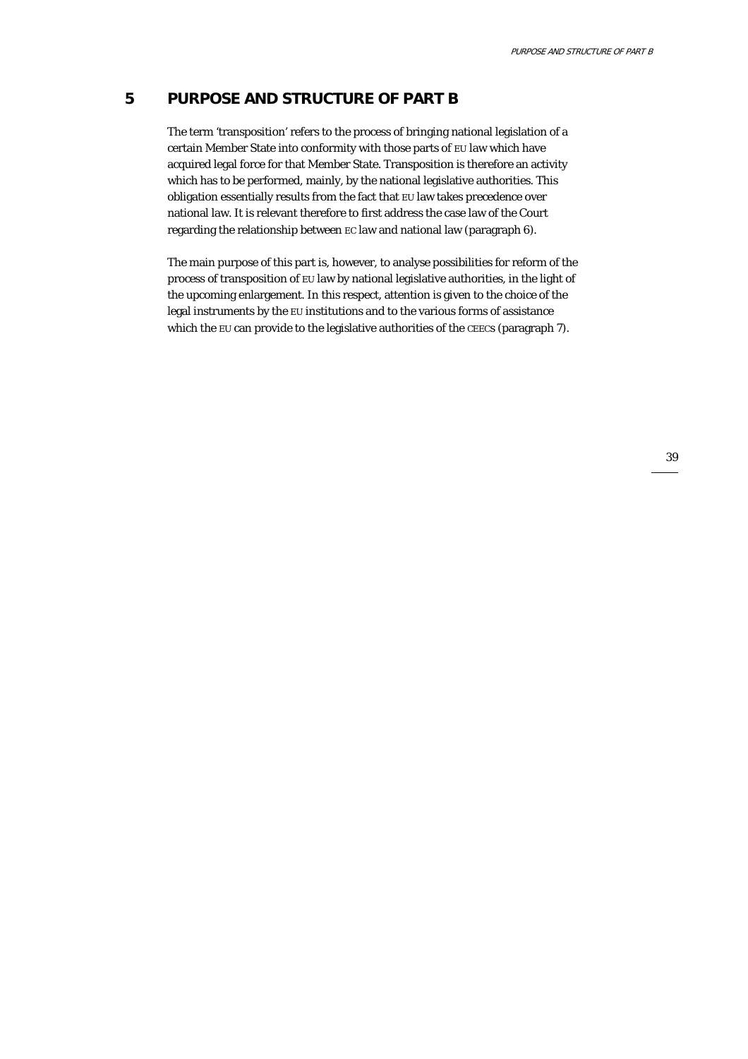# 5 PURPOSE AND STRUCTURE OF PART B

The term 'transposition' refers to the process of bringing national legislation of a certain Member State into conformity with those parts of EU law which have acquired legal force for that Member State. Transposition is therefore an activity which has to be performed, mainly, by the national legislative authorities. This obligation essentially results from the fact that EU law takes precedence over national law. It is relevant therefore to first address the case law of the Court regarding the relationship between EC law and national law (paragraph 6).

The main purpose of this part is, however, to analyse possibilities for reform of the process of transposition of EU law by national legislative authorities, in the light of the upcoming enlargement. In this respect, attention is given to the choice of the legal instruments by the EU institutions and to the various forms of assistance which the EU can provide to the legislative authorities of the CEECs (paragraph 7).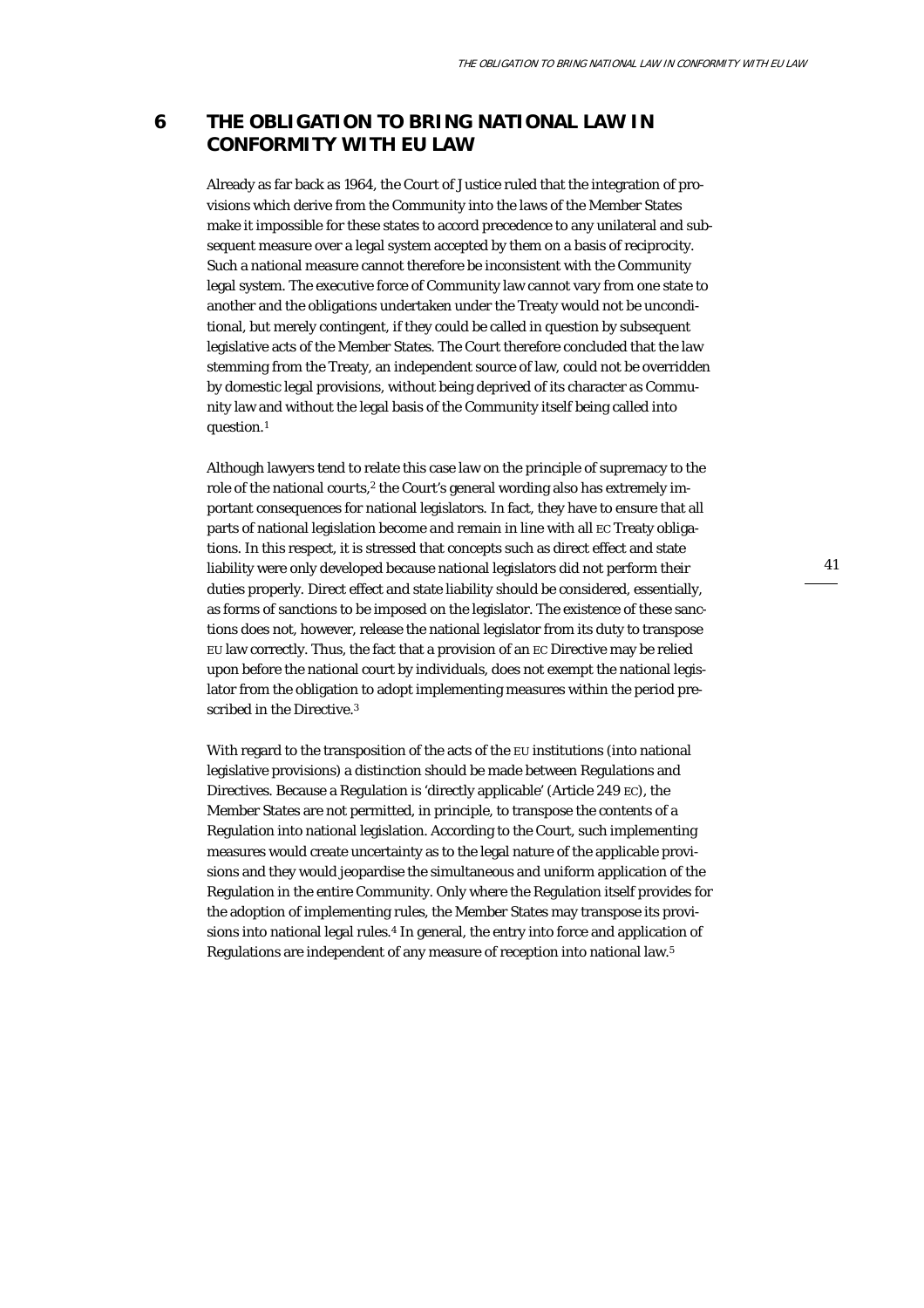# 6 THE OBLIGATION TO BRING NATIONAL LAW IN CONFORMITY WITH EU LAW

Already as far back as 1964, the Court of Justice ruled that the integration of provisions which derive from the Community into the laws of the Member States make it impossible for these states to accord precedence to any unilateral and subsequent measure over a legal system accepted by them on a basis of reciprocity. Such a national measure cannot therefore be inconsistent with the Community legal system. The executive force of Community law cannot vary from one state to another and the obligations undertaken under the Treaty would not be unconditional, but merely contingent, if they could be called in question by subsequent legislative acts of the Member States. The Court therefore concluded that the law stemming from the Treaty, an independent source of law, could not be overridden by domestic legal provisions, without being deprived of its character as Community law and without the legal basis of the Community itself being called into question.[1]

Although lawyers tend to relate this case law on the principle of supremacy to the role of the national courts,[2] the Court's general wording also has extremely important consequences for national legislators. In fact, they have to ensure that all parts of national legislation become and remain in line with all EC Treaty obligations. In this respect, it is stressed that concepts such as direct effect and state liability were only developed because national legislators did not perform their duties properly. Direct effect and state liability should be considered, essentially, as forms of sanctions to be imposed on the legislator. The existence of these sanctions does not, however, release the national legislator from its duty to transpose EU law correctly. Thus, the fact that a provision of an EC Directive may be relied upon before the national court by individuals, does not exempt the national legislator from the obligation to adopt implementing measures within the period prescribed in the Directive.[3]

With regard to the transposition of the acts of the EU institutions (into national legislative provisions) a distinction should be made between Regulations and Directives. Because a Regulation is 'directly applicable' (Article 249 EC), the Member States are not permitted, in principle, to transpose the contents of a Regulation into national legislation. According to the Court, such implementing measures would create uncertainty as to the legal nature of the applicable provisions and they would jeopardise the simultaneous and uniform application of the Regulation in the entire Community. Only where the Regulation itself provides for the adoption of implementing rules, the Member States may transpose its provisions into national legal rules.[4] In general, the entry into force and application of Regulations are independent of any measure of reception into national law.[5]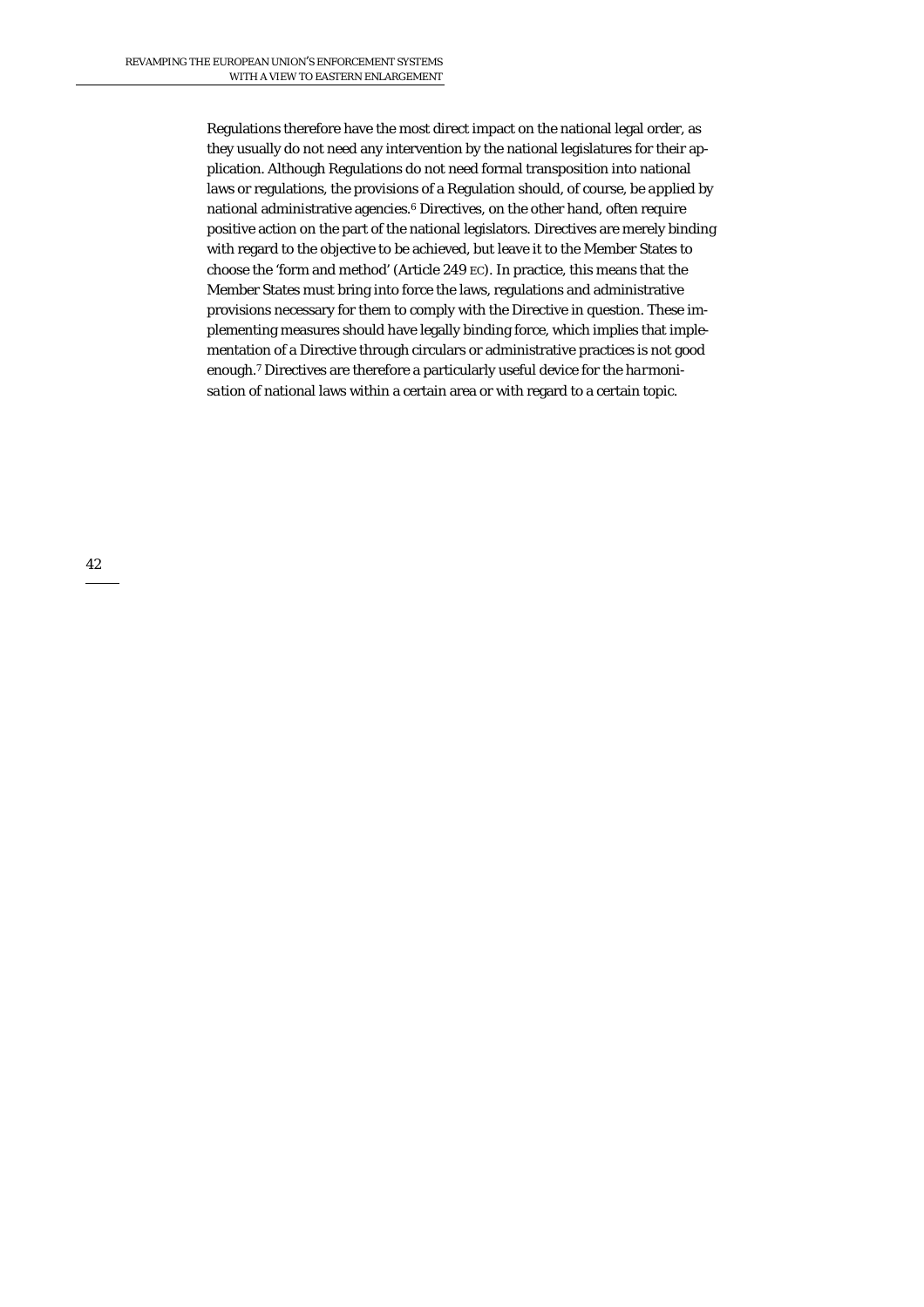Regulations therefore have the most direct impact on the national legal order, as they usually do not need any intervention by the national legislatures for their application. Although Regulations do not need formal transposition into national laws or regulations, the provisions of a Regulation should, of course, be *applied* by national administrative agencies.[6] Directives, on the other hand, often require positive action on the part of the national legislators. Directives are merely binding with regard to the objective to be achieved, but leave it to the Member States to choose the 'form and method' (Article 249 EC). In practice, this means that the Member States must bring into force the laws, regulations and administrative provisions necessary for them to comply with the Directive in question. These implementing measures should have legally binding force, which implies that implementation of a Directive through circulars or administrative practices is not good enough.[7] Directives are therefore a particularly useful device for the *harmonisation* of national laws within a certain area or with regard to a certain topic.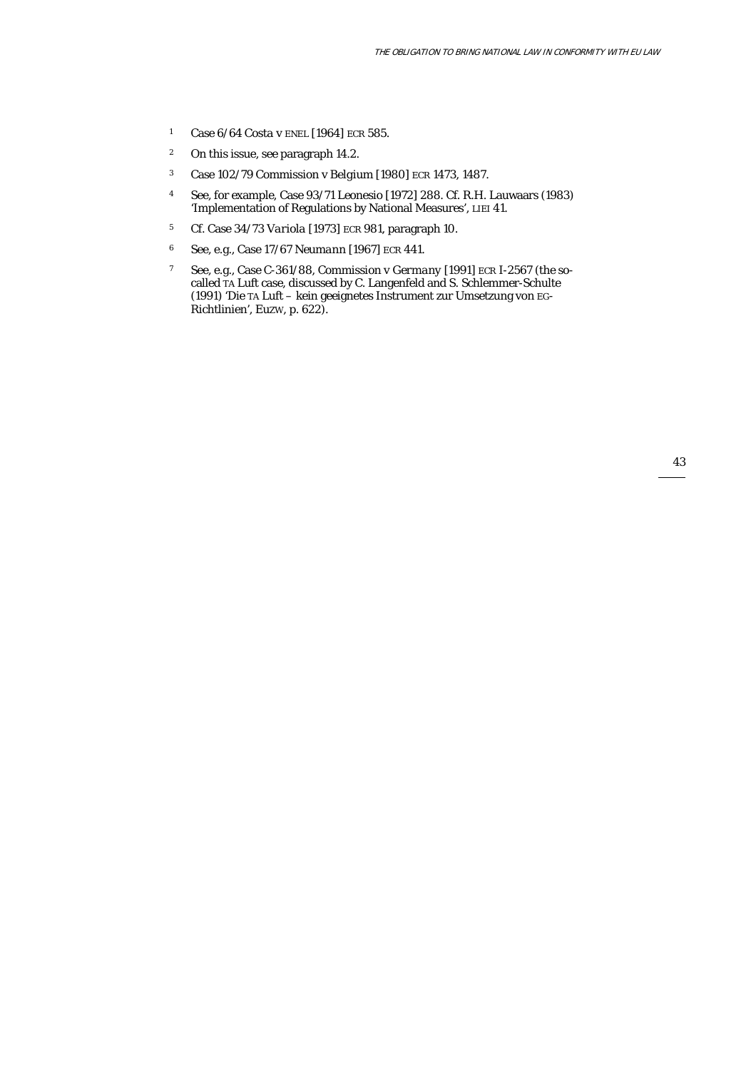1 Case 6/64 *Costa v ENEL* [1964] ECR 585.

2 On this issue, see paragraph 14.2.

3 Case 102/79 *Commission v Belgium* [1980] ECR 1473, 1487.

4 See, for example, Case 93/71 *Leonesio* [1972] 288. Cf. R.H. Lauwaars (1983) 'Implementation of Regulations by National Measures', LIEI 41.

5 Cf. Case 34/73 *Variola* [1973] ECR 981, paragraph 10.

6 See, e.g., Case 17/67 *Neumann* [1967] ECR 441.

7 See, e.g., Case C-361/88, *Commission v Germany* [1991] ECR I-2567 (the so-called TA Luft case, discussed by C. Langenfeld and S. Schlemmer-Schulte (1991) 'Die TA Luft – kein geeignetes Instrument zur Umsetzung von EG-Richtlinien', EuZW, p. 622).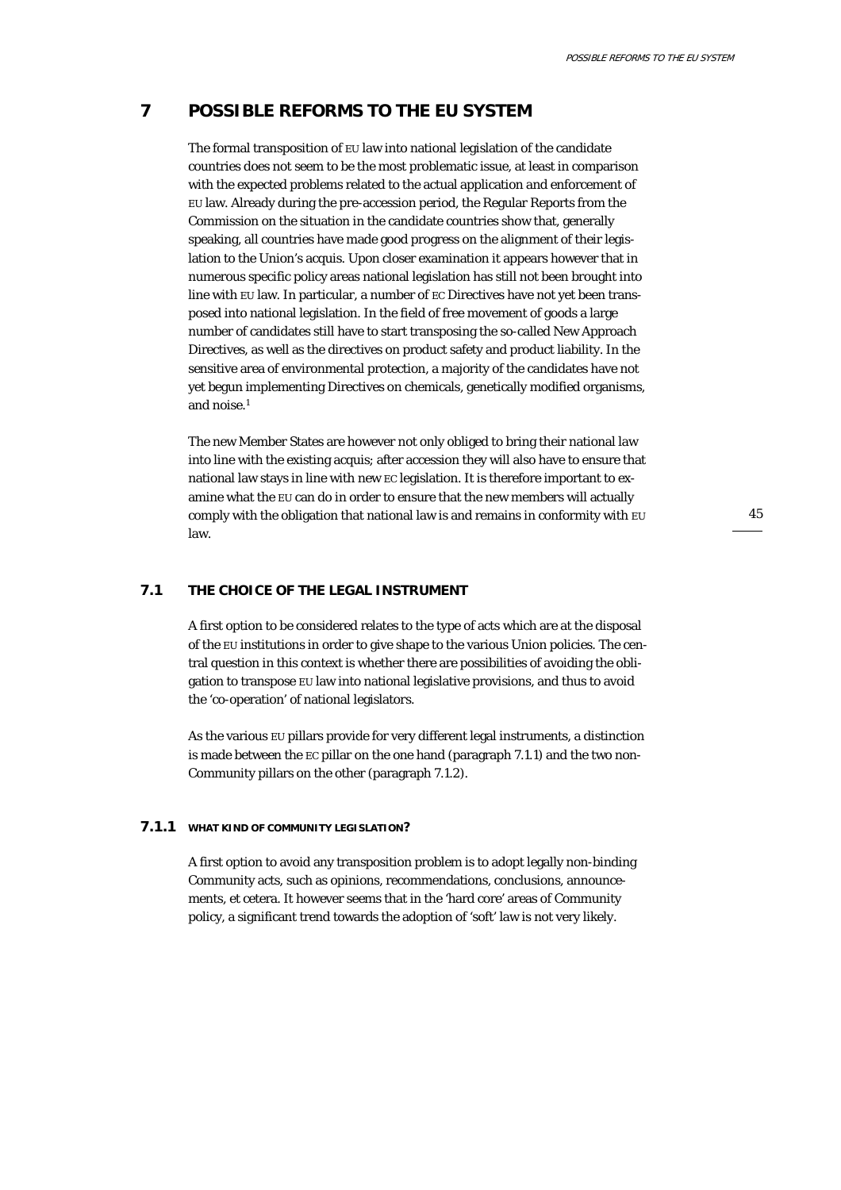# 7 POSSIBLE REFORMS TO THE EU SYSTEM

The formal transposition of EU law into national legislation of the candidate countries does not seem to be the most problematic issue, at least in comparison with the expected problems related to the actual application and enforcement of EU law. Already during the pre-accession period, the Regular Reports from the Commission on the situation in the candidate countries show that, generally speaking, all countries have made good progress on the alignment of their legislation to the Union's acquis. Upon closer examination it appears however that in numerous specific policy areas national legislation has still not been brought into line with EU law. In particular, a number of EC Directives have not yet been transposed into national legislation. In the field of free movement of goods a large number of candidates still have to start transposing the so-called New Approach Directives, as well as the directives on product safety and product liability. In the sensitive area of environmental protection, a majority of the candidates have not yet begun implementing Directives on chemicals, genetically modified organisms, and noise.[1]

The new Member States are however not only obliged to bring their national law into line with the existing acquis; after accession they will also have to ensure that national law stays in line with new EC legislation. It is therefore important to examine what the EU can do in order to ensure that the new members will actually comply with the obligation that national law is and remains in conformity with EU law.

## 7.1 THE CHOICE OF THE LEGAL INSTRUMENT

A first option to be considered relates to the type of acts which are at the disposal of the EU institutions in order to give shape to the various Union policies. The central question in this context is whether there are possibilities of avoiding the obligation to transpose EU law into national legislative provisions, and thus to avoid the 'co-operation' of national legislators.

As the various EU pillars provide for very different legal instruments, a distinction is made between the EC pillar on the one hand (paragraph 7.1.1) and the two non-Community pillars on the other (paragraph 7.1.2).

### 7.1.1 WHAT KIND OF COMMUNITY LEGISLATION?

A first option to avoid any transposition problem is to adopt legally non-binding Community acts, such as opinions, recommendations, conclusions, announcements, et cetera. It however seems that in the 'hard core' areas of Community policy, a significant trend towards the adoption of 'soft' law is not very likely.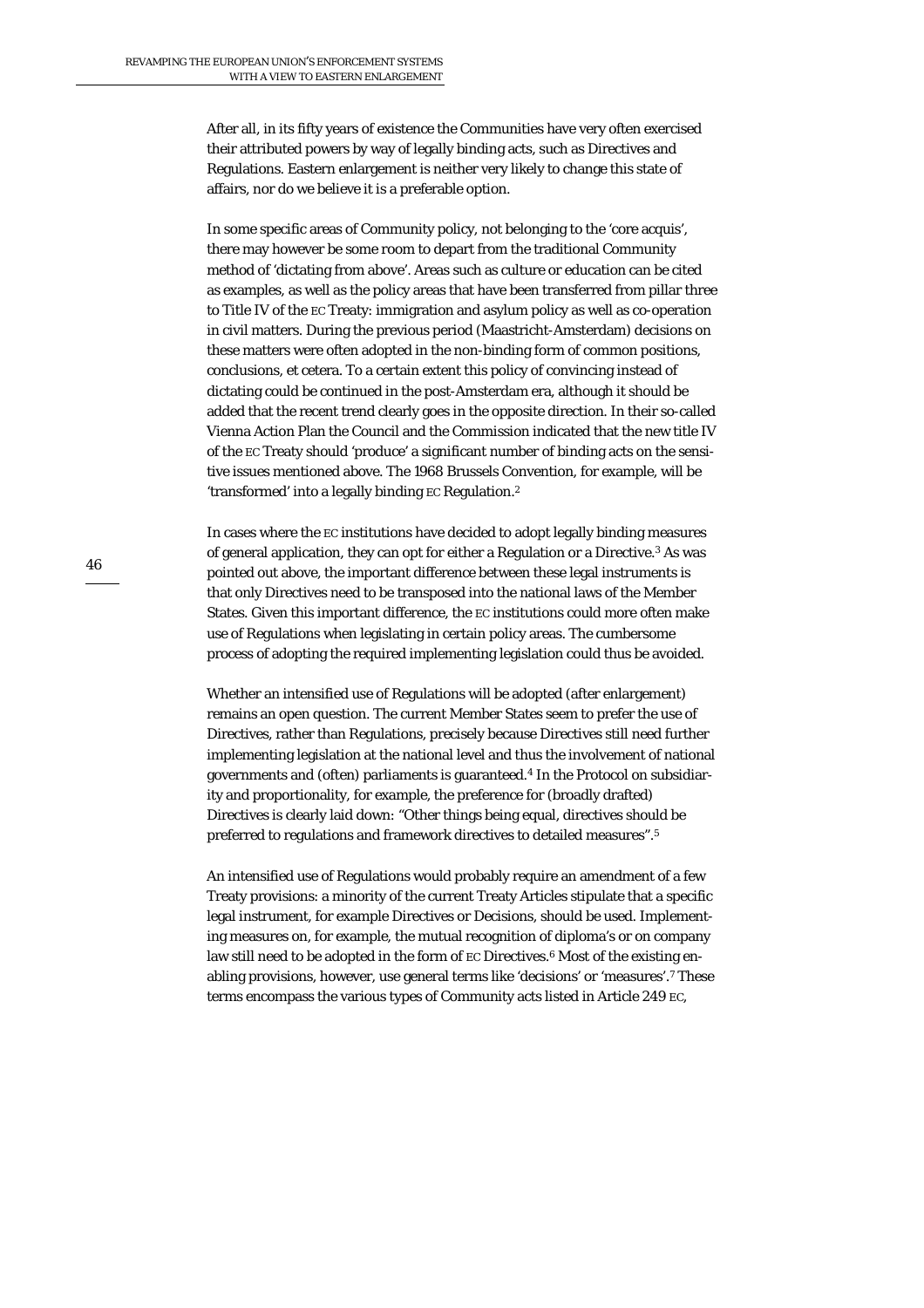After all, in its fifty years of existence the Communities have very often exercised their attributed powers by way of legally binding acts, such as Directives and Regulations. Eastern enlargement is neither very likely to change this state of affairs, nor do we believe it is a preferable option.

In some specific areas of Community policy, not belonging to the 'core acquis', there may however be some room to depart from the traditional Community method of 'dictating from above'. Areas such as culture or education can be cited as examples, as well as the policy areas that have been transferred from pillar three to Title IV of the EC Treaty: immigration and asylum policy as well as co-operation in civil matters. During the previous period (Maastricht-Amsterdam) decisions on these matters were often adopted in the non-binding form of common positions, conclusions, et cetera. To a certain extent this policy of convincing instead of dictating could be continued in the post-Amsterdam era, although it should be added that the recent trend clearly goes in the opposite direction. In their so-called Vienna Action Plan the Council and the Commission indicated that the new title IV of the EC Treaty should 'produce' a significant number of binding acts on the sensitive issues mentioned above. The 1968 Brussels Convention, for example, will be 'transformed' into a legally binding EC Regulation.[2]

In cases where the EC institutions have decided to adopt legally binding measures of general application, they can opt for either a Regulation or a Directive.[3] As was pointed out above, the important difference between these legal instruments is that only Directives need to be transposed into the national laws of the Member States. Given this important difference, the EC institutions could more often make use of Regulations when legislating in certain policy areas. The cumbersome process of adopting the required implementing legislation could thus be avoided.

Whether an intensified use of Regulations will be adopted (after enlargement) remains an open question. The current Member States seem to prefer the use of Directives, rather than Regulations, precisely because Directives still need further implementing legislation at the national level and thus the involvement of national governments and (often) parliaments is guaranteed.[4] In the Protocol on subsidiarity and proportionality, for example, the preference for (broadly drafted) Directives is clearly laid down: "Other things being equal, directives should be preferred to regulations and framework directives to detailed measures".[5]

An intensified use of Regulations would probably require an amendment of a few Treaty provisions: a minority of the current Treaty Articles stipulate that a specific legal instrument, for example Directives or Decisions, should be used. Implementing measures on, for example, the mutual recognition of diploma's or on company law still need to be adopted in the form of EC Directives.[6] Most of the existing enabling provisions, however, use general terms like 'decisions' or 'measures'.[7] These terms encompass the various types of Community acts listed in Article 249 EC,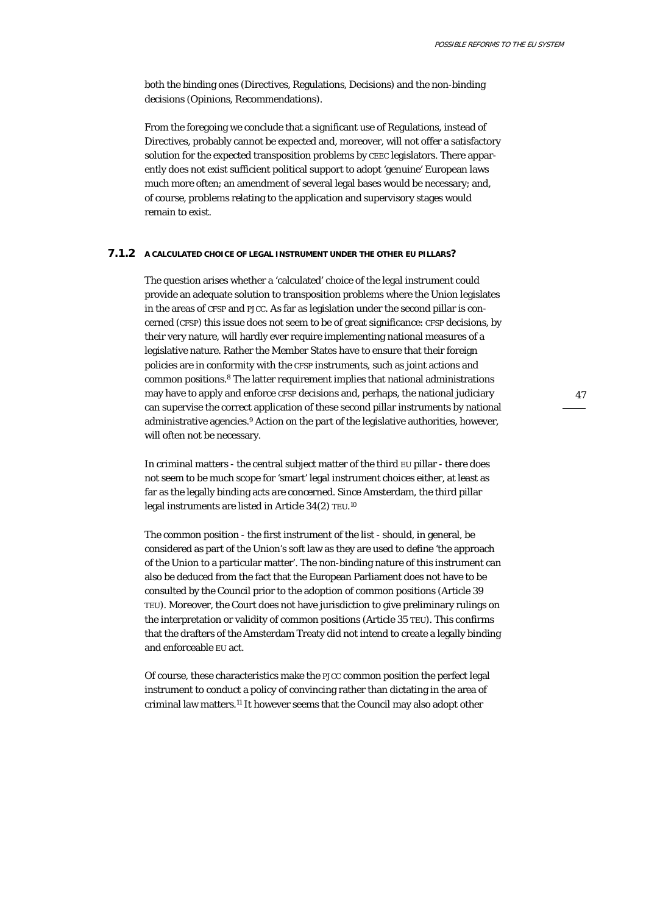both the binding ones (Directives, Regulations, Decisions) and the non-binding decisions (Opinions, Recommendations).

From the foregoing we conclude that a significant use of Regulations, instead of Directives, probably cannot be expected and, moreover, will not offer a satisfactory solution for the expected transposition problems by CEEC legislators. There apparently does not exist sufficient political support to adopt 'genuine' European laws much more often; an amendment of several legal bases would be necessary; and, of course, problems relating to the application and supervisory stages would remain to exist.

### 7.1.2 A CALCULATED CHOICE OF LEGAL INSTRUMENT UNDER THE OTHER EU PILLARS?

The question arises whether a 'calculated' choice of the legal instrument could provide an adequate solution to transposition problems where the Union legislates in the areas of CFSP and PJCC. As far as legislation under the second pillar is concerned (CFSP) this issue does not seem to be of great significance: CFSP decisions, by their very nature, will hardly ever require implementing national measures of a legislative nature. Rather the Member States have to ensure that their foreign policies are in conformity with the CFSP instruments, such as joint actions and common positions.[8] The latter requirement implies that national administrations may have to apply and enforce CFSP decisions and, perhaps, the national judiciary can supervise the correct application of these second pillar instruments by national administrative agencies.[9] Action on the part of the legislative authorities, however, will often not be necessary.

In criminal matters - the central subject matter of the third EU pillar - there does not seem to be much scope for 'smart' legal instrument choices either, at least as far as the legally binding acts are concerned. Since Amsterdam, the third pillar legal instruments are listed in Article 34(2) TEU.[10]

The common position - the first instrument of the list - should, in general, be considered as part of the Union's soft law as they are used to define 'the approach of the Union to a particular matter'. The non-binding nature of this instrument can also be deduced from the fact that the European Parliament does not have to be consulted by the Council prior to the adoption of common positions (Article 39 TEU). Moreover, the Court does not have jurisdiction to give preliminary rulings on the interpretation or validity of common positions (Article 35 TEU). This confirms that the drafters of the Amsterdam Treaty did not intend to create a legally binding and enforceable EU act.

Of course, these characteristics make the PJCC common position the perfect legal instrument to conduct a policy of convincing rather than dictating in the area of criminal law matters.[11] It however seems that the Council may also adopt other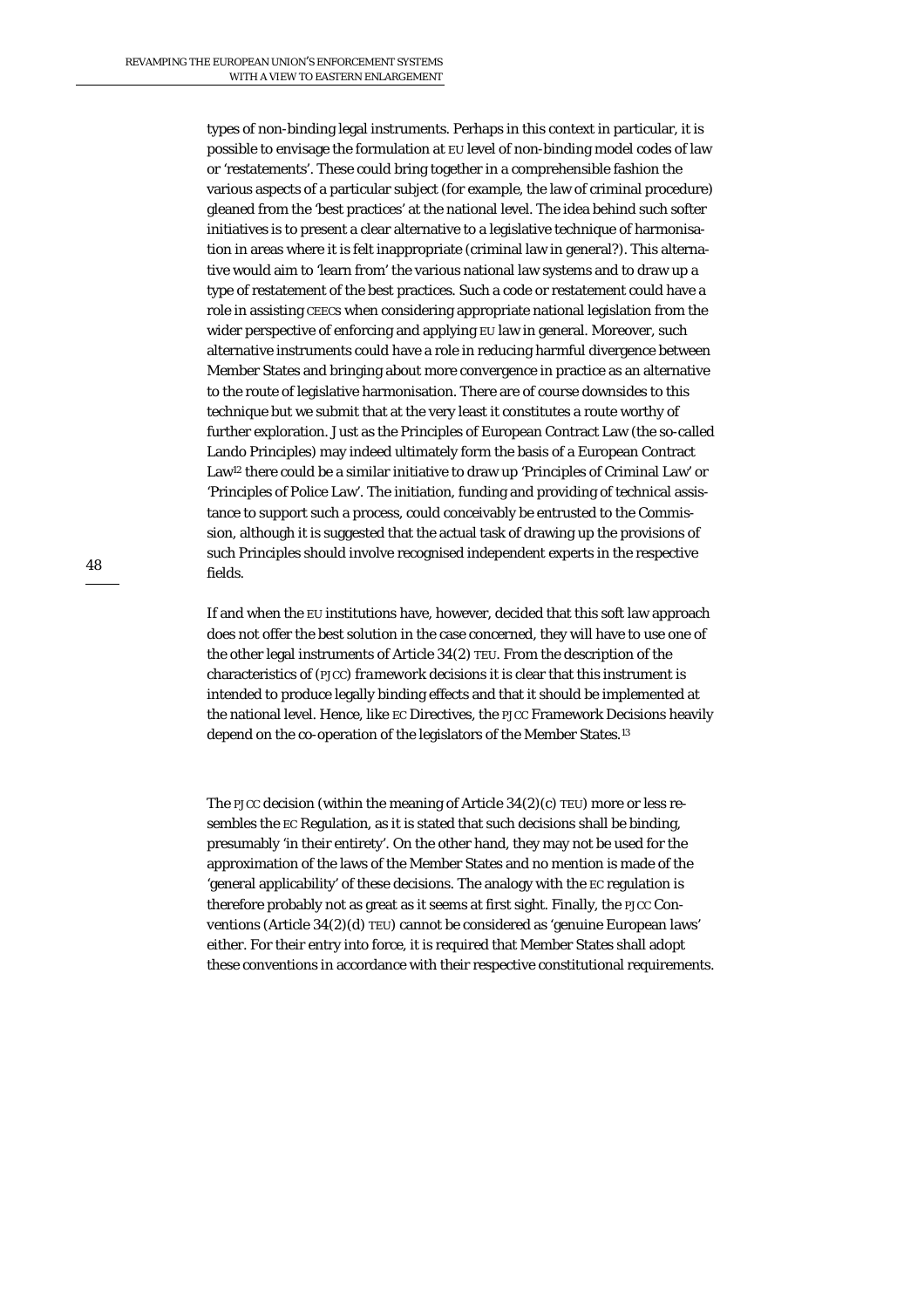types of non-binding legal instruments. Perhaps in this context in particular, it is possible to envisage the formulation at EU level of non-binding model codes of law or 'restatements'. These could bring together in a comprehensible fashion the various aspects of a particular subject (for example, the law of criminal procedure) gleaned from the 'best practices' at the national level. The idea behind such softer initiatives is to present a clear alternative to a legislative technique of harmonisation in areas where it is felt inappropriate (criminal law in general?). This alternative would aim to 'learn from' the various national law systems and to draw up a type of restatement of the best practices. Such a code or restatement could have a role in assisting CEECs when considering appropriate national legislation from the wider perspective of enforcing and applying EU law in general. Moreover, such alternative instruments could have a role in reducing harmful divergence between Member States and bringing about more convergence in practice as an alternative to the route of legislative harmonisation. There are of course downsides to this technique but we submit that at the very least it constitutes a route worthy of further exploration. Just as the Principles of European Contract Law (the so-called Lando Principles) may indeed ultimately form the basis of a European Contract Law[12] there could be a similar initiative to draw up 'Principles of Criminal Law' or 'Principles of Police Law'. The initiation, funding and providing of technical assistance to support such a process, could conceivably be entrusted to the Commission, although it is suggested that the actual task of drawing up the provisions of such Principles should involve recognised independent experts in the respective fields.

If and when the EU institutions have, however, decided that this soft law approach does not offer the best solution in the case concerned, they will have to use one of the other legal instruments of Article 34(2) TEU. From the description of the characteristics of (PJCC) *framework* decisions it is clear that this instrument is intended to produce legally binding effects and that it should be implemented at the national level. Hence, like EC Directives, the PJCC Framework Decisions heavily depend on the co-operation of the legislators of the Member States.[13]

The PJCC decision (within the meaning of Article 34(2)(c) TEU) more or less resembles the EC Regulation, as it is stated that such decisions shall be binding, presumably 'in their entirety'. On the other hand, they may not be used for the approximation of the laws of the Member States and no mention is made of the 'general applicability' of these decisions. The analogy with the EC regulation is therefore probably not as great as it seems at first sight. Finally, the PJCC Conventions (Article 34(2)(d) TEU) cannot be considered as 'genuine European laws' either. For their entry into force, it is required that Member States shall adopt these conventions in accordance with their respective constitutional requirements.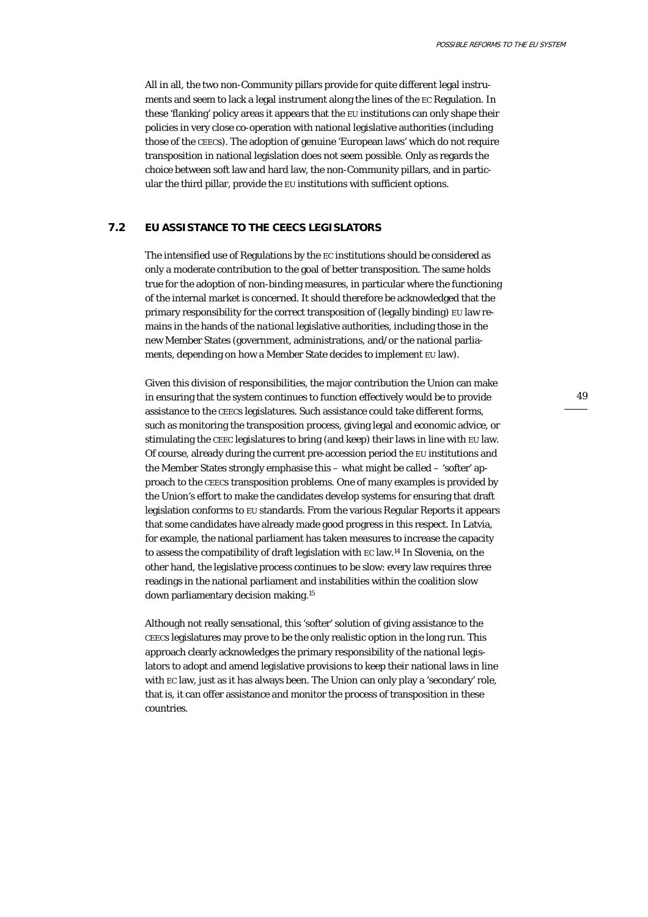All in all, the two non-Community pillars provide for quite different legal instruments and seem to lack a legal instrument along the lines of the EC Regulation. In these 'flanking' policy areas it appears that the EU institutions can only shape their policies in very close co-operation with national legislative authorities (including those of the CEECS). The adoption of genuine 'European laws' which do not require transposition in national legislation does not seem possible. Only as regards the choice between soft law and hard law, the non-Community pillars, and in particular the third pillar, provide the EU institutions with sufficient options.

## 7.2 EU ASSISTANCE TO THE CEECS LEGISLATORS

The intensified use of Regulations by the EC institutions should be considered as only a moderate contribution to the goal of better transposition. The same holds true for the adoption of non-binding measures, in particular where the functioning of the internal market is concerned. It should therefore be acknowledged that the primary responsibility for the correct transposition of (legally binding) EU law remains in the hands of the *national* legislative authorities, including those in the new Member States (government, administrations, and/or the national parliaments, depending on how a Member State decides to implement EU law).

Given this division of responsibilities, the major contribution the Union can make in ensuring that the system continues to function effectively would be to provide assistance to the CEECS legislatures. Such assistance could take different forms, such as monitoring the transposition process, giving legal and economic advice, or stimulating the CEEC legislatures to bring (and keep) their laws in line with EU law. Of course, already during the current pre-accession period the EU institutions and the Member States strongly emphasise this – what might be called – 'softer' approach to the CEECS transposition problems. One of many examples is provided by the Union's effort to make the candidates develop systems for ensuring that draft legislation conforms to EU standards. From the various Regular Reports it appears that some candidates have already made good progress in this respect. In Latvia, for example, the national parliament has taken measures to increase the capacity to assess the compatibility of draft legislation with EC law.[14] In Slovenia, on the other hand, the legislative process continues to be slow: every law requires three readings in the national parliament and instabilities within the coalition slow down parliamentary decision making.[15]

Although not really sensational, this 'softer' solution of giving assistance to the CEECS legislatures may prove to be the only realistic option in the long run. This approach clearly acknowledges the primary responsibility of the *national* legislators to adopt and amend legislative provisions to keep their national laws in line with EC law, just as it has always been. The Union can only play a 'secondary' role, that is, it can offer assistance and monitor the process of transposition in these countries.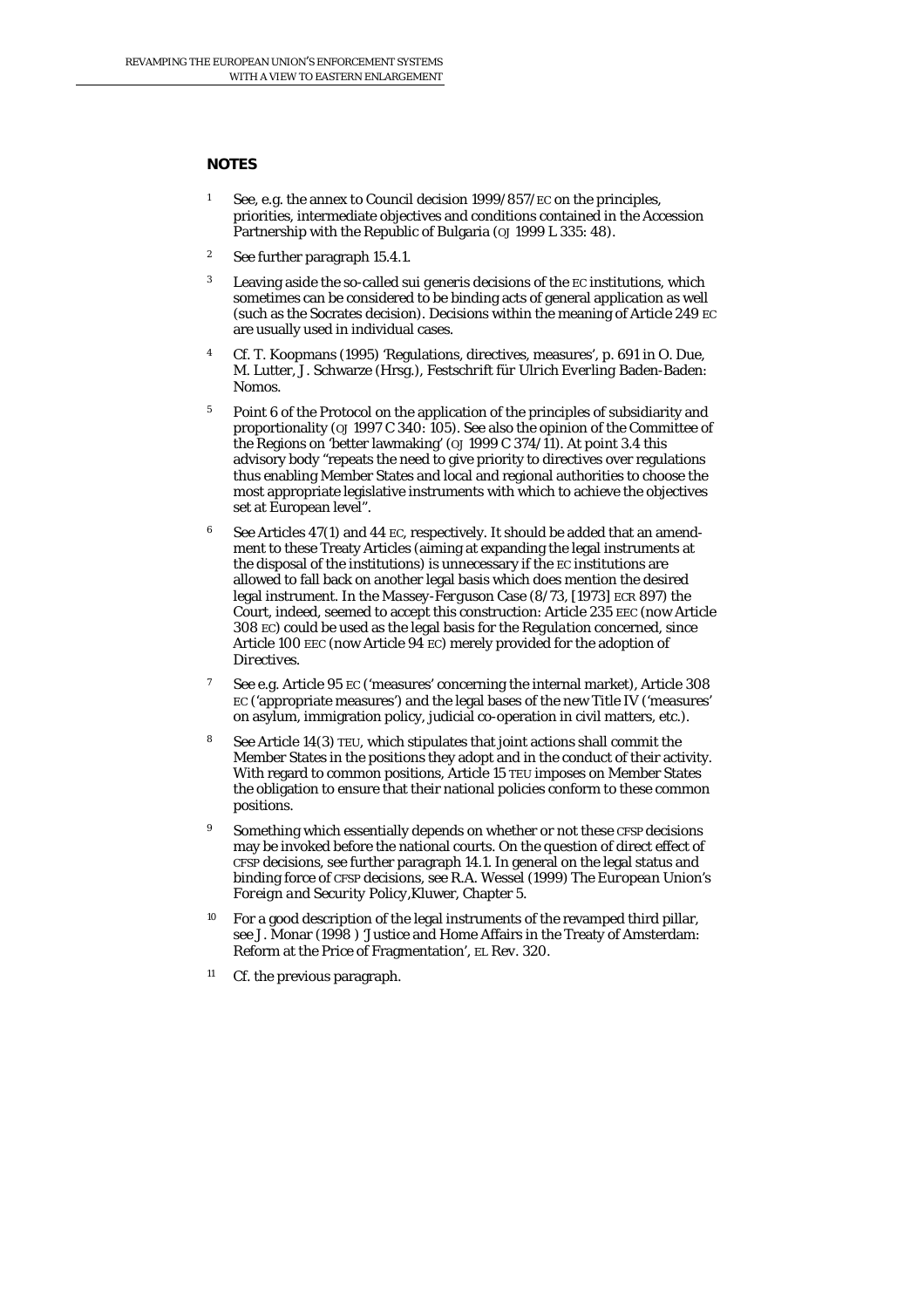## NOTES

1. See, e.g. the annex to Council decision 1999/857/EC on the principles, priorities, intermediate objectives and conditions contained in the Accession Partnership with the Republic of Bulgaria (OJ 1999 L 335: 48).

2. See further paragraph 15.4.1.

3. Leaving aside the so-called *sui generis* decisions of the EC institutions, which sometimes can be considered to be binding acts of general application as well (such as the Socrates decision). Decisions within the meaning of Article 249 EC are usually used in individual cases.

4. Cf. T. Koopmans (1995) 'Regulations, directives, measures', p. 691 in O. Due, M. Lutter, J. Schwarze (Hrsg.), *Festschrift für Ulrich Everling* Baden-Baden: Nomos.

5. Point 6 of the Protocol on the application of the principles of subsidiarity and proportionality (OJ 1997 C 340: 105). See also the opinion of the Committee of the Regions on 'better lawmaking' (OJ 1999 C 374/11). At point 3.4 this advisory body "repeats the need to give priority to directives over regulations thus enabling Member States and local and regional authorities to choose the most appropriate legislative instruments with which to achieve the objectives set at European level".

6. See Articles 47(1) and 44 EC, respectively. It should be added that an amendment to these Treaty Articles (aiming at expanding the legal instruments at the disposal of the institutions) is unnecessary if the EC institutions are allowed to fall back on another legal basis which does mention the desired legal instrument. In the *Massey-Ferguson Case* (8/73, [1973] ECR 897) the Court, indeed, seemed to accept this construction: Article 235 EEC (now Article 308 EC) could be used as the legal basis for the *Regulation* concerned, since Article 100 EEC (now Article 94 EC) merely provided for the adoption of *Directives*.

7. See e.g. Article 95 EC ('measures' concerning the internal market), Article 308 EC ('appropriate measures') and the legal bases of the new Title IV ('measures' on asylum, immigration policy, judicial co-operation in civil matters, etc.).

8. See Article 14(3) TEU, which stipulates that joint actions shall commit the Member States in the positions they adopt and in the conduct of their activity. With regard to common positions, Article 15 TEU imposes on Member States the obligation to ensure that their national policies conform to these common positions.

9. Something which essentially depends on whether or not these CFSP decisions may be invoked before the national courts. On the question of direct effect of CFSP decisions, see further paragraph 14.1. In general on the legal status and binding force of CFSP decisions, see R.A. Wessel (1999) *The European Union's Foreign and Security Policy*, Kluwer, Chapter 5.

10. For a good description of the legal instruments of the revamped third pillar, see J. Monar (1998 ) 'Justice and Home Affairs in the Treaty of Amsterdam: Reform at the Price of Fragmentation', EL Rev. 320.

11. Cf. the previous paragraph.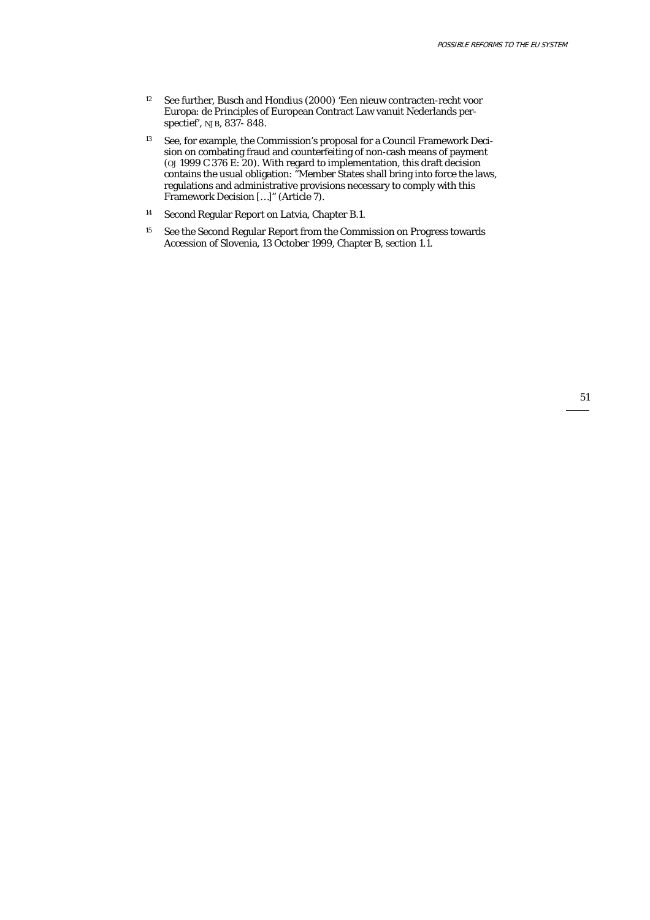12 See further, Busch and Hondius (2000) 'Een nieuw contracten-recht voor Europa: de Principles of European Contract Law vanuit Nederlands perspectief', NJB, 837- 848.

13 See, for example, the Commission's proposal for a Council Framework Decision on combating fraud and counterfeiting of non-cash means of payment (OJ 1999 C 376 E: 20). With regard to implementation, this draft decision contains the usual obligation: "Member States shall bring into force the laws, regulations and administrative provisions necessary to comply with this Framework Decision […]" (Article 7).

14 Second Regular Report on Latvia, Chapter B.1.

15 See the Second Regular Report from the Commission on Progress towards Accession of Slovenia, 13 October 1999, Chapter B, section 1.1.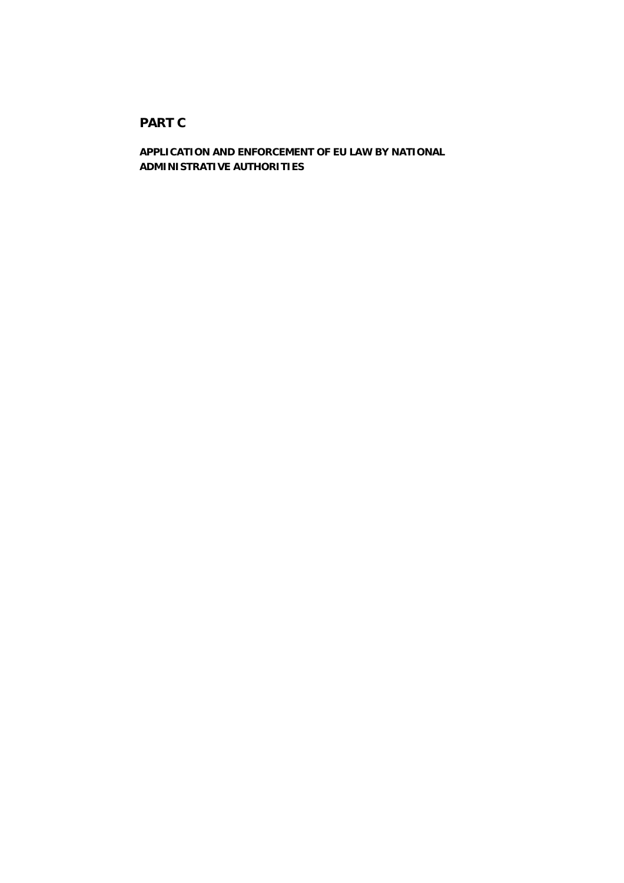# PART C

## APPLICATION AND ENFORCEMENT OF EU LAW BY NATIONAL ADMINISTRATIVE AUTHORITIES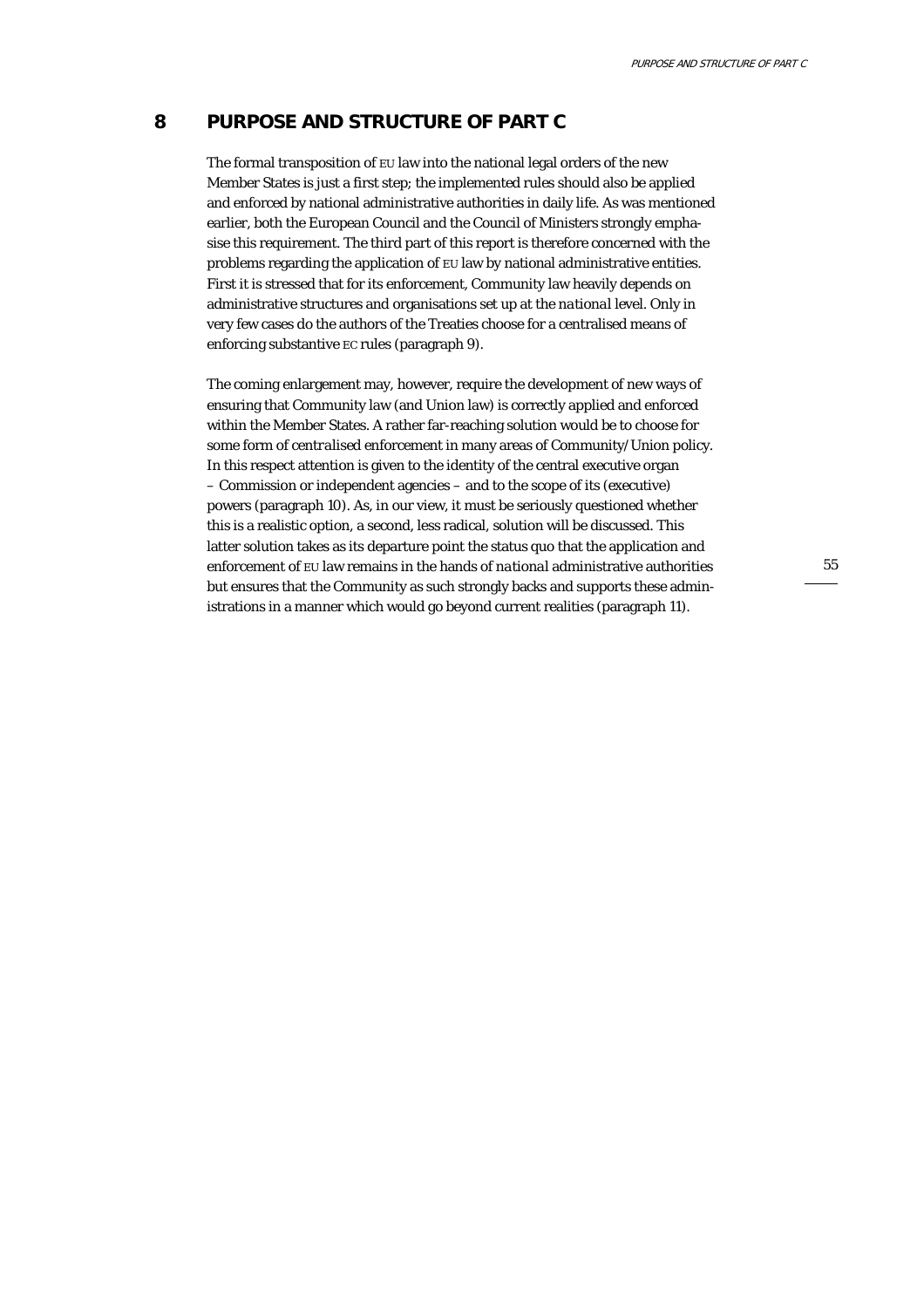# 8 PURPOSE AND STRUCTURE OF PART C

The formal transposition of EU law into the national legal orders of the new Member States is just a first step; the implemented rules should also be applied and enforced by national administrative authorities in daily life. As was mentioned earlier, both the European Council and the Council of Ministers strongly emphasise this requirement. The third part of this report is therefore concerned with the problems regarding the application of EU law by national administrative entities. First it is stressed that for its enforcement, Community law heavily depends on administrative structures and organisations set up at the *national* level. Only in very few cases do the authors of the Treaties choose for a centralised means of enforcing substantive EC rules (paragraph 9).

The coming enlargement may, however, require the development of new ways of ensuring that Community law (and Union law) is correctly applied and enforced within the Member States. A rather far-reaching solution would be to choose for some form of *centralised* enforcement in many areas of Community/Union policy. In this respect attention is given to the identity of the central executive organ – Commission or independent agencies – and to the scope of its (executive) powers (paragraph 10). As, in our view, it must be seriously questioned whether this is a realistic option, a second, less radical, solution will be discussed. This latter solution takes as its departure point the status quo that the application and enforcement of EU law remains in the hands of *national* administrative authorities but ensures that the Community as such strongly backs and supports these administrations in a manner which would go beyond current realities (paragraph 11).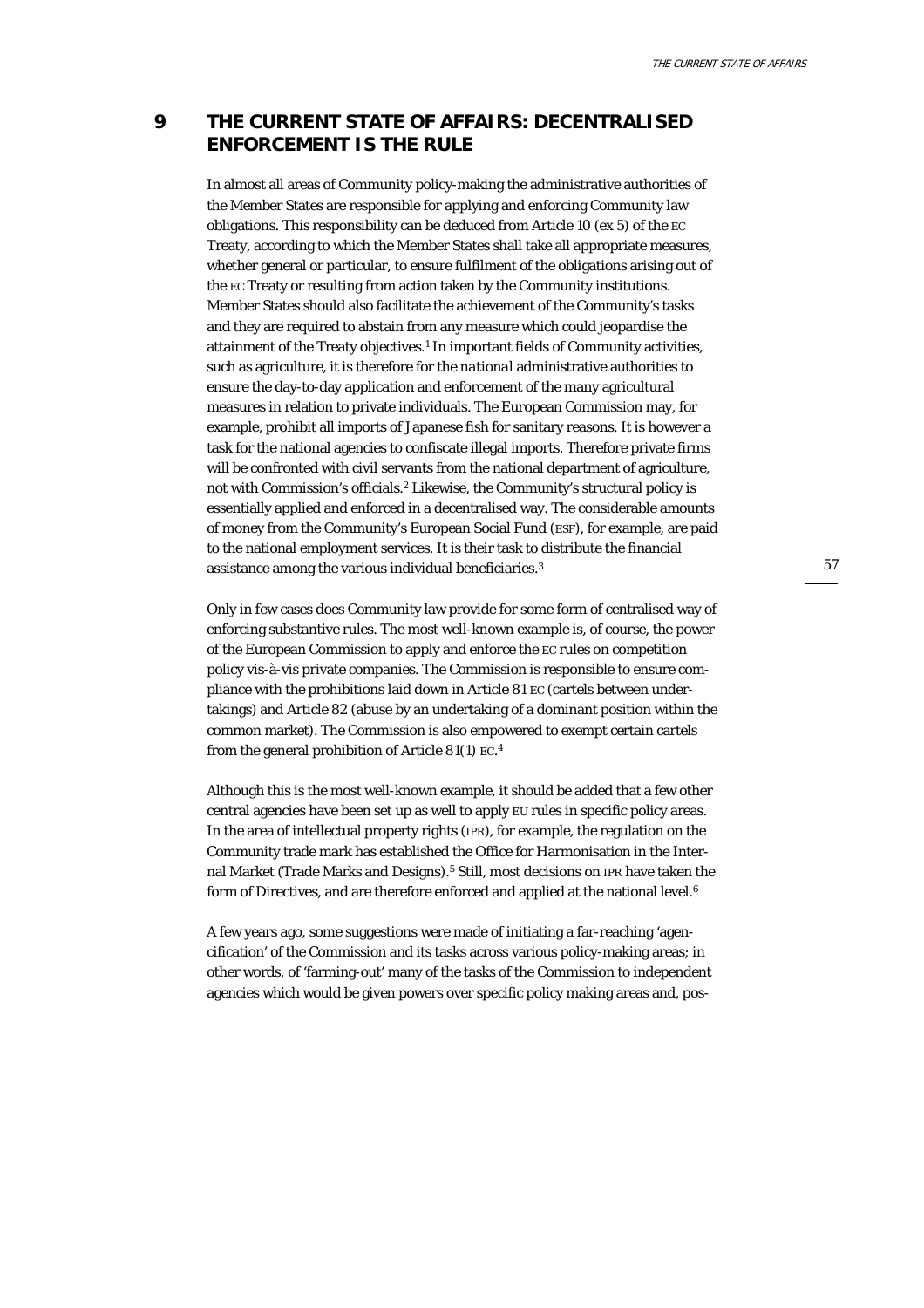## 9 THE CURRENT STATE OF AFFAIRS: DECENTRALISED ENFORCEMENT IS THE RULE

In almost all areas of Community policy-making the administrative authorities of the Member States are responsible for applying and enforcing Community law obligations. This responsibility can be deduced from Article 10 (ex 5) of the EC Treaty, according to which the Member States shall take all appropriate measures, whether general or particular, to ensure fulfilment of the obligations arising out of the EC Treaty or resulting from action taken by the Community institutions. Member States should also facilitate the achievement of the Community's tasks and they are required to abstain from any measure which could jeopardise the attainment of the Treaty objectives.[1] In important fields of Community activities, such as agriculture, it is therefore for the *national* administrative authorities to ensure the day-to-day application and enforcement of the many agricultural measures in relation to private individuals. The European Commission may, for example, prohibit all imports of Japanese fish for sanitary reasons. It is however a task for the national agencies to confiscate illegal imports. Therefore private firms will be confronted with civil servants from the national department of agriculture, not with Commission's officials.[2] Likewise, the Community's structural policy is essentially applied and enforced in a decentralised way. The considerable amounts of money from the Community's European Social Fund (ESF), for example, are paid to the national employment services. It is their task to distribute the financial assistance among the various individual beneficiaries.[3]

Only in few cases does Community law provide for some form of centralised way of enforcing substantive rules. The most well-known example is, of course, the power of the European Commission to apply and enforce the EC rules on competition policy vis-à-vis private companies. The Commission is responsible to ensure compliance with the prohibitions laid down in Article 81 EC (cartels between undertakings) and Article 82 (abuse by an undertaking of a dominant position within the common market). The Commission is also empowered to exempt certain cartels from the general prohibition of Article 81(1) EC.[4]

Although this is the most well-known example, it should be added that a few other central agencies have been set up as well to apply EU rules in specific policy areas. In the area of intellectual property rights (IPR), for example, the regulation on the Community trade mark has established the Office for Harmonisation in the Internal Market (Trade Marks and Designs).[5] Still, most decisions on IPR have taken the form of Directives, and are therefore enforced and applied at the national level.[6]

A few years ago, some suggestions were made of initiating a far-reaching 'agencification' of the Commission and its tasks across various policy-making areas; in other words, of 'farming-out' many of the tasks of the Commission to independent agencies which would be given powers over specific policy making areas and, pos-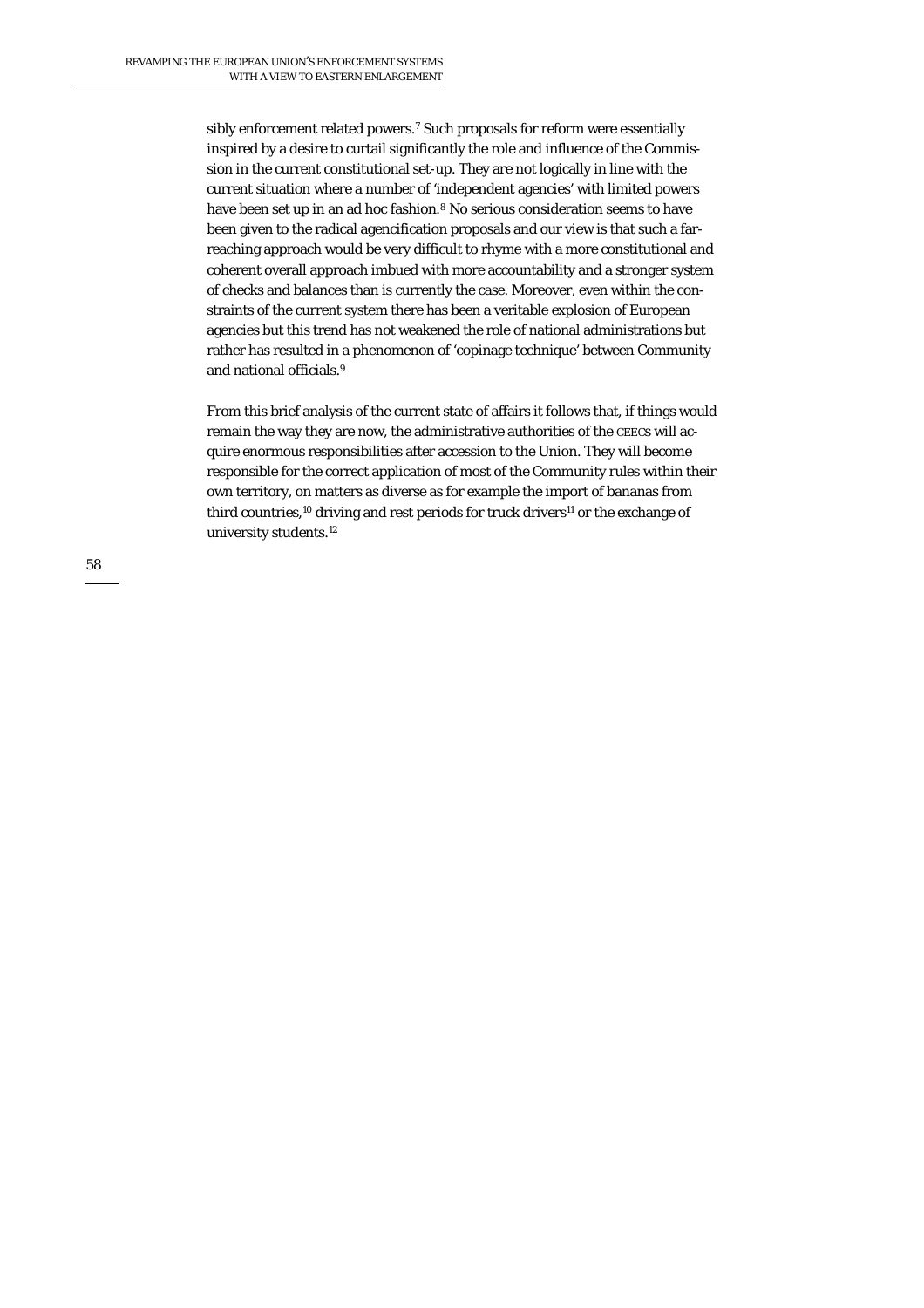sibly enforcement related powers.[7] Such proposals for reform were essentially inspired by a desire to curtail significantly the role and influence of the Commission in the current constitutional set-up. They are not logically in line with the current situation where a number of 'independent agencies' with limited powers have been set up in an ad hoc fashion.[8] No serious consideration seems to have been given to the radical agencification proposals and our view is that such a far-reaching approach would be very difficult to rhyme with a more constitutional and coherent overall approach imbued with more accountability and a stronger system of checks and balances than is currently the case. Moreover, even within the constraints of the current system there has been a veritable explosion of European agencies but this trend has not weakened the role of national administrations but rather has resulted in a phenomenon of 'copinage technique' between Community and national officials.[9]

From this brief analysis of the current state of affairs it follows that, if things would remain the way they are now, the administrative authorities of the CEECs will acquire enormous responsibilities after accession to the Union. They will become responsible for the correct application of most of the Community rules within their own territory, on matters as diverse as for example the import of bananas from third countries,[10] driving and rest periods for truck drivers[11] or the exchange of university students.[12]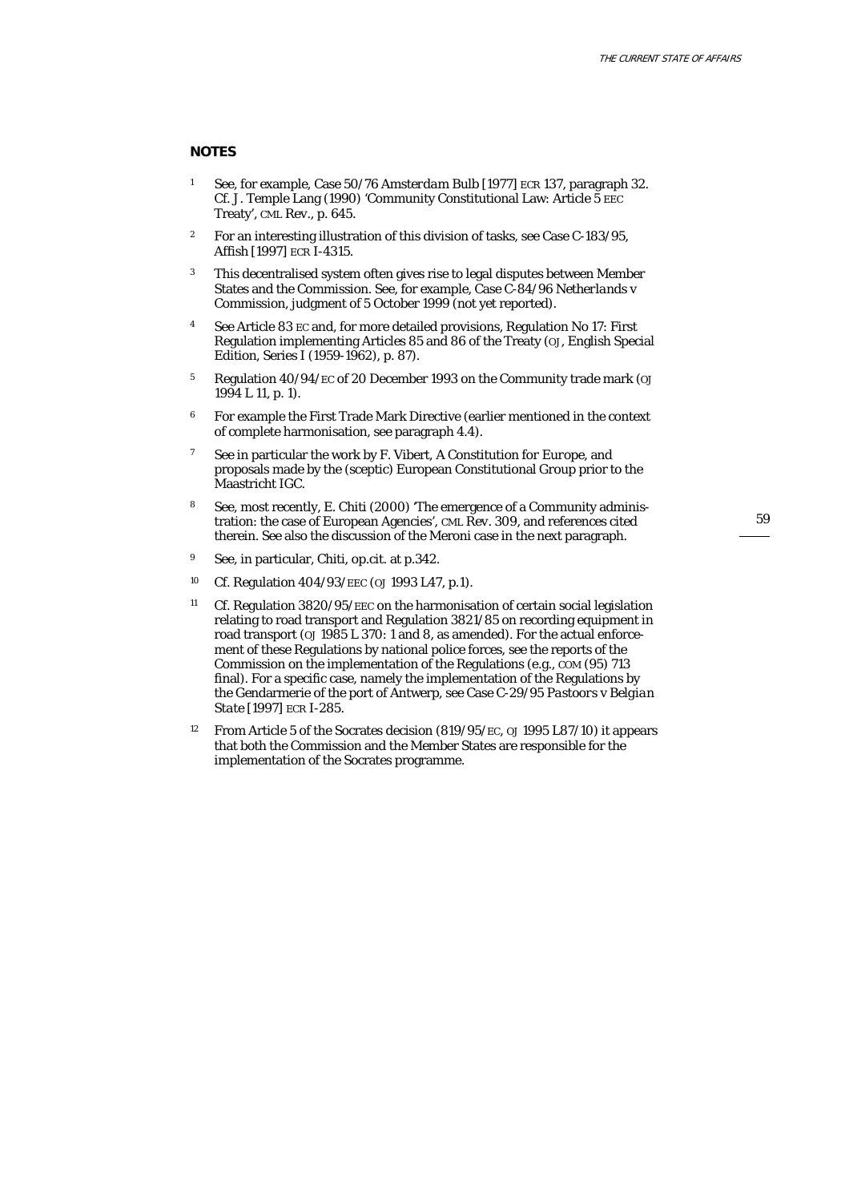## NOTES

1. See, for example, Case 50/76 *Amsterdam Bulb* [1977] ECR 137, paragraph 32. Cf. J. Temple Lang (1990) 'Community Constitutional Law: Article 5 EEC Treaty', CML Rev., p. 645.

2. For an interesting illustration of this division of tasks, see Case C-183/95, Affish [1997] ECR I-4315.

3. This decentralised system often gives rise to legal disputes between Member States and the Commission. See, for example, Case C-84/96 *Netherlands v Commission*, judgment of 5 October 1999 (not yet reported).

4. See Article 83 EC and, for more detailed provisions, Regulation No 17: First Regulation implementing Articles 85 and 86 of the Treaty (OJ, English Special Edition, Series I (1959-1962), p. 87).

5. Regulation 40/94/EC of 20 December 1993 on the Community trade mark (OJ 1994 L 11, p. 1).

6. For example the First Trade Mark Directive (earlier mentioned in the context of complete harmonisation, see paragraph 4.4).

7. See in particular the work by F. Vibert, *A Constitution for Europe*, and proposals made by the (sceptic) European Constitutional Group prior to the Maastricht IGC.

8. See, most recently, E. Chiti (2000) 'The emergence of a Community administration: the case of European Agencies', CML Rev. 309, and references cited therein. See also the discussion of the Meroni case in the next paragraph.

9. See, in particular, Chiti, op.cit. at p.342.

10. Cf. Regulation 404/93/EEC (OJ 1993 L47, p.1).

11. Cf. Regulation 3820/95/EEC on the harmonisation of certain social legislation relating to road transport and Regulation 3821/85 on recording equipment in road transport (OJ 1985 L 370: 1 and 8, as amended). For the actual enforcement of these Regulations by national police forces, see the reports of the Commission on the implementation of the Regulations (e.g., COM (95) 713 final). For a specific case, namely the implementation of the Regulations by the Gendarmerie of the port of Antwerp, see Case C-29/95 *Pastoors v Belgian State* [1997] ECR I-285.

12. From Article 5 of the Socrates decision (819/95/EC, OJ 1995 L87/10) it appears that both the Commission and the Member States are responsible for the implementation of the Socrates programme.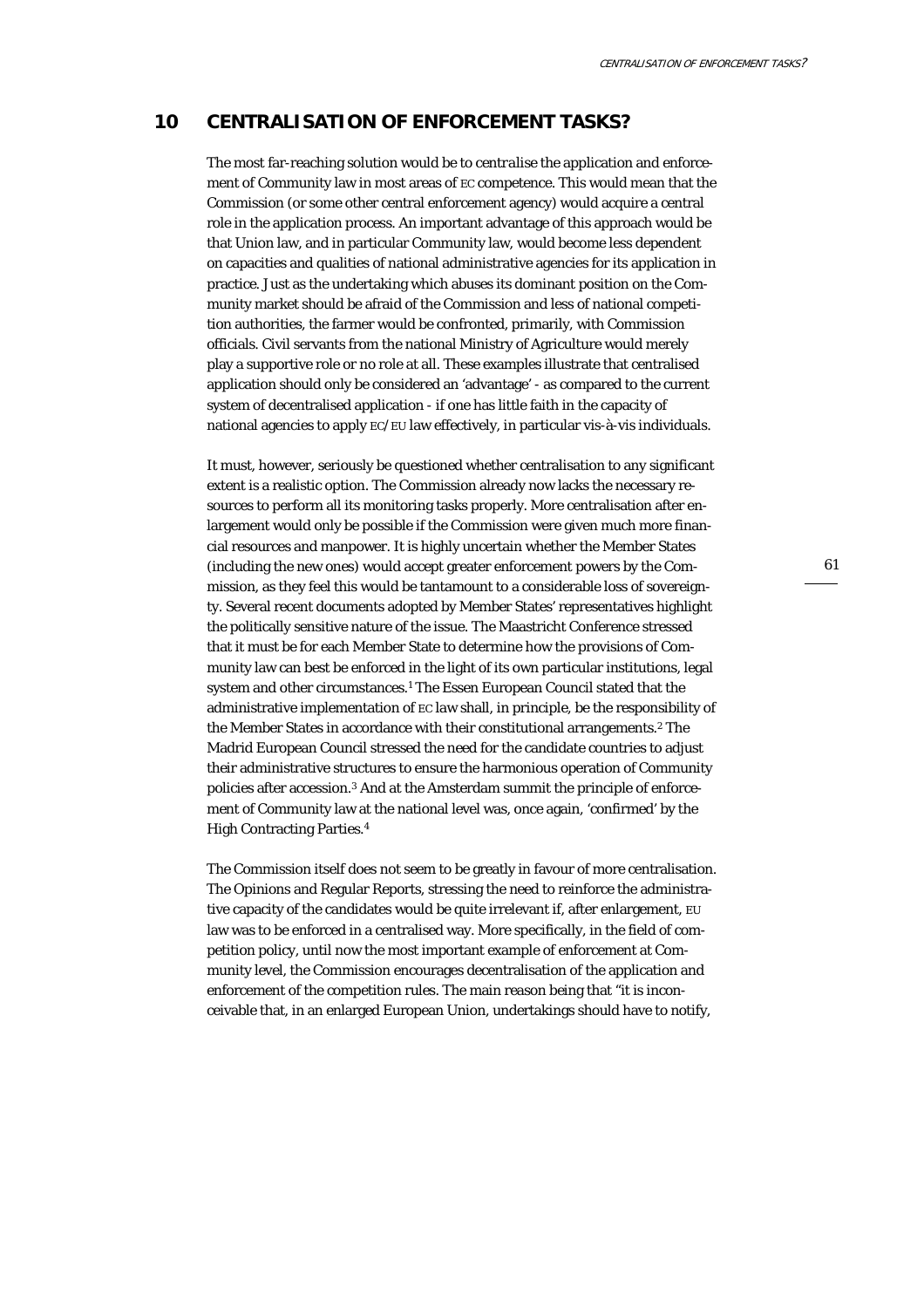# 10 CENTRALISATION OF ENFORCEMENT TASKS?

The most far-reaching solution would be to *centralise* the application and enforcement of Community law in most areas of EC competence. This would mean that the Commission (or some other central enforcement agency) would acquire a central role in the application process. An important advantage of this approach would be that Union law, and in particular Community law, would become less dependent on capacities and qualities of national administrative agencies for its application in practice. Just as the undertaking which abuses its dominant position on the Community market should be afraid of the Commission and less of national competition authorities, the farmer would be confronted, primarily, with Commission officials. Civil servants from the national Ministry of Agriculture would merely play a supportive role or no role at all. These examples illustrate that centralised application should only be considered an 'advantage' - as compared to the current system of decentralised application - if one has little faith in the capacity of national agencies to apply EC/EU law effectively, in particular vis-à-vis individuals.

It must, however, seriously be questioned whether centralisation to any significant extent is a realistic option. The Commission already now lacks the necessary resources to perform all its monitoring tasks properly. More centralisation after enlargement would only be possible if the Commission were given much more financial resources and manpower. It is highly uncertain whether the Member States (including the new ones) would accept greater enforcement powers by the Commission, as they feel this would be tantamount to a considerable loss of sovereignty. Several recent documents adopted by Member States' representatives highlight the politically sensitive nature of the issue. The Maastricht Conference stressed that it must be for each Member State to determine how the provisions of Community law can best be enforced in the light of its own particular institutions, legal system and other circumstances.[1] The Essen European Council stated that the administrative implementation of EC law shall, in principle, be the responsibility of the Member States in accordance with their constitutional arrangements.[2] The Madrid European Council stressed the need for the candidate countries to adjust their administrative structures to ensure the harmonious operation of Community policies after accession.[3] And at the Amsterdam summit the principle of enforcement of Community law at the national level was, once again, 'confirmed' by the High Contracting Parties.[4]

The Commission itself does not seem to be greatly in favour of more centralisation. The Opinions and Regular Reports, stressing the need to reinforce the administrative capacity of the candidates would be quite irrelevant if, after enlargement, EU law was to be enforced in a centralised way. More specifically, in the field of competition policy, until now the most important example of enforcement at Community level, the Commission encourages decentralisation of the application and enforcement of the competition rules. The main reason being that "it is inconceivable that, in an enlarged European Union, undertakings should have to notify,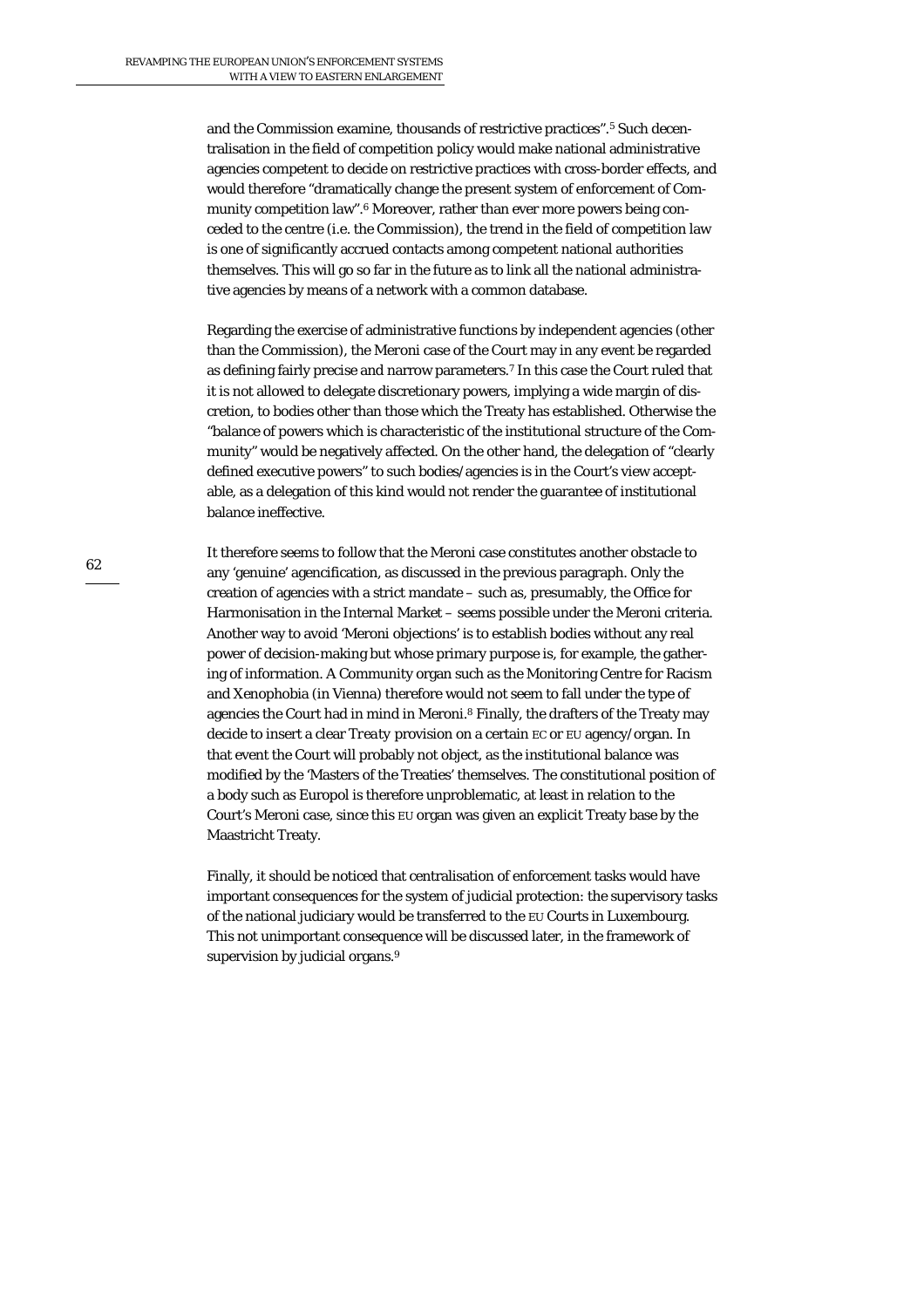and the Commission examine, thousands of restrictive practices".[5] Such decentralisation in the field of competition policy would make national administrative agencies competent to decide on restrictive practices with cross-border effects, and would therefore "dramatically change the present system of enforcement of Community competition law".[6] Moreover, rather than ever more powers being conceded to the centre (i.e. the Commission), the trend in the field of competition law is one of significantly accrued contacts among competent national authorities themselves. This will go so far in the future as to link all the national administrative agencies by means of a network with a common database.

Regarding the exercise of administrative functions by independent agencies (other than the Commission), the Meroni case of the Court may in any event be regarded as defining fairly precise and narrow parameters.[7] In this case the Court ruled that it is not allowed to delegate discretionary powers, implying a wide margin of discretion, to bodies other than those which the Treaty has established. Otherwise the "balance of powers which is characteristic of the institutional structure of the Community" would be negatively affected. On the other hand, the delegation of "clearly defined executive powers" to such bodies/agencies is in the Court's view acceptable, as a delegation of this kind would not render the guarantee of institutional balance ineffective.

It therefore seems to follow that the Meroni case constitutes another obstacle to any 'genuine' agencification, as discussed in the previous paragraph. Only the creation of agencies with a strict mandate – such as, presumably, the Office for Harmonisation in the Internal Market – seems possible under the Meroni criteria. Another way to avoid 'Meroni objections' is to establish bodies without any real power of decision-making but whose primary purpose is, for example, the gathering of information. A Community organ such as the Monitoring Centre for Racism and Xenophobia (in Vienna) therefore would not seem to fall under the type of agencies the Court had in mind in Meroni.[8] Finally, the drafters of the Treaty may decide to insert a clear *Treaty* provision on a certain EC or EU agency/organ. In that event the Court will probably not object, as the institutional balance was modified by the 'Masters of the Treaties' themselves. The constitutional position of a body such as Europol is therefore unproblematic, at least in relation to the Court's Meroni case, since this EU organ was given an explicit Treaty base by the Maastricht Treaty.

Finally, it should be noticed that centralisation of enforcement tasks would have important consequences for the system of judicial protection: the supervisory tasks of the national judiciary would be transferred to the EU Courts in Luxembourg. This not unimportant consequence will be discussed later, in the framework of supervision by judicial organs.[9]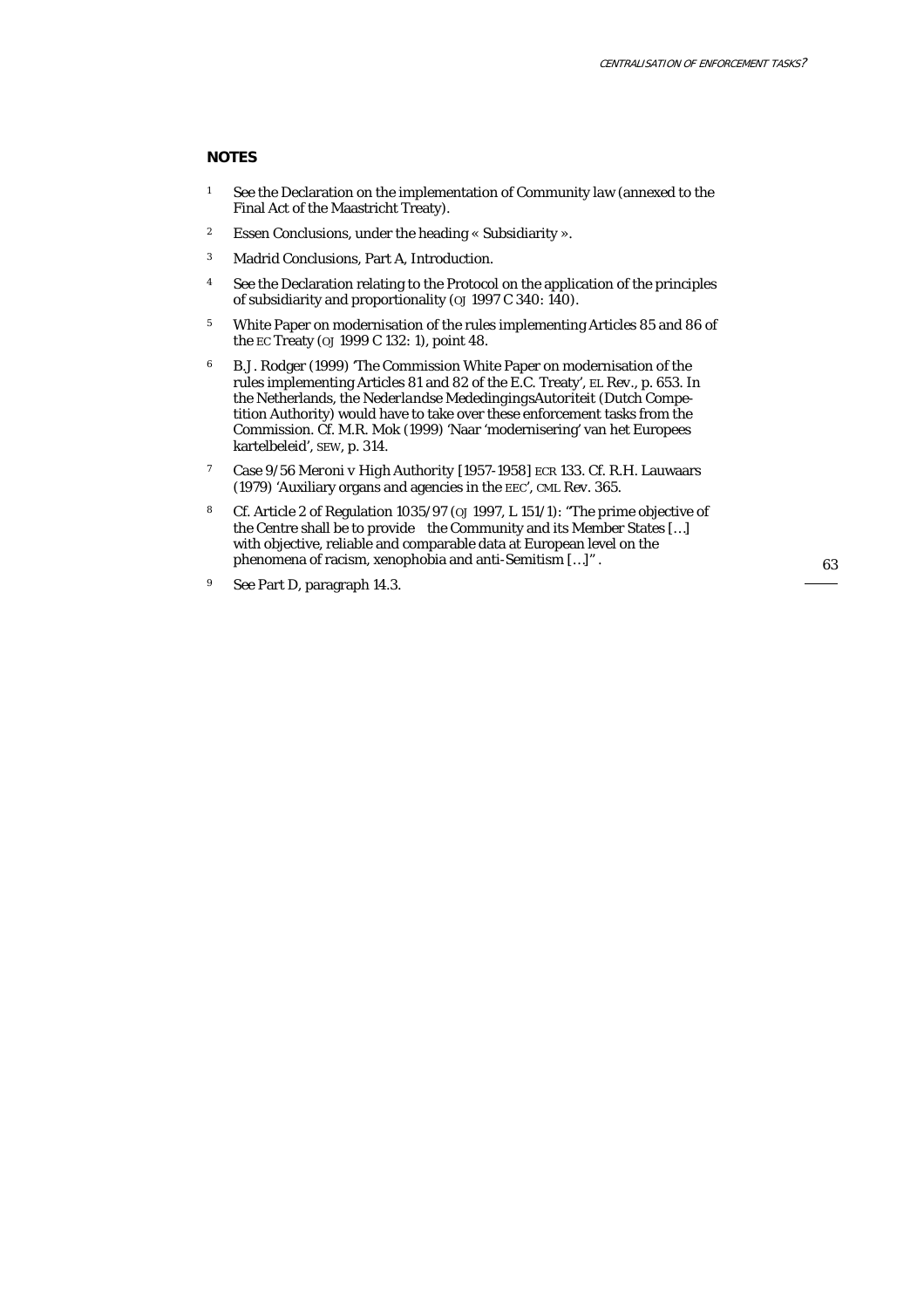## NOTES

1. See the Declaration on the implementation of Community law (annexed to the Final Act of the Maastricht Treaty).
2. Essen Conclusions, under the heading « Subsidiarity ».
3. Madrid Conclusions, Part A, Introduction.
4. See the Declaration relating to the Protocol on the application of the principles of subsidiarity and proportionality (OJ 1997 C 340: 140).
5. White Paper on modernisation of the rules implementing Articles 85 and 86 of the EC Treaty (OJ 1999 C 132: 1), point 48.
6. B.J. Rodger (1999) 'The Commission White Paper on modernisation of the rules implementing Articles 81 and 82 of the E.C. Treaty', EL Rev., p. 653. In the Netherlands, the *Nederlandse MededingingsAutoriteit* (Dutch Competition Authority) would have to take over these enforcement tasks from the Commission. Cf. M.R. Mok (1999) 'Naar 'modernisering' van het Europees kartelbeleid', SEW, p. 314.
7. Case 9/56 *Meroni v High Authority* [1957-1958] ECR 133. Cf. R.H. Lauwaars (1979) 'Auxiliary organs and agencies in the EEC', CML Rev. 365.
8. Cf. Article 2 of Regulation 1035/97 (OJ 1997, L 151/1): "The prime objective of the Centre shall be to provide the Community and its Member States […] with objective, reliable and comparable data at European level on the phenomena of racism, xenophobia and anti-Semitism […]".
9. See Part D, paragraph 14.3.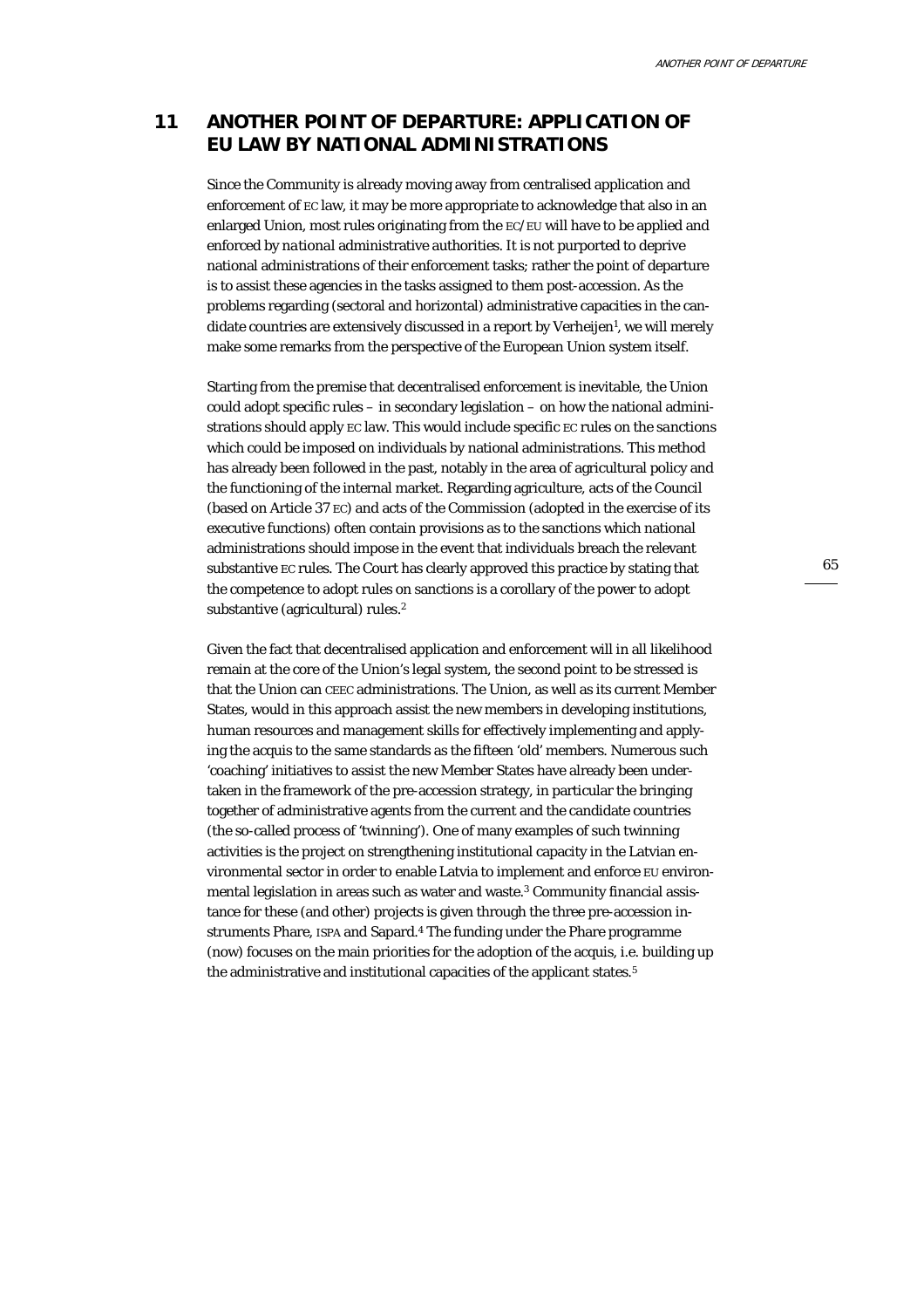## 11 ANOTHER POINT OF DEPARTURE: APPLICATION OF EU LAW BY NATIONAL ADMINISTRATIONS

Since the Community is already moving away from centralised application and enforcement of EC law, it may be more appropriate to acknowledge that also in an enlarged Union, most rules originating from the EC/EU will have to be applied and enforced by *national* administrative authorities. It is not purported to deprive national administrations of their enforcement tasks; rather the point of departure is to assist these agencies in the tasks assigned to them post-accession. As the problems regarding (sectoral and horizontal) administrative capacities in the candidate countries are extensively discussed in a report by Verheijen[1], we will merely make some remarks from the perspective of the European Union system itself.

Starting from the premise that decentralised enforcement is inevitable, the Union could adopt specific rules – in secondary legislation – on how the national administrations should apply EC law. This would include specific EC rules on the sanctions which could be imposed on individuals by national administrations. This method has already been followed in the past, notably in the area of agricultural policy and the functioning of the internal market. Regarding agriculture, acts of the Council (based on Article 37 EC) and acts of the Commission (adopted in the exercise of its executive functions) often contain provisions as to the sanctions which national administrations should impose in the event that individuals breach the relevant substantive EC rules. The Court has clearly approved this practice by stating that the competence to adopt rules on sanctions is a corollary of the power to adopt substantive (agricultural) rules.[2]

Given the fact that decentralised application and enforcement will in all likelihood remain at the core of the Union's legal system, the second point to be stressed is that the Union can CEEC administrations. The Union, as well as its current Member States, would in this approach assist the new members in developing institutions, human resources and management skills for effectively implementing and applying the acquis to the same standards as the fifteen 'old' members. Numerous such 'coaching' initiatives to assist the new Member States have already been undertaken in the framework of the pre-accession strategy, in particular the bringing together of administrative agents from the current and the candidate countries (the so-called process of 'twinning'). One of many examples of such twinning activities is the project on strengthening institutional capacity in the Latvian environmental sector in order to enable Latvia to implement and enforce EU environmental legislation in areas such as water and waste.[3] Community financial assistance for these (and other) projects is given through the three pre-accession instruments Phare, ISPA and Sapard.[4] The funding under the Phare programme (now) focuses on the main priorities for the adoption of the acquis, i.e. building up the administrative and institutional capacities of the applicant states.[5]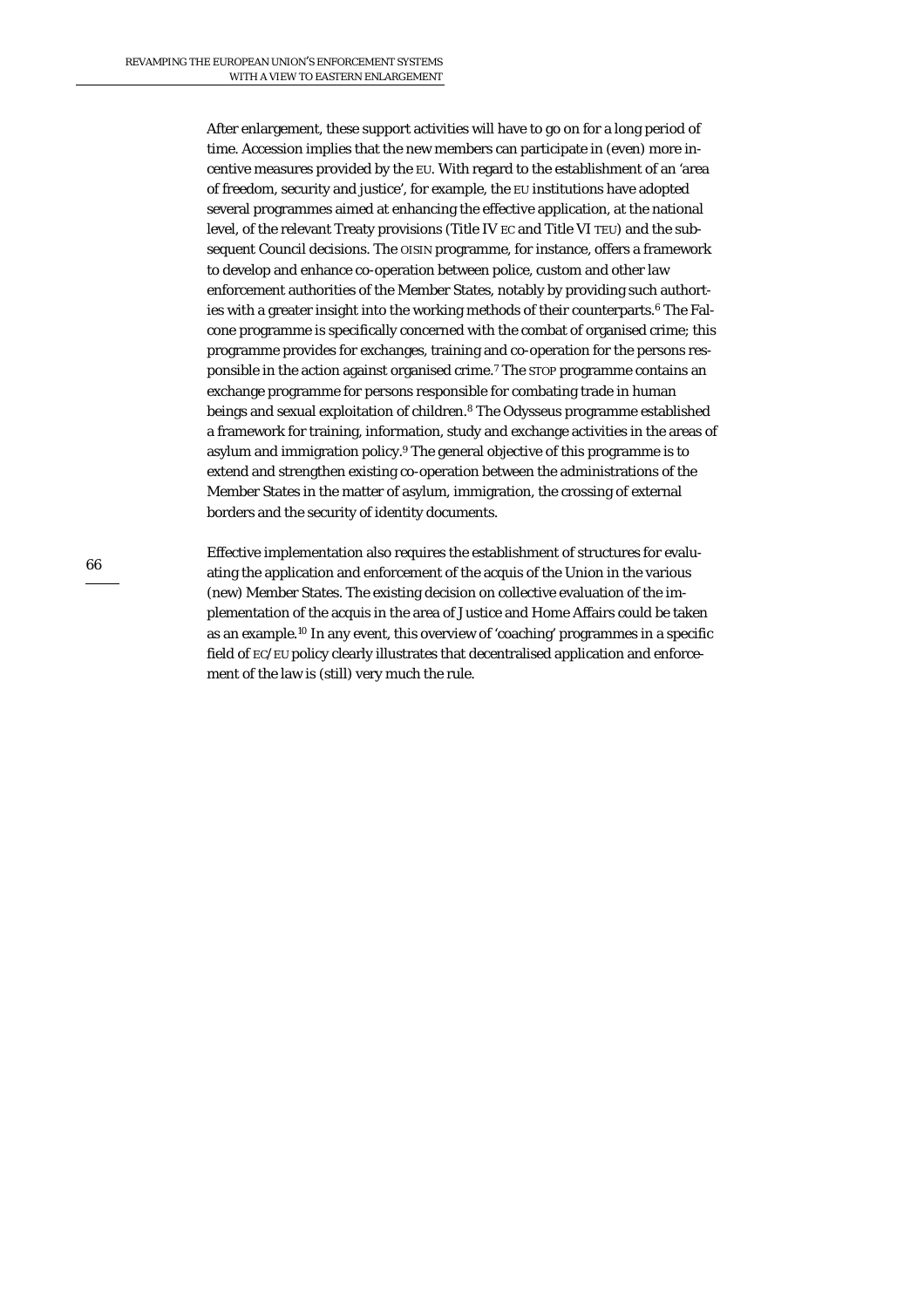After enlargement, these support activities will have to go on for a long period of time. Accession implies that the new members can participate in (even) more incentive measures provided by the EU. With regard to the establishment of an 'area of freedom, security and justice', for example, the EU institutions have adopted several programmes aimed at enhancing the effective application, at the national level, of the relevant Treaty provisions (Title IV EC and Title VI TEU) and the subsequent Council decisions. The OISIN programme, for instance, offers a framework to develop and enhance co-operation between police, custom and other law enforcement authorities of the Member States, notably by providing such authorties with a greater insight into the working methods of their counterparts.[6] The Falcone programme is specifically concerned with the combat of organised crime; this programme provides for exchanges, training and co-operation for the persons responsible in the action against organised crime.[7] The STOP programme contains an exchange programme for persons responsible for combating trade in human beings and sexual exploitation of children.[8] The Odysseus programme established a framework for training, information, study and exchange activities in the areas of asylum and immigration policy.[9] The general objective of this programme is to extend and strengthen existing co-operation between the administrations of the Member States in the matter of asylum, immigration, the crossing of external borders and the security of identity documents.

Effective implementation also requires the establishment of structures for evaluating the application and enforcement of the acquis of the Union in the various (new) Member States. The existing decision on collective evaluation of the implementation of the acquis in the area of Justice and Home Affairs could be taken as an example.[10] In any event, this overview of 'coaching' programmes in a specific field of EC/EU policy clearly illustrates that decentralised application and enforcement of the law is (still) very much the rule.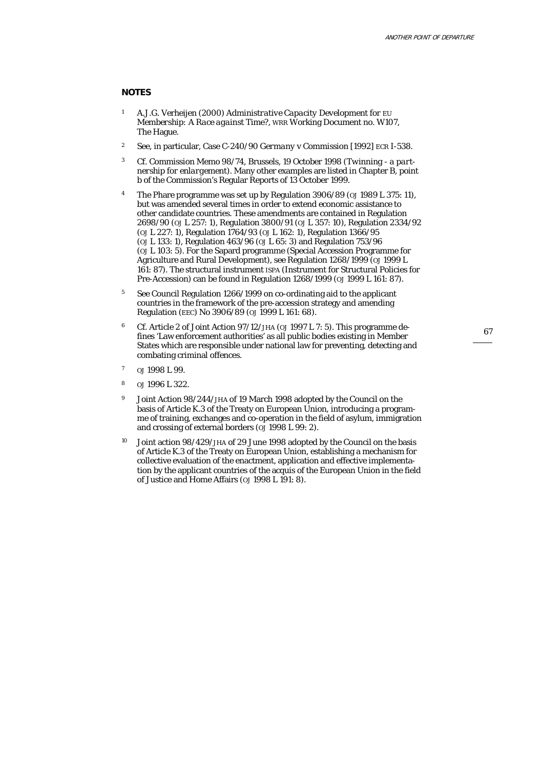## NOTES

1. A.J.G. Verheijen (2000) *Administrative Capacity Development for* EU *Membership: A Race against Time?*, WRR Working Document no. W107, The Hague.

2. See, in particular, Case C-240/90 *Germany v Commission* [1992] ECR I-538.

3. Cf. Commission Memo 98/74, Brussels, 19 October 1998 (*Twinning - a partnership for enlargement*). Many other examples are listed in Chapter B, point b of the Commission's Regular Reports of 13 October 1999.

4. The Phare programme was set up by Regulation 3906/89 (OJ 1989 L 375: 11), but was amended several times in order to extend economic assistance to other candidate countries. These amendments are contained in Regulation 2698/90 (OJ L 257: 1), Regulation 3800/91 (OJ L 357: 10), Regulation 2334/92 (OJ L 227: 1), Regulation 1764/93 (OJ L 162: 1), Regulation 1366/95 (OJ L 133: 1), Regulation 463/96 (OJ L 65: 3) and Regulation 753/96 (OJ L 103: 5). For the Sapard programme (Special Accession Programme for Agriculture and Rural Development), see Regulation 1268/1999 (OJ 1999 L 161: 87). The structural instrument ISPA (Instrument for Structural Policies for Pre-Accession) can be found in Regulation 1268/1999 (OJ 1999 L 161: 87).

5. See Council Regulation 1266/1999 on co-ordinating aid to the applicant countries in the framework of the pre-accession strategy and amending Regulation (EEC) No 3906/89 (OJ 1999 L 161: 68).

6. Cf. Article 2 of Joint Action 97/12/JHA (OJ 1997 L 7: 5). This programme defines 'Law enforcement authorities' as all public bodies existing in Member States which are responsible under national law for preventing, detecting and combating criminal offences.

7. OJ 1998 L 99.

8. OJ 1996 L 322.

9. Joint Action 98/244/JHA of 19 March 1998 adopted by the Council on the basis of Article K.3 of the Treaty on European Union, introducing a programme of training, exchanges and co-operation in the field of asylum, immigration and crossing of external borders (OJ 1998 L 99: 2).

10. Joint action 98/429/JHA of 29 June 1998 adopted by the Council on the basis of Article K.3 of the Treaty on European Union, establishing a mechanism for collective evaluation of the enactment, application and effective implementation by the applicant countries of the acquis of the European Union in the field of Justice and Home Affairs (OJ 1998 L 191: 8).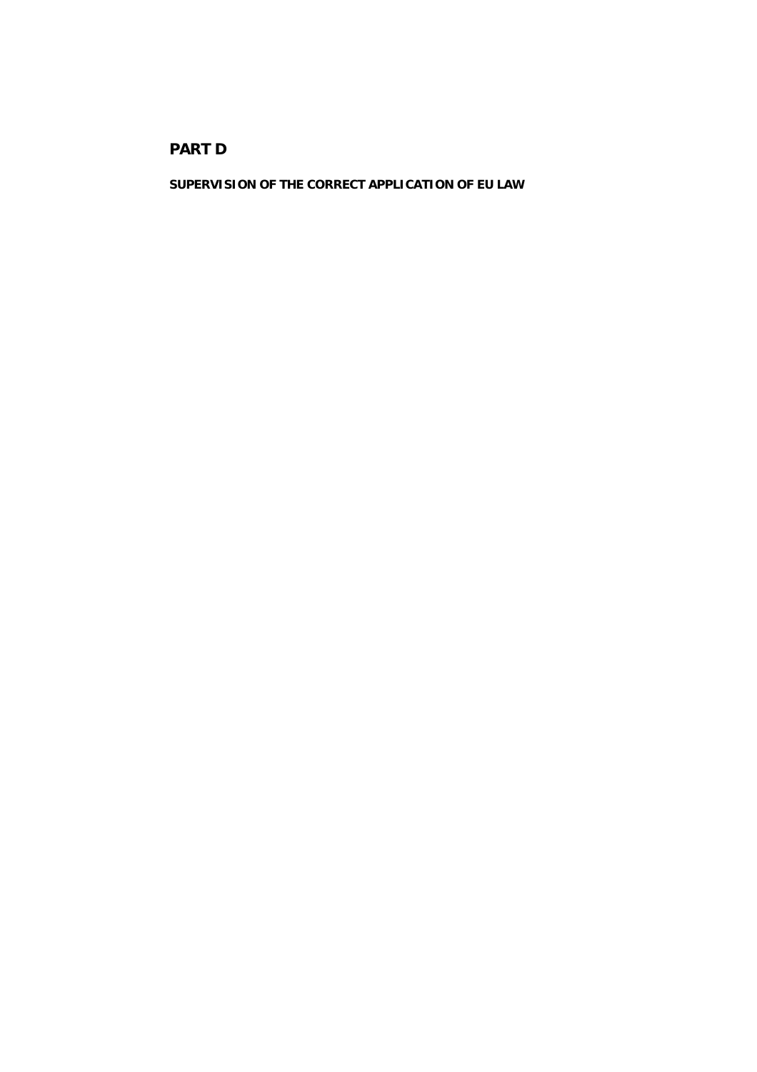# PART D

## SUPERVISION OF THE CORRECT APPLICATION OF EU LAW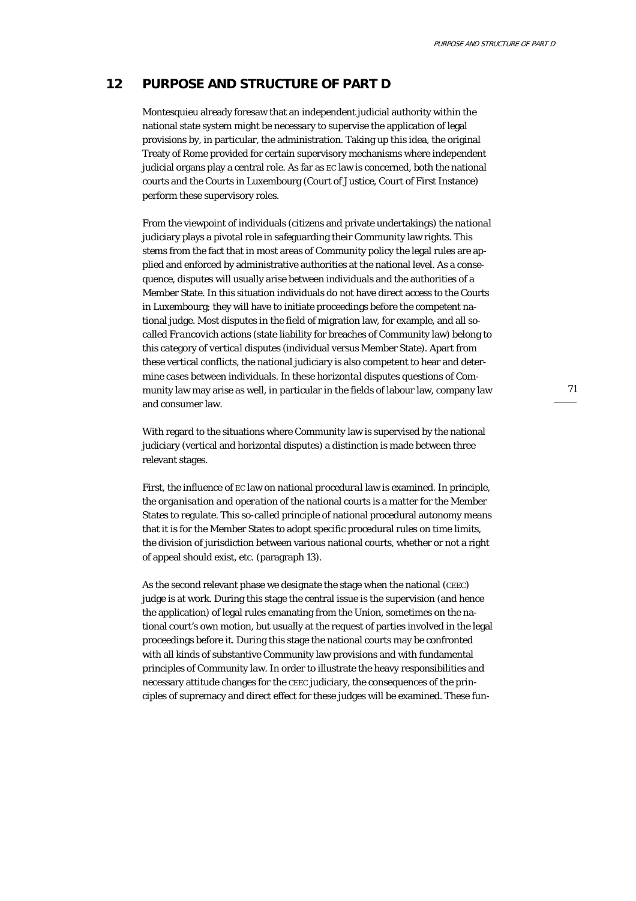## 12 PURPOSE AND STRUCTURE OF PART D

Montesquieu already foresaw that an independent judicial authority within the national state system might be necessary to supervise the application of legal provisions by, in particular, the administration. Taking up this idea, the original Treaty of Rome provided for certain supervisory mechanisms where independent judicial organs play a central role. As far as EC law is concerned, both the national courts and the Courts in Luxembourg (Court of Justice, Court of First Instance) perform these supervisory roles.

From the viewpoint of individuals (citizens and private undertakings) the *national* judiciary plays a pivotal role in safeguarding their Community law rights. This stems from the fact that in most areas of Community policy the legal rules are applied and enforced by administrative authorities at the national level. As a consequence, disputes will usually arise between individuals and the authorities of a Member State. In this situation individuals do not have direct access to the Courts in Luxembourg; they will have to initiate proceedings before the competent national judge. Most disputes in the field of migration law, for example, and all so-called *Francovich* actions (state liability for breaches of Community law) belong to this category of *vertical* disputes (individual versus Member State). Apart from these vertical conflicts, the national judiciary is also competent to hear and determine cases between individuals. In these *horizontal* disputes questions of Community law may arise as well, in particular in the fields of labour law, company law and consumer law.

With regard to the situations where Community law is supervised by the national judiciary (vertical and horizontal disputes) a distinction is made between three relevant stages.

First, the influence of EC law on national *procedural* law is examined. In principle, the *organisation and operation* of the national courts is a matter for the Member States to regulate. This so-called principle of national procedural autonomy means that it is for the Member States to adopt specific procedural rules on time limits, the division of jurisdiction between various national courts, whether or not a right of appeal should exist, etc. (paragraph 13).

As the second relevant phase we designate the stage when the national (CEEC) judge is at work. During this stage the central issue is the supervision (and hence the application) of legal rules emanating from the Union, sometimes on the national court's own motion, but usually at the request of parties involved in the legal proceedings before it. During this stage the national courts may be confronted with all kinds of substantive Community law provisions and with fundamental principles of Community law. In order to illustrate the heavy responsibilities and necessary attitude changes for the CEEC judiciary, the consequences of the principles of supremacy and direct effect for these judges will be examined. These fun-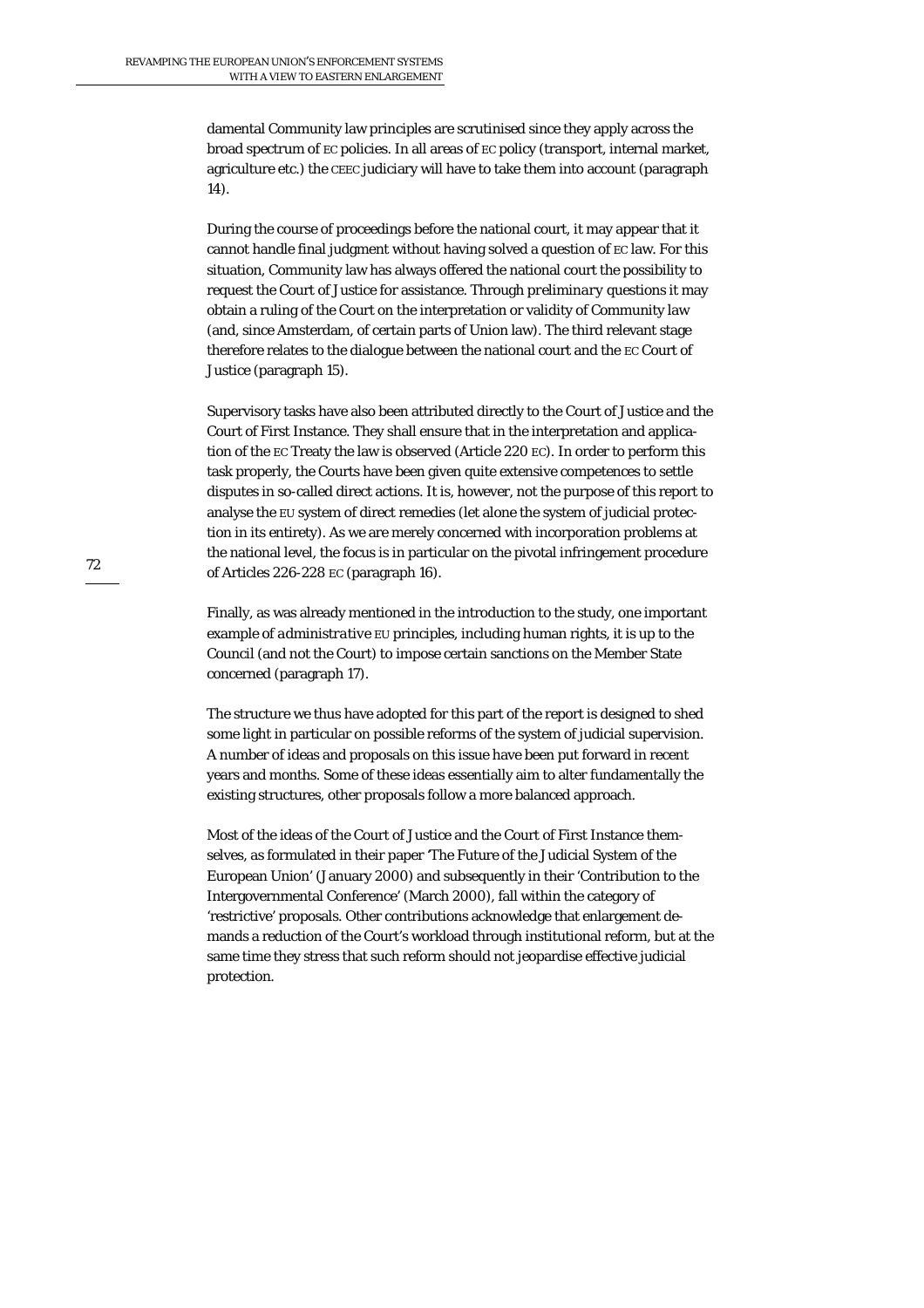damental Community law principles are scrutinised since they apply across the broad spectrum of EC policies. In all areas of EC policy (transport, internal market, agriculture etc.) the CEEC judiciary will have to take them into account (paragraph 14).

During the course of proceedings before the national court, it may appear that it cannot handle final judgment without having solved a question of EC law. For this situation, Community law has always offered the national court the possibility to request the Court of Justice for assistance. Through *preliminary* questions it may obtain a ruling of the Court on the interpretation or validity of Community law (and, since Amsterdam, of certain parts of Union law). The third relevant stage therefore relates to the dialogue between the national court and the EC Court of Justice (paragraph 15).

Supervisory tasks have also been attributed directly to the Court of Justice and the Court of First Instance. They shall ensure that in the interpretation and application of the EC Treaty the law is observed (Article 220 EC). In order to perform this task properly, the Courts have been given quite extensive competences to settle disputes in so-called direct actions. It is, however, not the purpose of this report to analyse the EU system of direct remedies (let alone the system of judicial protection in its entirety). As we are merely concerned with incorporation problems at the national level, the focus is in particular on the pivotal infringement procedure of Articles 226-228 EC (paragraph 16).

Finally, as was already mentioned in the introduction to the study, one important example of *administrative* EU principles, including human rights, it is up to the Council (and not the Court) to impose certain sanctions on the Member State concerned (paragraph 17).

The structure we thus have adopted for this part of the report is designed to shed some light in particular on possible reforms of the system of judicial supervision. A number of ideas and proposals on this issue have been put forward in recent years and months. Some of these ideas essentially aim to alter fundamentally the existing structures, other proposals follow a more balanced approach.

Most of the ideas of the Court of Justice and the Court of First Instance themselves, as formulated in their paper 'The Future of the Judicial System of the European Union' (January 2000) and subsequently in their 'Contribution to the Intergovernmental Conference' (March 2000), fall within the category of 'restrictive' proposals. Other contributions acknowledge that enlargement demands a reduction of the Court's workload through institutional reform, but at the same time they stress that such reform should not jeopardise effective judicial protection.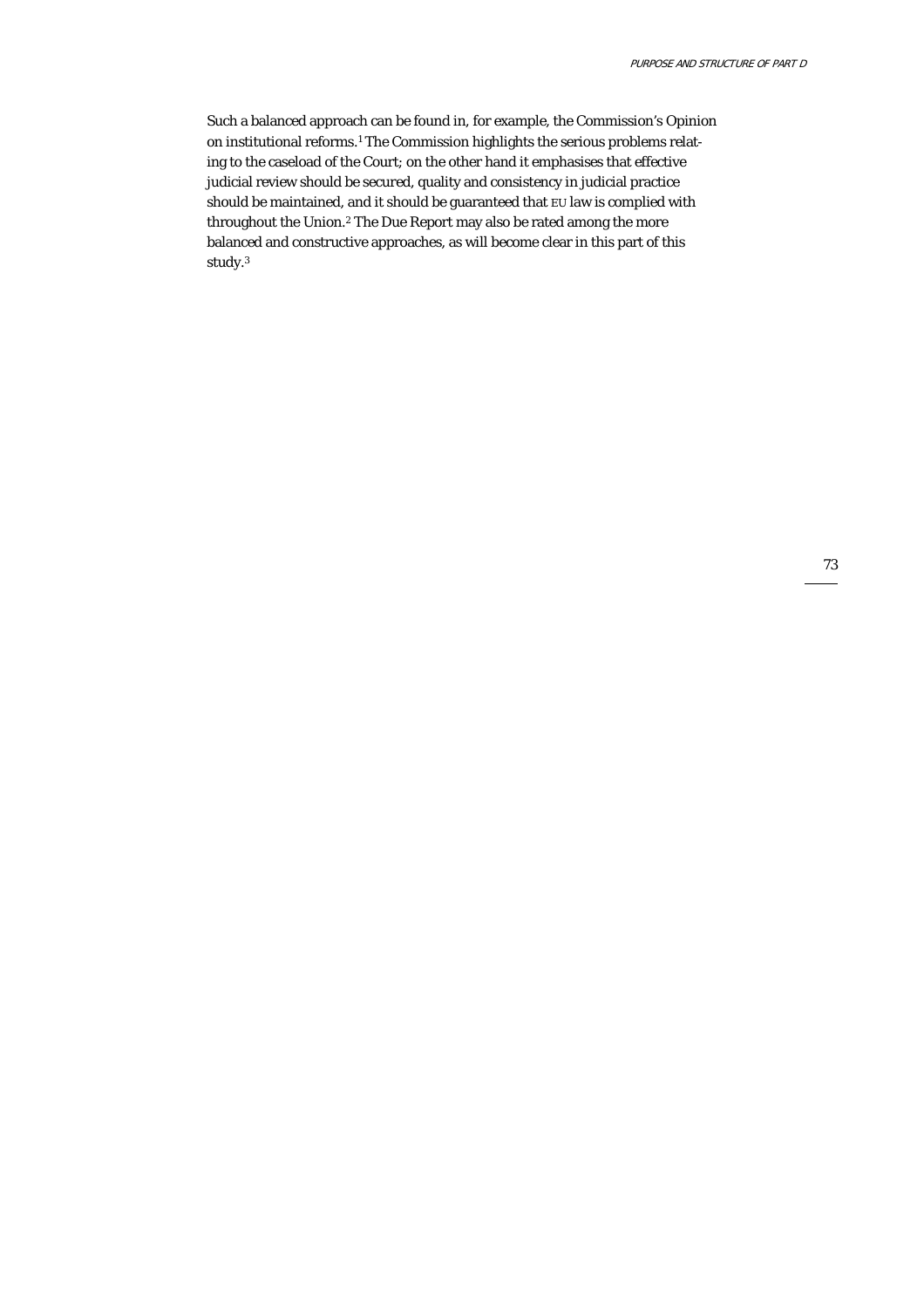Such a balanced approach can be found in, for example, the Commission's Opinion on institutional reforms.[1] The Commission highlights the serious problems relating to the caseload of the Court; on the other hand it emphasises that effective judicial review should be secured, quality and consistency in judicial practice should be maintained, and it should be guaranteed that EU law is complied with throughout the Union.[2] The Due Report may also be rated among the more balanced and constructive approaches, as will become clear in this part of this study.[3]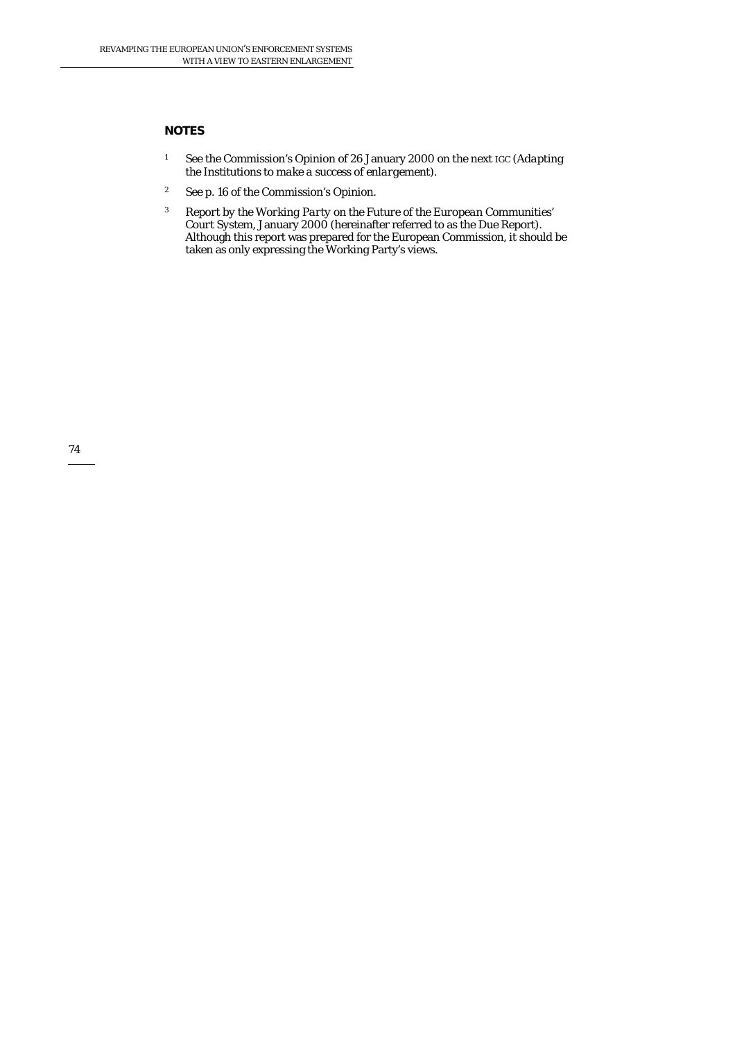## NOTES

1. See the Commission's Opinion of 26 January 2000 on the next IGC (*Adapting the Institutions to make a success of enlargement*).
2. See p. 16 of the Commission's Opinion.
3. *Report by the Working Party on the Future of the European Communities' Court System*, January 2000 (hereinafter referred to as the Due Report). Although this report was prepared for the European Commission, it should be taken as only expressing the Working Party's views.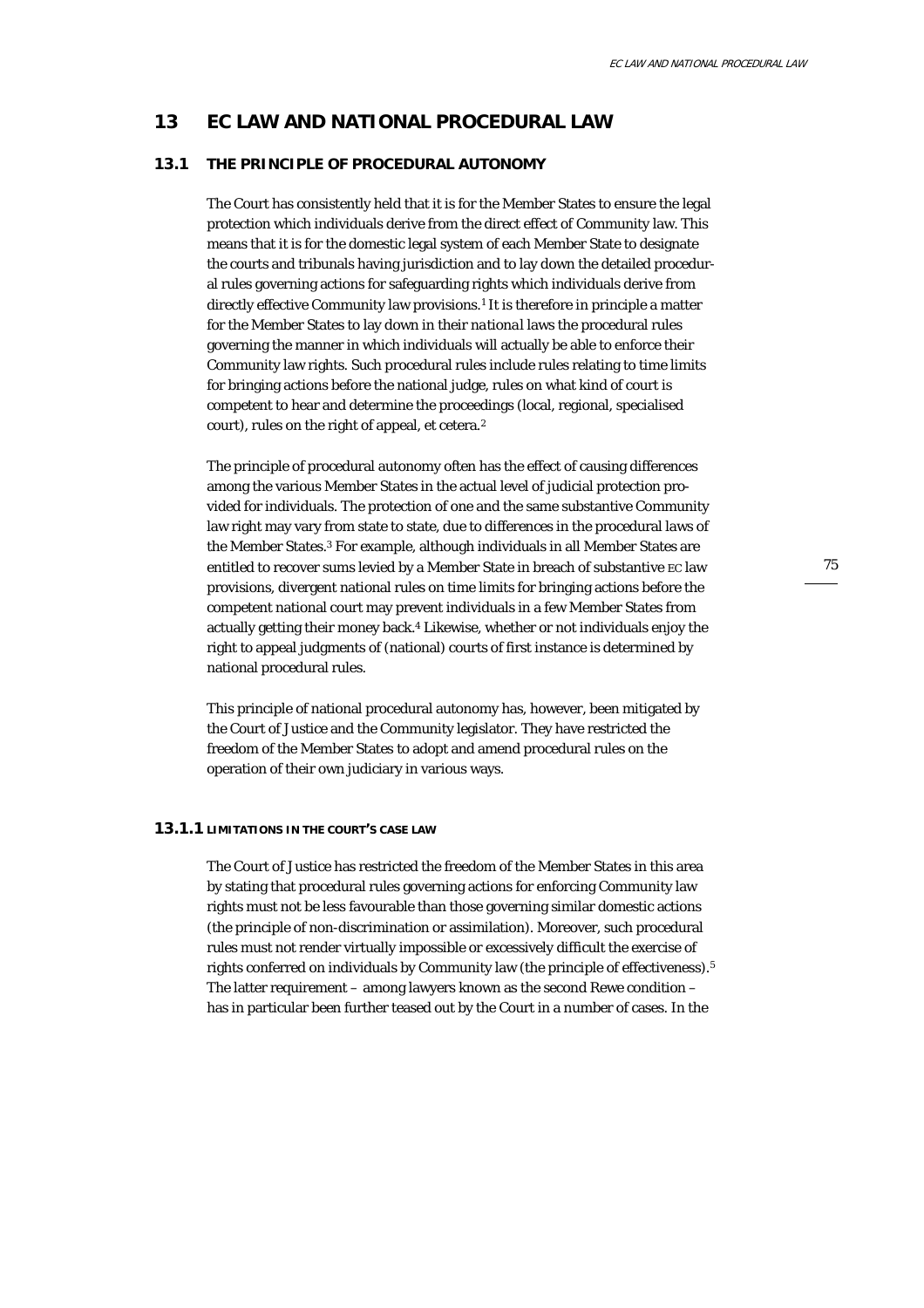# 13 EC LAW AND NATIONAL PROCEDURAL LAW

## 13.1 THE PRINCIPLE OF PROCEDURAL AUTONOMY

The Court has consistently held that it is for the Member States to ensure the legal protection which individuals derive from the direct effect of Community law. This means that it is for the domestic legal system of each Member State to designate the courts and tribunals having jurisdiction and to lay down the detailed procedural rules governing actions for safeguarding rights which individuals derive from directly effective Community law provisions.[1] It is therefore in principle a matter for the Member States to lay down in their *national* laws the procedural rules governing the manner in which individuals will actually be able to enforce their Community law rights. Such procedural rules include rules relating to time limits for bringing actions before the national judge, rules on what kind of court is competent to hear and determine the proceedings (local, regional, specialised court), rules on the right of appeal, et cetera.[2]

The principle of procedural autonomy often has the effect of causing differences among the various Member States in the actual level of judicial protection provided for individuals. The protection of one and the same substantive Community law right may vary from state to state, due to differences in the procedural laws of the Member States.[3] For example, although individuals in all Member States are entitled to recover sums levied by a Member State in breach of substantive EC law provisions, divergent national rules on time limits for bringing actions before the competent national court may prevent individuals in a few Member States from actually getting their money back.[4] Likewise, whether or not individuals enjoy the right to appeal judgments of (national) courts of first instance is determined by national procedural rules.

This principle of national procedural autonomy has, however, been mitigated by the Court of Justice and the Community legislator. They have restricted the freedom of the Member States to adopt and amend procedural rules on the operation of their own judiciary in various ways.

### 13.1.1 LIMITATIONS IN THE COURT'S CASE LAW

The Court of Justice has restricted the freedom of the Member States in this area by stating that procedural rules governing actions for enforcing Community law rights must not be less favourable than those governing similar domestic actions (the principle of non-discrimination or assimilation). Moreover, such procedural rules must not render virtually impossible or excessively difficult the exercise of rights conferred on individuals by Community law (the principle of effectiveness).[5] The latter requirement – among lawyers known as the second Rewe condition – has in particular been further teased out by the Court in a number of cases. In the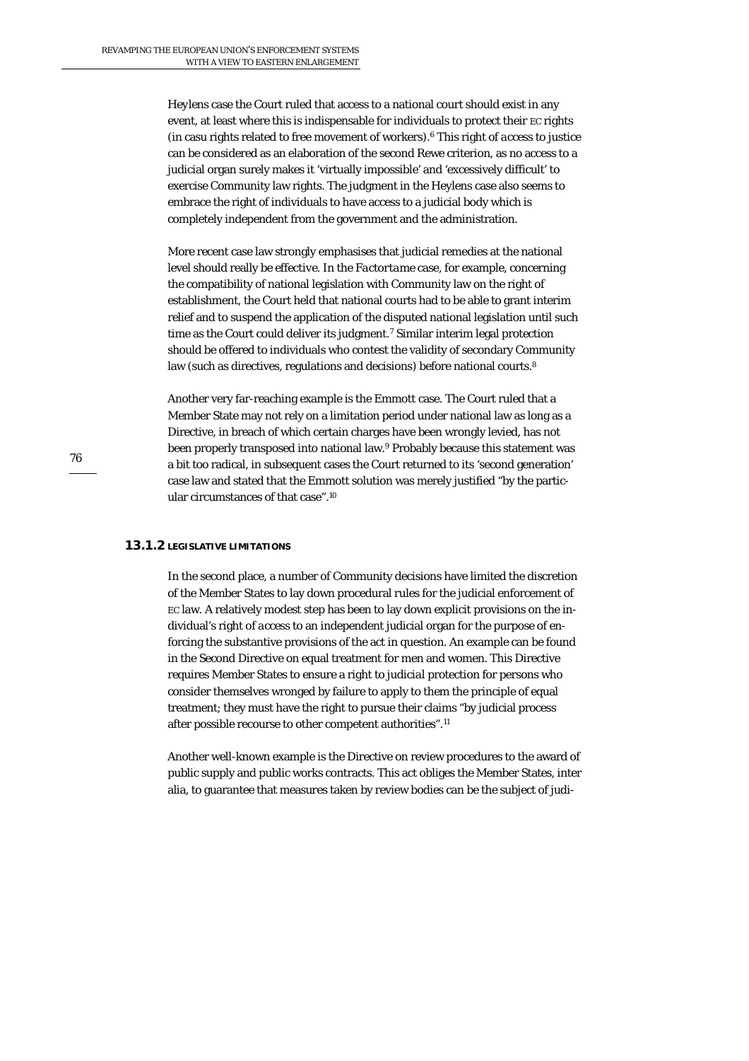Heylens case the Court ruled that access to a national court should exist in any event, at least where this is indispensable for individuals to protect their EC rights (in casu rights related to free movement of workers).[6] This right of *access to justice* can be considered as an elaboration of the second Rewe criterion, as no access to a judicial organ surely makes it 'virtually impossible' and 'excessively difficult' to exercise Community law rights. The judgment in the Heylens case also seems to embrace the right of individuals to have access to a judicial body which is completely independent from the government and the administration.

More recent case law strongly emphasises that judicial remedies at the national level should really be effective. In the *Factortame* case, for example, concerning the compatibility of national legislation with Community law on the right of establishment, the Court held that national courts had to be able to grant interim relief and to suspend the application of the disputed national legislation until such time as the Court could deliver its judgment.[7] Similar interim legal protection should be offered to individuals who contest the validity of secondary Community law (such as directives, regulations and decisions) before national courts.[8]

Another very far-reaching example is the Emmott case. The Court ruled that a Member State may not rely on a limitation period under national law as long as a Directive, in breach of which certain charges have been wrongly levied, has not been properly transposed into national law.[9] Probably because this statement was a bit too radical, in subsequent cases the Court returned to its 'second generation' case law and stated that the Emmott solution was merely justified "by the particular circumstances of that case".[10]

### 13.1.2 LEGISLATIVE LIMITATIONS

In the second place, a number of Community decisions have limited the discretion of the Member States to lay down procedural rules for the judicial enforcement of EC law. A relatively modest step has been to lay down explicit provisions on the individual's right of *access* to an independent judicial organ for the purpose of enforcing the substantive provisions of the act in question. An example can be found in the Second Directive on equal treatment for men and women. This Directive requires Member States to ensure a right to judicial protection for persons who consider themselves wronged by failure to apply to them the principle of equal treatment; they must have the right to pursue their claims "by judicial process after possible recourse to other competent authorities".[11]

Another well-known example is the Directive on review procedures to the award of public supply and public works contracts. This act obliges the Member States, inter alia, to guarantee that measures taken by review bodies can be the subject of judi-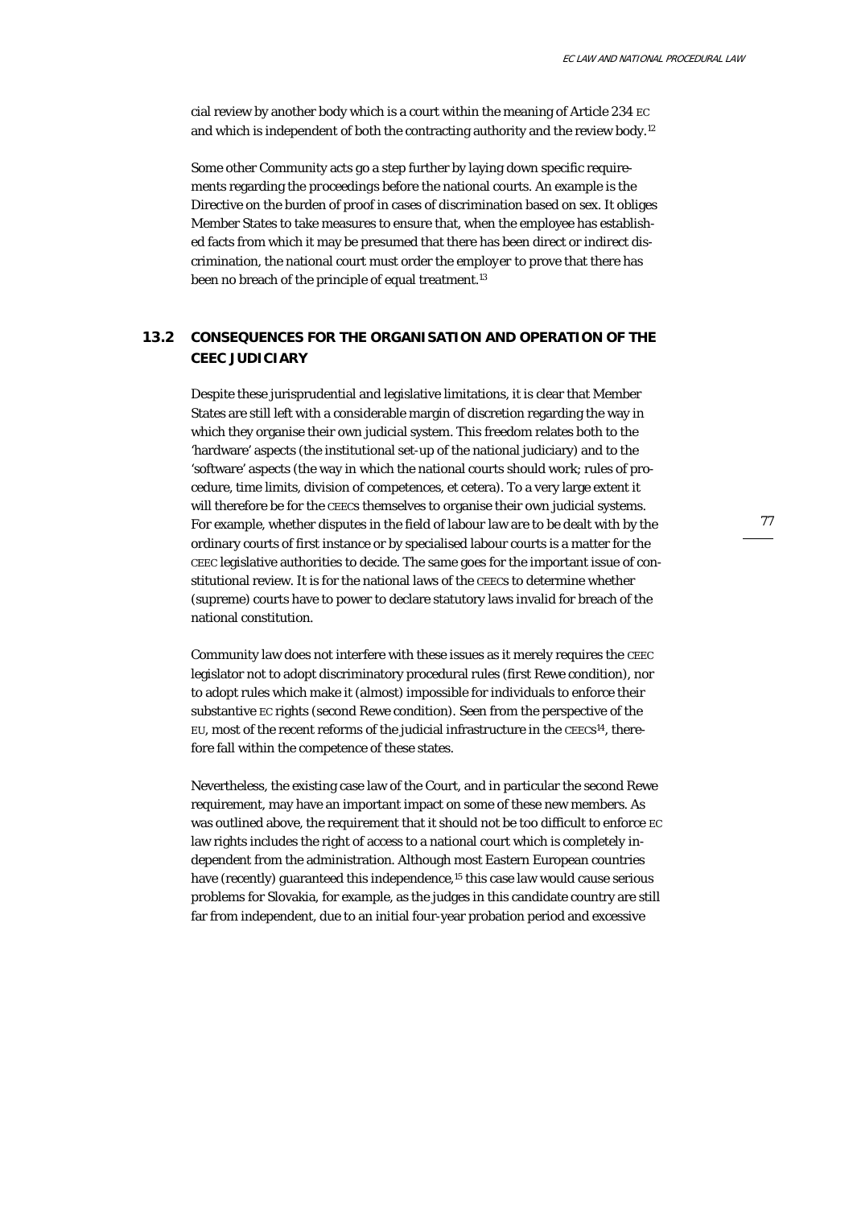cial review by another body which is a court within the meaning of Article 234 EC and which is independent of both the contracting authority and the review body.[12]

Some other Community acts go a step further by laying down specific requirements regarding the *proceedings* before the national courts. An example is the Directive on the burden of proof in cases of discrimination based on sex. It obliges Member States to take measures to ensure that, when the employee has established facts from which it may be presumed that there has been direct or indirect discrimination, the national court must order the employer to prove that there has been no breach of the principle of equal treatment.[13]

## 13.2 CONSEQUENCES FOR THE ORGANISATION AND OPERATION OF THE CEEC JUDICIARY

Despite these jurisprudential and legislative limitations, it is clear that Member States are still left with a considerable margin of discretion regarding the way in which they organise their own judicial system. This freedom relates both to the 'hardware' aspects (the institutional set-up of the national judiciary) and to the 'software' aspects (the way in which the national courts should work; rules of procedure, time limits, division of competences, et cetera). To a very large extent it will therefore be for the CEECs themselves to organise their own judicial systems. For example, whether disputes in the field of labour law are to be dealt with by the ordinary courts of first instance or by specialised labour courts is a matter for the CEEC legislative authorities to decide. The same goes for the important issue of constitutional review. It is for the national laws of the CEECs to determine whether (supreme) courts have to power to declare statutory laws invalid for breach of the national constitution.

Community law does not interfere with these issues as it merely requires the CEEC legislator not to adopt discriminatory procedural rules (first Rewe condition), nor to adopt rules which make it (almost) impossible for individuals to enforce their substantive EC rights (second Rewe condition). Seen from the perspective of the EU, most of the recent reforms of the judicial infrastructure in the CEECs[14], therefore fall within the competence of these states.

Nevertheless, the existing case law of the Court, and in particular the second Rewe requirement, may have an important impact on some of these new members. As was outlined above, the requirement that it should not be too difficult to enforce EC law rights includes the right of access to a national court which is completely independent from the administration. Although most Eastern European countries have (recently) guaranteed this independence,[15] this case law would cause serious problems for Slovakia, for example, as the judges in this candidate country are still far from independent, due to an initial four-year probation period and excessive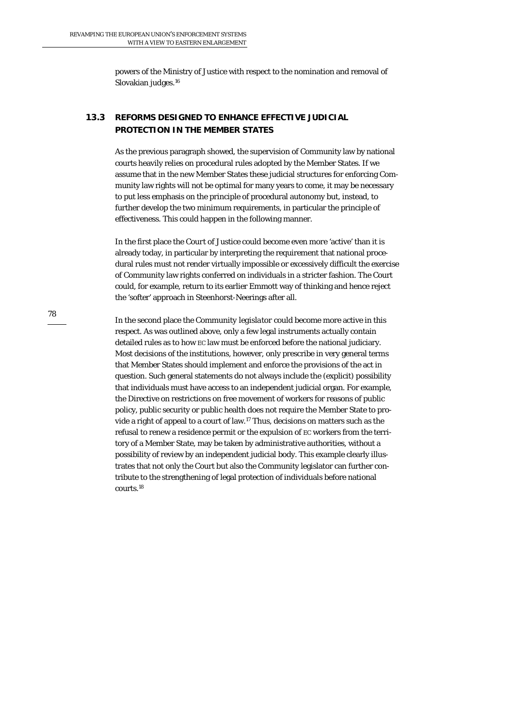powers of the Ministry of Justice with respect to the nomination and removal of Slovakian judges.[16]

## 13.3 REFORMS DESIGNED TO ENHANCE EFFECTIVE JUDICIAL PROTECTION IN THE MEMBER STATES

As the previous paragraph showed, the supervision of Community law by national courts heavily relies on procedural rules adopted by the Member States. If we assume that in the new Member States these judicial structures for enforcing Community law rights will not be optimal for many years to come, it may be necessary to put less emphasis on the principle of procedural autonomy but, instead, to further develop the two minimum requirements, in particular the principle of effectiveness. This could happen in the following manner.

In the first place the *Court of Justice* could become even more 'active' than it is already today, in particular by interpreting the requirement that national procedural rules must not render virtually impossible or excessively difficult the exercise of Community law rights conferred on individuals in a stricter fashion. The Court could, for example, return to its earlier Emmott way of thinking and hence reject the 'softer' approach in Steenhorst-Neerings after all.

In the second place the *Community legislator* could become more active in this respect. As was outlined above, only a few legal instruments actually contain detailed rules as to how EC law must be enforced before the national judiciary. Most decisions of the institutions, however, only prescribe in very general terms that Member States should implement and enforce the provisions of the act in question. Such general statements do not always include the (explicit) possibility that individuals must have access to an independent judicial organ. For example, the Directive on restrictions on free movement of workers for reasons of public policy, public security or public health does not require the Member State to provide a right of appeal to a court of law.[17] Thus, decisions on matters such as the refusal to renew a residence permit or the expulsion of EC workers from the territory of a Member State, may be taken by administrative authorities, without a possibility of review by an independent judicial body. This example clearly illustrates that not only the Court but also the Community legislator can further contribute to the strengthening of legal protection of individuals before national courts.[18]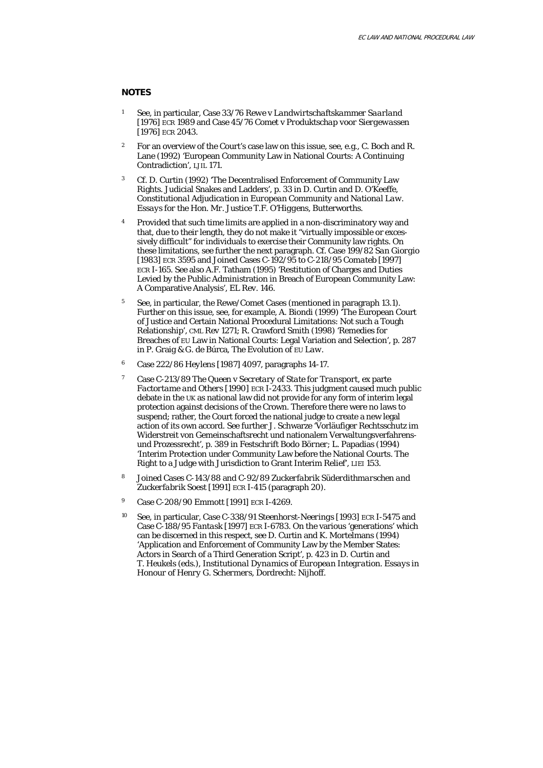## NOTES

1. See, in particular, Case 33/76 *Rewe v Landwirtschaftskammer Saarland* [1976] ECR 1989 and Case 45/76 *Comet v Produktschap voor Siergewassen* [1976] ECR 2043.

2. For an overview of the Court's case law on this issue, see, e.g., C. Boch and R. Lane (1992) 'European Community Law in National Courts: A Continuing Contradiction', LJIL 171.

3. Cf. D. Curtin (1992) 'The Decentralised Enforcement of Community Law Rights. Judicial Snakes and Ladders', p. 33 in D. Curtin and D. O'Keeffe, *Constitutional Adjudication in European Community and National Law. Essays for the Hon. Mr. Justice T.F. O'Higgens*, Butterworths.

4. Provided that such time limits are applied in a non-discriminatory way and that, due to their length, they do not make it "virtually impossible or excessively difficult" for individuals to exercise their Community law rights. On these limitations, see further the next paragraph. Cf. Case 199/82 *San Giorgio* [1983] ECR 3595 and Joined Cases C-192/95 to C-218/95 *Comateb* [1997] ECR I-165. See also A.F. Tatham (1995) 'Restitution of Charges and Duties Levied by the Public Administration in Breach of European Community Law: A Comparative Analysis', EL Rev. 146.

5. See, in particular, the Rewe/Comet Cases (mentioned in paragraph 13.1). Further on this issue, see, for example, A. Biondi (1999) 'The European Court of Justice and Certain National Procedural Limitations: Not such a Tough Relationship', CML Rev 1271; R. Crawford Smith (1998) 'Remedies for Breaches of EU Law in National Courts: Legal Variation and Selection', p. 287 in P. Graig & G. de Búrca, The Evolution of *EU Law*.

6. Case 222/86 Heylens [1987] 4097, paragraphs 14-17.

7. Case C-213/89 *The Queen v Secretary of State for Transport, ex parte Factortame and Others* [1990] ECR I-2433. This judgment caused much public debate in the UK as national law did not provide for any form of interim legal protection against decisions of the Crown. Therefore there were no laws to suspend; rather, the Court forced the national judge to create a new legal action of its own accord. See further J. Schwarze 'Vorläufiger Rechtsschutz im Widerstreit von Gemeinschaftsrecht und nationalem Verwaltungsverfahrens- und Prozessrecht', p. 389 in Festschrift Bodo Börner; L. Papadias (1994) 'Interim Protection under Community Law before the National Courts. The Right to a Judge with Jurisdiction to Grant Interim Relief', LIEI 153.

8. Joined Cases C-143/88 and C-92/89 *Zuckerfabrik Süderdithmarschen and Zuckerfabrik Soest* [1991] ECR I-415 (paragraph 20).

9. Case C-208/90 Emmott [1991] ECR I-4269.

10. See, in particular, Case C-338/91 *Steenhorst-Neerings* [1993] ECR I-5475 and Case C-188/95 *Fantask* [1997] ECR I-6783. On the various 'generations' which can be discerned in this respect, see D. Curtin and K. Mortelmans (1994) 'Application and Enforcement of Community Law by the Member States: Actors in Search of a Third Generation Script', p. 423 in D. Curtin and T. Heukels (eds.), *Institutional Dynamics of European Integration. Essays in Honour of Henry G. Schermers*, Dordrecht: Nijhoff.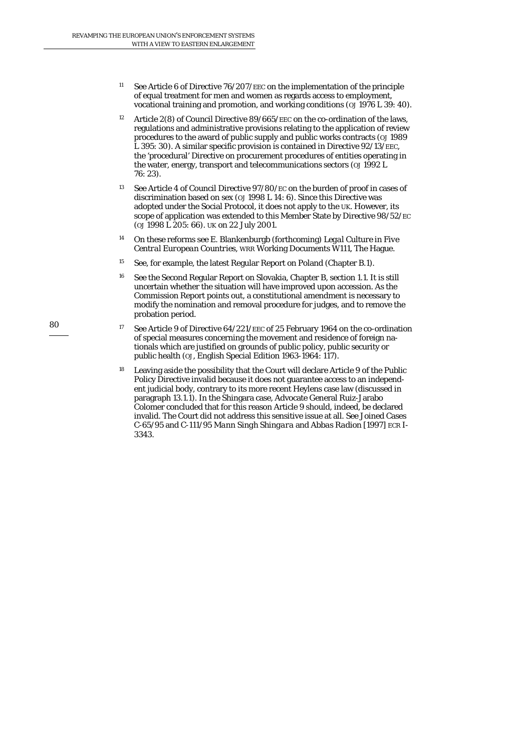11 See Article 6 of Directive 76/207/EEC on the implementation of the principle of equal treatment for men and women as regards access to employment, vocational training and promotion, and working conditions (OJ 1976 L 39: 40).

12 Article 2(8) of Council Directive 89/665/EEC on the co-ordination of the laws, regulations and administrative provisions relating to the application of review procedures to the award of public supply and public works contracts (OJ 1989 L 395: 30). A similar specific provision is contained in Directive 92/13/EEC, the 'procedural' Directive on procurement procedures of entities operating in the water, energy, transport and telecommunications sectors (OJ 1992 L 76: 23).

13 See Article 4 of Council Directive 97/80/EC on the burden of proof in cases of discrimination based on sex (OJ 1998 L 14: 6). Since this Directive was adopted under the Social Protocol, it does not apply to the UK. However, its scope of application was extended to this Member State by Directive 98/52/EC (OJ 1998 L 205: 66). UK on 22 July 2001.

14 On these reforms see E. Blankenburgb (forthcoming) *Legal Culture in Five Central European Countries*, WRR Working Documents W111, The Hague.

15 See, for example, the latest Regular Report on Poland (Chapter B.1).

16 See the Second Regular Report on Slovakia, Chapter B, section 1.1. It is still uncertain whether the situation will have improved upon accession. As the Commission Report points out, a constitutional amendment is necessary to modify the nomination and removal procedure for judges, and to remove the probation period.

17 See Article 9 of Directive 64/221/EEC of 25 February 1964 on the co-ordination of special measures concerning the movement and residence of foreign nationals which are justified on grounds of public policy, public security or public health (OJ, English Special Edition 1963-1964: 117).

18 Leaving aside the possibility that the Court will declare Article 9 of the Public Policy Directive invalid because it does not guarantee access to an independent judicial body, contrary to its more recent Heylens case law (discussed in paragraph 13.1.1). In the Shingara case, Advocate General Ruiz-Jarabo Colomer concluded that for this reason Article 9 should, indeed, be declared invalid. The Court did not address this sensitive issue at all. See Joined Cases C-65/95 and C-111/95 *Mann Singh Shingara and Abbas Radion* [1997] ECR I-3343.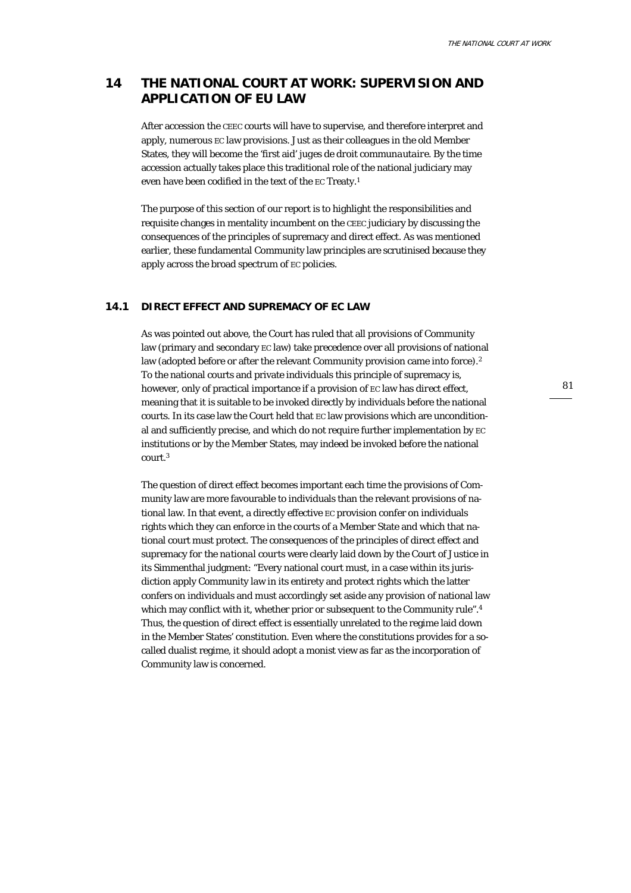# 14 THE NATIONAL COURT AT WORK: SUPERVISION AND APPLICATION OF EU LAW

After accession the CEEC courts will have to supervise, and therefore interpret and apply, numerous EC law provisions. Just as their colleagues in the old Member States, they will become the 'first aid' *juges de droit communautaire*. By the time accession actually takes place this traditional role of the national judiciary may even have been codified in the text of the EC Treaty.[1]

The purpose of this section of our report is to highlight the responsibilities and requisite changes in mentality incumbent on the CEEC judiciary by discussing the consequences of the principles of supremacy and direct effect. As was mentioned earlier, these fundamental Community law principles are scrutinised because they apply across the broad spectrum of EC policies.

## 14.1 DIRECT EFFECT AND SUPREMACY OF EC LAW

As was pointed out above, the Court has ruled that all provisions of Community law (primary and secondary EC law) take precedence over all provisions of national law (adopted before or after the relevant Community provision came into force).[2] To the national courts and private individuals this principle of supremacy is, however, only of practical importance if a provision of EC law has *direct effect*, meaning that it is suitable to be invoked directly by individuals before the national courts. In its case law the Court held that EC law provisions which are unconditional and sufficiently precise, and which do not require further implementation by EC institutions or by the Member States, may indeed be invoked before the national court.[3]

The question of direct effect becomes important each time the provisions of Community law are more favourable to individuals than the relevant provisions of national law. In that event, a directly effective EC provision confer on individuals rights which they can enforce in the courts of a Member State and which that national court must protect. The consequences of the principles of direct effect and supremacy *for the national courts* were clearly laid down by the Court of Justice in its Simmenthal judgment: "Every national court must, in a case within its jurisdiction apply Community law in its entirety and protect rights which the latter confers on individuals and must accordingly set aside any provision of national law which may conflict with it, whether prior or subsequent to the Community rule".[4] Thus, the question of direct effect is essentially unrelated to the regime laid down in the Member States' constitution. Even where the constitutions provides for a so-called dualist regime, it should adopt a monist view as far as the incorporation of Community law is concerned.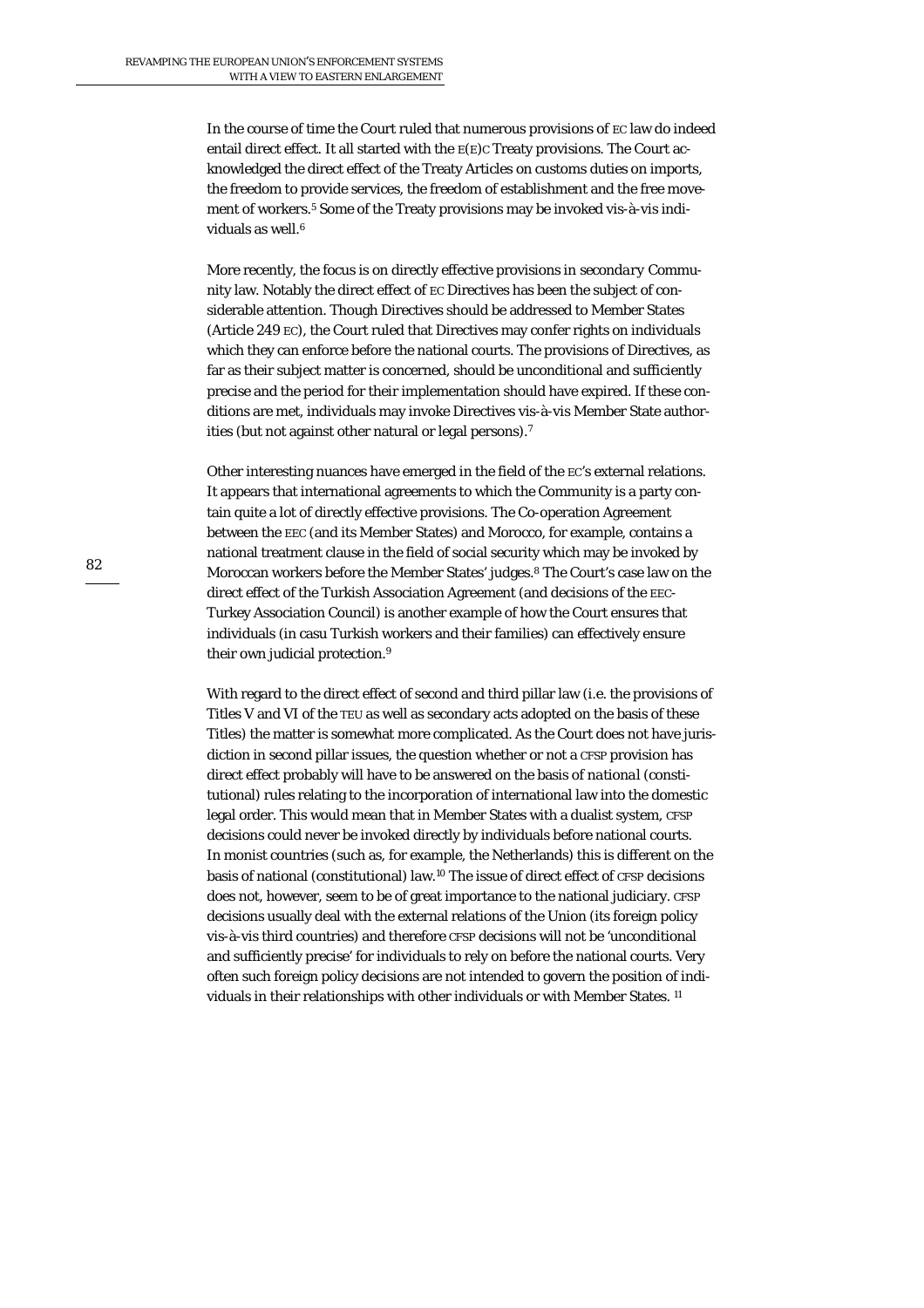In the course of time the Court ruled that numerous provisions of EC law do indeed entail direct effect. It all started with the E(E)C Treaty provisions. The Court acknowledged the direct effect of the Treaty Articles on customs duties on imports, the freedom to provide services, the freedom of establishment and the free movement of workers.[5] Some of the Treaty provisions may be invoked vis-à-vis individuals as well.[6]

More recently, the focus is on directly effective provisions in *secondary* Community law. Notably the direct effect of EC Directives has been the subject of considerable attention. Though Directives should be addressed to Member States (Article 249 EC), the Court ruled that Directives may confer rights on individuals which they can enforce before the national courts. The provisions of Directives, as far as their subject matter is concerned, should be unconditional and sufficiently precise and the period for their implementation should have expired. If these conditions are met, individuals may invoke Directives vis-à-vis Member State authorities (but not against other natural or legal persons).[7]

Other interesting nuances have emerged in the field of the EC's external relations. It appears that international agreements to which the Community is a party contain quite a lot of directly effective provisions. The Co-operation Agreement between the EEC (and its Member States) and Morocco, for example, contains a national treatment clause in the field of social security which may be invoked by Moroccan workers before the Member States' judges.[8] The Court's case law on the direct effect of the Turkish Association Agreement (and decisions of the EEC-Turkey Association Council) is another example of how the Court ensures that individuals (in casu Turkish workers and their families) can effectively ensure their own judicial protection.[9]

With regard to the direct effect of second and third pillar law (i.e. the provisions of Titles V and VI of the TEU as well as secondary acts adopted on the basis of these Titles) the matter is somewhat more complicated. As the Court does not have jurisdiction in second pillar issues, the question whether or not a CFSP provision has direct effect probably will have to be answered on the basis of *national* (constitutional) rules relating to the incorporation of international law into the domestic legal order. This would mean that in Member States with a dualist system, CFSP decisions could never be invoked directly by individuals before national courts. In monist countries (such as, for example, the Netherlands) this is different on the basis of national (constitutional) law.[10] The issue of direct effect of CFSP decisions does not, however, seem to be of great importance to the national judiciary. CFSP decisions usually deal with the external relations of the Union (its foreign policy vis-à-vis third countries) and therefore CFSP decisions will not be 'unconditional and sufficiently precise' for individuals to rely on before the national courts. Very often such foreign policy decisions are not intended to govern the position of individuals in their relationships with other individuals or with Member States. [11]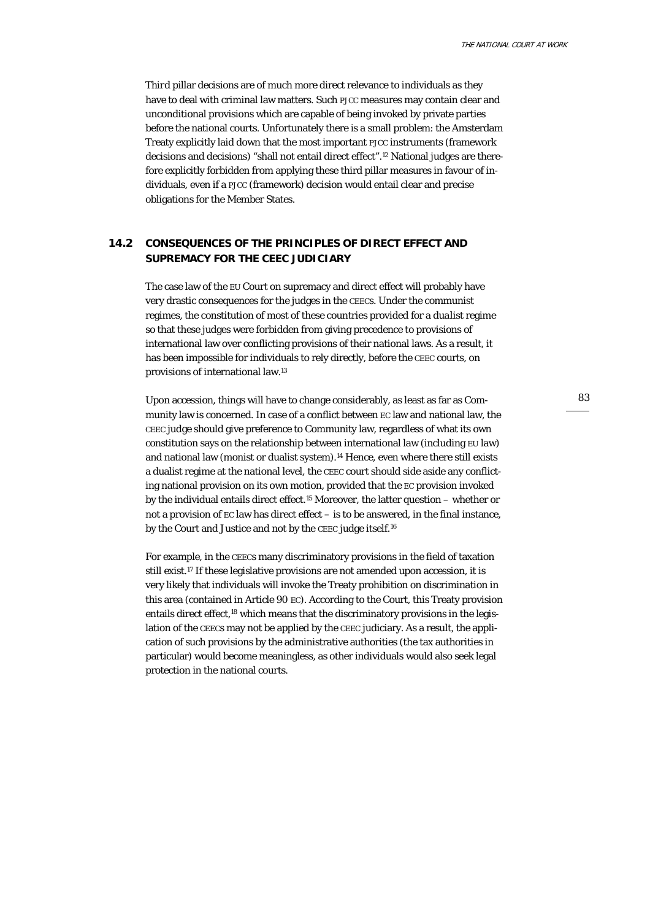Third pillar decisions are of much more direct relevance to individuals as they have to deal with criminal law matters. Such PJCC measures may contain clear and unconditional provisions which are capable of being invoked by private parties before the national courts. Unfortunately there is a small problem: the Amsterdam Treaty explicitly laid down that the most important PJCC instruments (framework decisions and decisions) "shall not entail direct effect".[12] National judges are therefore explicitly forbidden from applying these third pillar measures in favour of individuals, even if a PJCC (framework) decision would entail clear and precise obligations for the Member States.

## 14.2 CONSEQUENCES OF THE PRINCIPLES OF DIRECT EFFECT AND SUPREMACY FOR THE CEEC JUDICIARY

The case law of the EU Court on supremacy and direct effect will probably have very drastic consequences for the judges in the CEECs. Under the communist regimes, the constitution of most of these countries provided for a *dualist* regime so that these judges were forbidden from giving precedence to provisions of international law over conflicting provisions of their national laws. As a result, it has been impossible for individuals to rely directly, before the CEEC courts, on provisions of international law.[13]

Upon accession, things will have to change considerably, as least as far as Community law is concerned. In case of a conflict between EC law and national law, the CEEC judge should give preference to Community law, regardless of what its own constitution says on the relationship between international law (including EU law) and national law (monist or dualist system).[14] Hence, even where there still exists a dualist regime at the national level, the CEEC court should side aside any conflicting national provision on its own motion, provided that the EC provision invoked by the individual entails direct effect.[15] Moreover, the latter question – whether or not a provision of EC law has direct effect – is to be answered, in the final instance, by the Court and Justice and not by the CEEC judge itself.[16]

For example, in the CEECs many discriminatory provisions in the field of taxation still exist.[17] If these legislative provisions are not amended upon accession, it is very likely that individuals will invoke the Treaty prohibition on discrimination in this area (contained in Article 90 EC). According to the Court, this Treaty provision entails direct effect,[18] which means that the discriminatory provisions in the legislation of the CEECs may not be applied by the CEEC judiciary. As a result, the application of such provisions by the administrative authorities (the tax authorities in particular) would become meaningless, as other individuals would also seek legal protection in the national courts.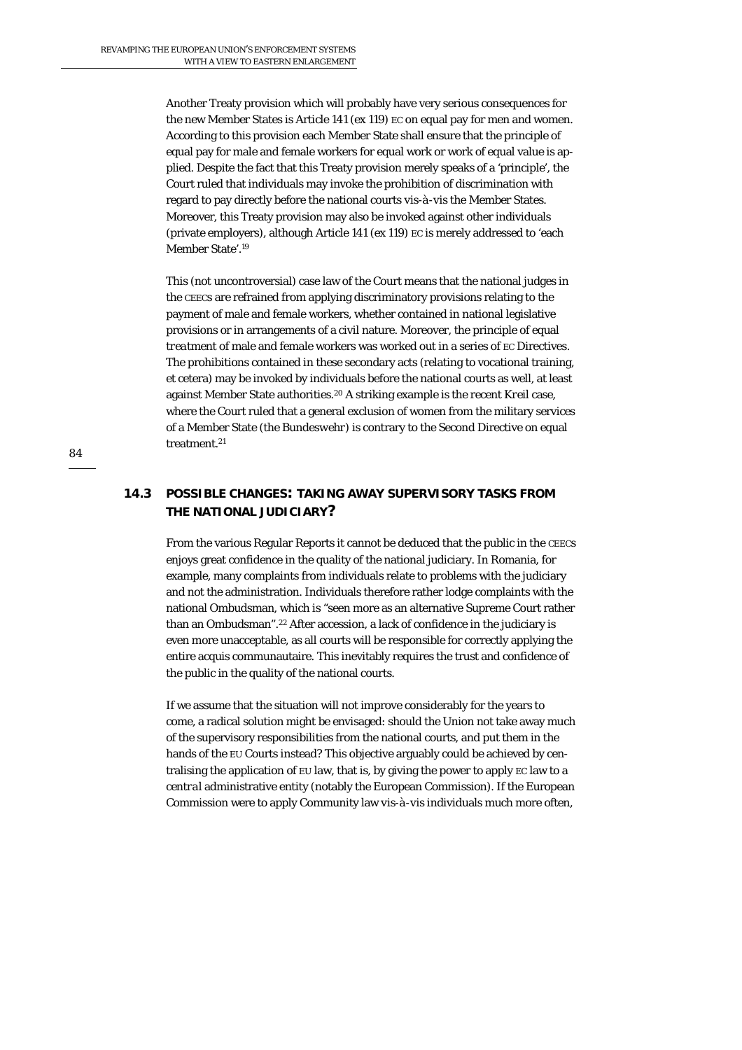Another Treaty provision which will probably have very serious consequences for the new Member States is Article 141 (ex 119) EC on equal pay for men and women. According to this provision each Member State shall ensure that the principle of equal pay for male and female workers for equal work or work of equal value is applied. Despite the fact that this Treaty provision merely speaks of a 'principle', the Court ruled that individuals may invoke the prohibition of discrimination with regard to pay directly before the national courts vis-à-vis the Member States. Moreover, this Treaty provision may also be invoked against other individuals (private employers), although Article 141 (ex 119) EC is merely addressed to 'each Member State'.[19]

This (not uncontroversial) case law of the Court means that the national judges in the CEECs are refrained from applying discriminatory provisions relating to the payment of male and female workers, whether contained in national legislative provisions or in arrangements of a civil nature. Moreover, the principle of equal *treatment* of male and female workers was worked out in a series of EC Directives. The prohibitions contained in these secondary acts (relating to vocational training, et cetera) may be invoked by individuals before the national courts as well, at least against Member State authorities.[20] A striking example is the recent *Kreil* case, where the Court ruled that a general exclusion of women from the military services of a Member State (the Bundeswehr) is contrary to the Second Directive on equal treatment.[21]

## 14.3 POSSIBLE CHANGES: TAKING AWAY SUPERVISORY TASKS FROM THE NATIONAL JUDICIARY?

From the various Regular Reports it cannot be deduced that the public in the CEECs enjoys great confidence in the quality of the national judiciary. In Romania, for example, many complaints from individuals relate to problems with the judiciary and not the administration. Individuals therefore rather lodge complaints with the national Ombudsman, which is "seen more as an alternative Supreme Court rather than an Ombudsman".[22] After accession, a lack of confidence in the judiciary is even more unacceptable, as all courts will be responsible for correctly applying the entire acquis communautaire. This inevitably requires the trust and confidence of the public in the quality of the national courts.

If we assume that the situation will not improve considerably for the years to come, a radical solution might be envisaged: should the Union not take away much of the supervisory responsibilities from the national courts, and put them in the hands of the EU Courts instead? This objective arguably could be achieved by centralising the application of EU law, that is, by giving the power to apply EC law to a *central* administrative entity (notably the European Commission). If the European Commission were to apply Community law vis-à-vis individuals much more often,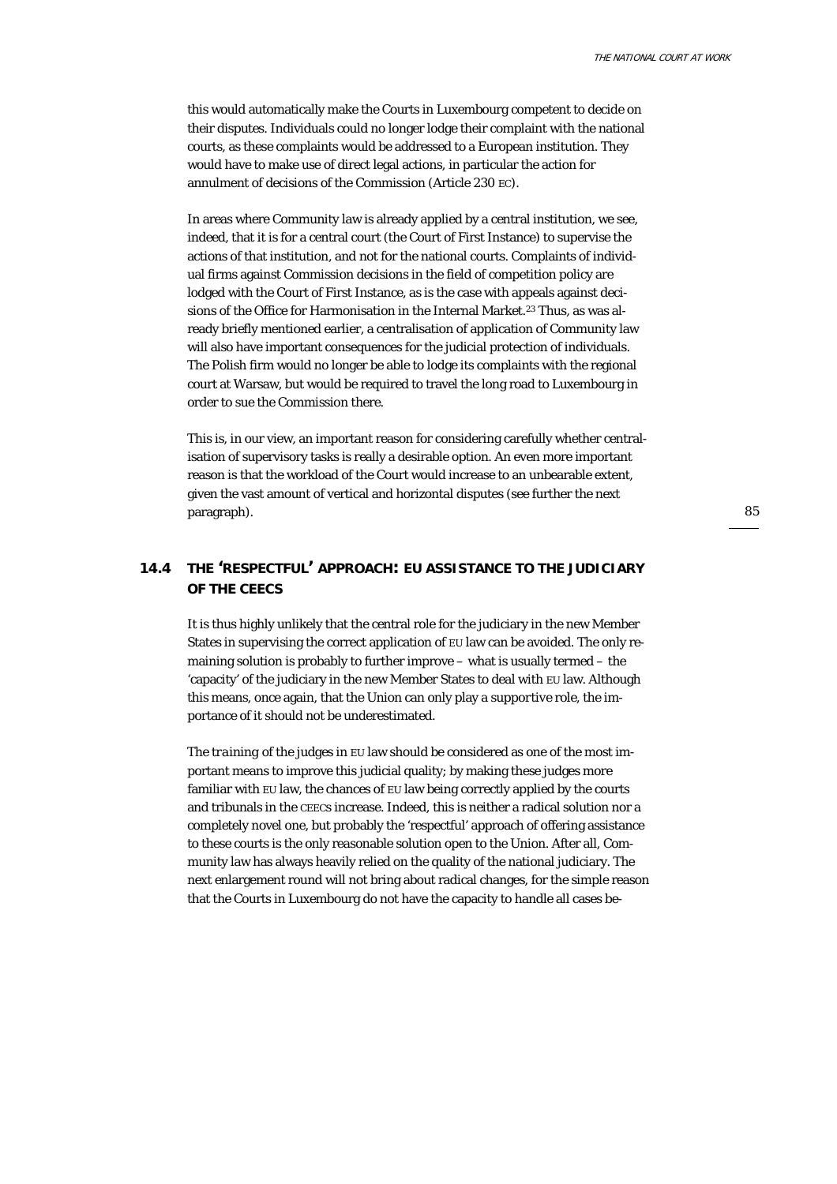this would automatically make the Courts in Luxembourg competent to decide on their disputes. Individuals could no longer lodge their complaint with the national courts, as these complaints would be addressed to a European institution. They would have to make use of direct legal actions, in particular the action for annulment of decisions of the Commission (Article 230 EC).

In areas where Community law is already applied by a central institution, we see, indeed, that it is for a central court (the Court of First Instance) to supervise the actions of that institution, and not for the national courts. Complaints of individual firms against Commission decisions in the field of competition policy are lodged with the Court of First Instance, as is the case with appeals against decisions of the Office for Harmonisation in the Internal Market.[23] Thus, as was already briefly mentioned earlier, a centralisation of application of Community law will also have important consequences for the judicial protection of individuals. The Polish firm would no longer be able to lodge its complaints with the regional court at Warsaw, but would be required to travel the long road to Luxembourg in order to sue the Commission there.

This is, in our view, an important reason for considering carefully whether centralisation of supervisory tasks is really a desirable option. An even more important reason is that the workload of the Court would increase to an unbearable extent, given the vast amount of vertical and horizontal disputes (see further the next paragraph).

## 14.4 THE 'RESPECTFUL' APPROACH: EU ASSISTANCE TO THE JUDICIARY OF THE CEECS

It is thus highly unlikely that the central role for the judiciary in the new Member States in supervising the correct application of EU law can be avoided. The only remaining solution is probably to further improve – what is usually termed – the 'capacity' of the judiciary in the new Member States to deal with EU law. Although this means, once again, that the Union can only play a supportive role, the importance of it should not be underestimated.

The *training* of the judges in EU law should be considered as one of the most important means to improve this judicial quality; by making these judges more familiar with EU law, the chances of EU law being correctly applied by the courts and tribunals in the CEECS increase. Indeed, this is neither a radical solution nor a completely novel one, but probably the 'respectful' approach of offering assistance to these courts is the only reasonable solution open to the Union. After all, Community law has always heavily relied on the quality of the national judiciary. The next enlargement round will not bring about radical changes, for the simple reason that the Courts in Luxembourg do not have the capacity to handle all cases be-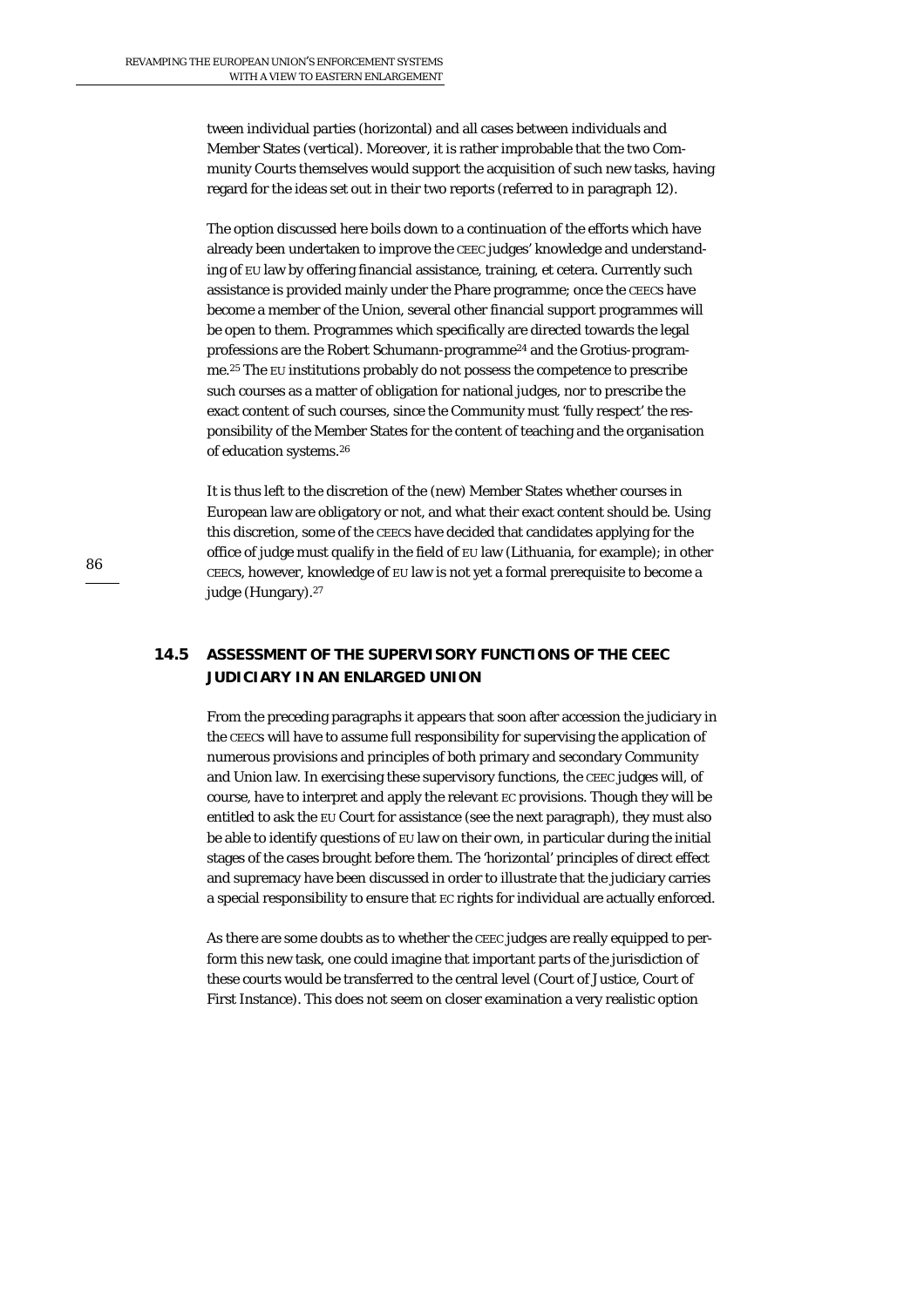tween individual parties (horizontal) and all cases between individuals and Member States (vertical). Moreover, it is rather improbable that the two Community Courts themselves would support the acquisition of such new tasks, having regard for the ideas set out in their two reports (referred to in paragraph 12).

The option discussed here boils down to a continuation of the efforts which have already been undertaken to improve the CEEC judges' knowledge and understanding of EU law by offering financial assistance, training, et cetera. Currently such assistance is provided mainly under the Phare programme; once the CEECs have become a member of the Union, several other financial support programmes will be open to them. Programmes which specifically are directed towards the legal professions are the Robert Schumann-programme[24] and the Grotius-programme.[25] The EU institutions probably do not possess the competence to prescribe such courses as a matter of obligation for national judges, nor to prescribe the exact content of such courses, since the Community must 'fully respect' the responsibility of the Member States for the content of teaching and the organisation of education systems.[26]

It is thus left to the discretion of the (new) Member States whether courses in European law are obligatory or not, and what their exact content should be. Using this discretion, some of the CEECs have decided that candidates applying for the office of judge must qualify in the field of EU law (Lithuania, for example); in other CEECs, however, knowledge of EU law is not yet a formal prerequisite to become a judge (Hungary).[27]

## 14.5 ASSESSMENT OF THE SUPERVISORY FUNCTIONS OF THE CEEC JUDICIARY IN AN ENLARGED UNION

From the preceding paragraphs it appears that soon after accession the judiciary in the CEECs will have to assume full responsibility for supervising the application of numerous provisions and principles of both primary and secondary Community and Union law. In exercising these supervisory functions, the CEEC judges will, of course, have to interpret and apply the relevant EC provisions. Though they will be entitled to ask the EU Court for assistance (see the next paragraph), they must also be able to identify questions of EU law on their own, in particular during the initial stages of the cases brought before them. The 'horizontal' principles of direct effect and supremacy have been discussed in order to illustrate that the judiciary carries a special responsibility to ensure that EC rights for individual are actually enforced.

As there are some doubts as to whether the CEEC judges are really equipped to perform this new task, one could imagine that important parts of the jurisdiction of these courts would be transferred to the central level (Court of Justice, Court of First Instance). This does not seem on closer examination a very realistic option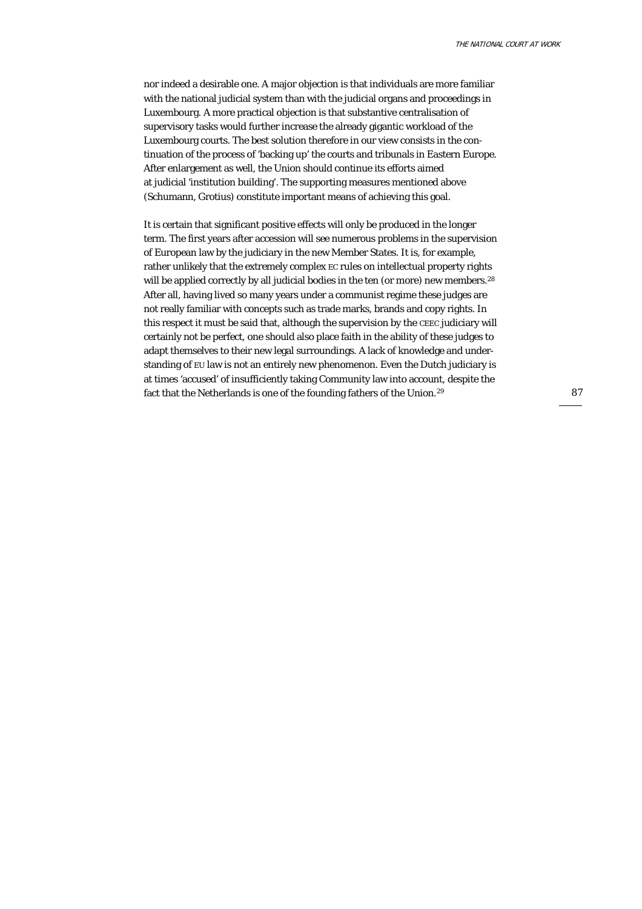nor indeed a desirable one. A major objection is that individuals are more familiar with the national judicial system than with the judicial organs and proceedings in Luxembourg. A more practical objection is that substantive centralisation of supervisory tasks would further increase the already gigantic workload of the Luxembourg courts. The best solution therefore in our view consists in the continuation of the process of 'backing up' the courts and tribunals in Eastern Europe. After enlargement as well, the Union should continue its efforts aimed at judicial 'institution building'. The supporting measures mentioned above (Schumann, Grotius) constitute important means of achieving this goal.

It is certain that significant positive effects will only be produced in the longer term. The first years after accession will see numerous problems in the supervision of European law by the judiciary in the new Member States. It is, for example, rather unlikely that the extremely complex EC rules on intellectual property rights will be applied correctly by all judicial bodies in the ten (or more) new members.[28] After all, having lived so many years under a communist regime these judges are not really familiar with concepts such as trade marks, brands and copy rights. In this respect it must be said that, although the supervision by the CEEC judiciary will certainly not be perfect, one should also place faith in the ability of these judges to adapt themselves to their new legal surroundings. A lack of knowledge and understanding of EU law is not an entirely new phenomenon. Even the Dutch judiciary is at times 'accused' of insufficiently taking Community law into account, despite the fact that the Netherlands is one of the founding fathers of the Union.[29]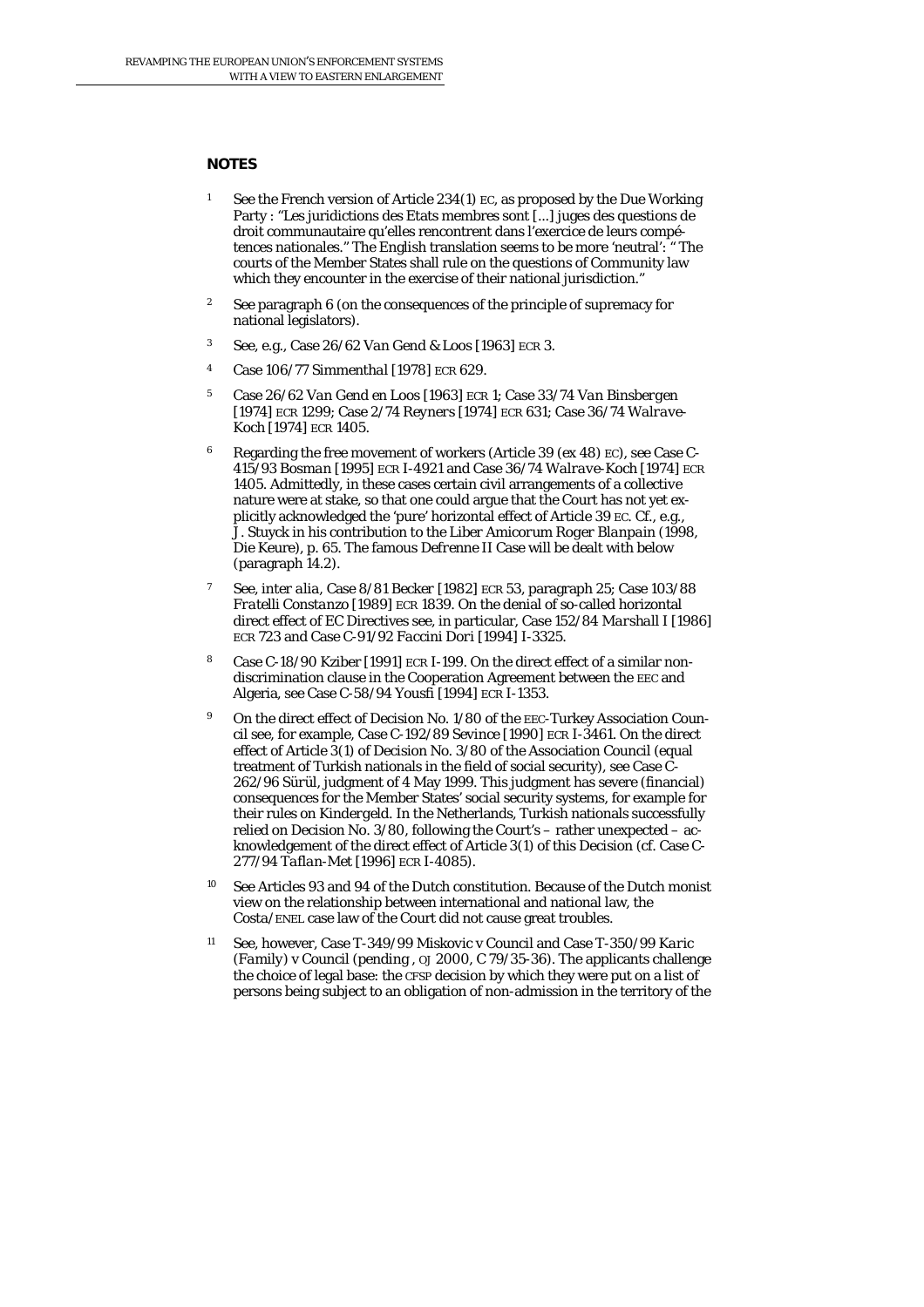## NOTES

1. See the French version of Article 234(1) EC, as proposed by the Due Working Party : "Les juridictions des Etats membres sont [...] juges des questions de droit communautaire qu'elles rencontrent dans l'exercice de leurs compétences nationales." The English translation seems to be more 'neutral': " The courts of the Member States shall rule on the questions of Community law which they encounter in the exercise of their national jurisdiction."

2. See paragraph 6 (on the consequences of the principle of supremacy for national legislators).

3. See, e.g., Case 26/62 *Van Gend & Loos* [1963] ECR 3.

4. Case 106/77 *Simmenthal* [1978] ECR 629.

5. Case 26/62 *Van Gend en Loos* [1963] ECR 1; Case 33/74 *Van Binsbergen* [1974] ECR 1299; Case 2/74 *Reyners* [1974] ECR 631; Case 36/74 *Walrave-Koch* [1974] ECR 1405.

6. Regarding the free movement of workers (Article 39 (ex 48) EC), see Case C-415/93 *Bosman* [1995] ECR I-4921 and Case 36/74 *Walrave-Koch* [1974] ECR 1405. Admittedly, in these cases certain civil arrangements of a collective nature were at stake, so that one could argue that the Court has not yet explicitly acknowledged the 'pure' horizontal effect of Article 39 EC. Cf., e.g., J. Stuyck in his contribution to the *Liber Amicorum Roger Blanpain* (1998, Die Keure), p. 65. The famous *Defrenne II* Case will be dealt with below (paragraph 14.2).

7. See, *inter alia*, Case 8/81 Becker [1982] ECR 53, paragraph 25; Case 103/88 *Fratelli Constanzo* [1989] ECR 1839. On the denial of so-called horizontal direct effect of EC Directives see, in particular, Case 152/84 *Marshall I* [1986] ECR 723 and Case C-91/92 *Faccini Dori* [1994] I-3325.

8. Case C-18/90 Kziber [1991] ECR I-199. On the direct effect of a similar non-discrimination clause in the Cooperation Agreement between the EEC and Algeria, see Case C-58/94 Yousfi [1994] ECR I-1353.

9. On the direct effect of Decision No. 1/80 of the EEC-Turkey Association Council see, for example, Case C-192/89 Sevince [1990] ECR I-3461. On the direct effect of Article 3(1) of Decision No. 3/80 of the Association Council (equal treatment of Turkish nationals in the field of social security), see Case C-262/96 *Sürül*, judgment of 4 May 1999. This judgment has severe (financial) consequences for the Member States' social security systems, for example for their rules on *Kindergeld*. In the Netherlands, Turkish nationals successfully relied on Decision No. 3/80, following the Court's – rather unexpected – acknowledgement of the direct effect of Article 3(1) of this Decision (cf. Case C-277/94 *Taflan-Met* [1996] ECR I-4085).

10. See Articles 93 and 94 of the Dutch constitution. Because of the Dutch monist view on the relationship between international and national law, the Costa/ENEL case law of the Court did not cause great troubles.

11. See, however, Case T-349/99 Miskovic v Council and Case T-350/99 *Karic (Family) v Council* (pending , OJ 2000, C 79/35-36). The applicants challenge the choice of legal base: the CFSP decision by which they were put on a list of persons being subject to an obligation of non-admission in the territory of the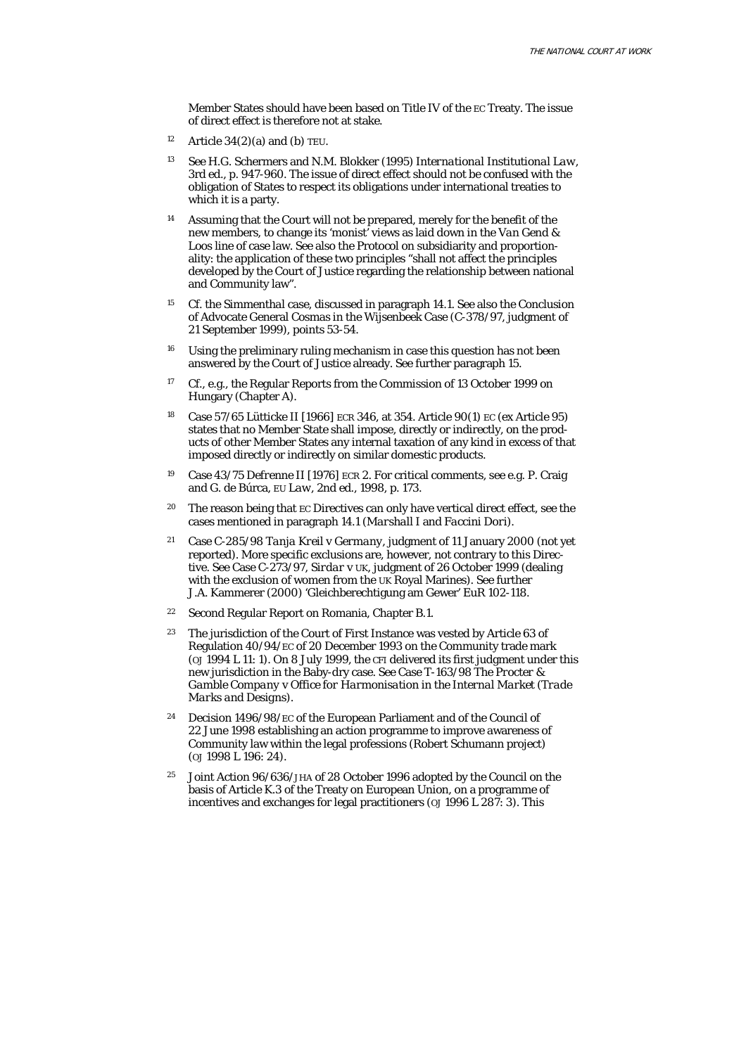Member States should have been based on Title IV of the EC Treaty. The issue of direct effect is therefore not at stake.

12 Article 34(2)(a) and (b) TEU.

13 See H.G. Schermers and N.M. Blokker (1995) *International Institutional Law*, 3rd ed., p. 947-960. The issue of direct effect should not be confused with the obligation of States to respect its obligations under international treaties to which it is a party.

14 Assuming that the Court will not be prepared, merely for the benefit of the new members, to change its 'monist' views as laid down in the *Van Gend & Loos* line of case law. See also the Protocol on subsidiarity and proportionality: the application of these two principles "shall not affect the principles developed by the Court of Justice regarding the relationship between national and Community law".

15 Cf. the *Simmenthal* case, discussed in paragraph 14.1. See also the Conclusion of Advocate General Cosmas in the Wijsenbeek Case (C-378/97, judgment of 21 September 1999), points 53-54.

16 Using the preliminary ruling mechanism in case this question has not been answered by the Court of Justice already. See further paragraph 15.

17 Cf., e.g., the Regular Reports from the Commission of 13 October 1999 on Hungary (Chapter A).

18 Case 57/65 Lütticke II [1966] ECR 346, at 354. Article 90(1) EC (ex Article 95) states that no Member State shall impose, directly or indirectly, on the products of other Member States any internal taxation of any kind in excess of that imposed directly or indirectly on similar domestic products.

19 Case 43/75 Defrenne II [1976] ECR 2. For critical comments, see e.g. P. Craig and G. de Búrca, *EU Law*, 2nd ed., 1998, p. 173.

20 The reason being that EC Directives can only have vertical direct effect, see the cases mentioned in paragraph 14.1 (*Marshall I* and *Faccini Dori*).

21 Case C-285/98 *Tanja Kreil v Germany*, judgment of 11 January 2000 (not yet reported). More specific exclusions are, however, not contrary to this Directive. See Case C-273/97, *Sirdar v UK*, judgment of 26 October 1999 (dealing with the exclusion of women from the UK Royal Marines). See further J.A. Kammerer (2000) 'Gleichberechtigung am Gewer' EuR 102-118.

22 Second Regular Report on Romania, Chapter B.1.

23 The jurisdiction of the Court of First Instance was vested by Article 63 of Regulation 40/94/EC of 20 December 1993 on the Community trade mark (OJ 1994 L 11: 1). On 8 July 1999, the CFI delivered its first judgment under this new jurisdiction in the Baby-dry case. See Case T-163/98 *The Procter & Gamble Company v Office for Harmonisation in the Internal Market (Trade Marks and Designs)*.

24 Decision 1496/98/EC of the European Parliament and of the Council of 22 June 1998 establishing an action programme to improve awareness of Community law within the legal professions (Robert Schumann project) (OJ 1998 L 196: 24).

25 Joint Action 96/636/JHA of 28 October 1996 adopted by the Council on the basis of Article K.3 of the Treaty on European Union, on a programme of incentives and exchanges for legal practitioners (OJ 1996 L 287: 3). This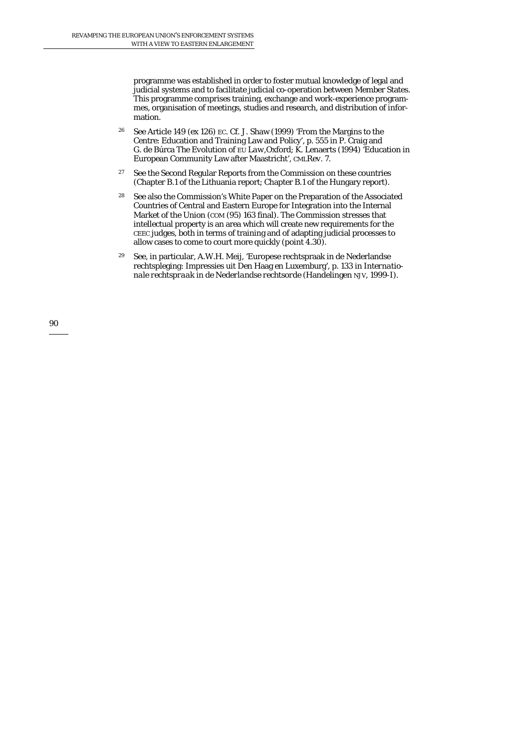programme was established in order to foster mutual knowledge of legal and judicial systems and to facilitate judicial co-operation between Member States. This programme comprises training, exchange and work-experience programmes, organisation of meetings, studies and research, and distribution of information.

[26] See Article 149 (ex 126) EC. Cf. J. Shaw (1999) 'From the Margins to the Centre: Education and Training Law and Policy', p. 555 in P. Craig and G. de Búrca *The Evolution of EU Law*, Oxford; K. Lenaerts (1994) 'Education in European Community Law after Maastricht', CMLRev. 7.

[27] See the Second Regular Reports from the Commission on these countries (Chapter B.1 of the Lithuania report; Chapter B.1 of the Hungary report).

[28] See also the Commission's White Paper on the Preparation of the Associated Countries of Central and Eastern Europe for Integration into the Internal Market of the Union (COM (95) 163 final). The Commission stresses that intellectual property is an area which will create new requirements for the CEEC judges, both in terms of training and of adapting judicial processes to allow cases to come to court more quickly (point 4.30).

[29] See, in particular, A.W.H. Meij, 'Europese rechtspraak in de Nederlandse rechtspleging: Impressies uit Den Haag en Luxemburg', p. 133 in *Internationale rechtspraak in de Nederlandse rechtsorde* (Handelingen NJV, 1999-I).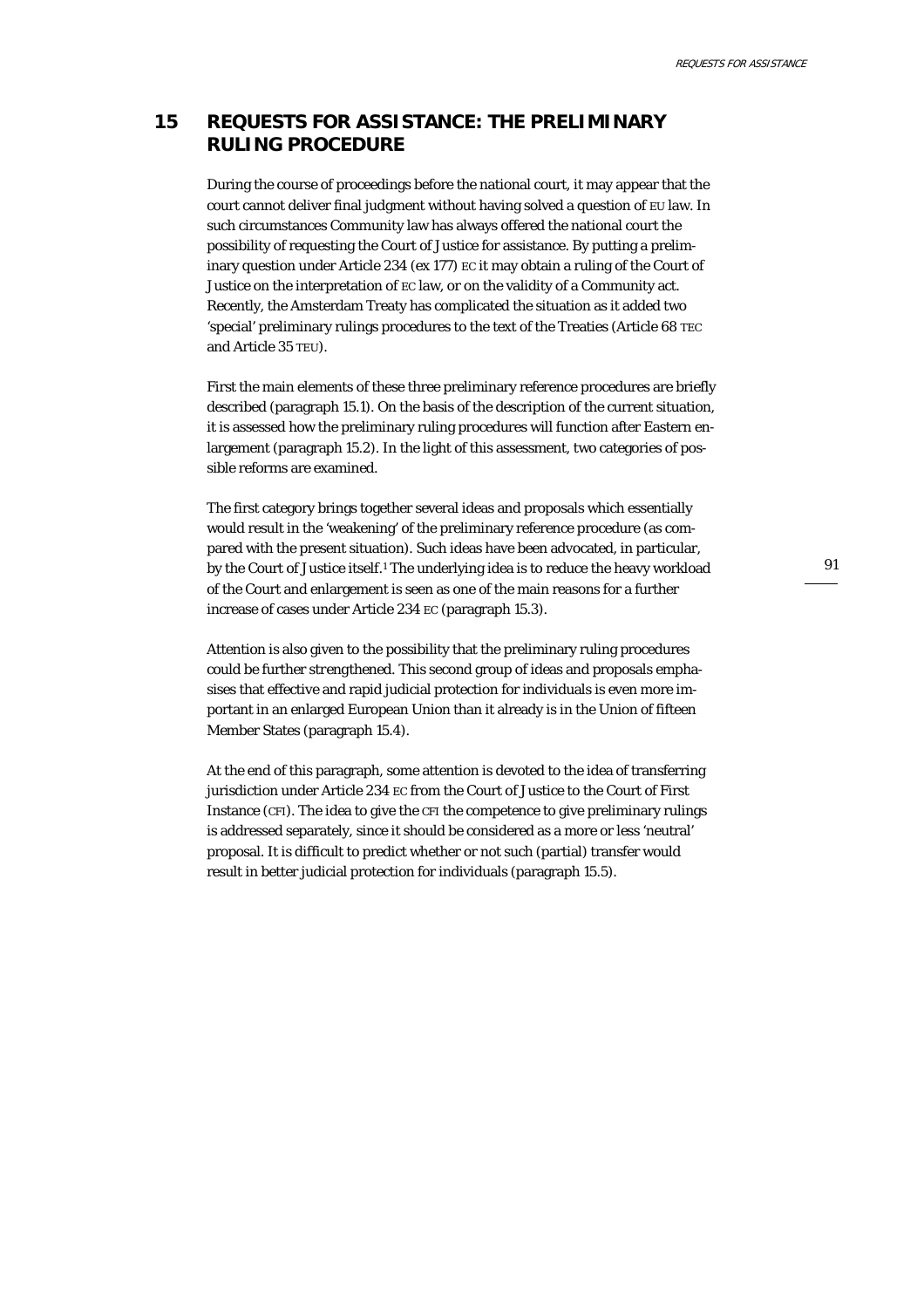# 15 REQUESTS FOR ASSISTANCE: THE PRELIMINARY RULING PROCEDURE

During the course of proceedings before the national court, it may appear that the court cannot deliver final judgment without having solved a question of EU law. In such circumstances Community law has always offered the national court the possibility of requesting the Court of Justice for assistance. By putting a preliminary question under Article 234 (ex 177) EC it may obtain a ruling of the Court of Justice on the interpretation of EC law, or on the validity of a Community act. Recently, the Amsterdam Treaty has complicated the situation as it added two 'special' preliminary rulings procedures to the text of the Treaties (Article 68 TEC and Article 35 TEU).

First the main elements of these three preliminary reference procedures are briefly described (paragraph 15.1). On the basis of the description of the current situation, it is assessed how the preliminary ruling procedures will function after Eastern enlargement (paragraph 15.2). In the light of this assessment, two categories of possible reforms are examined.

The first category brings together several ideas and proposals which essentially would result in the 'weakening' of the preliminary reference procedure (as compared with the present situation). Such ideas have been advocated, in particular, by the Court of Justice itself.[1] The underlying idea is to reduce the heavy workload of the Court and enlargement is seen as one of the main reasons for a further increase of cases under Article 234 EC (paragraph 15.3).

Attention is also given to the possibility that the preliminary ruling procedures could be further *strengthened*. This second group of ideas and proposals emphasises that effective and rapid judicial protection for individuals is even more important in an enlarged European Union than it already is in the Union of fifteen Member States (paragraph 15.4).

At the end of this paragraph, some attention is devoted to the idea of transferring jurisdiction under Article 234 EC from the Court of Justice to the Court of First Instance (CFI). The idea to give the CFI the competence to give preliminary rulings is addressed separately, since it should be considered as a more or less 'neutral' proposal. It is difficult to predict whether or not such (partial) transfer would result in better judicial protection for individuals (paragraph 15.5).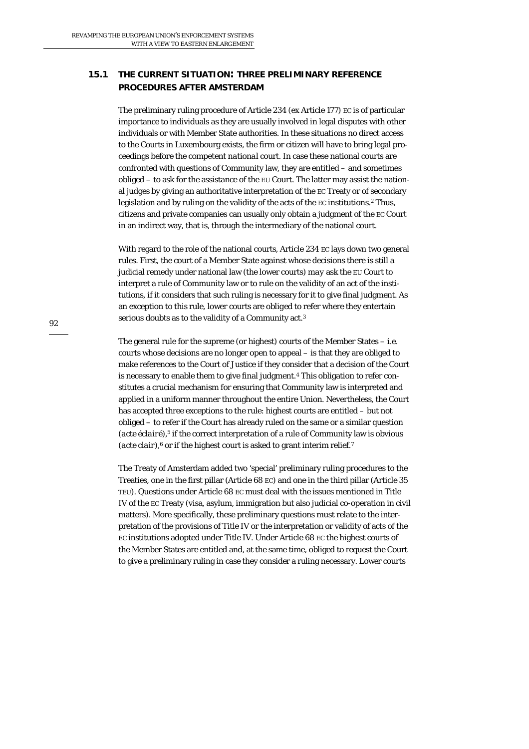## 15.1 THE CURRENT SITUATION: THREE PRELIMINARY REFERENCE PROCEDURES AFTER AMSTERDAM

The preliminary ruling procedure of Article 234 (ex Article 177) EC is of particular importance to individuals as they are usually involved in legal disputes with other individuals or with Member State authorities. In these situations no direct access to the Courts in Luxembourg exists, the firm or citizen will have to bring legal proceedings before the competent *national* court. In case these national courts are confronted with questions of Community law, they are entitled – and sometimes obliged – to ask for the assistance of the EU Court. The latter may assist the national judges by giving an authoritative interpretation of the EC Treaty or of secondary legislation and by ruling on the validity of the acts of the EC institutions.[2] Thus, citizens and private companies can usually only obtain a judgment of the EC Court in an indirect way, that is, through the intermediary of the national court.

With regard to the role of the national courts, Article 234 EC lays down two general rules. First, the court of a Member State against whose decisions there is still a judicial remedy under national law (the lower courts) *may* ask the EU Court to interpret a rule of Community law or to rule on the validity of an act of the institutions, if it considers that such ruling is necessary for it to give final judgment. As an exception to this rule, lower courts are obliged to refer where they entertain serious doubts as to the validity of a Community act.[3]

The general rule for the supreme (or highest) courts of the Member States – i.e. courts whose decisions are no longer open to appeal – is that they are obliged to make references to the Court of Justice if they consider that a decision of the Court is necessary to enable them to give final judgment.[4] This obligation to refer constitutes a crucial mechanism for ensuring that Community law is interpreted and applied in a uniform manner throughout the entire Union. Nevertheless, the Court has accepted three exceptions to the rule: highest courts are entitled – but not obliged – to refer if the Court has already ruled on the same or a similar question (*acte éclairé*),[5] if the correct interpretation of a rule of Community law is obvious (*acte clair*),[6] or if the highest court is asked to grant interim relief.[7]

The Treaty of Amsterdam added two 'special' preliminary ruling procedures to the Treaties, one in the first pillar (Article 68 EC) and one in the third pillar (Article 35 TEU). Questions under Article 68 EC must deal with the issues mentioned in Title IV of the EC Treaty (visa, asylum, immigration but also judicial co-operation in civil matters). More specifically, these preliminary questions must relate to the interpretation of the provisions of Title IV or the interpretation or validity of acts of the EC institutions adopted under Title IV. Under Article 68 EC the highest courts of the Member States are entitled and, at the same time, obliged to request the Court to give a preliminary ruling in case they consider a ruling necessary. Lower courts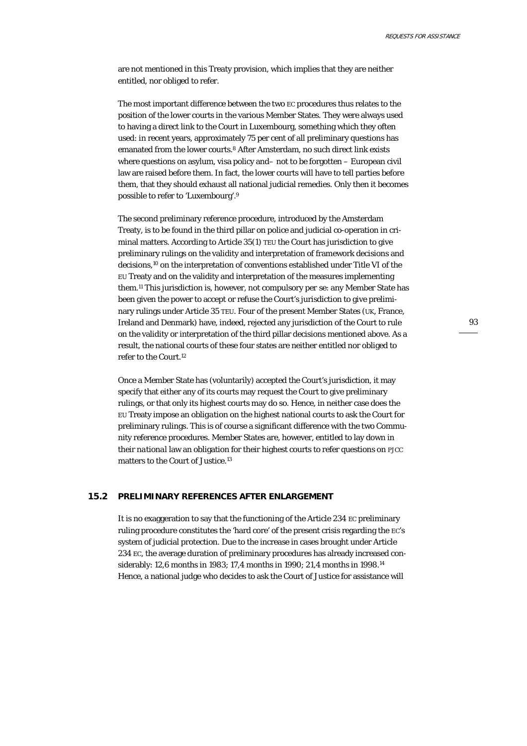are not mentioned in this Treaty provision, which implies that they are neither entitled, nor obliged to refer.

The most important difference between the two EC procedures thus relates to the position of the lower courts in the various Member States. They were always used to having a direct link to the Court in Luxembourg, something which they often used: in recent years, approximately 75 per cent of all preliminary questions has emanated from the lower courts.[8] After Amsterdam, no such direct link exists where questions on asylum, visa policy and– not to be forgotten – European civil law are raised before them. In fact, the lower courts will have to tell parties before them, that they should exhaust all national judicial remedies. Only then it becomes possible to refer to 'Luxembourg'.[9]

The second preliminary reference procedure, introduced by the Amsterdam Treaty, is to be found in the third pillar on police and judicial co-operation in criminal matters. According to Article 35(1) TEU the Court has jurisdiction to give preliminary rulings on the validity and interpretation of framework decisions and decisions,[10] on the interpretation of conventions established under Title VI of the EU Treaty and on the validity and interpretation of the measures implementing them.[11] This jurisdiction is, however, not compulsory *per se*: any Member State has been given the power to accept or refuse the Court's jurisdiction to give preliminary rulings under Article 35 TEU. Four of the present Member States (UK, France, Ireland and Denmark) have, indeed, rejected any jurisdiction of the Court to rule on the validity or interpretation of the third pillar decisions mentioned above. As a result, the national courts of these four states are neither entitled nor obliged to refer to the Court.[12]

Once a Member State has (voluntarily) accepted the Court's jurisdiction, it may specify that either any of its courts may request the Court to give preliminary rulings, or that only its highest courts may do so. Hence, in neither case does the EU Treaty impose an *obligation* on the highest national courts to ask the Court for preliminary rulings. This is of course a significant difference with the two Community reference procedures. Member States are, however, entitled to lay down in their *national* law an obligation for their highest courts to refer questions on PJCC matters to the Court of Justice.[13]

## 15.2 PRELIMINARY REFERENCES AFTER ENLARGEMENT

It is no exaggeration to say that the functioning of the Article 234 EC preliminary ruling procedure constitutes the 'hard core' of the present crisis regarding the EC's system of judicial protection. Due to the increase in cases brought under Article 234 EC, the average duration of preliminary procedures has already increased considerably: 12,6 months in 1983; 17,4 months in 1990; 21,4 months in 1998.[14] Hence, a national judge who decides to ask the Court of Justice for assistance will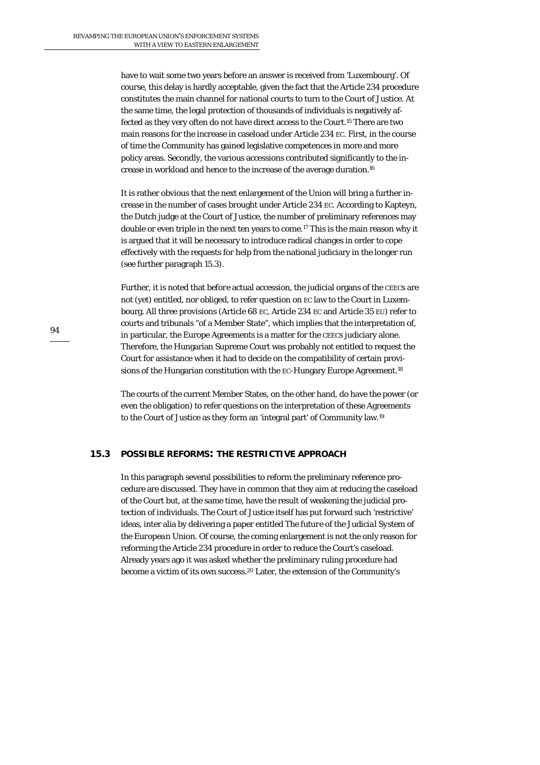have to wait some two years before an answer is received from 'Luxembourg'. Of course, this delay is hardly acceptable, given the fact that the Article 234 procedure constitutes the main channel for national courts to turn to the Court of Justice. At the same time, the legal protection of thousands of individuals is negatively affected as they very often do not have direct access to the Court.[15] There are two main reasons for the increase in caseload under Article 234 EC. First, in the course of time the Community has gained legislative competences in more and more policy areas. Secondly, the various accessions contributed significantly to the increase in workload and hence to the increase of the average duration.[16]

It is rather obvious that the next enlargement of the Union will bring a further increase in the number of cases brought under Article 234 EC. According to Kapteyn, the Dutch judge at the Court of Justice, the number of preliminary references may double or even triple in the next ten years to come.[17] This is the main reason why it is argued that it will be necessary to introduce radical changes in order to cope effectively with the requests for help from the national judiciary in the longer run (see further paragraph 15.3).

Further, it is noted that *before* actual accession, the judicial organs of the CEECs are not (yet) entitled, nor obliged, to refer question on EC law to the Court in Luxembourg. All three provisions (Article 68 EC, Article 234 EC and Article 35 EU) refer to courts and tribunals "of a Member State", which implies that the interpretation of, in particular, the Europe Agreements is a matter for the CEECs judiciary alone. Therefore, the Hungarian Supreme Court was probably not entitled to request the Court for assistance when it had to decide on the compatibility of certain provisions of the Hungarian constitution with the EC-Hungary Europe Agreement.[18]

The courts of the current Member States, on the other hand, do have the power (or even the obligation) to refer questions on the interpretation of these Agreements to the Court of Justice as they form an 'integral part' of Community law.[19]

## 15.3 POSSIBLE REFORMS: THE RESTRICTIVE APPROACH

In this paragraph several possibilities to reform the preliminary reference procedure are discussed. They have in common that they aim at reducing the caseload of the Court but, at the same time, have the result of weakening the judicial protection of individuals. The Court of Justice itself has put forward such 'restrictive' ideas, inter alia by delivering a paper entitled *The future of the Judicial System of the European Union*. Of course, the coming enlargement is not the only reason for reforming the Article 234 procedure in order to reduce the Court's caseload. Already years ago it was asked whether the preliminary ruling procedure had become a victim of its own success.[20] Later, the extension of the Community's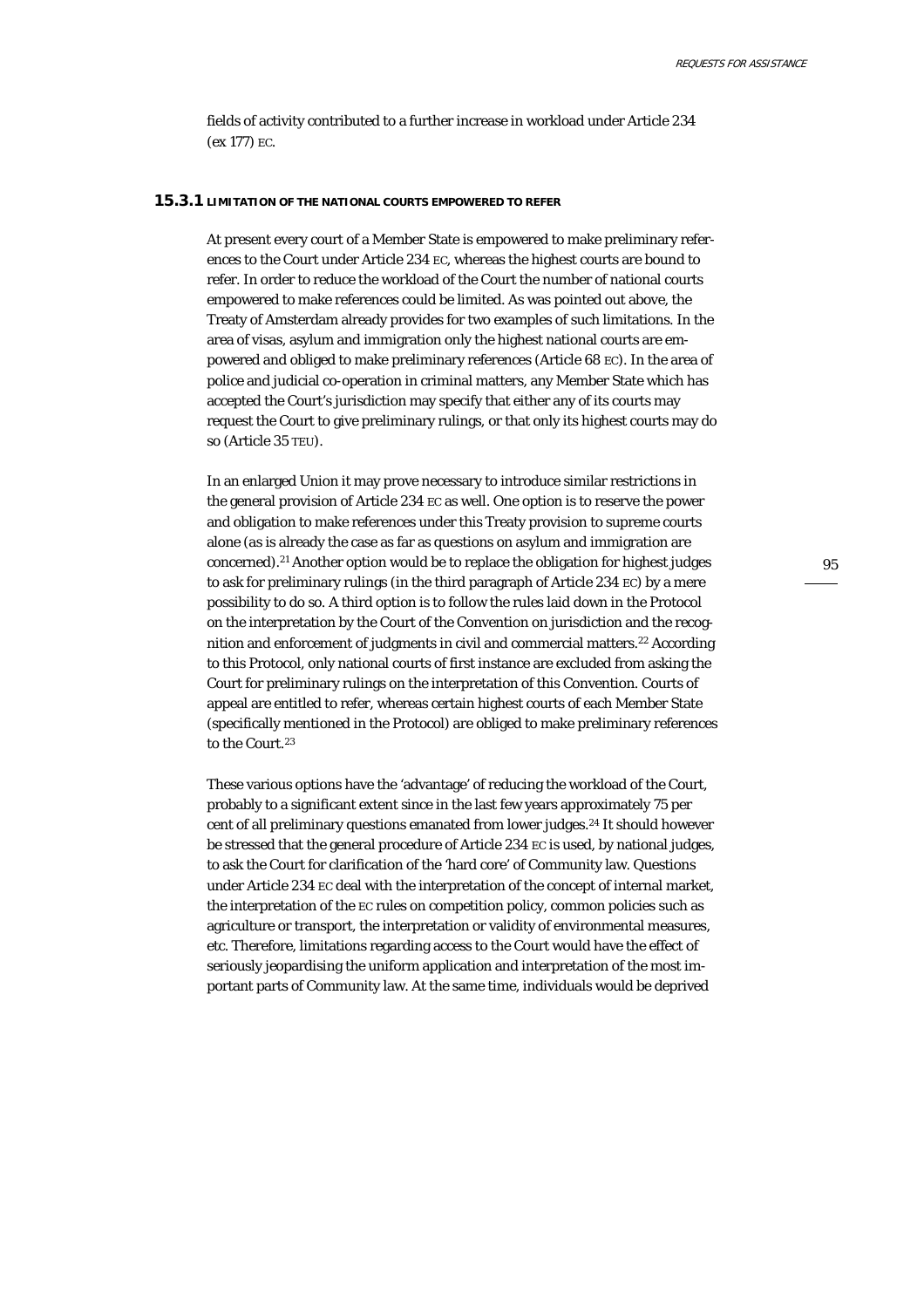fields of activity contributed to a further increase in workload under Article 234 (ex 177) EC.

### 15.3.1 LIMITATION OF THE NATIONAL COURTS EMPOWERED TO REFER

At present every court of a Member State is empowered to make preliminary references to the Court under Article 234 EC, whereas the highest courts are bound to refer. In order to reduce the workload of the Court the number of national courts empowered to make references could be limited. As was pointed out above, the Treaty of Amsterdam already provides for two examples of such limitations. In the area of visas, asylum and immigration only the highest national courts are empowered and obliged to make preliminary references (Article 68 EC). In the area of police and judicial co-operation in criminal matters, any Member State which has accepted the Court's jurisdiction may specify that either any of its courts may request the Court to give preliminary rulings, or that only its highest courts may do so (Article 35 TEU).

In an enlarged Union it may prove necessary to introduce similar restrictions in the general provision of Article 234 EC as well. One option is to reserve the power and obligation to make references under this Treaty provision to supreme courts alone (as is already the case as far as questions on asylum and immigration are concerned).[21] Another option would be to replace the obligation for highest judges to ask for preliminary rulings (in the third paragraph of Article 234 EC) by a mere possibility to do so. A third option is to follow the rules laid down in the Protocol on the interpretation by the Court of the Convention on jurisdiction and the recognition and enforcement of judgments in civil and commercial matters.[22] According to this Protocol, only national courts of first instance are excluded from asking the Court for preliminary rulings on the interpretation of this Convention. Courts of appeal are entitled to refer, whereas certain highest courts of each Member State (specifically mentioned in the Protocol) are obliged to make preliminary references to the Court.[23]

These various options have the 'advantage' of reducing the workload of the Court, probably to a significant extent since in the last few years approximately 75 per cent of all preliminary questions emanated from lower judges.[24] It should however be stressed that the general procedure of Article 234 EC is used, by national judges, to ask the Court for clarification of the 'hard core' of Community law. Questions under Article 234 EC deal with the interpretation of the concept of internal market, the interpretation of the EC rules on competition policy, common policies such as agriculture or transport, the interpretation or validity of environmental measures, etc. Therefore, limitations regarding access to the Court would have the effect of seriously jeopardising the uniform application and interpretation of the most important parts of Community law. At the same time, individuals would be deprived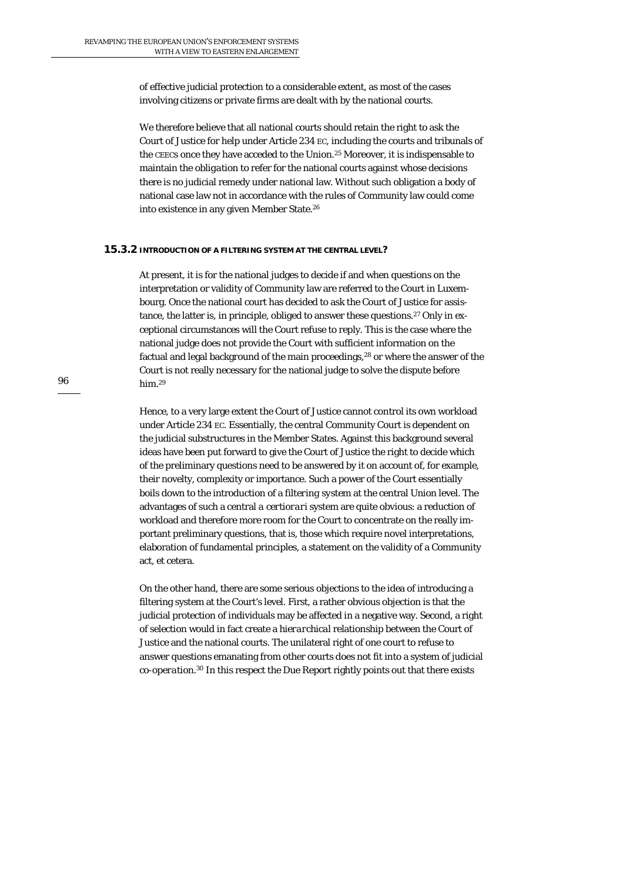of effective judicial protection to a considerable extent, as most of the cases involving citizens or private firms are dealt with by the national courts.

We therefore believe that all national courts should retain the right to ask the Court of Justice for help under Article 234 EC, including the courts and tribunals of the CEECs once they have acceded to the Union.[25] Moreover, it is indispensable to maintain the *obligation* to refer for the national courts against whose decisions there is no judicial remedy under national law. Without such obligation a body of national case law not in accordance with the rules of Community law could come into existence in any given Member State.[26]

## 15.3.2 INTRODUCTION OF A FILTERING SYSTEM AT THE CENTRAL LEVEL?

At present, it is for the national judges to decide if and when questions on the interpretation or validity of Community law are referred to the Court in Luxembourg. Once the national court has decided to ask the Court of Justice for assistance, the latter is, in principle, obliged to answer these questions.[27] Only in exceptional circumstances will the Court refuse to reply. This is the case where the national judge does not provide the Court with sufficient information on the factual and legal background of the main proceedings,[28] or where the answer of the Court is not really necessary for the national judge to solve the dispute before him.[29]

Hence, to a very large extent the Court of Justice cannot control its own workload under Article 234 EC. Essentially, the central Community Court is dependent on the judicial substructures in the Member States. Against this background several ideas have been put forward to give the Court of Justice the right to decide which of the preliminary questions need to be answered by it on account of, for example, their novelty, complexity or importance. Such a power of the Court essentially boils down to the introduction of a filtering system at the central Union level. The advantages of such a central a *certiorari* system are quite obvious: a reduction of workload and therefore more room for the Court to concentrate on the really important preliminary questions, that is, those which require novel interpretations, elaboration of fundamental principles, a statement on the validity of a Community act, et cetera.

On the other hand, there are some serious objections to the idea of introducing a filtering system at the Court's level. First, a rather obvious objection is that the judicial protection of individuals may be affected in a negative way. Second, a right of selection would in fact create a *hierarchical* relationship between the Court of Justice and the national courts. The unilateral right of one court to refuse to answer questions emanating from other courts does not fit into a system of judicial *co-operation*.[30] In this respect the Due Report rightly points out that there exists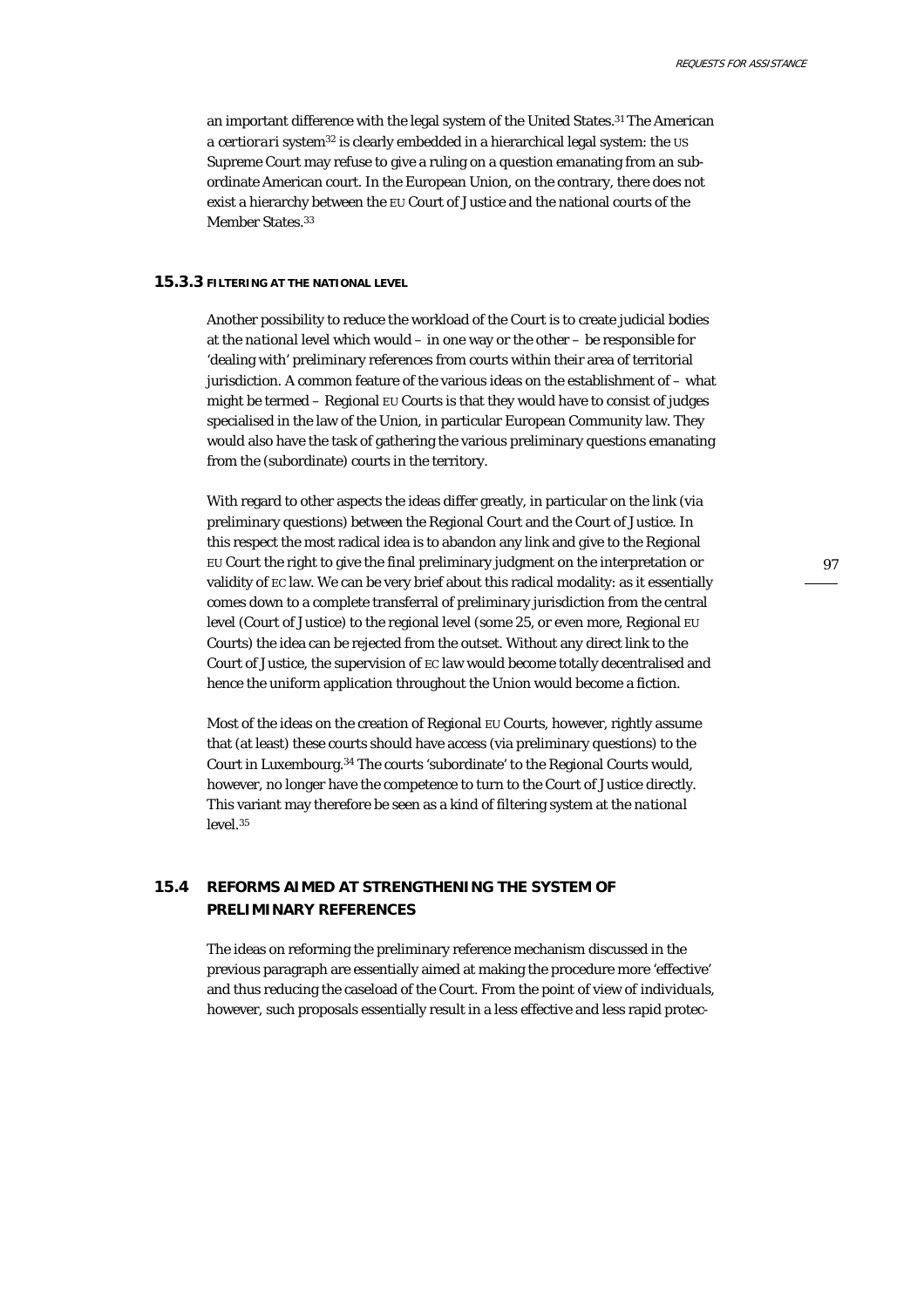an important difference with the legal system of the United States.[31] The American a *certiorari* system[32] is clearly embedded in a hierarchical legal system: the US Supreme Court may refuse to give a ruling on a question emanating from an subordinate American court. In the European Union, on the contrary, there does not exist a hierarchy between the EU Court of Justice and the national courts of the Member States.[33]

### 15.3.3 FILTERING AT THE NATIONAL LEVEL

Another possibility to reduce the workload of the Court is to create judicial bodies at the *national* level which would – in one way or the other – be responsible for 'dealing with' preliminary references from courts within their area of territorial jurisdiction. A common feature of the various ideas on the establishment of – what might be termed – Regional EU Courts is that they would have to consist of judges specialised in the law of the Union, in particular European Community law. They would also have the task of gathering the various preliminary questions emanating from the (subordinate) courts in the territory.

With regard to other aspects the ideas differ greatly, in particular on the link (via preliminary questions) between the Regional Court and the Court of Justice. In this respect the most radical idea is to abandon any link and give to the Regional EU Court the right to give the final preliminary judgment on the interpretation or validity of EC law. We can be very brief about this radical modality: as it essentially comes down to a complete transferral of preliminary jurisdiction from the central level (Court of Justice) to the regional level (some 25, or even more, Regional EU Courts) the idea can be rejected from the outset. Without any direct link to the Court of Justice, the supervision of EC law would become totally decentralised and hence the uniform application throughout the Union would become a fiction.

Most of the ideas on the creation of Regional EU Courts, however, rightly assume that (at least) these courts should have access (via preliminary questions) to the Court in Luxembourg.[34] The courts 'subordinate' to the Regional Courts would, however, no longer have the competence to turn to the Court of Justice directly. This variant may therefore be seen as a kind of filtering system at the *national* level.[35]

## 15.4 REFORMS AIMED AT STRENGTHENING THE SYSTEM OF PRELIMINARY REFERENCES

The ideas on reforming the preliminary reference mechanism discussed in the previous paragraph are essentially aimed at making the procedure more 'effective' and thus reducing the caseload of the Court. From the point of view of *individuals*, however, such proposals essentially result in a less effective and less rapid protec-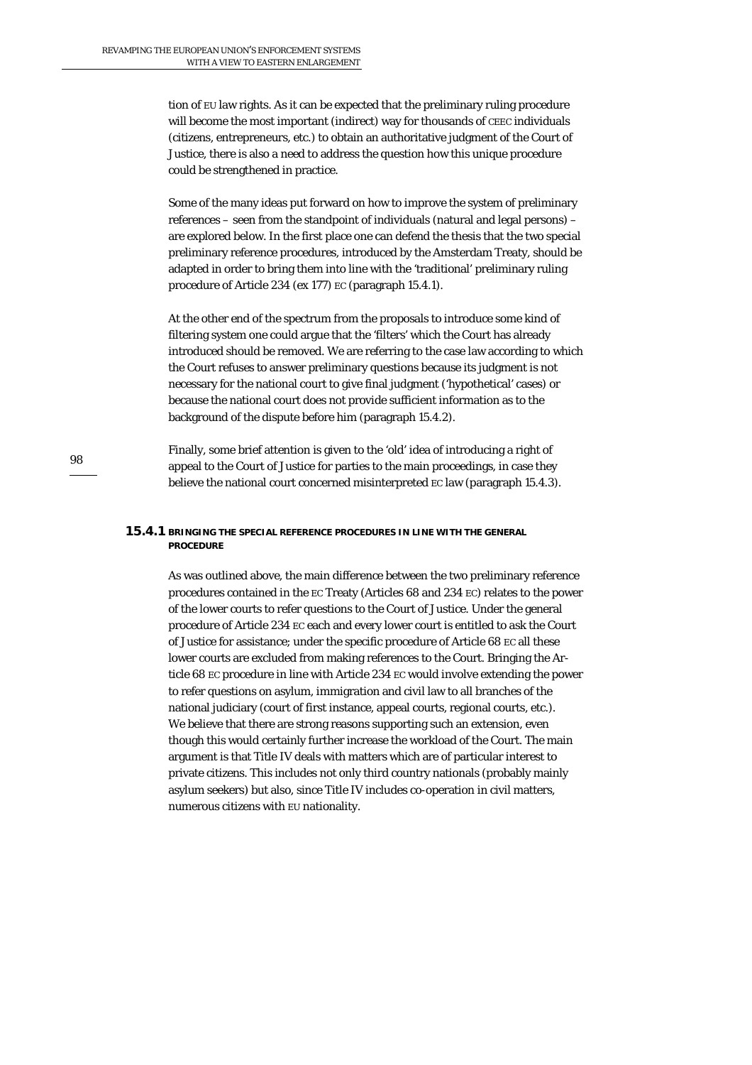tion of EU law rights. As it can be expected that the preliminary ruling procedure will become the most important (indirect) way for thousands of CEEC individuals (citizens, entrepreneurs, etc.) to obtain an authoritative judgment of the Court of Justice, there is also a need to address the question how this unique procedure could be strengthened in practice.

Some of the many ideas put forward on how to improve the system of preliminary references – seen from the standpoint of individuals (natural and legal persons) – are explored below. In the first place one can defend the thesis that the two special preliminary reference procedures, introduced by the Amsterdam Treaty, should be adapted in order to bring them into line with the 'traditional' preliminary ruling procedure of Article 234 (ex 177) EC (paragraph 15.4.1).

At the other end of the spectrum from the proposals to introduce some kind of filtering system one could argue that the 'filters' which the Court has already introduced should be removed. We are referring to the case law according to which the Court refuses to answer preliminary questions because its judgment is not necessary for the national court to give final judgment ('hypothetical' cases) or because the national court does not provide sufficient information as to the background of the dispute before him (paragraph 15.4.2).

Finally, some brief attention is given to the 'old' idea of introducing a right of appeal to the Court of Justice for parties to the main proceedings, in case they believe the national court concerned misinterpreted EC law (paragraph 15.4.3).

### 15.4.1 BRINGING THE SPECIAL REFERENCE PROCEDURES IN LINE WITH THE GENERAL PROCEDURE

As was outlined above, the main difference between the two preliminary reference procedures contained in the EC Treaty (Articles 68 and 234 EC) relates to the power of the lower courts to refer questions to the Court of Justice. Under the general procedure of Article 234 EC each and every lower court is entitled to ask the Court of Justice for assistance; under the specific procedure of Article 68 EC all these lower courts are excluded from making references to the Court. Bringing the Article 68 EC procedure in line with Article 234 EC would involve extending the power to refer questions on asylum, immigration and civil law to all branches of the national judiciary (court of first instance, appeal courts, regional courts, etc.). We believe that there are strong reasons supporting such an extension, even though this would certainly further increase the workload of the Court. The main argument is that Title IV deals with matters which are of particular interest to private citizens. This includes not only third country nationals (probably mainly asylum seekers) but also, since Title IV includes co-operation in civil matters, numerous citizens with EU nationality.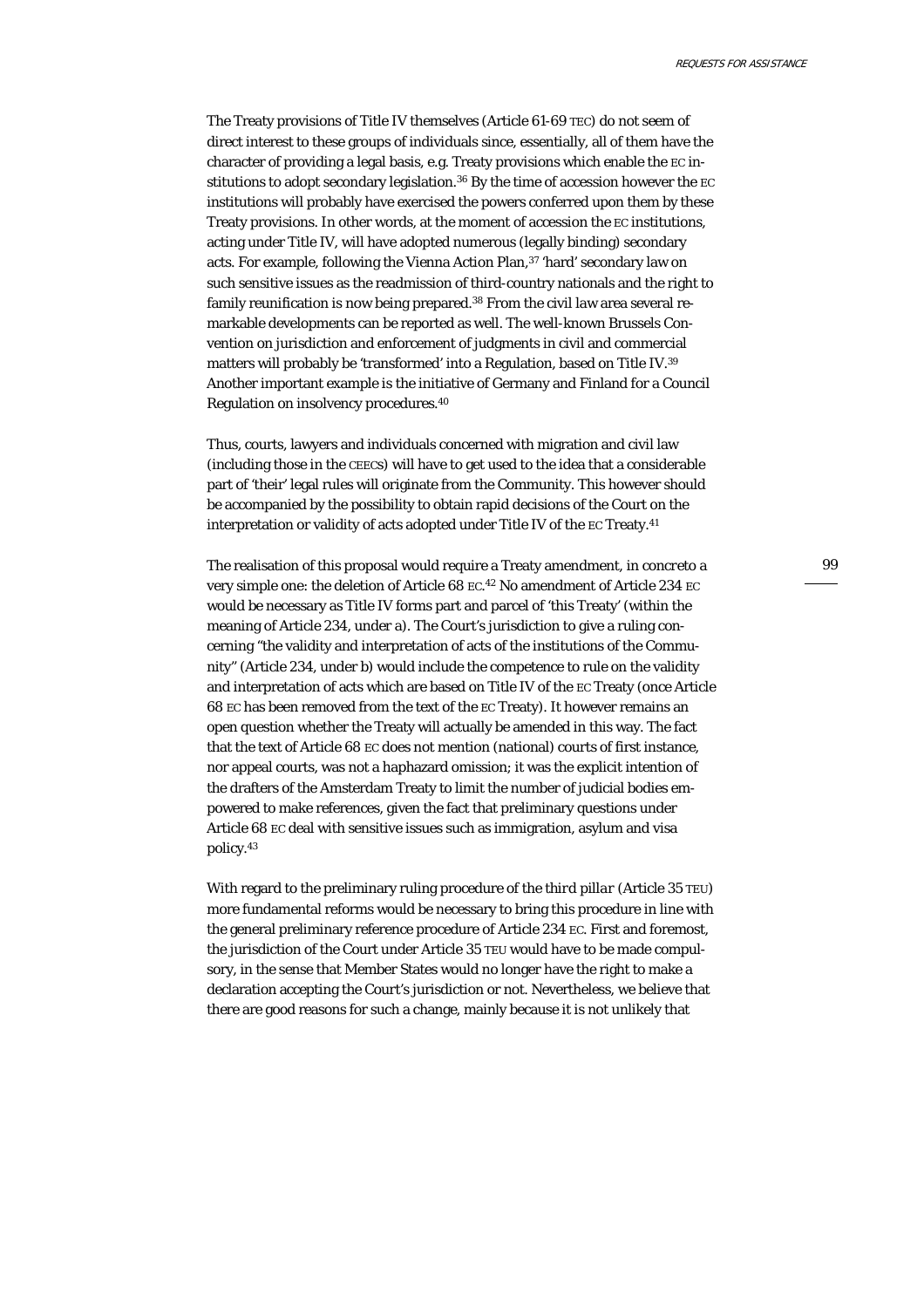The Treaty provisions of Title IV themselves (Article 61-69 TEC) do not seem of direct interest to these groups of individuals since, essentially, all of them have the character of providing a legal basis, e.g. Treaty provisions which enable the EC institutions to adopt secondary legislation.[36] By the time of accession however the EC institutions will probably have exercised the powers conferred upon them by these Treaty provisions. In other words, at the moment of accession the EC institutions, acting under Title IV, will have adopted numerous (legally binding) secondary acts. For example, following the Vienna Action Plan,[37] 'hard' secondary law on such sensitive issues as the readmission of third-country nationals and the right to family reunification is now being prepared.[38] From the civil law area several remarkable developments can be reported as well. The well-known Brussels Convention on jurisdiction and enforcement of judgments in civil and commercial matters will probably be 'transformed' into a Regulation, based on Title IV.[39] Another important example is the initiative of Germany and Finland for a Council Regulation on insolvency procedures.[40]

Thus, courts, lawyers and individuals concerned with migration and civil law (including those in the CEECS) will have to get used to the idea that a considerable part of 'their' legal rules will originate from the Community. This however should be accompanied by the possibility to obtain rapid decisions of the Court on the interpretation or validity of acts adopted under Title IV of the EC Treaty.[41]

The realisation of this proposal would require a Treaty amendment, *in concreto* a very simple one: the deletion of Article 68 EC.[42] No amendment of Article 234 EC would be necessary as Title IV forms part and parcel of 'this Treaty' (within the meaning of Article 234, under a). The Court's jurisdiction to give a ruling concerning "the validity and interpretation of acts of the institutions of the Community" (Article 234, under b) would include the competence to rule on the validity and interpretation of acts which are based on Title IV of the EC Treaty (once Article 68 EC has been removed from the text of the EC Treaty). It however remains an open question whether the Treaty will actually be amended in this way. The fact that the text of Article 68 EC does not mention (national) courts of first instance, nor appeal courts, was not a haphazard omission; it was the explicit intention of the drafters of the Amsterdam Treaty to limit the number of judicial bodies empowered to make references, given the fact that preliminary questions under Article 68 EC deal with sensitive issues such as immigration, asylum and visa policy.[43]

With regard to the preliminary ruling procedure of the *third pillar* (Article 35 TEU) more fundamental reforms would be necessary to bring this procedure in line with the general preliminary reference procedure of Article 234 EC. First and foremost, the jurisdiction of the Court under Article 35 TEU would have to be made compulsory, in the sense that Member States would no longer have the right to make a declaration accepting the Court's jurisdiction or not. Nevertheless, we believe that there are good reasons for such a change, mainly because it is not unlikely that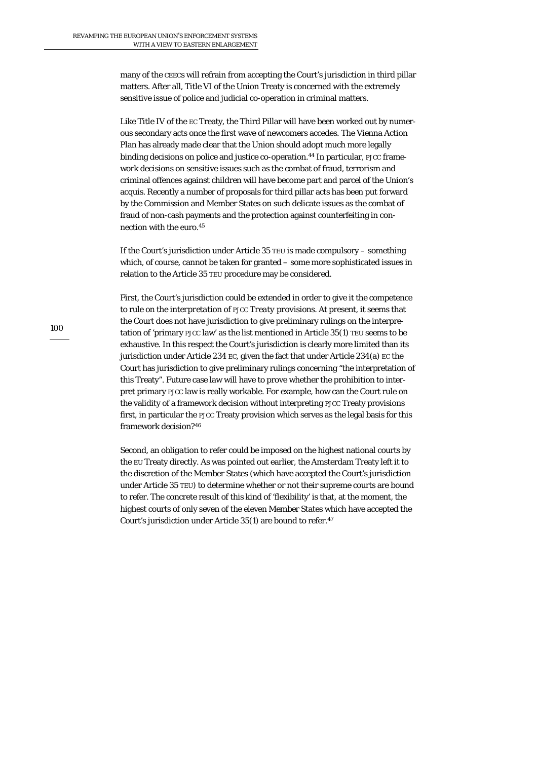many of the CEECs will refrain from accepting the Court's jurisdiction in third pillar matters. After all, Title VI of the Union Treaty is concerned with the extremely sensitive issue of police and judicial co-operation in criminal matters.

Like Title IV of the EC Treaty, the Third Pillar will have been worked out by numerous secondary acts once the first wave of newcomers accedes. The Vienna Action Plan has already made clear that the Union should adopt much more legally binding decisions on police and justice co-operation.[44] In particular, PJCC framework decisions on sensitive issues such as the combat of fraud, terrorism and criminal offences against children will have become part and parcel of the Union's acquis. Recently a number of proposals for third pillar acts has been put forward by the Commission and Member States on such delicate issues as the combat of fraud of non-cash payments and the protection against counterfeiting in connection with the euro.[45]

If the Court's jurisdiction under Article 35 TEU is made compulsory – something which, of course, cannot be taken for granted – some more sophisticated issues in relation to the Article 35 TEU procedure may be considered.

First, the Court's jurisdiction could be extended in order to give it the competence to rule on the *interpretation of PJCC Treaty provisions*. At present, it seems that the Court does not have jurisdiction to give preliminary rulings on the interpretation of 'primary PJCC law' as the list mentioned in Article 35(1) TEU seems to be exhaustive. In this respect the Court's jurisdiction is clearly more limited than its jurisdiction under Article 234 EC, given the fact that under Article 234(a) EC the Court has jurisdiction to give preliminary rulings concerning "the interpretation of this Treaty". Future case law will have to prove whether the prohibition to interpret primary PJCC law is really workable. For example, how can the Court rule on the validity of a framework decision without interpreting PJCC Treaty provisions first, in particular the PJCC Treaty provision which serves as the legal basis for this framework decision?[46]

Second, an *obligation* to refer could be imposed on the highest national courts by the EU Treaty directly. As was pointed out earlier, the Amsterdam Treaty left it to the discretion of the Member States (which have accepted the Court's jurisdiction under Article 35 TEU) to determine whether or not their supreme courts are bound to refer. The concrete result of this kind of 'flexibility' is that, at the moment, the highest courts of only seven of the eleven Member States which have accepted the Court's jurisdiction under Article 35(1) are bound to refer.[47]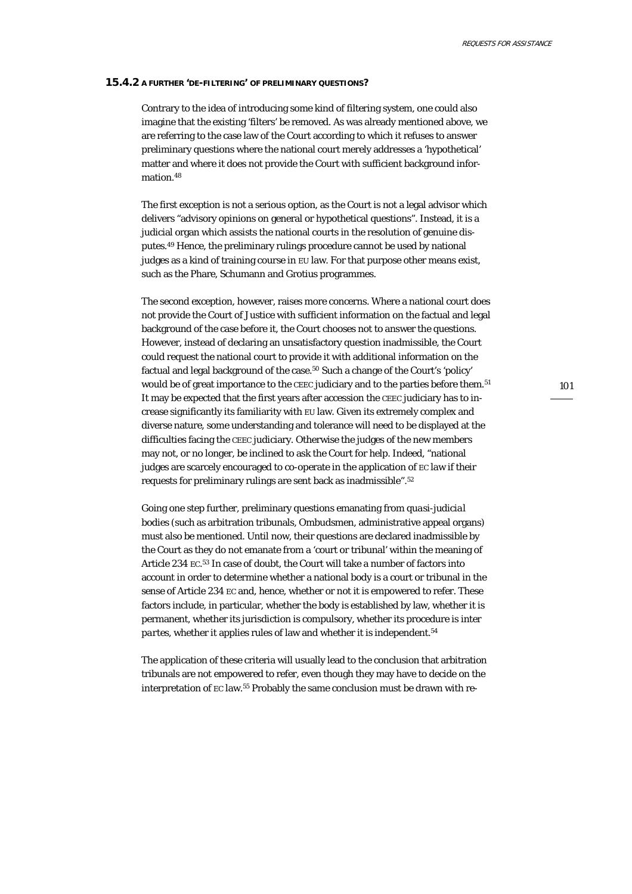### 15.4.2 A FURTHER 'DE-FILTERING' OF PRELIMINARY QUESTIONS?

Contrary to the idea of introducing some kind of filtering system, one could also imagine that the existing 'filters' be removed. As was already mentioned above, we are referring to the case law of the Court according to which it refuses to answer preliminary questions where the national court merely addresses a 'hypothetical' matter and where it does not provide the Court with sufficient background information.[48]

The first exception is not a serious option, as the Court is not a legal advisor which delivers "advisory opinions on general or hypothetical questions". Instead, it is a judicial organ which assists the national courts in the resolution of genuine disputes.[49] Hence, the preliminary rulings procedure cannot be used by national judges as a kind of training course in EU law. For that purpose other means exist, such as the Phare, Schumann and Grotius programmes.

The second exception, however, raises more concerns. Where a national court does not provide the Court of Justice with sufficient information on the factual and legal background of the case before it, the Court chooses not to answer the questions. However, instead of declaring an unsatisfactory question inadmissible, the Court could request the national court to provide it with additional information on the factual and legal background of the case.[50] Such a change of the Court's 'policy' would be of great importance to the CEEC judiciary and to the parties before them.[51] It may be expected that the first years after accession the CEEC judiciary has to increase significantly its familiarity with EU law. Given its extremely complex and diverse nature, some understanding and tolerance will need to be displayed at the difficulties facing the CEEC judiciary. Otherwise the judges of the new members may not, or no longer, be inclined to ask the Court for help. Indeed, "national judges are scarcely encouraged to co-operate in the application of EC law if their requests for preliminary rulings are sent back as inadmissible".[52]

Going one step further, preliminary questions emanating from *quasi-judicial* bodies (such as arbitration tribunals, Ombudsmen, administrative appeal organs) must also be mentioned. Until now, their questions are declared inadmissible by the Court as they do not emanate from a 'court or tribunal' within the meaning of Article 234 EC.[53] In case of doubt, the Court will take a number of factors into account in order to determine whether a national body is a court or tribunal in the sense of Article 234 EC and, hence, whether or not it is empowered to refer. These factors include, in particular, whether the body is established by law, whether it is permanent, whether its jurisdiction is compulsory, whether its procedure is inter *partes*, whether it applies rules of law and whether it is independent.[54]

The application of these criteria will usually lead to the conclusion that arbitration tribunals are not empowered to refer, even though they may have to decide on the interpretation of EC law.[55] Probably the same conclusion must be drawn with re-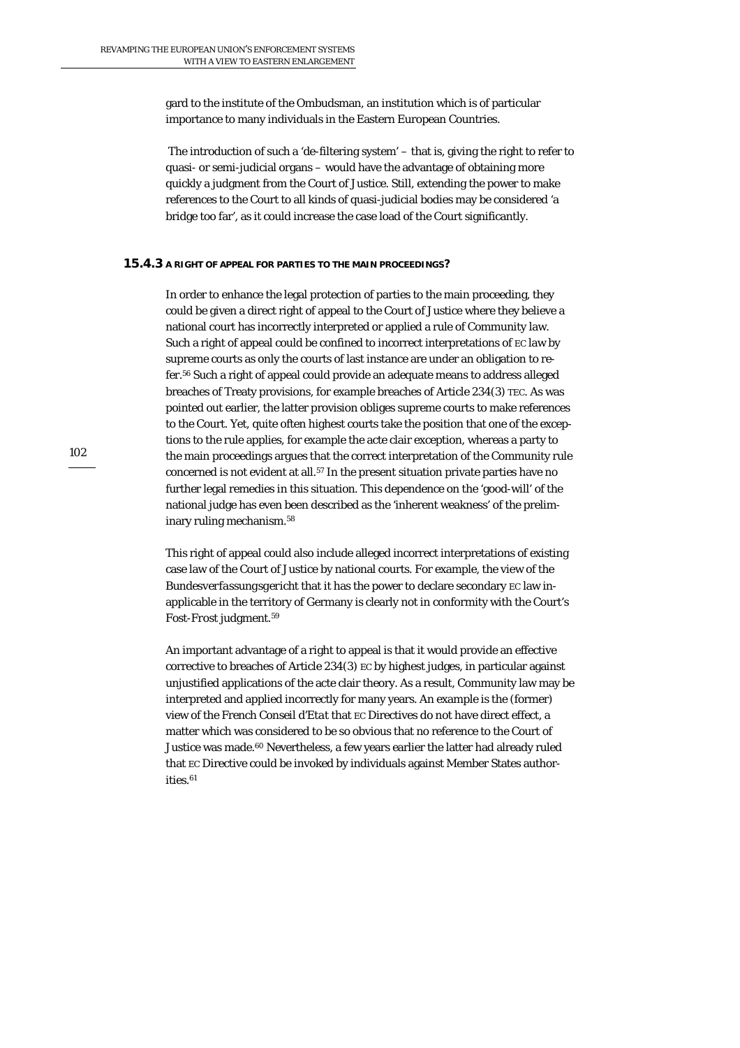gard to the institute of the Ombudsman, an institution which is of particular importance to many individuals in the Eastern European Countries.

The introduction of such a 'de-filtering system' – that is, giving the right to refer to quasi- or semi-judicial organs – would have the advantage of obtaining more quickly a judgment from the Court of Justice. Still, extending the power to make references to the Court to all kinds of quasi-judicial bodies may be considered 'a bridge too far', as it could increase the case load of the Court significantly.

### 15.4.3 A RIGHT OF APPEAL FOR PARTIES TO THE MAIN PROCEEDINGS?

In order to enhance the legal protection of parties to the main proceeding, they could be given a direct right of appeal to the Court of Justice where they believe a national court has incorrectly interpreted or applied a rule of Community law. Such a right of appeal could be confined to incorrect interpretations of EC law by supreme courts as only the courts of last instance are under an obligation to refer.[56] Such a right of appeal could provide an adequate means to address alleged breaches of Treaty provisions, for example breaches of Article 234(3) TEC. As was pointed out earlier, the latter provision obliges supreme courts to make references to the Court. Yet, quite often highest courts take the position that one of the exceptions to the rule applies, for example the acte clair exception, whereas a party to the main proceedings argues that the correct interpretation of the Community rule concerned is not evident at all.[57] In the present situation private parties have no further legal remedies in this situation. This dependence on the 'good-will' of the national judge has even been described as the 'inherent weakness' of the preliminary ruling mechanism.[58]

This right of appeal could also include alleged incorrect interpretations of existing case law of the Court of Justice by national courts. For example, the view of the *Bundesverfassungsgericht* that it has the power to declare secondary EC law inapplicable in the territory of Germany is clearly not in conformity with the Court's *Fost-Frost* judgment.[59]

An important advantage of a right to appeal is that it would provide an effective corrective to breaches of Article 234(3) EC by highest judges, in particular against unjustified applications of the acte clair theory. As a result, Community law may be interpreted and applied incorrectly for many years. An example is the (former) view of the French *Conseil d'Etat* that EC Directives do not have direct effect, a matter which was considered to be so obvious that no reference to the Court of Justice was made.[60] Nevertheless, a few years earlier the latter had already ruled that EC Directive could be invoked by individuals against Member States authorities.[61]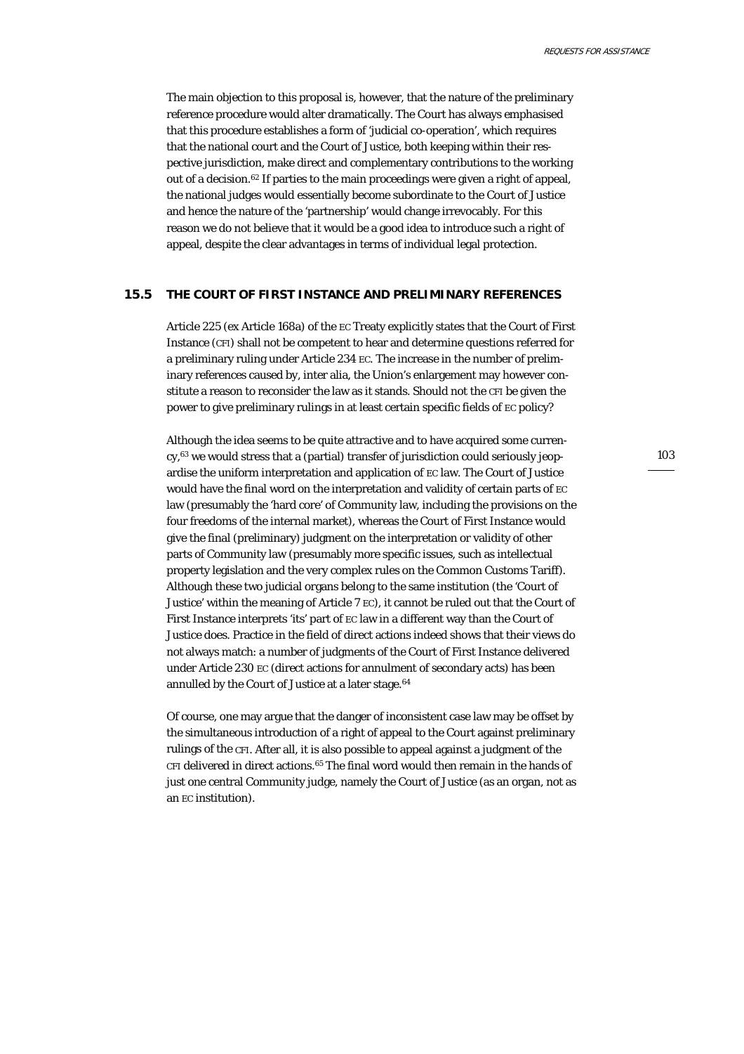The main objection to this proposal is, however, that the nature of the preliminary reference procedure would alter dramatically. The Court has always emphasised that this procedure establishes a form of 'judicial co-operation', which requires that the national court and the Court of Justice, both keeping within their respective jurisdiction, make direct and complementary contributions to the working out of a decision.[62] If parties to the main proceedings were given a right of appeal, the national judges would essentially become subordinate to the Court of Justice and hence the nature of the 'partnership' would change irrevocably. For this reason we do not believe that it would be a good idea to introduce such a right of appeal, despite the clear advantages in terms of individual legal protection.

## 15.5 THE COURT OF FIRST INSTANCE AND PRELIMINARY REFERENCES

Article 225 (ex Article 168a) of the EC Treaty explicitly states that the Court of First Instance (CFI) shall not be competent to hear and determine questions referred for a preliminary ruling under Article 234 EC. The increase in the number of preliminary references caused by, inter alia, the Union's enlargement may however constitute a reason to reconsider the law as it stands. Should not the CFI be given the power to give preliminary rulings in at least certain specific fields of EC policy?

Although the idea seems to be quite attractive and to have acquired some currency,[63] we would stress that a (partial) transfer of jurisdiction could seriously jeopardise the uniform interpretation and application of EC law. The Court of Justice would have the final word on the interpretation and validity of certain parts of EC law (presumably the 'hard core' of Community law, including the provisions on the four freedoms of the internal market), whereas the Court of First Instance would give the final (preliminary) judgment on the interpretation or validity of other parts of Community law (presumably more specific issues, such as intellectual property legislation and the very complex rules on the Common Customs Tariff). Although these two judicial organs belong to the same institution (the 'Court of Justice' within the meaning of Article 7 EC), it cannot be ruled out that the Court of First Instance interprets 'its' part of EC law in a different way than the Court of Justice does. Practice in the field of direct actions indeed shows that their views do not always match: a number of judgments of the Court of First Instance delivered under Article 230 EC (direct actions for annulment of secondary acts) has been annulled by the Court of Justice at a later stage.[64]

Of course, one may argue that the danger of inconsistent case law may be offset by the simultaneous introduction of a right of appeal to the Court against preliminary rulings of the CFI. After all, it is also possible to appeal against a judgment of the CFI delivered in direct actions.[65] The final word would then remain in the hands of just one central Community judge, namely the Court of Justice (as an organ, not as an EC institution).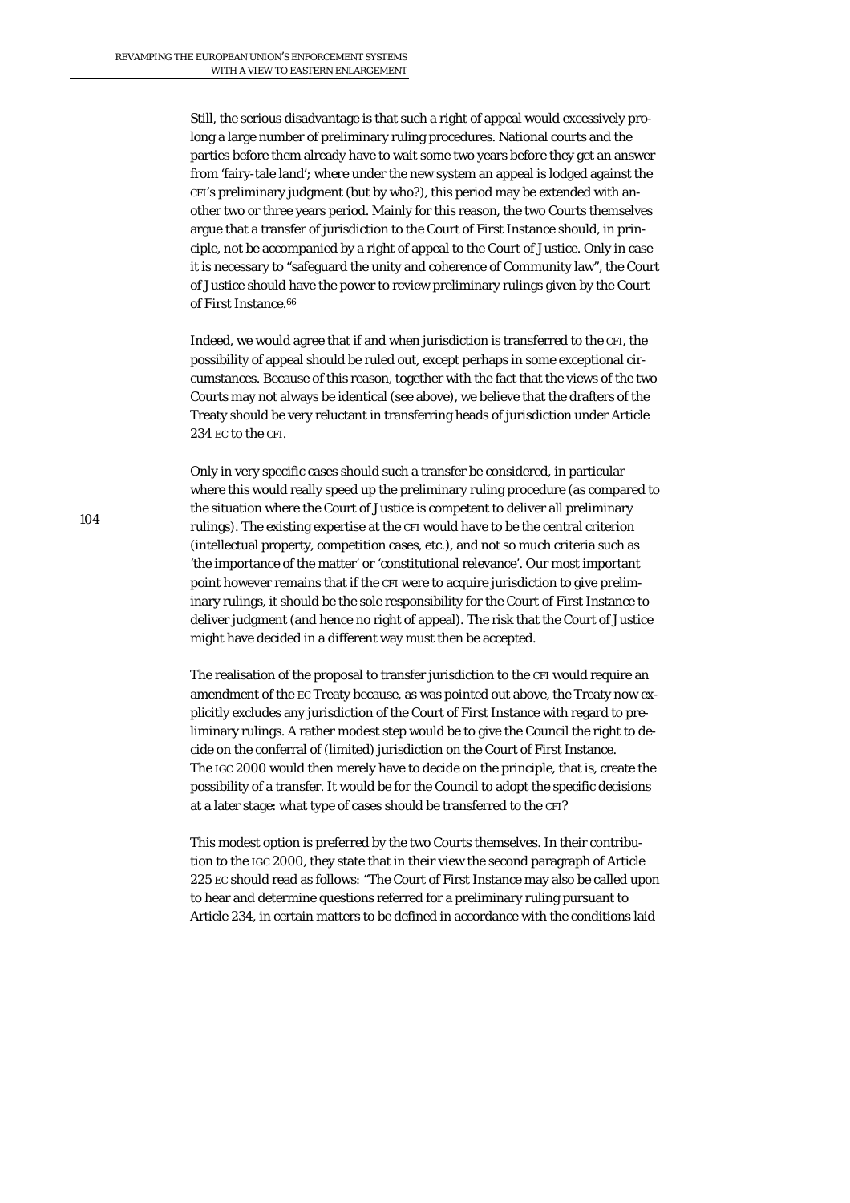Still, the serious disadvantage is that such a right of appeal would excessively prolong a large number of preliminary ruling procedures. National courts and the parties before them already have to wait some two years before they get an answer from 'fairy-tale land'; where under the new system an appeal is lodged against the CFI's preliminary judgment (but by who?), this period may be extended with another two or three years period. Mainly for this reason, the two Courts themselves argue that a transfer of jurisdiction to the Court of First Instance should, in principle, not be accompanied by a right of appeal to the Court of Justice. Only in case it is necessary to "safeguard the unity and coherence of Community law", the Court of Justice should have the power to review preliminary rulings given by the Court of First Instance.[66]

Indeed, we would agree that if and when jurisdiction is transferred to the CFI, the possibility of appeal should be ruled out, except perhaps in some exceptional circumstances. Because of this reason, together with the fact that the views of the two Courts may not always be identical (see above), we believe that the drafters of the Treaty should be very reluctant in transferring heads of jurisdiction under Article 234 EC to the CFI.

Only in very specific cases should such a transfer be considered, in particular where this would really speed up the preliminary ruling procedure (as compared to the situation where the Court of Justice is competent to deliver all preliminary rulings). The existing expertise at the CFI would have to be the central criterion (intellectual property, competition cases, etc.), and not so much criteria such as 'the importance of the matter' or 'constitutional relevance'. Our most important point however remains that if the CFI were to acquire jurisdiction to give preliminary rulings, it should be the sole responsibility for the Court of First Instance to deliver judgment (and hence no right of appeal). The risk that the Court of Justice might have decided in a different way must then be accepted.

The realisation of the proposal to transfer jurisdiction to the CFI would require an amendment of the EC Treaty because, as was pointed out above, the Treaty now explicitly excludes any jurisdiction of the Court of First Instance with regard to preliminary rulings. A rather modest step would be to give the Council the right to decide on the conferral of (limited) jurisdiction on the Court of First Instance. The IGC 2000 would then merely have to decide on the principle, that is, create the possibility of a transfer. It would be for the Council to adopt the specific decisions at a later stage: what type of cases should be transferred to the CFI?

This modest option is preferred by the two Courts themselves. In their contribution to the IGC 2000, they state that in their view the second paragraph of Article 225 EC should read as follows: "The Court of First Instance may also be called upon to hear and determine questions referred for a preliminary ruling pursuant to Article 234, in certain matters to be defined in accordance with the conditions laid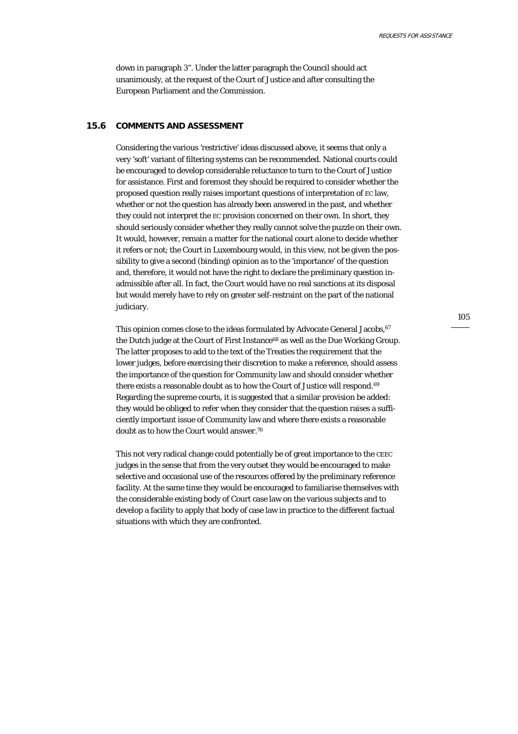down in paragraph 3". Under the latter paragraph the Council should act unanimously, at the request of the Court of Justice and after consulting the European Parliament and the Commission.

## 15.6 COMMENTS AND ASSESSMENT

Considering the various 'restrictive' ideas discussed above, it seems that only a very 'soft' variant of filtering systems can be recommended. National courts could be encouraged to develop considerable reluctance to turn to the Court of Justice for assistance. First and foremost they should be required to consider whether the proposed question really raises important questions of interpretation of EC law, whether or not the question has already been answered in the past, and whether they could not interpret the EC provision concerned on their own. In short, they should seriously consider whether they really cannot solve the puzzle on their own. It would, however, remain a matter for the national court alone to decide whether it refers or not; the Court in Luxembourg would, in this view, not be given the possibility to give a second (binding) opinion as to the 'importance' of the question and, therefore, it would not have the right to declare the preliminary question inadmissible after all. In fact, the Court would have no real sanctions at its disposal but would merely have to rely on greater self-restraint on the part of the national judiciary.

This opinion comes close to the ideas formulated by Advocate General Jacobs,[67] the Dutch judge at the Court of First Instance[68] as well as the Due Working Group. The latter proposes to add to the text of the Treaties the requirement that the lower judges, before exercising their discretion to make a reference, should assess the importance of the question for Community law and should consider whether there exists a reasonable doubt as to how the Court of Justice will respond.[69] Regarding the supreme courts, it is suggested that a similar provision be added: they would be obliged to refer when they consider that the question raises a sufficiently important issue of Community law and where there exists a reasonable doubt as to how the Court would answer.[70]

This not very radical change could potentially be of great importance to the CEEC judges in the sense that from the very outset they would be encouraged to make selective and occasional use of the resources offered by the preliminary reference facility. At the same time they would be encouraged to familiarise themselves with the considerable existing body of Court case law on the various subjects and to develop a facility to apply that body of case law in practice to the different factual situations with which they are confronted.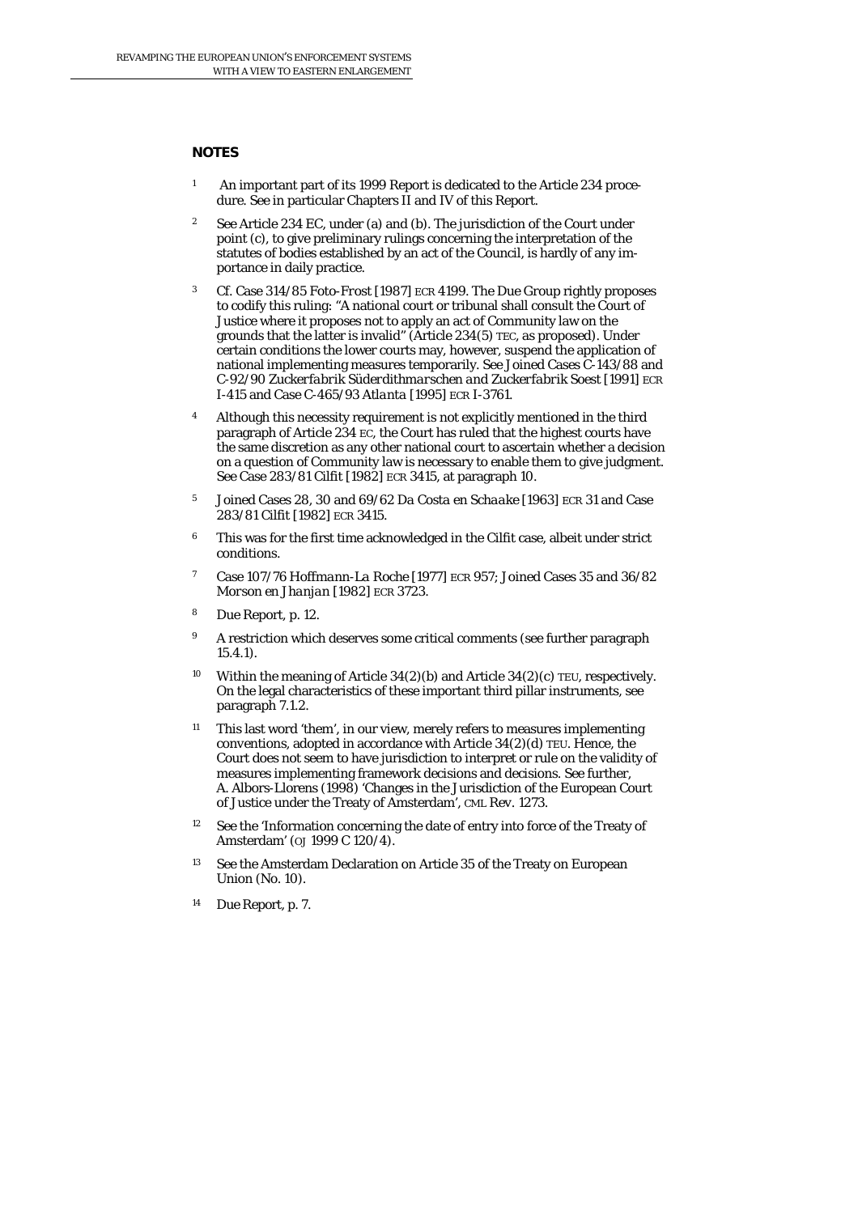## NOTES

1. An important part of its 1999 Report is dedicated to the Article 234 procedure. See in particular Chapters II and IV of this Report.

2. See Article 234 EC, under (a) and (b). The jurisdiction of the Court under point (c), to give preliminary rulings concerning the interpretation of the statutes of bodies established by an act of the Council, is hardly of any importance in daily practice.

3. Cf. Case 314/85 *Foto-Frost* [1987] ECR 4199. The Due Group rightly proposes to codify this ruling: "A national court or tribunal shall consult the Court of Justice where it proposes not to apply an act of Community law on the grounds that the latter is invalid" (Article 234(5) TEC, as proposed). Under certain conditions the lower courts may, however, suspend the application of national implementing measures temporarily. See Joined Cases C-143/88 and C-92/90 *Zuckerfabrik Süderdithmarschen and Zuckerfabrik Soest* [1991] ECR I-415 and Case C-465/93 *Atlanta* [1995] ECR I-3761.

4. Although this necessity requirement is not explicitly mentioned in the third paragraph of Article 234 EC, the Court has ruled that the highest courts have the same discretion as any other national court to ascertain whether a decision on a question of Community law is necessary to enable them to give judgment. See Case 283/81 *Cilfit* [1982] ECR 3415, at paragraph 10.

5. Joined Cases 28, 30 and 69/62 *Da Costa en Schaake* [1963] ECR 31 and Case 283/81 *Cilfit* [1982] ECR 3415.

6. This was for the first time acknowledged in the *Cilfit* case, albeit under strict conditions.

7. Case 107/76 *Hoffmann-La Roche* [1977] ECR 957; Joined Cases 35 and 36/82 *Morson en Jhanjan* [1982] ECR 3723.

8. Due Report, p. 12.

9. A restriction which deserves some critical comments (see further paragraph 15.4.1).

10. Within the meaning of Article 34(2)(b) and Article 34(2)(c) TEU, respectively. On the legal characteristics of these important third pillar instruments, see paragraph 7.1.2.

11. This last word 'them', in our view, merely refers to measures implementing conventions, adopted in accordance with Article 34(2)(d) TEU. Hence, the Court does not seem to have jurisdiction to interpret or rule on the validity of measures implementing framework decisions and decisions. See further, A. Albors-Llorens (1998) 'Changes in the Jurisdiction of the European Court of Justice under the Treaty of Amsterdam', *CML Rev.* 1273.

12. See the 'Information concerning the date of entry into force of the Treaty of Amsterdam' (OJ 1999 C 120/4).

13. See the Amsterdam Declaration on Article 35 of the Treaty on European Union (No. 10).

14. Due Report, p. 7.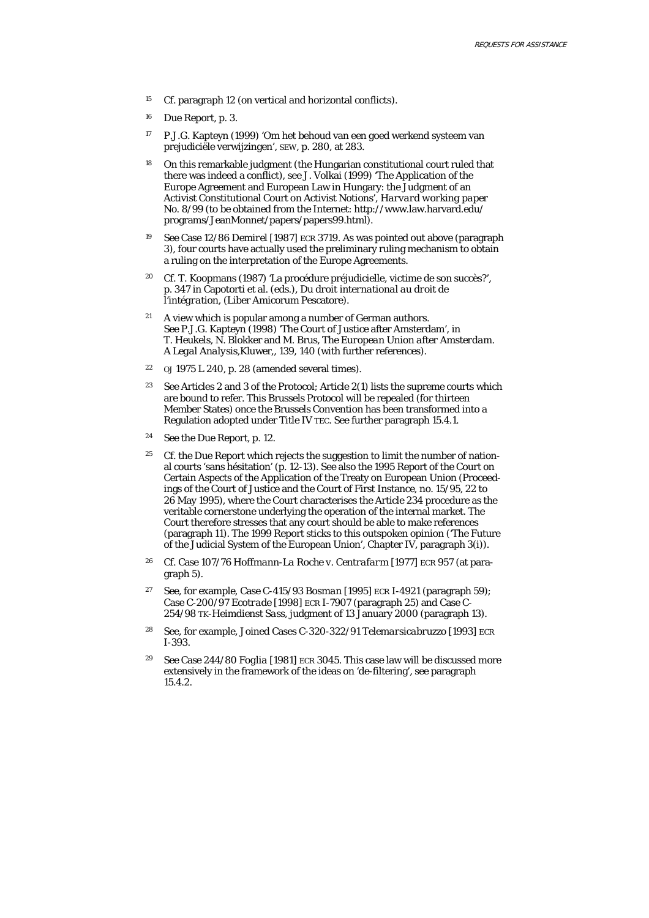15 Cf. paragraph 12 (on vertical and horizontal conflicts).

16 Due Report, p. 3.

17 P.J.G. Kapteyn (1999) 'Om het behoud van een goed werkend systeem van prejudiciële verwijzingen', SEW, p. 280, at 283.

18 On this remarkable judgment (the Hungarian constitutional court ruled that there was indeed a conflict), see J. Volkai (1999) 'The Application of the Europe Agreement and European Law in Hungary: the Judgment of an Activist Constitutional Court on Activist Notions', *Harvard working paper* No. 8/99 (to be obtained from the Internet: http://www.law.harvard.edu/programs/JeanMonnet/papers/papers99.html).

19 See Case 12/86 *Demirel* [1987] ECR 3719. As was pointed out above (paragraph 3), four courts have actually used the preliminary ruling mechanism to obtain a ruling on the interpretation of the Europe Agreements.

20 Cf. T. Koopmans (1987) 'La procédure préjudicielle, victime de son succès?', p. 347 in Capotorti et al. (eds.), *Du droit international au droit de l'intégration*, (Liber Amicorum Pescatore).

21 A view which is popular among a number of German authors. See P.J.G. Kapteyn (1998) 'The Court of Justice after Amsterdam', in T. Heukels, N. Blokker and M. Brus, *The European Union after Amsterdam. A Legal Analysis*,Kluwer,, 139, 140 (with further references).

22 OJ 1975 L 240, p. 28 (amended several times).

23 See Articles 2 and 3 of the Protocol; Article 2(1) lists the supreme courts which are bound to refer. This Brussels Protocol will be repealed (for thirteen Member States) once the Brussels Convention has been transformed into a Regulation adopted under Title IV TEC. See further paragraph 15.4.1.

24 See the Due Report, p. 12.

25 Cf. the Due Report which rejects the suggestion to limit the number of national courts 'sans hésitation' (p. 12-13). See also the 1995 Report of the Court on Certain Aspects of the Application of the Treaty on European Union (Proceedings of the Court of Justice and the Court of First Instance, no. 15/95, 22 to 26 May 1995), where the Court characterises the Article 234 procedure as the veritable cornerstone underlying the operation of the internal market. The Court therefore stresses that any court should be able to make references (paragraph 11). The 1999 Report sticks to this outspoken opinion ('The Future of the Judicial System of the European Union', Chapter IV, paragraph 3(i)).

26 Cf. Case 107/76 *Hoffmann-La Roche v. Centrafarm* [1977] ECR 957 (at paragraph 5).

27 See, for example, Case C-415/93 *Bosman* [1995] ECR I-4921 (paragraph 59); Case C-200/97 *Ecotrade* [1998] ECR I-7907 (paragraph 25) and Case C-254/98 *TK-Heimdienst Sass*, judgment of 13 January 2000 (paragraph 13).

28 See, for example, Joined Cases C-320-322/91 *Telemarsicabruzzo* [1993] ECR I-393.

29 See Case 244/80 *Foglia* [1981] ECR 3045. This case law will be discussed more extensively in the framework of the ideas on 'de-filtering', see paragraph 15.4.2.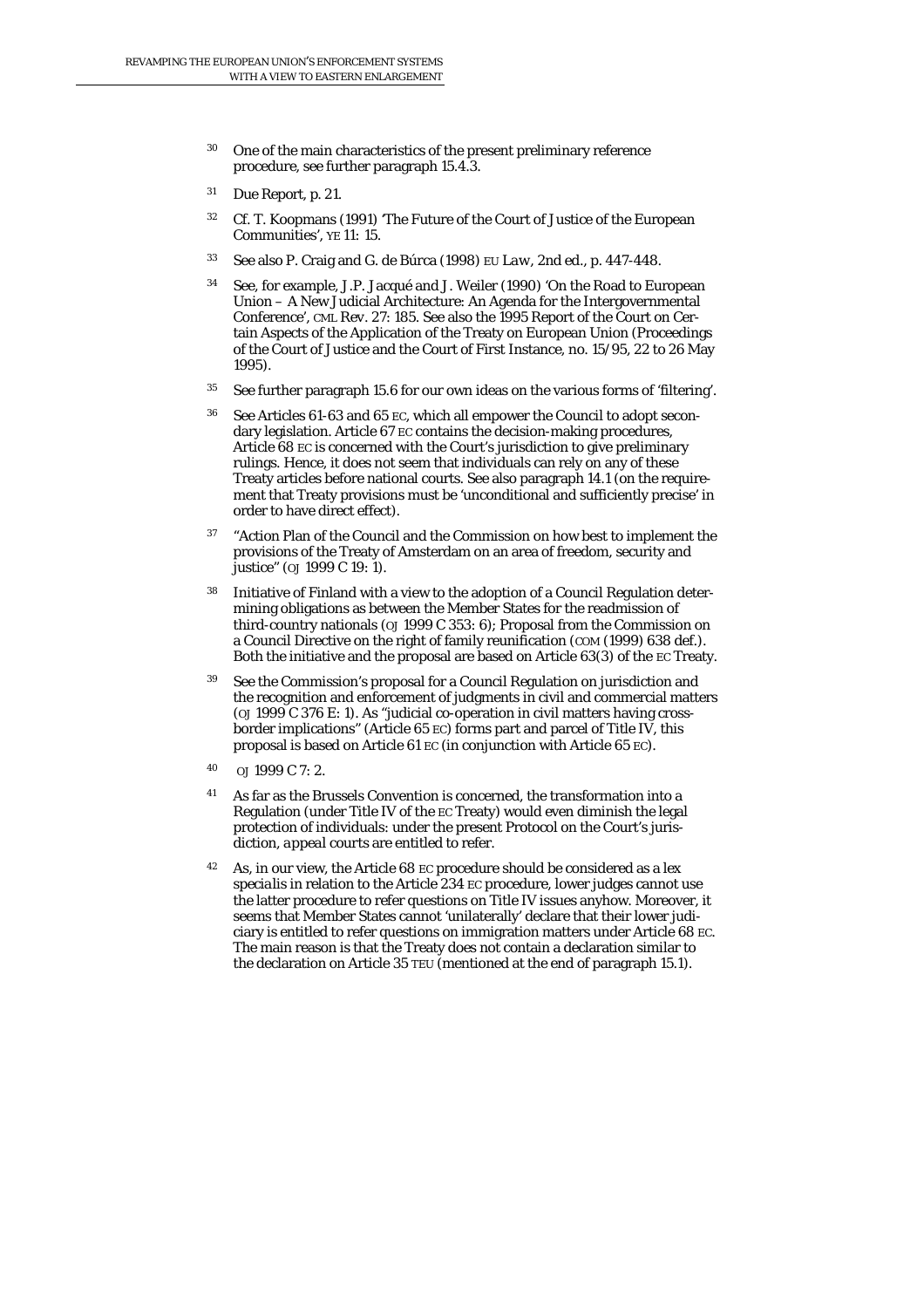[30] One of the main characteristics of the present preliminary reference procedure, see further paragraph 15.4.3.

[31] Due Report, p. 21.

[32] Cf. T. Koopmans (1991) 'The Future of the Court of Justice of the European Communities', *YE* 11: 15.

[33] See also P. Craig and G. de Búrca (1998) *EU Law*, 2nd ed., p. 447-448.

[34] See, for example, J.P. Jacqué and J. Weiler (1990) 'On the Road to European Union – A New Judicial Architecture: An Agenda for the Intergovernmental Conference', *CML Rev.* 27: 185. See also the 1995 Report of the Court on Certain Aspects of the Application of the Treaty on European Union (Proceedings of the Court of Justice and the Court of First Instance, no. 15/95, 22 to 26 May 1995).

[35] See further paragraph 15.6 for our own ideas on the various forms of 'filtering'.

[36] See Articles 61-63 and 65 EC, which all empower the Council to adopt secondary legislation. Article 67 EC contains the decision-making procedures, Article 68 EC is concerned with the Court's jurisdiction to give preliminary rulings. Hence, it does not seem that individuals can rely on any of these Treaty articles before national courts. See also paragraph 14.1 (on the requirement that Treaty provisions must be 'unconditional and sufficiently precise' in order to have direct effect).

[37] "Action Plan of the Council and the Commission on how best to implement the provisions of the Treaty of Amsterdam on an area of freedom, security and justice" (OJ 1999 C 19: 1).

[38] Initiative of Finland with a view to the adoption of a Council Regulation determining obligations as between the Member States for the readmission of third-country nationals (OJ 1999 C 353: 6); Proposal from the Commission on a Council Directive on the right of family reunification (COM (1999) 638 def.). Both the initiative and the proposal are based on Article 63(3) of the EC Treaty.

[39] See the Commission's proposal for a Council Regulation on jurisdiction and the recognition and enforcement of judgments in civil and commercial matters (OJ 1999 C 376 E: 1). As "judicial co-operation in civil matters having cross-border implications" (Article 65 EC) forms part and parcel of Title IV, this proposal is based on Article 61 EC (in conjunction with Article 65 EC).

[40] OJ 1999 C 7: 2.

[41] As far as the Brussels Convention is concerned, the transformation into a Regulation (under Title IV of the EC Treaty) would even diminish the legal protection of individuals: under the present Protocol on the Court's jurisdiction, *appeal courts* are entitled to refer.

[42] As, in our view, the Article 68 EC procedure should be considered as a *lex specialis* in relation to the Article 234 EC procedure, lower judges cannot use the latter procedure to refer questions on Title IV issues anyhow. Moreover, it seems that Member States cannot 'unilaterally' declare that their lower judiciary is entitled to refer questions on immigration matters under Article 68 EC. The main reason is that the Treaty does not contain a declaration similar to the declaration on Article 35 TEU (mentioned at the end of paragraph 15.1).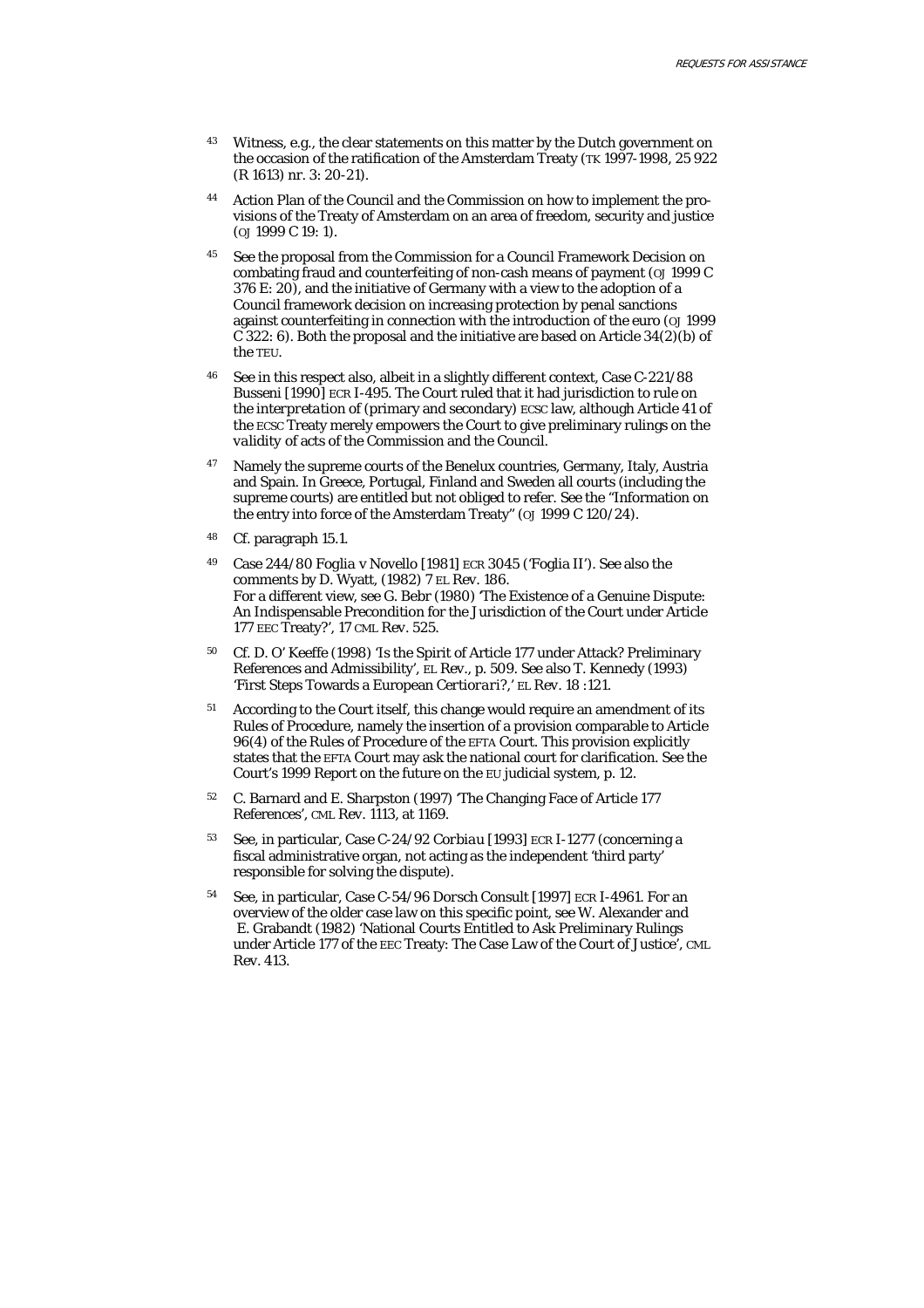43 Witness, e.g., the clear statements on this matter by the Dutch government on the occasion of the ratification of the Amsterdam Treaty (TK 1997-1998, 25 922 (R 1613) nr. 3: 20-21).

44 Action Plan of the Council and the Commission on how to implement the provisions of the Treaty of Amsterdam on an area of freedom, security and justice (OJ 1999 C 19: 1).

45 See the proposal from the Commission for a Council Framework Decision on combating fraud and counterfeiting of non-cash means of payment (OJ 1999 C 376 E: 20), and the initiative of Germany with a view to the adoption of a Council framework decision on increasing protection by penal sanctions against counterfeiting in connection with the introduction of the euro (OJ 1999 C 322: 6). Both the proposal and the initiative are based on Article 34(2)(b) of the TEU.

46 See in this respect also, albeit in a slightly different context, Case C-221/88 *Busseni* [1990] ECR I-495. The Court ruled that it had jurisdiction to rule on the *interpretation* of (primary and secondary) ECSC law, although Article 41 of the ECSC Treaty merely empowers the Court to give preliminary rulings on the *validity* of acts of the Commission and the Council.

47 Namely the supreme courts of the Benelux countries, Germany, Italy, Austria and Spain. In Greece, Portugal, Finland and Sweden all courts (including the supreme courts) are entitled but not obliged to refer. See the "Information on the entry into force of the Amsterdam Treaty" (OJ 1999 C 120/24).

48 Cf. paragraph 15.1.

49 Case 244/80 *Foglia v Novello* [1981] ECR 3045 ('Foglia II'). See also the comments by D. Wyatt, (1982) 7 EL Rev. 186.
For a different view, see G. Bebr (1980) 'The Existence of a Genuine Dispute: An Indispensable Precondition for the Jurisdiction of the Court under Article 177 EEC Treaty?', 17 CML Rev. 525.

50 Cf. D. O' Keeffe (1998) 'Is the Spirit of Article 177 under Attack? Preliminary References and Admissibility', EL Rev., p. 509. See also T. Kennedy (1993) 'First Steps Towards a European *Certiorari*?,' EL Rev. 18 :121.

51 According to the Court itself, this change would require an amendment of its Rules of Procedure, namely the insertion of a provision comparable to Article 96(4) of the Rules of Procedure of the EFTA Court. This provision explicitly states that the EFTA Court may ask the national court for clarification. See the Court's 1999 Report on the future on the EU judicial system, p. 12.

52 C. Barnard and E. Sharpston (1997) 'The Changing Face of Article 177 References', CML Rev. 1113, at 1169.

53 See, in particular, Case C-24/92 *Corbiau* [1993] ECR I-1277 (concerning a fiscal administrative organ, not acting as the independent 'third party' responsible for solving the dispute).

54 See, in particular, Case C-54/96 *Dorsch Consult* [1997] ECR I-4961. For an overview of the older case law on this specific point, see W. Alexander and E. Grabandt (1982) 'National Courts Entitled to Ask Preliminary Rulings under Article 177 of the EEC Treaty: The Case Law of the Court of Justice', CML Rev. 413.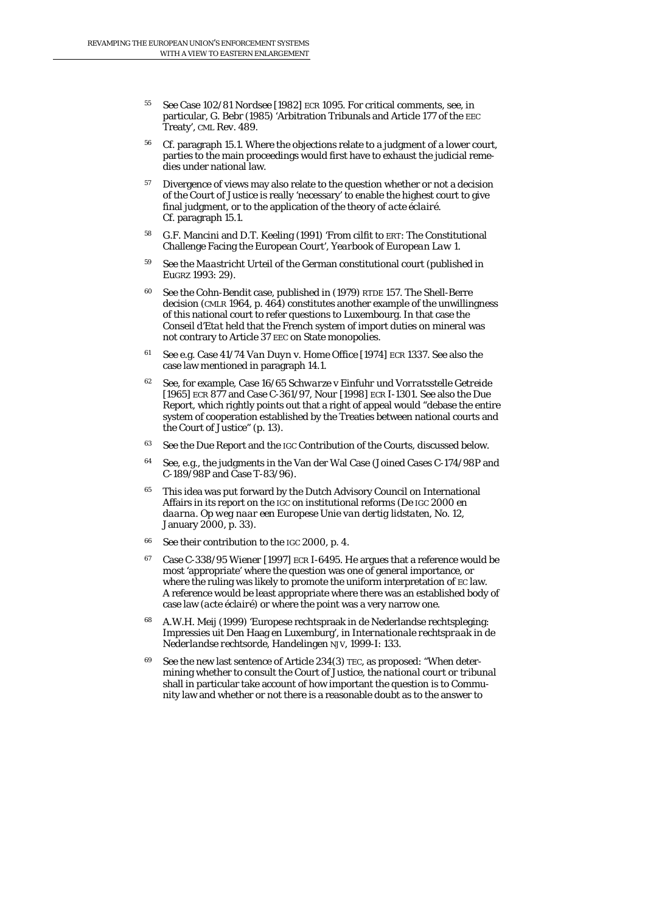55 See Case 102/81 *Nordsee* [1982] ECR 1095. For critical comments, see, in particular, G. Bebr (1985) 'Arbitration Tribunals and Article 177 of the EEC Treaty', CML Rev. 489.

56 Cf. paragraph 15.1. Where the objections relate to a judgment of a lower court, parties to the main proceedings would first have to exhaust the judicial remedies under national law.

57 Divergence of views may also relate to the question whether or not a decision of the Court of Justice is really 'necessary' to enable the highest court to give final judgment, or to the application of the theory of *acte éclairé*. Cf. paragraph 15.1.

58 G.F. Mancini and D.T. Keeling (1991) 'From CILFIT to ERT: The Constitutional Challenge Facing the European Court', *Yearbook of European Law* 1.

59 See the *Maastricht Urteil* of the German constitutional court (published in EuGRZ 1993: 29).

60 See the Cohn-Bendit case, published in (1979) RTDE 157. The Shell-Berre decision (CMLR 1964, p. 464) constitutes another example of the unwillingness of this national court to refer questions to Luxembourg. In that case the *Conseil d'Etat* held that the French system of import duties on mineral was not contrary to Article 37 EEC on State monopolies.

61 See e.g. Case 41/74 *Van Duyn v. Home Office* [1974] ECR 1337. See also the case law mentioned in paragraph 14.1.

62 See, for example, Case 16/65 *Schwarze v Einfuhr und Vorratsstelle Getreide* [1965] ECR 877 and Case C-361/97, *Nour* [1998] ECR I-1301. See also the Due Report, which rightly points out that a right of appeal would "debase the entire system of cooperation established by the Treaties between national courts and the Court of Justice" (p. 13).

63 See the Due Report and the IGC Contribution of the Courts, discussed below.

64 See, e.g., the judgments in the Van der Wal Case (Joined Cases C-174/98P and C-189/98P and Case T-83/96).

65 This idea was put forward by the Dutch Advisory Council on International Affairs in its report on the IGC on institutional reforms (*De* IGC *2000 en daarna. Op weg naar een Europese Unie van dertig lidstaten*, No. 12, January 2000, p. 33).

66 See their contribution to the IGC 2000, p. 4.

67 Case C-338/95 *Wiener* [1997] ECR I-6495. He argues that a reference would be most 'appropriate' where the question was one of general importance, or where the ruling was likely to promote the uniform interpretation of EC law. A reference would be least appropriate where there was an established body of case law (*acte éclairé*) or where the point was a very narrow one.

68 A.W.H. Meij (1999) 'Europese rechtspraak in de Nederlandse rechtspleging: Impressies uit Den Haag en Luxemburg', in *Internationale rechtspraak in de Nederlandse rechtsorde*, Handelingen NJV, 1999-I: 133.

69 See the new last sentence of Article 234(3) TEC, as proposed: "When determining whether to consult the Court of Justice, the *national court or tribunal* shall in particular take account of how important the question is to Community law and whether or not there is a reasonable doubt as to the answer to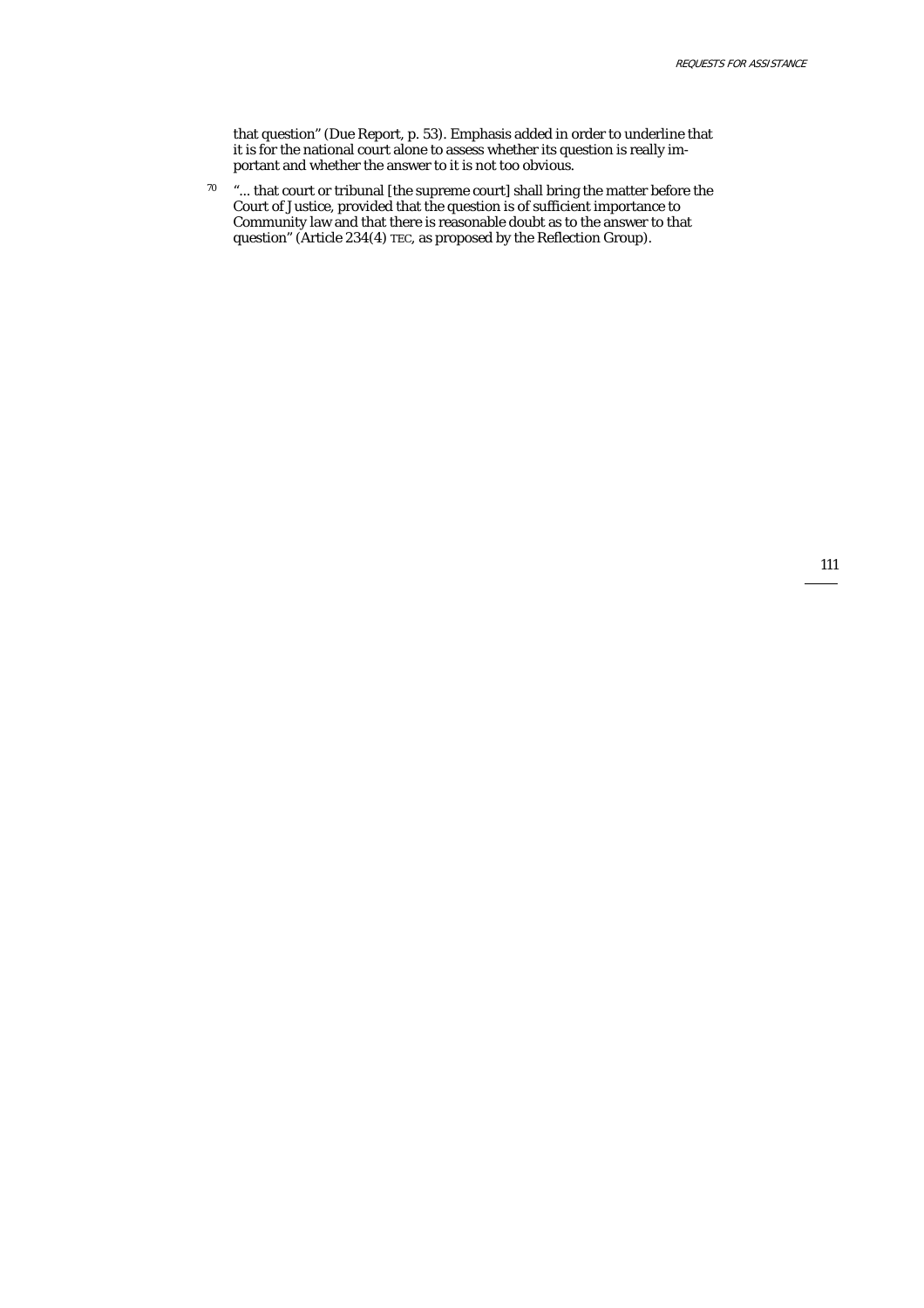that question" (Due Report, p. 53). Emphasis added in order to underline that it is for the national court alone to assess whether its question is really important and whether the answer to it is not too obvious.

[70] "... that court or tribunal [the supreme court] shall bring the matter before the Court of Justice, provided that the question is of sufficient importance to Community law and that there is reasonable doubt as to the answer to that question" (Article 234(4) TEC, as proposed by the Reflection Group).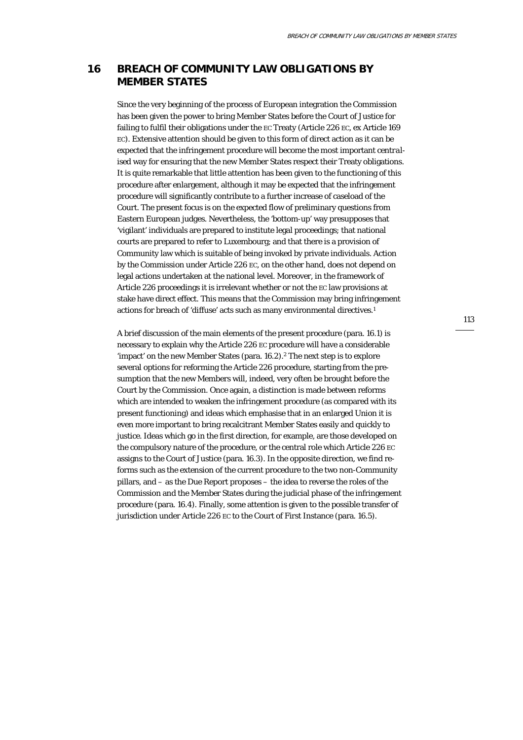# 16 BREACH OF COMMUNITY LAW OBLIGATIONS BY MEMBER STATES

Since the very beginning of the process of European integration the Commission has been given the power to bring Member States before the Court of Justice for failing to fulfil their obligations under the EC Treaty (Article 226 EC, ex Article 169 EC). Extensive attention should be given to this form of direct action as it can be expected that the infringement procedure will become the most important centralised way for ensuring that the new Member States respect their Treaty obligations. It is quite remarkable that little attention has been given to the functioning of this procedure after enlargement, although it may be expected that the infringement procedure will significantly contribute to a further increase of caseload of the Court. The present focus is on the expected flow of preliminary questions from Eastern European judges. Nevertheless, the 'bottom-up' way presupposes that 'vigilant' individuals are prepared to institute legal proceedings; that national courts are prepared to refer to Luxembourg; and that there is a provision of Community law which is suitable of being invoked by private individuals. Action by the Commission under Article 226 EC, on the other hand, does not depend on legal actions undertaken at the national level. Moreover, in the framework of Article 226 proceedings it is irrelevant whether or not the EC law provisions at stake have direct effect. This means that the Commission may bring infringement actions for breach of 'diffuse' acts such as many environmental directives.[1]

A brief discussion of the main elements of the present procedure (para. 16.1) is necessary to explain why the Article 226 EC procedure will have a considerable 'impact' on the new Member States (para. 16.2).[2] The next step is to explore several options for reforming the Article 226 procedure, starting from the presumption that the new Members will, indeed, very often be brought before the Court by the Commission. Once again, a distinction is made between reforms which are intended to weaken the infringement procedure (as compared with its present functioning) and ideas which emphasise that in an enlarged Union it is even more important to bring recalcitrant Member States easily and quickly to justice. Ideas which go in the first direction, for example, are those developed on the compulsory nature of the procedure, or the central role which Article 226 EC assigns to the Court of Justice (para. 16.3). In the opposite direction, we find reforms such as the extension of the current procedure to the two non-Community pillars, and – as the Due Report proposes – the idea to reverse the roles of the Commission and the Member States during the judicial phase of the infringement procedure (para. 16.4). Finally, some attention is given to the possible transfer of jurisdiction under Article 226 EC to the Court of First Instance (para. 16.5).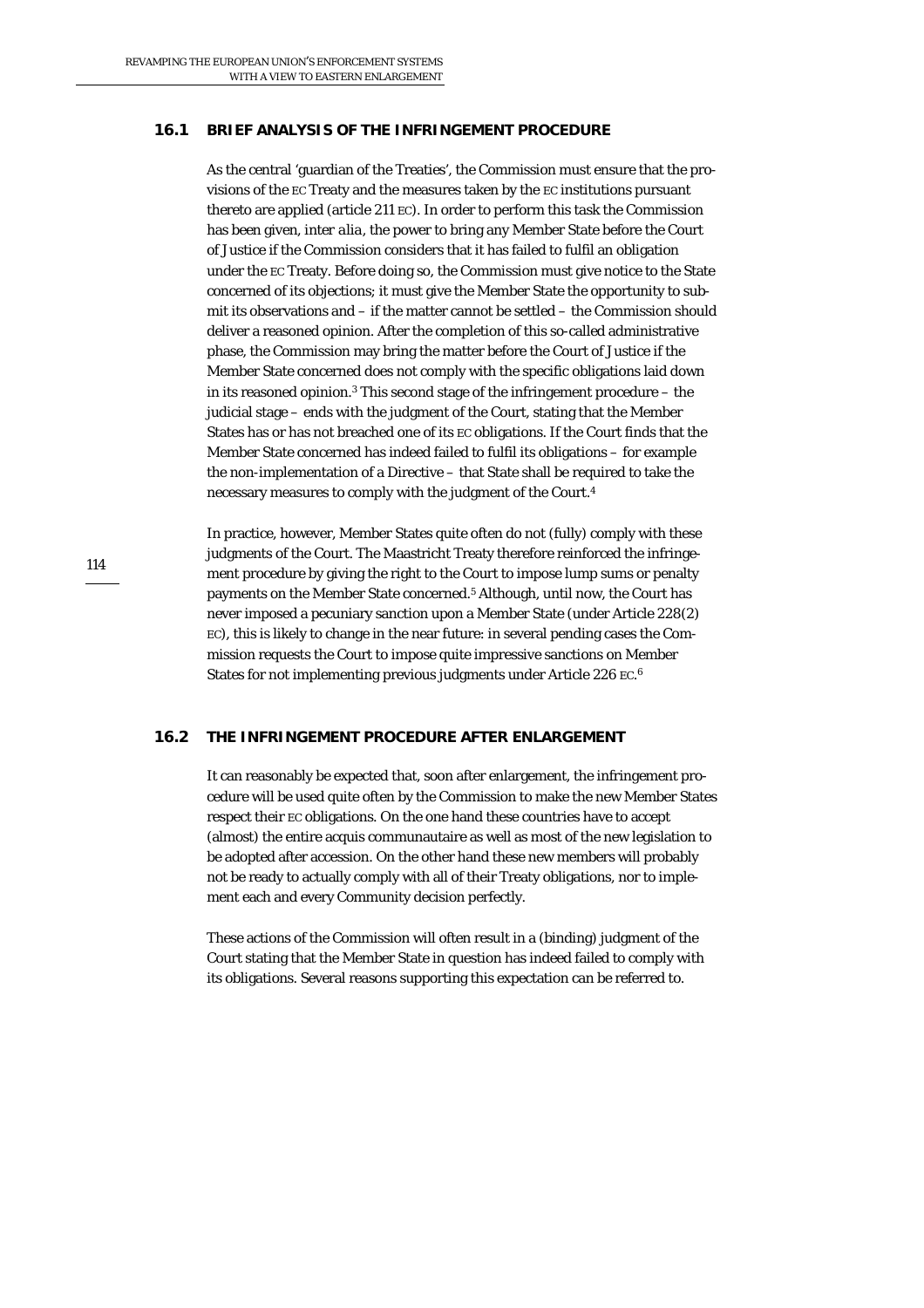## 16.1 BRIEF ANALYSIS OF THE INFRINGEMENT PROCEDURE

As the central 'guardian of the Treaties', the Commission must ensure that the provisions of the EC Treaty and the measures taken by the EC institutions pursuant thereto are applied (article 211 EC). In order to perform this task the Commission has been given, *inter alia*, the power to bring any Member State before the Court of Justice if the Commission considers that it has failed to fulfil an obligation under the EC Treaty. Before doing so, the Commission must give notice to the State concerned of its objections; it must give the Member State the opportunity to submit its observations and – if the matter cannot be settled – the Commission should deliver a reasoned opinion. After the completion of this so-called administrative phase, the Commission may bring the matter before the Court of Justice if the Member State concerned does not comply with the specific obligations laid down in its reasoned opinion.[3] This second stage of the infringement procedure – the judicial stage – ends with the judgment of the Court, stating that the Member States has or has not breached one of its EC obligations. If the Court finds that the Member State concerned has indeed failed to fulfil its obligations – for example the non-implementation of a Directive – that State shall be required to take the necessary measures to comply with the judgment of the Court.[4]

In practice, however, Member States quite often do not (fully) comply with these judgments of the Court. The Maastricht Treaty therefore reinforced the infringement procedure by giving the right to the Court to impose lump sums or penalty payments on the Member State concerned.[5] Although, until now, the Court has never imposed a pecuniary sanction upon a Member State (under Article 228(2) EC), this is likely to change in the near future: in several pending cases the Commission requests the Court to impose quite impressive sanctions on Member States for not implementing previous judgments under Article 226 EC.[6]

## 16.2 THE INFRINGEMENT PROCEDURE AFTER ENLARGEMENT

It can reasonably be expected that, soon after enlargement, the infringement procedure will be used quite often by the Commission to make the new Member States respect their EC obligations. On the one hand these countries have to accept (almost) the entire acquis communautaire as well as most of the new legislation to be adopted after accession. On the other hand these new members will probably not be ready to actually comply with all of their Treaty obligations, nor to implement each and every Community decision perfectly.

These actions of the Commission will often result in a (binding) judgment of the Court stating that the Member State in question has indeed failed to comply with its obligations. Several reasons supporting this expectation can be referred to.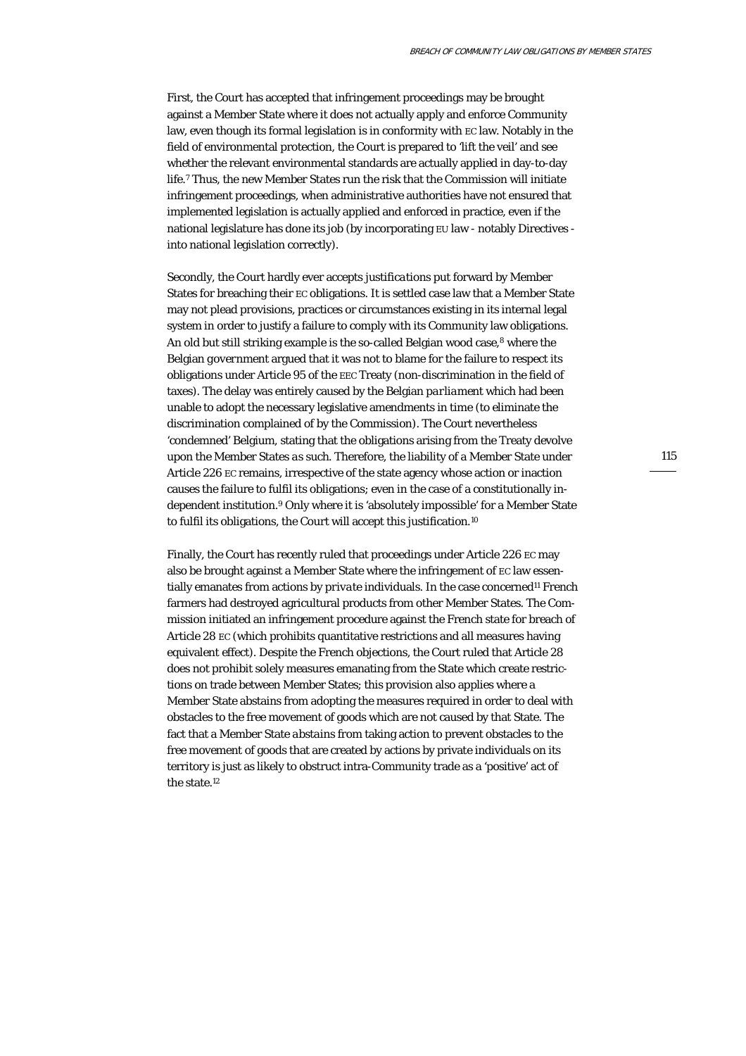First, the Court has accepted that infringement proceedings may be brought against a Member State where it does not actually apply and enforce Community law, even though its formal legislation is in conformity with EC law. Notably in the field of environmental protection, the Court is prepared to 'lift the veil' and see whether the relevant environmental standards are actually applied in day-to-day life.[7] Thus, the new Member States run the risk that the Commission will initiate infringement proceedings, when administrative authorities have not ensured that implemented legislation is actually applied and enforced in practice, even if the national legislature has done its job (by incorporating EU law - notably Directives - into national legislation correctly).

Secondly, the Court hardly ever accepts justifications put forward by Member States for breaching their EC obligations. It is settled case law that a Member State may not plead provisions, practices or circumstances existing in its internal legal system in order to justify a failure to comply with its Community law obligations. An old but still striking example is the so-called Belgian wood case,[8] where the Belgian *government* argued that it was not to blame for the failure to respect its obligations under Article 95 of the EEC Treaty (non-discrimination in the field of taxes). The delay was entirely caused by the Belgian *parliament* which had been unable to adopt the necessary legislative amendments in time (to eliminate the discrimination complained of by the Commission). The Court nevertheless 'condemned' Belgium, stating that the obligations arising from the Treaty devolve upon the Member States *as such*. Therefore, the liability of a Member State under Article 226 EC remains, irrespective of the state agency whose action or inaction causes the failure to fulfil its obligations; even in the case of a constitutionally independent institution.[9] Only where it is 'absolutely impossible' for a Member State to fulfil its obligations, the Court will accept this justification.[10]

Finally, the Court has recently ruled that proceedings under Article 226 EC may also be brought against a Member State where the infringement of EC law essentially emanates from actions by *private* individuals. In the case concerned[11] French farmers had destroyed agricultural products from other Member States. The Commission initiated an infringement procedure against the French state for breach of Article 28 EC (which prohibits quantitative restrictions and all measures having equivalent effect). Despite the French objections, the Court ruled that Article 28 does not prohibit solely measures emanating from the State which create restrictions on trade between Member States; this provision also applies where a Member State abstains from adopting the measures required in order to deal with obstacles to the free movement of goods which are not caused by that State. The fact that a Member State *abstains* from taking action to prevent obstacles to the free movement of goods that are created by actions by private individuals on its territory is just as likely to obstruct intra-Community trade as a 'positive' act of the state.[12]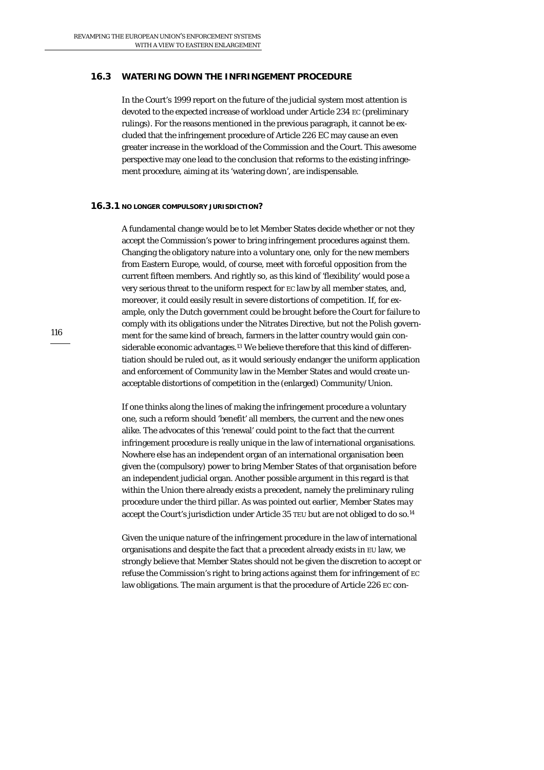## 16.3 WATERING DOWN THE INFRINGEMENT PROCEDURE

In the Court's 1999 report on the future of the judicial system most attention is devoted to the expected increase of workload under Article 234 EC (preliminary rulings). For the reasons mentioned in the previous paragraph, it cannot be excluded that the infringement procedure of Article 226 EC may cause an even greater increase in the workload of the Commission and the Court. This awesome perspective may one lead to the conclusion that reforms to the existing infringement procedure, aiming at its 'watering down', are indispensable.

### 16.3.1 NO LONGER COMPULSORY JURISDICTION?

A fundamental change would be to let Member States decide whether or not they accept the Commission's power to bring infringement procedures against them. Changing the obligatory nature into a voluntary one, only for the new members from Eastern Europe, would, of course, meet with forceful opposition from the current fifteen members. And rightly so, as this kind of 'flexibility' would pose a very serious threat to the uniform respect for EC law by all member states, and, moreover, it could easily result in severe distortions of competition. If, for example, only the Dutch government could be brought before the Court for failure to comply with its obligations under the Nitrates Directive, but not the Polish government for the same kind of breach, farmers in the latter country would gain considerable economic advantages.[13] We believe therefore that this kind of differentiation should be ruled out, as it would seriously endanger the uniform application and enforcement of Community law in the Member States and would create unacceptable distortions of competition in the (enlarged) Community/Union.

If one thinks along the lines of making the infringement procedure a voluntary one, such a reform should 'benefit' all members, the current and the new ones alike. The advocates of this 'renewal' could point to the fact that the current infringement procedure is really unique in the law of international organisations. Nowhere else has an independent organ of an international organisation been given the (compulsory) power to bring Member States of that organisation before an independent judicial organ. Another possible argument in this regard is that within the Union there already exists a precedent, namely the preliminary ruling procedure under the third pillar. As was pointed out earlier, Member States *may* accept the Court's jurisdiction under Article 35 TEU but are not obliged to do so.[14]

Given the unique nature of the infringement procedure in the law of international organisations and despite the fact that a precedent already exists in EU law, we strongly believe that Member States should not be given the discretion to accept or refuse the Commission's right to bring actions against them for infringement of EC law obligations. The main argument is that the procedure of Article 226 EC con-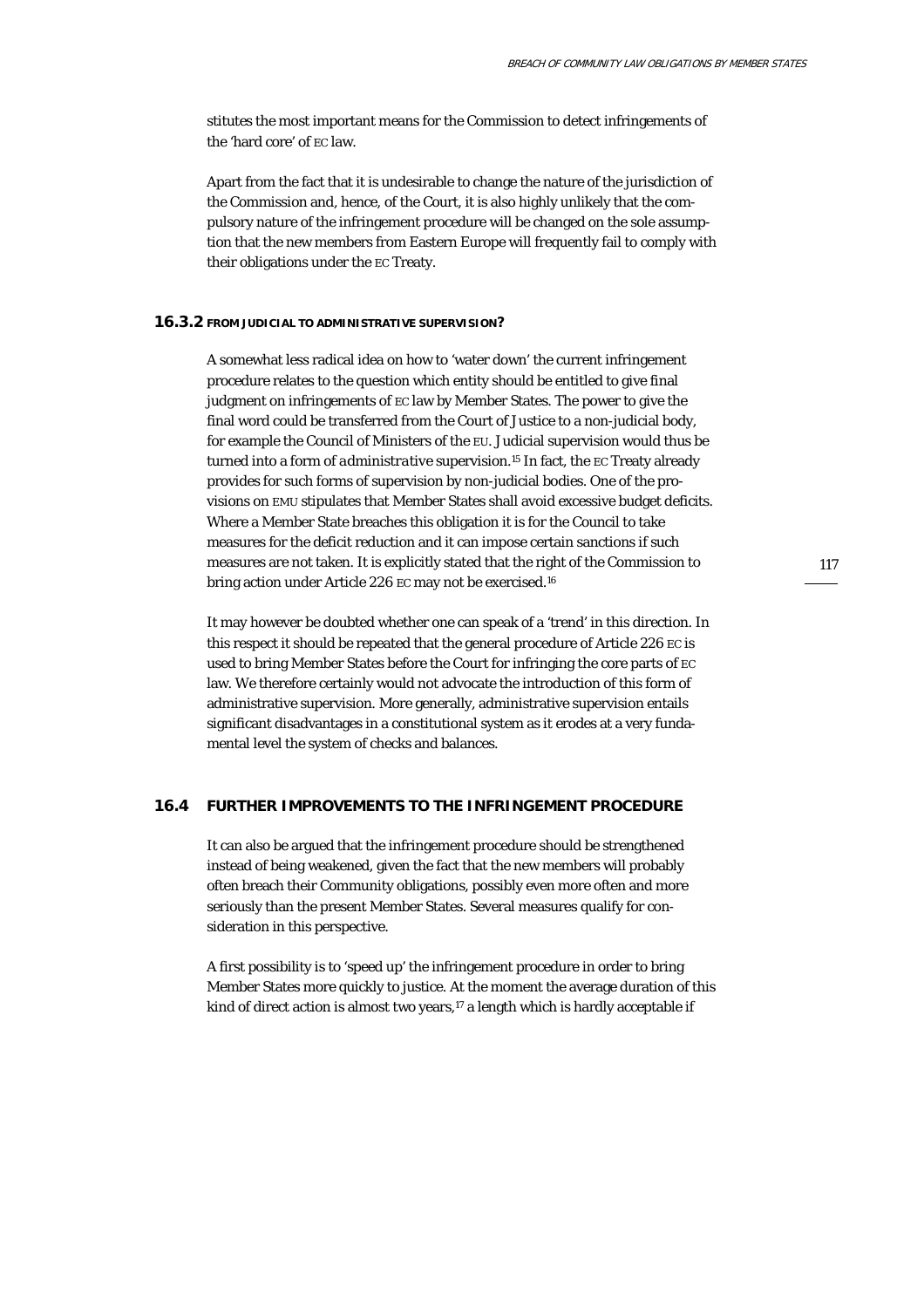stitutes the most important means for the Commission to detect infringements of the 'hard core' of EC law.

Apart from the fact that it is undesirable to change the nature of the jurisdiction of the Commission and, hence, of the Court, it is also highly unlikely that the compulsory nature of the infringement procedure will be changed on the sole assumption that the new members from Eastern Europe will frequently fail to comply with their obligations under the EC Treaty.

### 16.3.2 FROM JUDICIAL TO ADMINISTRATIVE SUPERVISION?

A somewhat less radical idea on how to 'water down' the current infringement procedure relates to the question which entity should be entitled to give final judgment on infringements of EC law by Member States. The power to give the final word could be transferred from the Court of Justice to a non-judicial body, for example the Council of Ministers of the EU. Judicial supervision would thus be turned into a form of *administrative* supervision.[15] In fact, the EC Treaty already provides for such forms of supervision by non-judicial bodies. One of the provisions on EMU stipulates that Member States shall avoid excessive budget deficits. Where a Member State breaches this obligation it is for the Council to take measures for the deficit reduction and it can impose certain sanctions if such measures are not taken. It is explicitly stated that the right of the Commission to bring action under Article 226 EC may not be exercised.[16]

It may however be doubted whether one can speak of a 'trend' in this direction. In this respect it should be repeated that the general procedure of Article 226 EC is used to bring Member States before the Court for infringing the core parts of EC law. We therefore certainly would not advocate the introduction of this form of administrative supervision. More generally, administrative supervision entails significant disadvantages in a constitutional system as it erodes at a very fundamental level the system of checks and balances.

## 16.4 FURTHER IMPROVEMENTS TO THE INFRINGEMENT PROCEDURE

It can also be argued that the infringement procedure should be strengthened instead of being weakened, given the fact that the new members will probably often breach their Community obligations, possibly even more often and more seriously than the present Member States. Several measures qualify for consideration in this perspective.

A first possibility is to 'speed up' the infringement procedure in order to bring Member States more quickly to justice. At the moment the average duration of this kind of direct action is almost two years,[17] a length which is hardly acceptable if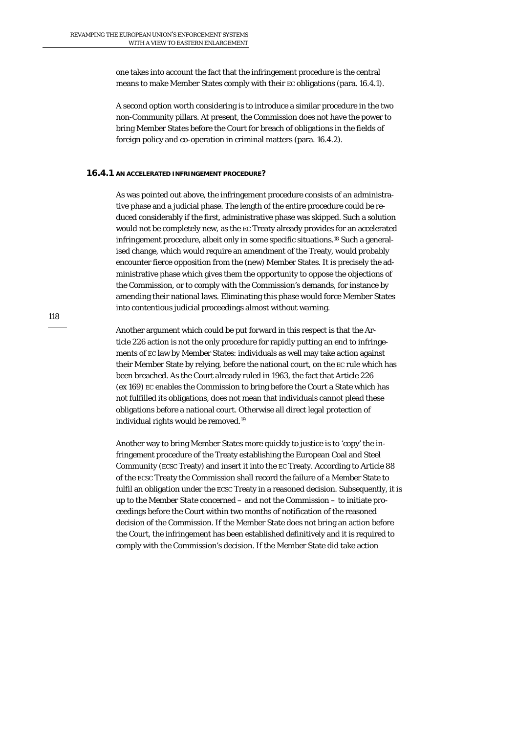one takes into account the fact that the infringement procedure is the central means to make Member States comply with their EC obligations (para. 16.4.1).

A second option worth considering is to introduce a similar procedure in the two non-Community pillars. At present, the Commission does not have the power to bring Member States before the Court for breach of obligations in the fields of foreign policy and co-operation in criminal matters (para. 16.4.2).

### 16.4.1 AN ACCELERATED INFRINGEMENT PROCEDURE?

As was pointed out above, the infringement procedure consists of an administrative phase and a judicial phase. The length of the entire procedure could be reduced considerably if the first, administrative phase was skipped. Such a solution would not be completely new, as the EC Treaty already provides for an accelerated infringement procedure, albeit only in some specific situations.[18] Such a generalised change, which would require an amendment of the Treaty, would probably encounter fierce opposition from the (new) Member States. It is precisely the administrative phase which gives them the opportunity to oppose the objections of the Commission, or to comply with the Commission's demands, for instance by amending their national laws. Eliminating this phase would force Member States into contentious judicial proceedings almost without warning.

Another argument which could be put forward in this respect is that the Article 226 action is not the only procedure for rapidly putting an end to infringements of EC law by Member States: individuals as well may take action against their Member State by relying, before the national court, on the EC rule which has been breached. As the Court already ruled in 1963, the fact that Article 226 (ex 169) EC enables the Commission to bring before the Court a State which has not fulfilled its obligations, does not mean that individuals cannot plead these obligations before a national court. Otherwise all direct legal protection of individual rights would be removed.[19]

Another way to bring Member States more quickly to justice is to 'copy' the infringement procedure of the Treaty establishing the European Coal and Steel Community (ECSC Treaty) and insert it into the EC Treaty. According to Article 88 of the ECSC Treaty the Commission shall record the failure of a Member State to fulfil an obligation under the ECSC Treaty in a reasoned decision. Subsequently, it is up to the *Member State* concerned – and not the Commission – to initiate proceedings before the Court within two months of notification of the reasoned decision of the Commission. If the Member State does not bring an action before the Court, the infringement has been established definitively and it is required to comply with the Commission's decision. If the Member State did take action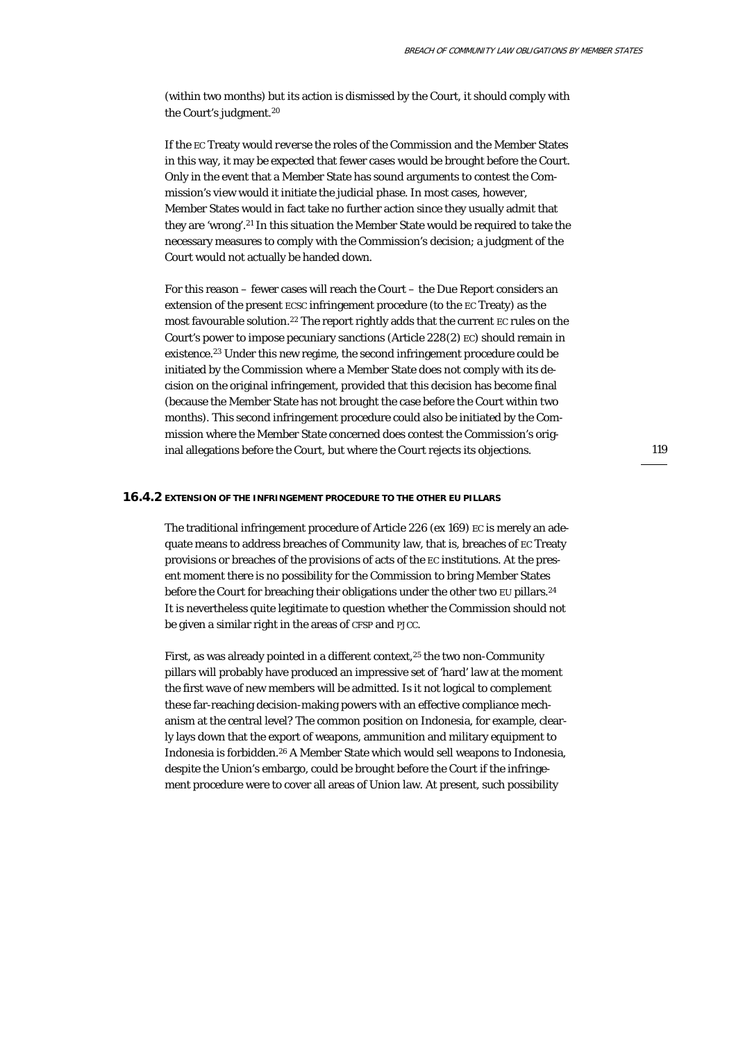(within two months) but its action is dismissed by the Court, it should comply with the Court's judgment.[20]

If the EC Treaty would reverse the roles of the Commission and the Member States in this way, it may be expected that fewer cases would be brought before the Court. Only in the event that a Member State has sound arguments to contest the Commission's view would it initiate the judicial phase. In most cases, however, Member States would in fact take no further action since they usually admit that they are 'wrong'.[21] In this situation the Member State would be required to take the necessary measures to comply with the Commission's decision; a judgment of the Court would not actually be handed down.

For this reason – fewer cases will reach the Court – the Due Report considers an extension of the present ECSC infringement procedure (to the EC Treaty) as the most favourable solution.[22] The report rightly adds that the current EC rules on the Court's power to impose pecuniary sanctions (Article 228(2) EC) should remain in existence.[23] Under this new regime, the second infringement procedure could be initiated by the Commission where a Member State does not comply with its decision on the original infringement, provided that this decision has become final (because the Member State has not brought the case before the Court within two months). This second infringement procedure could also be initiated by the Commission where the Member State concerned does contest the Commission's original allegations before the Court, but where the Court rejects its objections.

### 16.4.2 EXTENSION OF THE INFRINGEMENT PROCEDURE TO THE OTHER EU PILLARS

The traditional infringement procedure of Article 226 (ex 169) EC is merely an adequate means to address breaches of Community law, that is, breaches of EC Treaty provisions or breaches of the provisions of acts of the EC institutions. At the present moment there is no possibility for the Commission to bring Member States before the Court for breaching their obligations under the other two EU pillars.[24] It is nevertheless quite legitimate to question whether the Commission should not be given a similar right in the areas of CFSP and PJCC.

First, as was already pointed in a different context,[25] the two non-Community pillars will probably have produced an impressive set of 'hard' law at the moment the first wave of new members will be admitted. Is it not logical to complement these far-reaching decision-making powers with an effective compliance mechanism at the central level? The common position on Indonesia, for example, clearly lays down that the export of weapons, ammunition and military equipment to Indonesia is forbidden.[26] A Member State which would sell weapons to Indonesia, despite the Union's embargo, could be brought before the Court if the infringement procedure were to cover all areas of Union law. At present, such possibility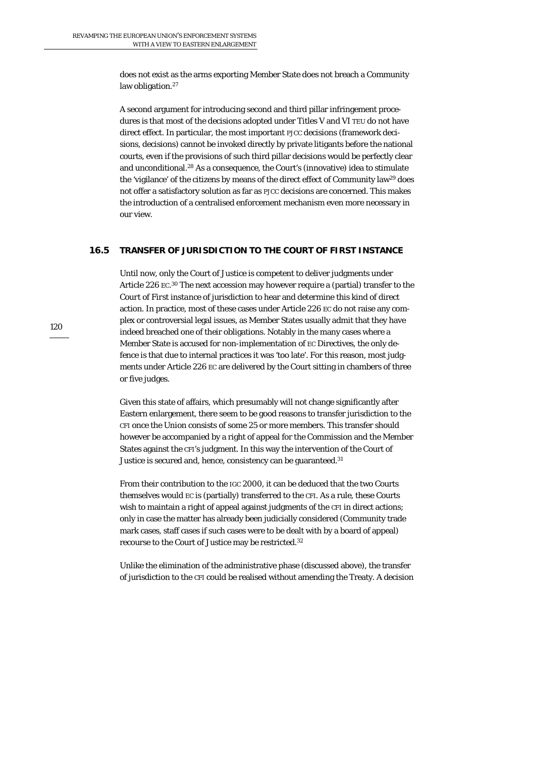does not exist as the arms exporting Member State does not breach a Community law obligation.[27]

A second argument for introducing second and third pillar infringement procedures is that most of the decisions adopted under Titles V and VI TEU do not have direct effect. In particular, the most important PJCC decisions (framework decisions, decisions) cannot be invoked directly by private litigants before the national courts, even if the provisions of such third pillar decisions would be perfectly clear and unconditional.[28] As a consequence, the Court's (innovative) idea to stimulate the 'vigilance' of the citizens by means of the direct effect of Community law[29] does not offer a satisfactory solution as far as PJCC decisions are concerned. This makes the introduction of a centralised enforcement mechanism even more necessary in our view.

## 16.5 TRANSFER OF JURISDICTION TO THE COURT OF FIRST INSTANCE

Until now, only the Court of Justice is competent to deliver judgments under Article 226 EC.[30] The next accession may however require a (partial) transfer to the Court of First instance of jurisdiction to hear and determine this kind of direct action. In practice, most of these cases under Article 226 EC do not raise any complex or controversial legal issues, as Member States usually admit that they have indeed breached one of their obligations. Notably in the many cases where a Member State is accused for non-implementation of EC Directives, the only defence is that due to internal practices it was 'too late'. For this reason, most judgments under Article 226 EC are delivered by the Court sitting in chambers of three or five judges.

Given this state of affairs, which presumably will not change significantly after Eastern enlargement, there seem to be good reasons to transfer jurisdiction to the CFI once the Union consists of some 25 or more members. This transfer should however be accompanied by a right of appeal for the Commission and the Member States against the CFI's judgment. In this way the intervention of the Court of Justice is secured and, hence, consistency can be guaranteed.[31]

From their contribution to the IGC 2000, it can be deduced that the two Courts themselves would EC is (partially) transferred to the CFI. As a rule, these Courts wish to maintain a right of appeal against judgments of the CFI in direct actions; only in case the matter has already been judicially considered (Community trade mark cases, staff cases if such cases were to be dealt with by a board of appeal) recourse to the Court of Justice may be restricted.[32]

Unlike the elimination of the administrative phase (discussed above), the transfer of jurisdiction to the CFI could be realised without amending the Treaty. A decision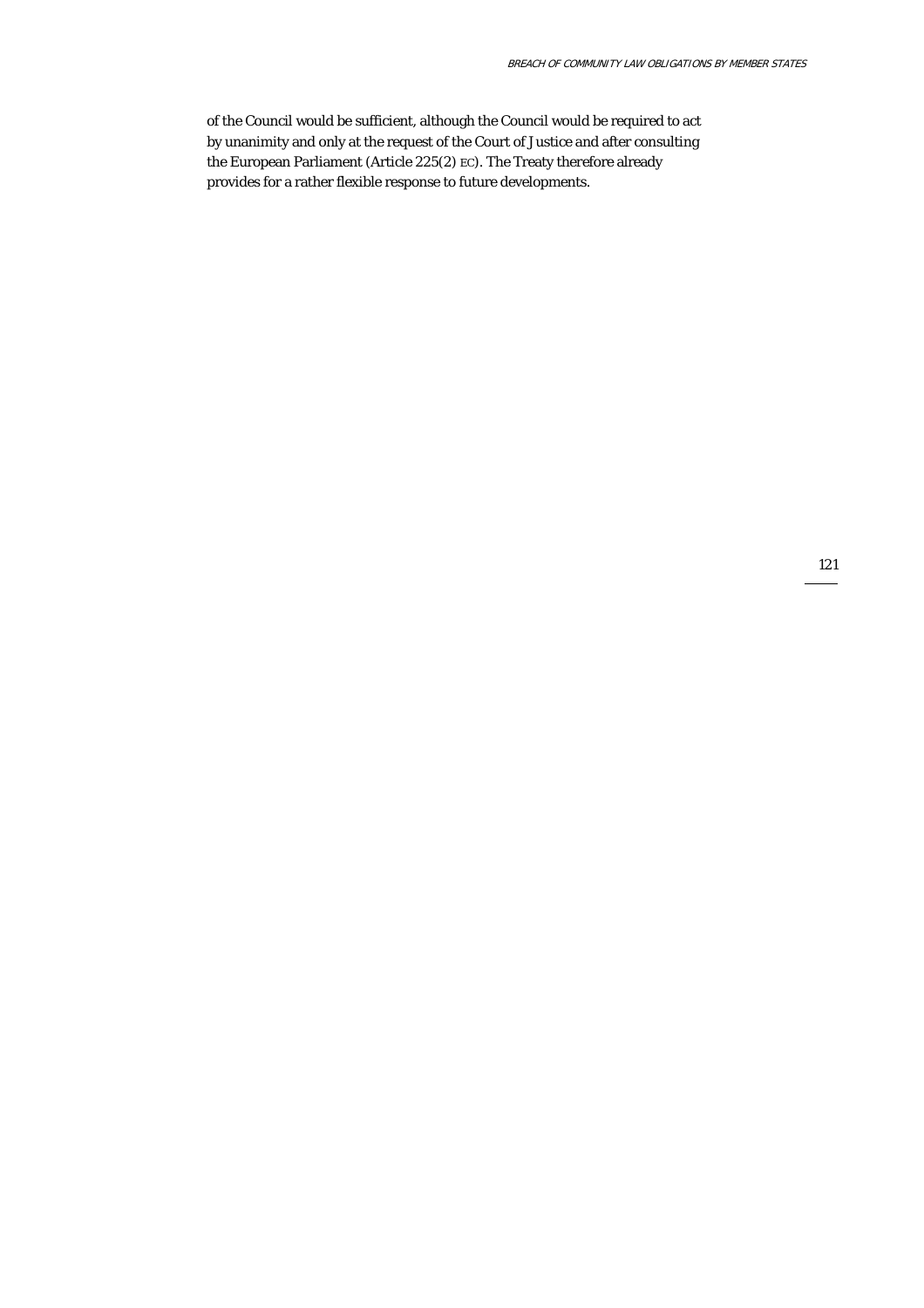of the Council would be sufficient, although the Council would be required to act by unanimity and only at the request of the Court of Justice and after consulting the European Parliament (Article 225(2) EC). The Treaty therefore already provides for a rather flexible response to future developments.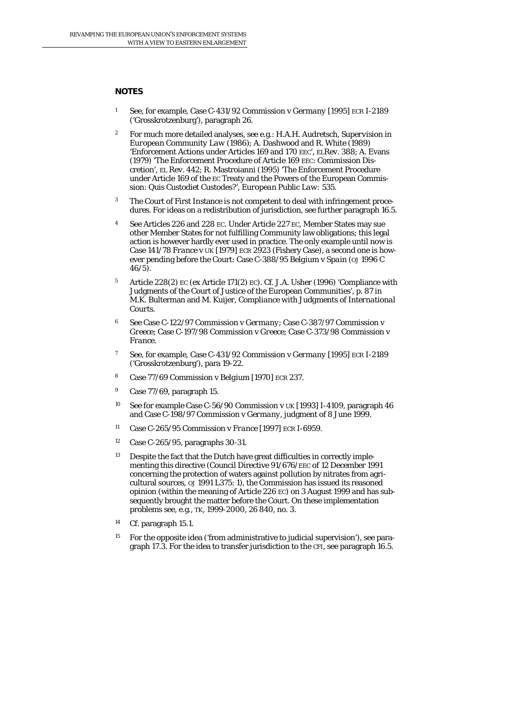## NOTES

1. See, for example, Case C-431/92 *Commission v Germany* [1995] ECR I-2189 ('Grosskrotzenburg'), paragraph 26.

2. For much more detailed analyses, see e.g.: H.A.H. Audretsch, *Supervision in European Community Law* (1986); A. Dashwood and R. White (1989) 'Enforcement Actions under Articles 169 and 170 EEC', ELRev. 388; A. Evans (1979) 'The Enforcement Procedure of Article 169 EEC: Commission Discretion', EL Rev. 442; R. Mastroianni (1995) 'The Enforcement Procedure under Article 169 of the EC Treaty and the Powers of the European Commission: Quis Custodiet Custodes?', *European Public Law*: 535.

3. The Court of First Instance is not competent to deal with infringement procedures. For ideas on a redistribution of jurisdiction, see further paragraph 16.5.

4. See Articles 226 and 228 EC. Under Article 227 EC, Member States may sue other Member States for not fulfilling Community law obligations; this legal action is however hardly ever used in practice. The only example until now is Case 141/78 *France v UK* [1979] ECR 2923 (Fishery Case), a second one is however pending before the Court: Case C-388/95 *Belgium v Spain* (OJ 1996 C 46/5).

5. Article 228(2) EC (ex Article 171(2) EC). Cf. J.A. Usher (1996) 'Compliance with Judgments of the Court of Justice of the European Communities', p. 87 in M.K. Bulterman and M. Kuijer, *Compliance with Judgments of International Courts*.

6. See Case C-122/97 *Commission v Germany*; Case C-387/97 *Commission v Greece*; Case C-197/98 *Commission v Greece*; Case C-373/98 *Commission v France*.

7. See, for example, Case C-431/92 *Commission v Germany* [1995] ECR I-2189 ('Grosskrotzenburg'), para 19-22.

8. Case 77/69 *Commission v Belgium* [1970] ECR 237.

9. Case 77/69, paragraph 15.

10. See for example Case C-56/90 *Commission v UK* [1993] I-4109, paragraph 46 and Case C-198/97 *Commission v Germany*, judgment of 8 June 1999.

11. Case C-265/95 *Commission v France* [1997] ECR I-6959.

12. Case C-265/95, paragraphs 30-31.

13. Despite the fact that the Dutch have great difficulties in correctly implementing this directive (Council Directive 91/676/EEC of 12 December 1991 concerning the protection of waters against pollution by nitrates from agricultural sources, OJ 1991 L375: 1), the Commission has issued its reasoned opinion (within the meaning of Article 226 EC) on 3 August 1999 and has subsequently brought the matter before the Court. On these implementation problems see, e.g., TK, 1999-2000, 26 840, no. 3.

14. Cf. paragraph 15.1.

15. For the opposite idea ('from administrative to judicial supervision'), see paragraph 17.3. For the idea to transfer jurisdiction to the CFI, see paragraph 16.5.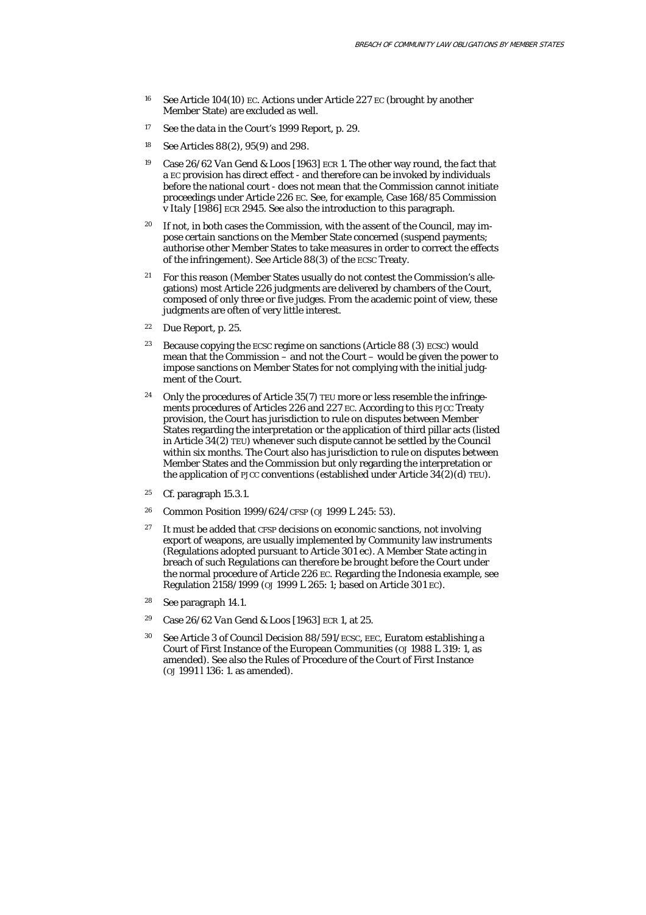16 See Article 104(10) EC. Actions under Article 227 EC (brought by another Member State) are excluded as well.

17 See the data in the Court's 1999 Report, p. 29.

18 See Articles 88(2), 95(9) and 298.

19 Case 26/62 *Van Gend & Loos* [1963] ECR 1. The other way round, the fact that a EC provision has direct effect - and therefore can be invoked by individuals before the national court - does not mean that the Commission cannot initiate proceedings under Article 226 EC. See, for example, Case 168/85 *Commission v Italy* [1986] ECR 2945. See also the introduction to this paragraph.

20 If not, in both cases the Commission, with the assent of the Council, may impose certain sanctions on the Member State concerned (suspend payments; authorise other Member States to take measures in order to correct the effects of the infringement). See Article 88(3) of the ECSC Treaty.

21 For this reason (Member States usually do not contest the Commission's allegations) most Article 226 judgments are delivered by chambers of the Court, composed of only three or five judges. From the academic point of view, these judgments are often of very little interest.

22 Due Report, p. 25.

23 Because copying the ECSC regime on sanctions (Article 88 (3) ECSC) would mean that the Commission – and not the Court – would be given the power to impose sanctions on Member States for not complying with the initial judgment of the Court.

24 Only the procedures of Article 35(7) TEU more or less resemble the infringements procedures of Articles 226 and 227 EC. According to this PJCC Treaty provision, the Court has jurisdiction to rule on disputes between Member States regarding the interpretation or the application of third pillar acts (listed in Article 34(2) TEU) whenever such dispute cannot be settled by the Council within six months. The Court also has jurisdiction to rule on disputes between Member States and the Commission but only regarding the interpretation or the application of PJCC conventions (established under Article 34(2)(d) TEU).

25 Cf. paragraph 15.3.1.

26 Common Position 1999/624/CFSP (OJ 1999 L 245: 53).

27 It must be added that CFSP decisions on economic sanctions, not involving export of weapons, are usually implemented by Community law instruments (Regulations adopted pursuant to Article 301 ec). A Member State acting in breach of such Regulations can therefore be brought before the Court under the normal procedure of Article 226 EC. Regarding the Indonesia example, see Regulation 2158/1999 (OJ 1999 L 265: 1; based on Article 301 EC).

28 See paragraph 14.1.

29 Case 26/62 *Van Gend & Loos* [1963] ECR 1, at 25.

30 See Article 3 of Council Decision 88/591/ECSC, EEC, Euratom establishing a Court of First Instance of the European Communities (OJ 1988 L 319: 1, as amended). See also the Rules of Procedure of the Court of First Instance (OJ 1991 l 136: 1. as amended).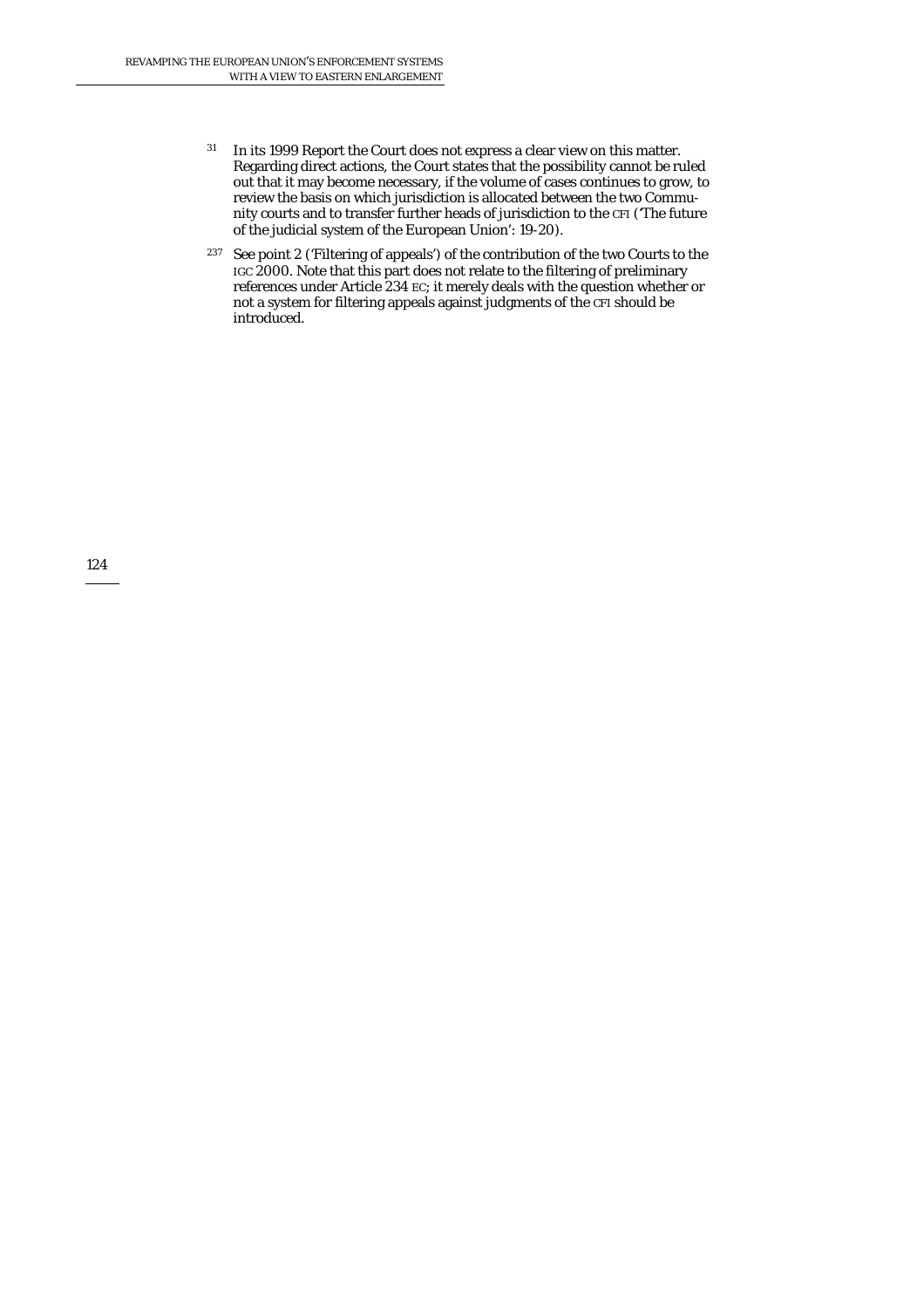[31] In its 1999 Report the Court does not express a clear view on this matter. Regarding direct actions, the Court states that the possibility cannot be ruled out that it may become necessary, if the volume of cases continues to grow, to review the basis on which jurisdiction is allocated between the two Community courts and to transfer further heads of jurisdiction to the CFI ('The future of the judicial system of the European Union': 19-20).

[237] See point 2 ('Filtering of appeals') of the contribution of the two Courts to the IGC 2000. Note that this part does not relate to the filtering of preliminary references under Article 234 EC; it merely deals with the question whether or not a system for filtering appeals against judgments of the CFI should be introduced.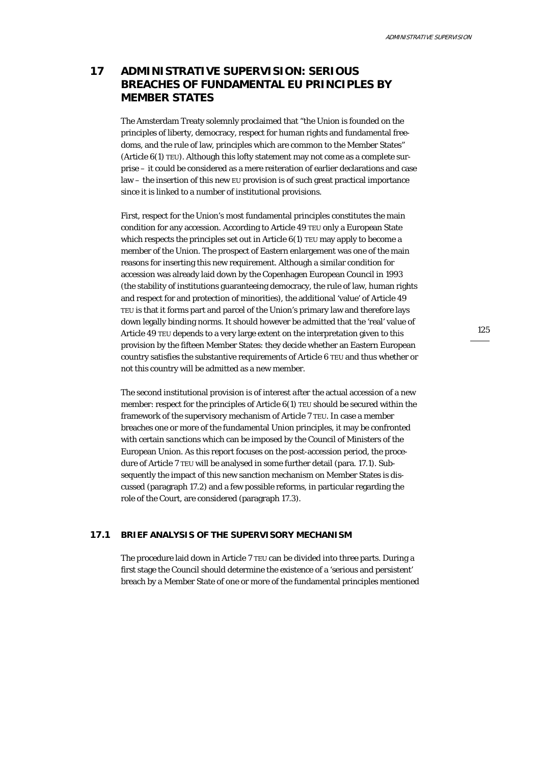# 17 ADMINISTRATIVE SUPERVISION: SERIOUS BREACHES OF FUNDAMENTAL EU PRINCIPLES BY MEMBER STATES

The Amsterdam Treaty solemnly proclaimed that "the Union is founded on the principles of liberty, democracy, respect for human rights and fundamental freedoms, and the rule of law, principles which are common to the Member States" (Article 6(1) TEU). Although this lofty statement may not come as a complete surprise – it could be considered as a mere reiteration of earlier declarations and case law – the insertion of this new EU provision is of such great practical importance since it is linked to a number of institutional provisions.

First, respect for the Union's most fundamental principles constitutes the main condition for any accession. According to Article 49 TEU only a European State which respects the principles set out in Article 6(1) TEU may apply to become a member of the Union. The prospect of Eastern enlargement was one of the main reasons for inserting this new requirement. Although a similar condition for accession was already laid down by the Copenhagen European Council in 1993 (the stability of institutions guaranteeing democracy, the rule of law, human rights and respect for and protection of minorities), the additional 'value' of Article 49 TEU is that it forms part and parcel of the Union's primary law and therefore lays down legally binding norms. It should however be admitted that the 'real' value of Article 49 TEU depends to a very large extent on the interpretation given to this provision by the fifteen Member States: they decide whether an Eastern European country satisfies the substantive requirements of Article 6 TEU and thus whether or not this country will be admitted as a new member.

The second institutional provision is of interest *after* the actual accession of a new member: respect for the principles of Article 6(1) TEU should be secured within the framework of the supervisory mechanism of Article 7 TEU. In case a member breaches one or more of the fundamental Union principles, it may be confronted with certain sanctions which can be imposed by the Council of Ministers of the European Union. As this report focuses on the post-accession period, the procedure of Article 7 TEU will be analysed in some further detail (para. 17.1). Subsequently the impact of this new sanction mechanism on Member States is discussed (paragraph 17.2) and a few possible reforms, in particular regarding the role of the Court, are considered (paragraph 17.3).

## 17.1 BRIEF ANALYSIS OF THE SUPERVISORY MECHANISM

The procedure laid down in Article 7 TEU can be divided into three parts. During a first stage the Council should determine the existence of a 'serious and persistent' breach by a Member State of one or more of the fundamental principles mentioned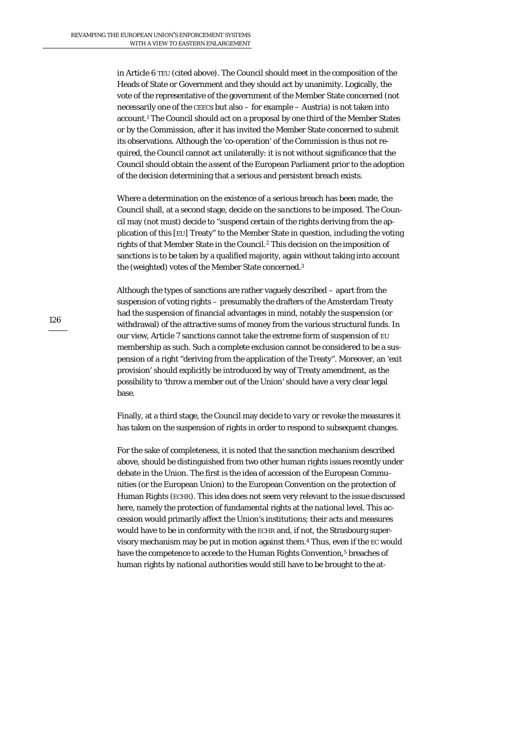in Article 6 TEU (cited above). The Council should meet in the composition of the Heads of State or Government and they should act by unanimity. Logically, the vote of the representative of the government of the Member State concerned (not necessarily one of the CEECs but also – for example – Austria) is not taken into account.[1] The Council should act on a proposal by one third of the Member States or by the Commission, after it has invited the Member State concerned to submit its observations. Although the 'co-operation' of the Commission is thus not required, the Council cannot act unilaterally: it is not without significance that the Council should obtain the *assent* of the European Parliament prior to the adoption of the decision determining that a serious and persistent breach exists.

Where a determination on the existence of a serious breach has been made, the Council shall, at a second stage, decide on the *sanctions* to be imposed. The Council may (not must) decide to "suspend certain of the rights deriving from the application of this [EU] Treaty" to the Member State in question, including the voting rights of that Member State in the Council.[2] This decision on the imposition of sanctions is to be taken by a qualified majority, again without taking into account the (weighted) votes of the Member State concerned.[3]

Although the types of sanctions are rather vaguely described – apart from the suspension of voting rights – presumably the drafters of the Amsterdam Treaty had the suspension of financial advantages in mind, notably the suspension (or withdrawal) of the attractive sums of money from the various structural funds. In our view, Article 7 sanctions cannot take the extreme form of suspension of EU membership as such. Such a complete exclusion cannot be considered to be a suspension of a right "deriving from the application of the Treaty". Moreover, an 'exit provision' should explicitly be introduced by way of Treaty amendment, as the possibility to 'throw a member out of the Union' should have a very clear legal base.

Finally, at a third stage, the Council may decide to *vary or revoke* the measures it has taken on the suspension of rights in order to respond to subsequent changes.

For the sake of completeness, it is noted that the sanction mechanism described above, should be distinguished from two other human rights issues recently under debate in the Union. The first is the idea of accession of the European Communities (or the European Union) to the European Convention on the protection of Human Rights (ECHR). This idea does not seem very relevant to the issue discussed here, namely the protection of fundamental rights at the *national* level. This accession would primarily affect the Union's institutions; their acts and measures would have to be in conformity with the ECHR and, if not, the Strasbourg supervisory mechanism may be put in motion against them.[4] Thus, even if the EC would have the competence to accede to the Human Rights Convention,[5] breaches of human rights by *national authorities* would still have to be brought to the at-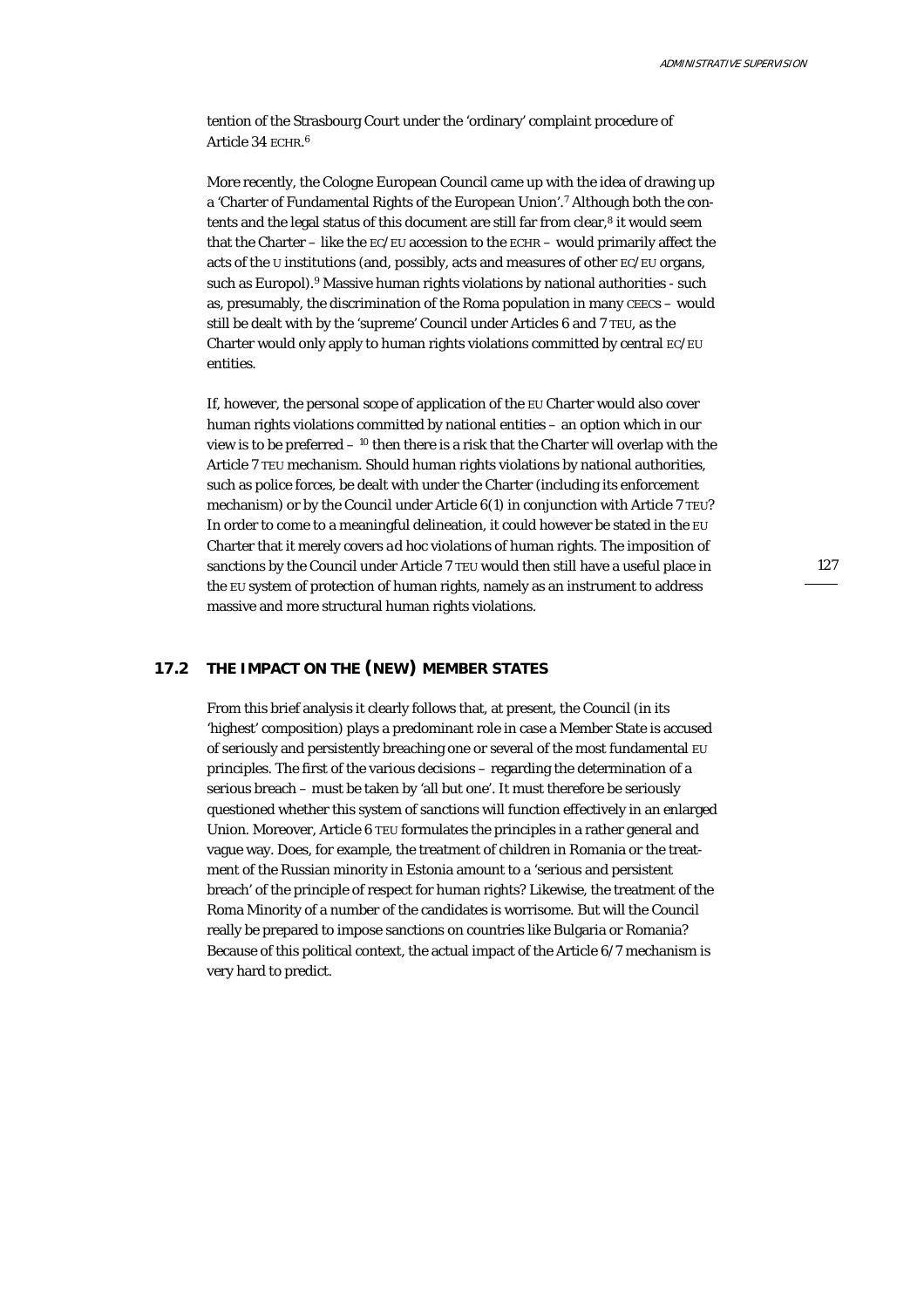tention of the Strasbourg Court under the 'ordinary' complaint procedure of Article 34 ECHR.[6]

More recently, the Cologne European Council came up with the idea of drawing up a 'Charter of Fundamental Rights of the European Union'.[7] Although both the contents and the legal status of this document are still far from clear,[8] it would seem that the Charter – like the EC/EU accession to the ECHR – would primarily affect the acts of the U institutions (and, possibly, acts and measures of other EC/EU organs, such as Europol).[9] Massive human rights violations by national authorities - such as, presumably, the discrimination of the Roma population in many CEECS – would still be dealt with by the 'supreme' Council under Articles 6 and 7 TEU, as the Charter would only apply to human rights violations committed by central EC/EU entities.

If, however, the personal scope of application of the EU Charter would also cover human rights violations committed by national entities – an option which in our view is to be preferred – [10] then there is a risk that the Charter will overlap with the Article 7 TEU mechanism. Should human rights violations by national authorities, such as police forces, be dealt with under the Charter (including its enforcement mechanism) or by the Council under Article 6(1) in conjunction with Article 7 TEU? In order to come to a meaningful delineation, it could however be stated in the EU Charter that it merely covers *ad hoc* violations of human rights. The imposition of sanctions by the Council under Article 7 TEU would then still have a useful place in the EU system of protection of human rights, namely as an instrument to address massive and more structural human rights violations.

## 17.2 The Impact on the (New) Member States

From this brief analysis it clearly follows that, at present, the Council (in its 'highest' composition) plays a predominant role in case a Member State is accused of seriously and persistently breaching one or several of the most fundamental EU principles. The first of the various decisions – regarding the determination of a serious breach – must be taken by 'all but one'. It must therefore be seriously questioned whether this system of sanctions will function effectively in an enlarged Union. Moreover, Article 6 TEU formulates the principles in a rather general and vague way. Does, for example, the treatment of children in Romania or the treatment of the Russian minority in Estonia amount to a 'serious and persistent breach' of the principle of respect for human rights? Likewise, the treatment of the Roma Minority of a number of the candidates is worrisome. But will the Council really be prepared to impose sanctions on countries like Bulgaria or Romania? Because of this political context, the actual impact of the Article 6/7 mechanism is very hard to predict.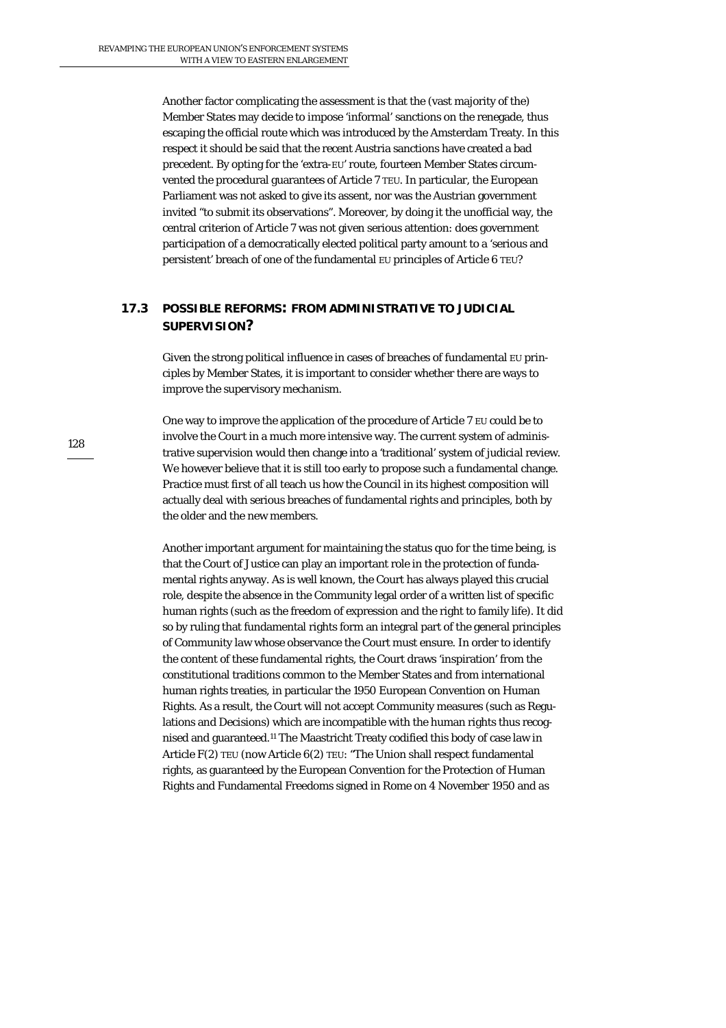Another factor complicating the assessment is that the (vast majority of the) Member States may decide to impose 'informal' sanctions on the renegade, thus escaping the official route which was introduced by the Amsterdam Treaty. In this respect it should be said that the recent Austria sanctions have created a bad precedent. By opting for the 'extra-EU' route, fourteen Member States circumvented the procedural guarantees of Article 7 TEU. In particular, the European Parliament was not asked to give its assent, nor was the Austrian government invited "to submit its observations". Moreover, by doing it the unofficial way, the central criterion of Article 7 was not given serious attention: does government participation of a democratically elected political party amount to a 'serious and persistent' breach of one of the fundamental EU principles of Article 6 TEU?

## 17.3 POSSIBLE REFORMS: FROM ADMINISTRATIVE TO JUDICIAL SUPERVISION?

Given the strong political influence in cases of breaches of fundamental EU principles by Member States, it is important to consider whether there are ways to improve the supervisory mechanism.

One way to improve the application of the procedure of Article 7 EU could be to involve the Court in a much more intensive way. The current system of administrative supervision would then change into a 'traditional' system of judicial review. We however believe that it is still too early to propose such a fundamental change. Practice must first of all teach us how the Council in its highest composition will actually deal with serious breaches of fundamental rights and principles, both by the older and the new members.

Another important argument for maintaining the status quo for the time being, is that the Court of Justice can play an important role in the protection of fundamental rights anyway. As is well known, the Court has always played this crucial role, despite the absence in the Community legal order of a written list of specific human rights (such as the freedom of expression and the right to family life). It did so by ruling that fundamental rights form an integral part of the general principles of Community law whose observance the Court must ensure. In order to identify the content of these fundamental rights, the Court draws 'inspiration' from the constitutional traditions common to the Member States and from international human rights treaties, in particular the 1950 European Convention on Human Rights. As a result, the Court will not accept Community measures (such as Regulations and Decisions) which are incompatible with the human rights thus recognised and guaranteed.[11] The Maastricht Treaty codified this body of case law in Article F(2) TEU (now Article 6(2) TEU: "The Union shall respect fundamental rights, as guaranteed by the European Convention for the Protection of Human Rights and Fundamental Freedoms signed in Rome on 4 November 1950 and as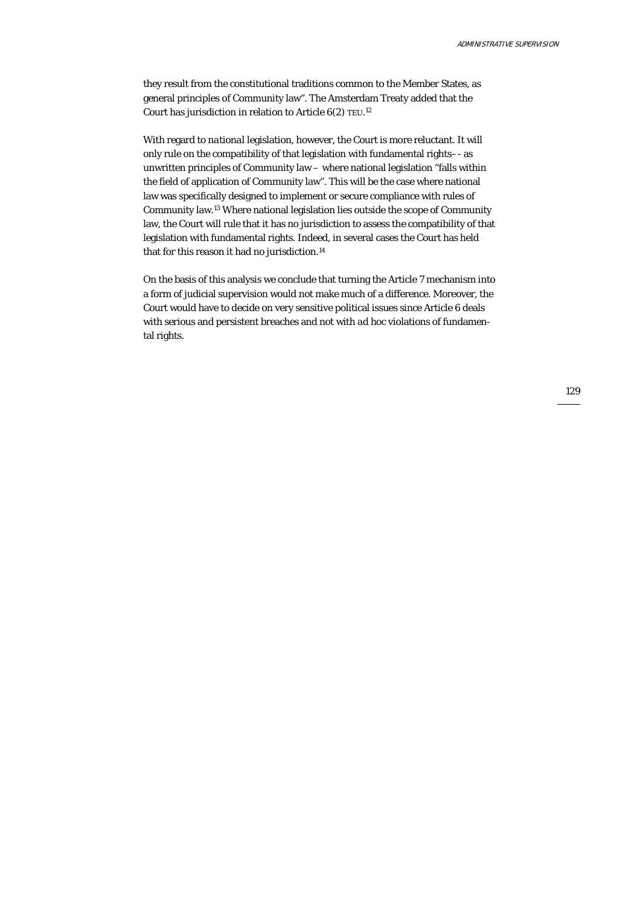they result from the constitutional traditions common to the Member States, as general principles of Community law". The Amsterdam Treaty added that the Court has jurisdiction in relation to Article 6(2) TEU.[12]

With regard to *national legislation*, however, the Court is more reluctant. It will only rule on the compatibility of that legislation with fundamental rights–- as unwritten principles of Community law – where national legislation "falls within the field of application of Community law". This will be the case where national law was specifically designed to implement or secure compliance with rules of Community law.[13] Where national legislation lies outside the scope of Community law, the Court will rule that it has no jurisdiction to assess the compatibility of that legislation with fundamental rights. Indeed, in several cases the Court has held that for this reason it had no jurisdiction.[14]

On the basis of this analysis we conclude that turning the Article 7 mechanism into a form of judicial supervision would not make much of a difference. Moreover, the Court would have to decide on very sensitive political issues since Article 6 deals with serious and persistent breaches and not with *ad hoc* violations of fundamental rights.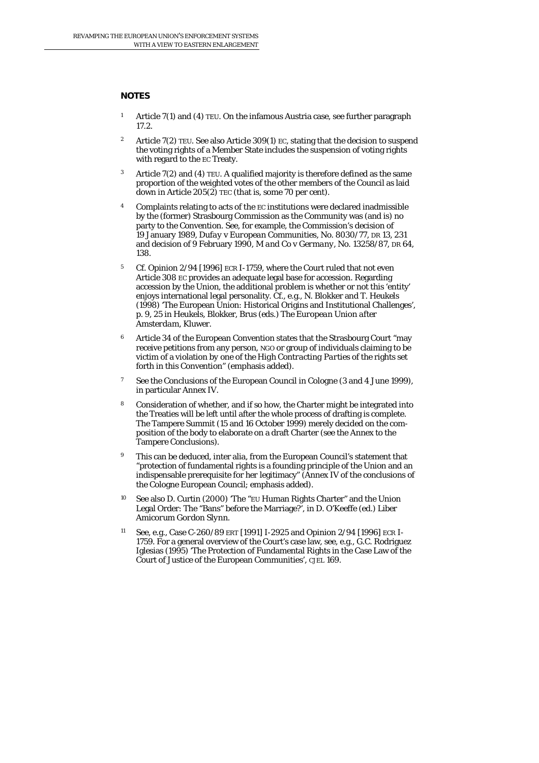## NOTES

1. Article 7(1) and (4) TEU. On the infamous Austria case, see further paragraph 17.2.

2. Article 7(2) TEU. See also Article 309(1) EC, stating that the decision to suspend the voting rights of a Member State includes the suspension of voting rights with regard to the EC Treaty.

3. Article 7(2) and (4) TEU. A qualified majority is therefore defined as the same proportion of the weighted votes of the other members of the Council as laid down in Article 205(2) TEC (that is, some 70 per cent).

4. Complaints relating to acts of the EC institutions were declared inadmissible by the (former) Strasbourg Commission as the Community was (and is) no party to the Convention. See, for example, the Commission's decision of 19 January 1989, *Dufay v European Communities*, No. 8030/77, DR 13, 231 and decision of 9 February 1990, *M and Co v Germany*, No. 13258/87, DR 64, 138.

5. Cf. Opinion 2/94 [1996] ECR I-1759, where the Court ruled that not even Article 308 EC provides an adequate legal base for accession. Regarding accession by the Union, the additional problem is whether or not this 'entity' enjoys international legal personality. Cf., e.g., N. Blokker and T. Heukels (1998) 'The European Union: Historical Origins and Institutional Challenges', p. 9, 25 in Heukels, Blokker, Brus (eds.) *The European Union after Amsterdam*, Kluwer.

6. Article 34 of the European Convention states that the Strasbourg Court "may receive petitions from any person, NGO or group of individuals claiming to be victim of a violation by one of the *High Contracting Parties* of the rights set forth in this Convention" (emphasis added).

7. See the Conclusions of the European Council in Cologne (3 and 4 June 1999), in particular Annex IV.

8. Consideration of whether, and if so how, the Charter might be integrated into the Treaties will be left until after the whole process of drafting is complete. The Tampere Summit (15 and 16 October 1999) merely decided on the composition of the body to elaborate on a draft Charter (see the Annex to the Tampere Conclusions).

9. This can be deduced, inter alia, from the European Council's statement that "protection of fundamental rights is a founding principle of the Union and an indispensable prerequisite for her legitimacy" (Annex IV of the conclusions of the Cologne European Council; emphasis added).

10. See also D. Curtin (2000) 'The "EU Human Rights Charter" and the Union Legal Order: The "Bans" before the Marriage?', in D. O'Keeffe (ed.) *Liber Amicorum Gordon Slynn*.

11. See, e.g., Case C-260/89 ERT [1991] I-2925 and Opinion 2/94 [1996] ECR I-1759. For a general overview of the Court's case law, see, e.g., G.C. Rodriguez Iglesias (1995) 'The Protection of Fundamental Rights in the Case Law of the Court of Justice of the European Communities', CJEL 169.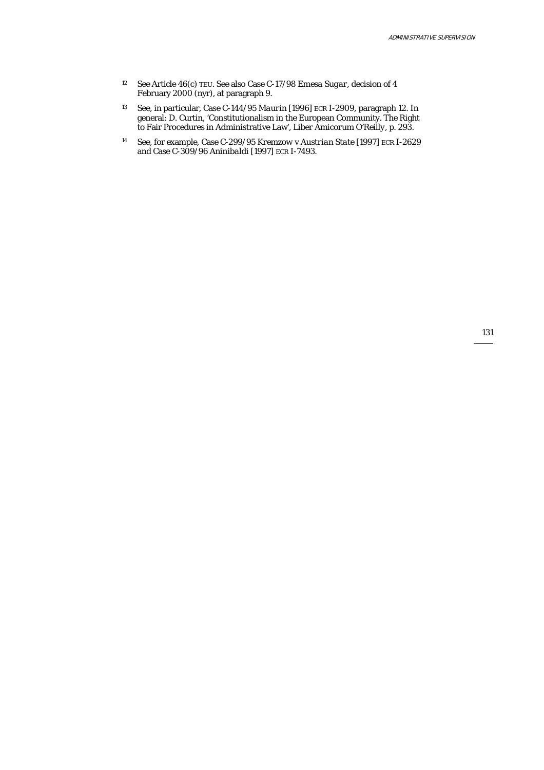[12] See Article 46(c) TEU. See also Case C-17/98 *Emesa Sugar*, decision of 4 February 2000 (nyr), at paragraph 9.

[13] See, in particular, Case C-144/95 *Maurin* [1996] ECR I-2909, paragraph 12. In general: D. Curtin, 'Constitutionalism in the European Community. The Right to Fair Procedures in Administrative Law', *Liber Amicorum O'Reilly*, p. 293.

[14] See, for example, Case C-299/95 *Kremzow v Austrian State* [1997] ECR I-2629 and Case C-309/96 *Aninibaldi* [1997] ECR I-7493.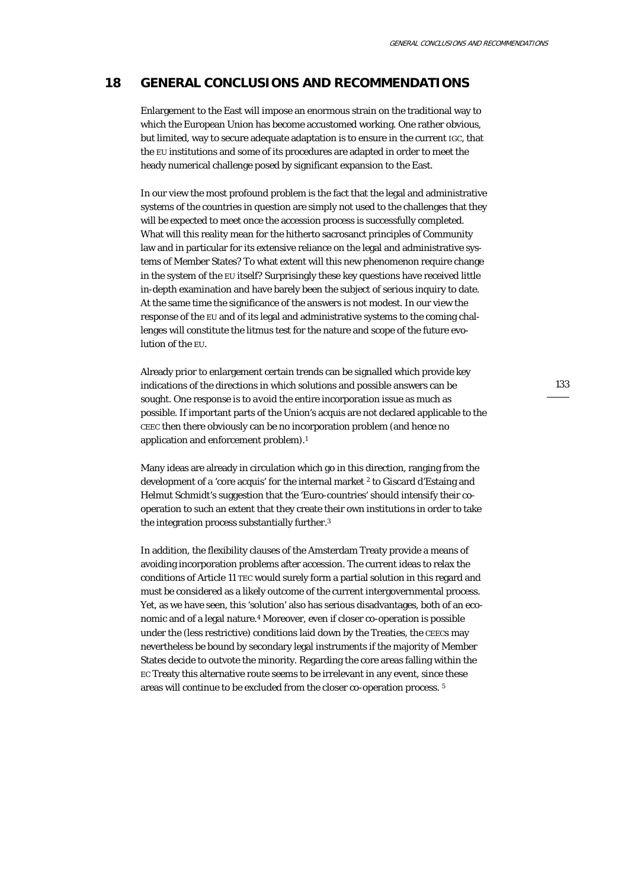# 18 GENERAL CONCLUSIONS AND RECOMMENDATIONS

Enlargement to the East will impose an enormous strain on the traditional way to which the European Union has become accustomed working. One rather obvious, but limited, way to secure adequate adaptation is to ensure in the current IGC, that the EU institutions and some of its procedures are adapted in order to meet the heady numerical challenge posed by significant expansion to the East.

In our view the most profound problem is the fact that the legal and administrative systems of the countries in question are simply not used to the challenges that they will be expected to meet once the accession process is successfully completed. What will this reality mean for the hitherto sacrosanct principles of Community law and in particular for its extensive reliance on the legal and administrative systems of Member States? To what extent will this new phenomenon require change in the system of the EU itself? Surprisingly these key questions have received little in-depth examination and have barely been the subject of serious inquiry to date. At the same time the significance of the answers is not modest. In our view the response of the EU and of its legal and administrative systems to the coming challenges will constitute the litmus test for the nature and scope of the future evolution of the EU.

Already prior to enlargement certain trends can be signalled which provide key indications of the directions in which solutions and possible answers can be sought. One response is to avoid the entire incorporation issue as much as possible. If important parts of the Union's acquis are not declared applicable to the CEEC then there obviously can be no incorporation problem (and hence no application and enforcement problem).[1]

Many ideas are already in circulation which go in this direction, ranging from the development of a 'core acquis' for the internal market [2] to Giscard d'Estaing and Helmut Schmidt's suggestion that the 'Euro-countries' should intensify their co-operation to such an extent that they create their own institutions in order to take the integration process substantially further.[3]

In addition, the flexibility clauses of the Amsterdam Treaty provide a means of avoiding incorporation problems after accession. The current ideas to relax the conditions of Article 11 TEC would surely form a partial solution in this regard and must be considered as a likely outcome of the current intergovernmental process. Yet, as we have seen, this 'solution' also has serious disadvantages, both of an economic and of a legal nature.[4] Moreover, even if closer co-operation is possible under the (less restrictive) conditions laid down by the Treaties, the CEECs may nevertheless be bound by secondary legal instruments if the majority of Member States decide to outvote the minority. Regarding the core areas falling within the EC Treaty this alternative route seems to be irrelevant in any event, since these areas will continue to be excluded from the closer co-operation process. [5]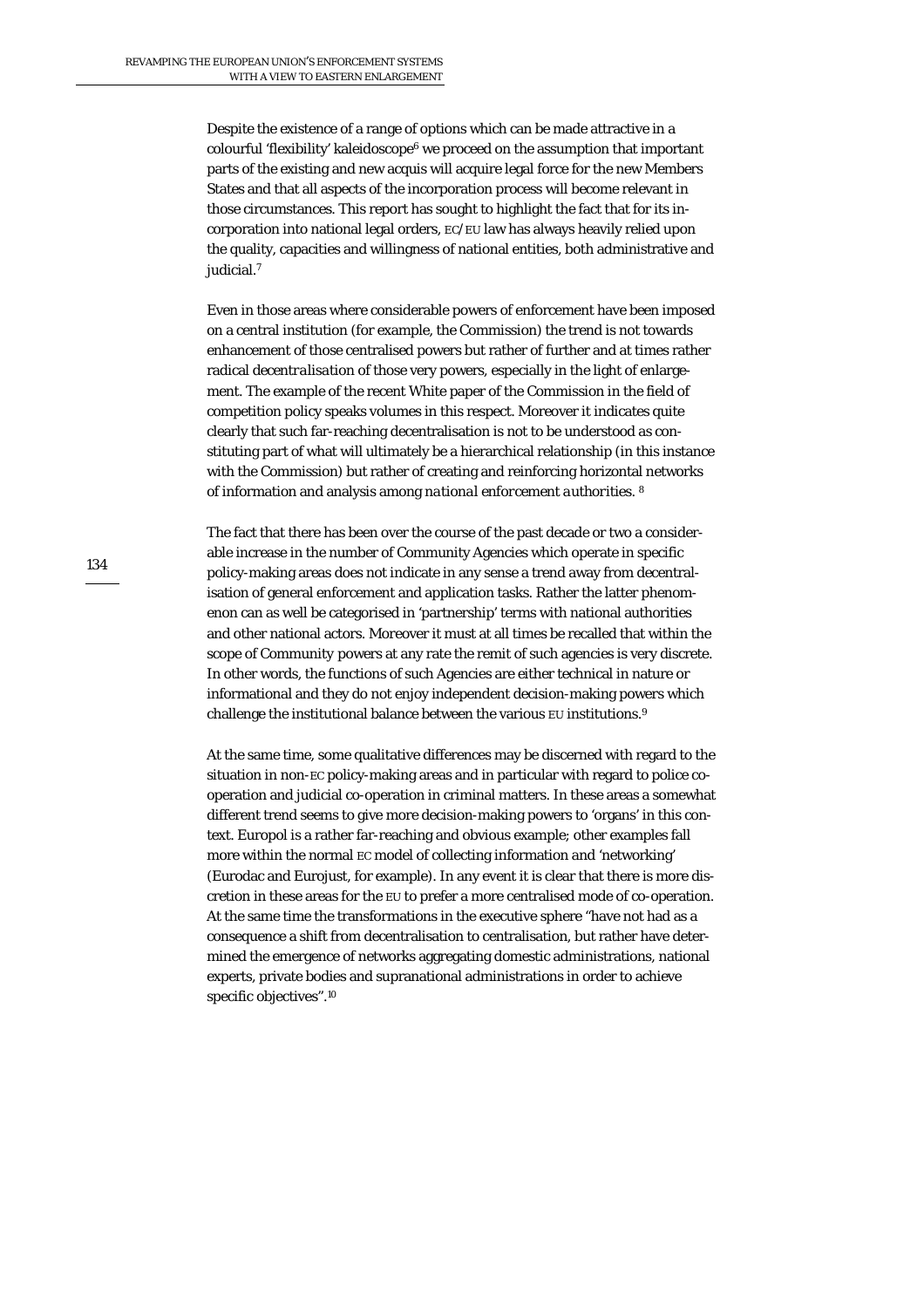Despite the existence of a range of options which can be made attractive in a colourful 'flexibility' kaleidoscope[6] we proceed on the assumption that important parts of the existing and new acquis will acquire legal force for the new Members States and that all aspects of the incorporation process will become relevant in those circumstances. This report has sought to highlight the fact that for its incorporation into national legal orders, EC/EU law has always heavily relied upon the quality, capacities and willingness of national entities, both administrative and judicial.[7]

Even in those areas where considerable powers of enforcement have been imposed on a central institution (for example, the Commission) the trend is not towards enhancement of those centralised powers but rather of further and at times rather radical *decentralisation* of those very powers, especially in the light of enlargement. The example of the recent White paper of the Commission in the field of competition policy speaks volumes in this respect. Moreover it indicates quite clearly that such far-reaching decentralisation is not to be understood as constituting part of what will ultimately be a hierarchical relationship (in this instance with the Commission) but rather of creating and reinforcing horizontal networks of information and analysis among *national enforcement authorities*. [8]

The fact that there has been over the course of the past decade or two a considerable increase in the number of Community Agencies which operate in specific policy-making areas does not indicate in any sense a trend away from decentralisation of general enforcement and application tasks. Rather the latter phenomenon can as well be categorised in 'partnership' terms with national authorities and other national actors. Moreover it must at all times be recalled that within the scope of Community powers at any rate the remit of such agencies is very discrete. In other words, the functions of such Agencies are either technical in nature or informational and they do not enjoy independent decision-making powers which challenge the institutional balance between the various EU institutions.[9]

At the same time, some qualitative differences may be discerned with regard to the situation in non-EC policy-making areas and in particular with regard to police co-operation and judicial co-operation in criminal matters. In these areas a somewhat different trend seems to give more decision-making powers to 'organs' in this context. Europol is a rather far-reaching and obvious example; other examples fall more within the normal EC model of collecting information and 'networking' (Eurodac and Eurojust, for example). In any event it is clear that there is more discretion in these areas for the EU to prefer a more centralised mode of co-operation. At the same time the transformations in the executive sphere "have not had as a consequence a shift from decentralisation to centralisation, but rather have determined the emergence of networks aggregating domestic administrations, national experts, private bodies and supranational administrations in order to achieve specific objectives".[10]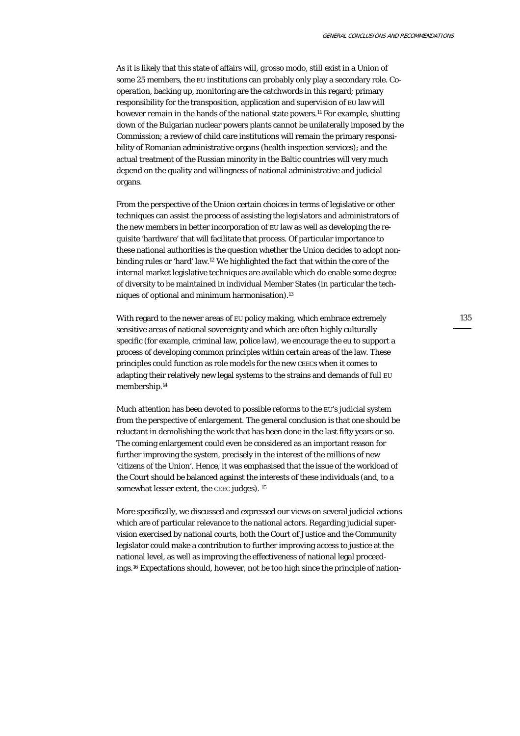As it is likely that this state of affairs will, *grosso modo*, still exist in a Union of some 25 members, the EU institutions can probably only play a secondary role. Co-operation, backing up, monitoring are the catchwords in this regard; primary responsibility for the transposition, application and supervision of EU law will however remain in the hands of the national state powers.[11] For example, shutting down of the Bulgarian nuclear powers plants cannot be unilaterally imposed by the Commission; a review of child care institutions will remain the primary responsibility of Romanian administrative organs (health inspection services); and the actual treatment of the Russian minority in the Baltic countries will very much depend on the quality and willingness of national administrative and judicial organs.

From the perspective of the Union certain choices in terms of legislative or other techniques can assist the process of assisting the legislators and administrators of the new members in better incorporation of EU law as well as developing the requisite 'hardware' that will facilitate that process. Of particular importance to these national authorities is the question whether the Union decides to adopt non-binding rules or 'hard' law.[12] We highlighted the fact that within the core of the internal market legislative techniques are available which do enable some degree of diversity to be maintained in individual Member States (in particular the techniques of optional and minimum harmonisation).[13]

With regard to the newer areas of EU policy making, which embrace extremely sensitive areas of national sovereignty and which are often highly culturally specific (for example, criminal law, police law), we encourage the eu to support a process of developing common principles within certain areas of the law. These principles could function as role models for the new CEECS when it comes to adapting their relatively new legal systems to the strains and demands of full EU membership.[14]

Much attention has been devoted to possible reforms to the EU's judicial system from the perspective of enlargement. The general conclusion is that one should be reluctant in demolishing the work that has been done in the last fifty years or so. The coming enlargement could even be considered as an important reason for further improving the system, precisely in the interest of the millions of new 'citizens of the Union'. Hence, it was emphasised that the issue of the workload of the Court should be balanced against the interests of these individuals (and, to a somewhat lesser extent, the CEEC judges). [15]

More specifically, we discussed and expressed our views on several judicial actions which are of particular relevance to the national actors. Regarding judicial supervision exercised by national courts, both the Court of Justice and the Community legislator could make a contribution to further improving access to justice at the national level, as well as improving the effectiveness of national legal proceedings.[16] Expectations should, however, not be too high since the principle of nation-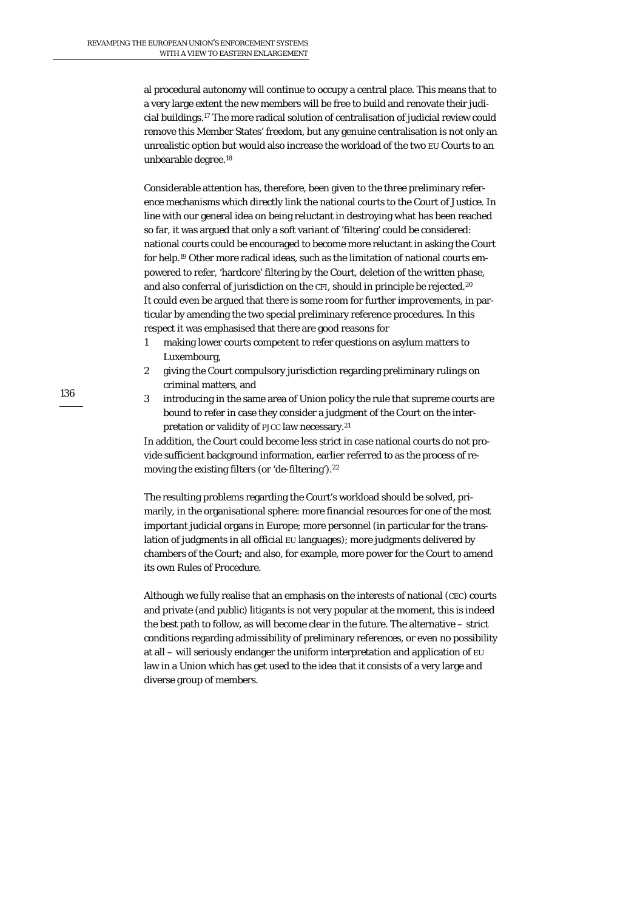al procedural autonomy will continue to occupy a central place. This means that to a very large extent the new members will be free to build and renovate their judicial buildings.[17] The more radical solution of centralisation of judicial review could remove this Member States' freedom, but any genuine centralisation is not only an unrealistic option but would also increase the workload of the two EU Courts to an unbearable degree.[18]

Considerable attention has, therefore, been given to the three preliminary reference mechanisms which directly link the national courts to the Court of Justice. In line with our general idea on being reluctant in destroying what has been reached so far, it was argued that only a soft variant of 'filtering' could be considered: national courts could be encouraged to become more reluctant in asking the Court for help.[19] Other more radical ideas, such as the limitation of national courts empowered to refer, 'hardcore' filtering by the Court, deletion of the written phase, and also conferral of jurisdiction on the CFI, should in principle be rejected.[20] It could even be argued that there is some room for further improvements, in particular by amending the two special preliminary reference procedures. In this respect it was emphasised that there are good reasons for

1. making lower courts competent to refer questions on asylum matters to Luxembourg,
2. giving the Court compulsory jurisdiction regarding preliminary rulings on criminal matters, and
3. introducing in the same area of Union policy the rule that supreme courts are bound to refer in case they consider a judgment of the Court on the interpretation or validity of PJCC law necessary.[21]

In addition, the Court could become less strict in case national courts do not provide sufficient background information, earlier referred to as the process of removing the existing filters (or 'de-filtering').[22]

The resulting problems regarding the Court's workload should be solved, primarily, in the organisational sphere: more financial resources for one of the most important judicial organs in Europe; more personnel (in particular for the translation of judgments in all official EU languages); more judgments delivered by chambers of the Court; and also, for example, more power for the Court to amend its own Rules of Procedure.

Although we fully realise that an emphasis on the interests of national (CEC) courts and private (and public) litigants is not very popular at the moment, this is indeed the best path to follow, as will become clear in the future. The alternative – strict conditions regarding admissibility of preliminary references, or even no possibility at all – will seriously endanger the uniform interpretation and application of EU law in a Union which has get used to the idea that it consists of a very large and diverse group of members.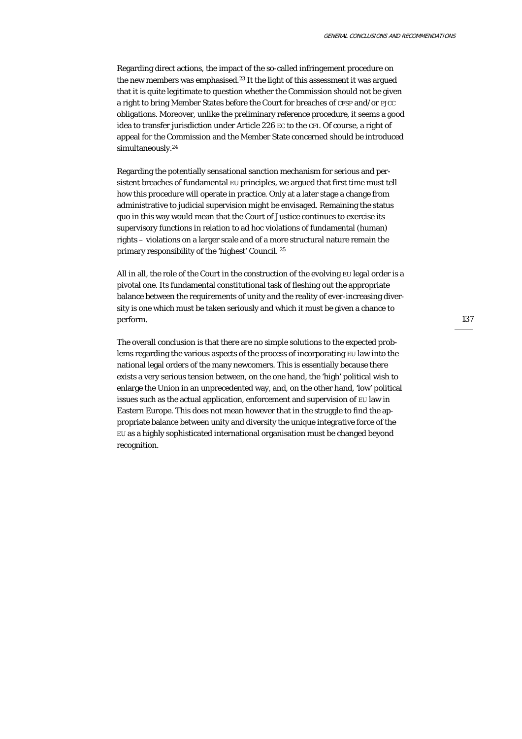Regarding direct actions, the impact of the so-called infringement procedure on the new members was emphasised.[23] It the light of this assessment it was argued that it is quite legitimate to question whether the Commission should not be given a right to bring Member States before the Court for breaches of CFSP and/or PJCC obligations. Moreover, unlike the preliminary reference procedure, it seems a good idea to transfer jurisdiction under Article 226 EC to the CFI. Of course, a right of appeal for the Commission and the Member State concerned should be introduced simultaneously.[24]

Regarding the potentially sensational sanction mechanism for serious and persistent breaches of fundamental EU principles, we argued that first time must tell how this procedure will operate in practice. Only at a later stage a change from administrative to judicial supervision might be envisaged. Remaining the status quo in this way would mean that the Court of Justice continues to exercise its supervisory functions in relation to ad hoc violations of fundamental (human) rights – violations on a larger scale and of a more structural nature remain the primary responsibility of the 'highest' Council. [25]

All in all, the role of the Court in the construction of the evolving EU legal order is a pivotal one. Its fundamental constitutional task of fleshing out the appropriate balance between the requirements of unity and the reality of ever-increasing diversity is one which must be taken seriously and which it must be given a chance to perform.

The overall conclusion is that there are no simple solutions to the expected problems regarding the various aspects of the process of incorporating EU law into the national legal orders of the many newcomers. This is essentially because there exists a very serious tension between, on the one hand, the 'high' political wish to enlarge the Union in an unprecedented way, and, on the other hand, 'low' political issues such as the actual application, enforcement and supervision of EU law in Eastern Europe. This does not mean however that in the struggle to find the appropriate balance between unity and diversity the unique integrative force of the EU as a highly sophisticated international organisation must be changed beyond recognition.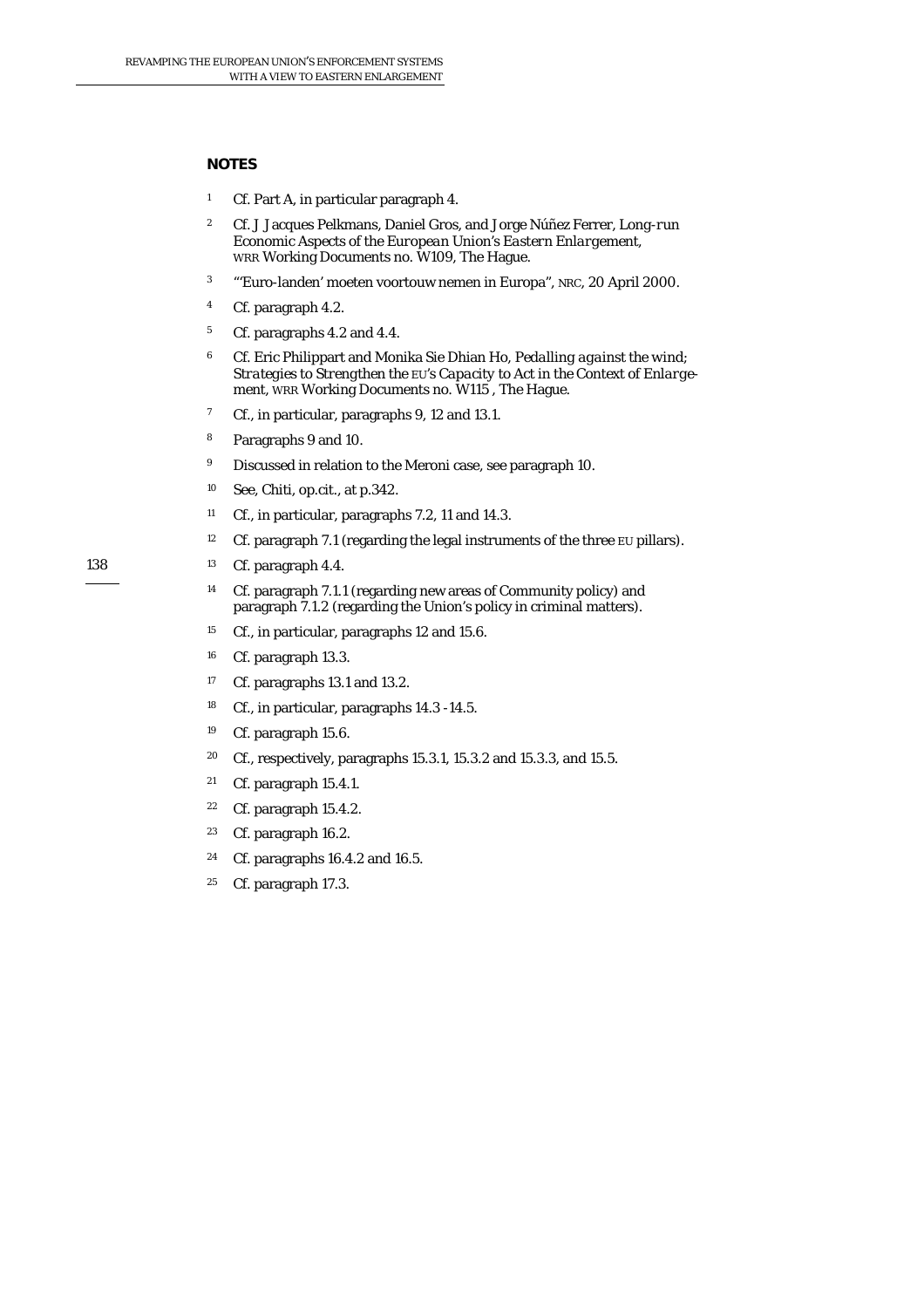## NOTES

1 Cf. Part A, in particular paragraph 4.

2 Cf. J Jacques Pelkmans, Daniel Gros, and Jorge Núñez Ferrer, *Long-run Economic Aspects of the European Union's Eastern Enlargement*, WRR Working Documents no. W109, The Hague.

3 "'Euro-landen' moeten voortouw nemen in Europa", NRC, 20 April 2000.

4 Cf. paragraph 4.2.

5 Cf. paragraphs 4.2 and 4.4.

6 Cf. Eric Philippart and Monika Sie Dhian Ho, *Pedalling against the wind; Strategies to Strengthen the EU's Capacity to Act in the Context of Enlargement*, WRR Working Documents no. W115 , The Hague.

7 Cf., in particular, paragraphs 9, 12 and 13.1.

8 Paragraphs 9 and 10.

9 Discussed in relation to the Meroni case, see paragraph 10.

10 See, Chiti, op.cit., at p.342.

11 Cf., in particular, paragraphs 7.2, 11 and 14.3.

12 Cf. paragraph 7.1 (regarding the legal instruments of the three EU pillars).

13 Cf. paragraph 4.4.

14 Cf. paragraph 7.1.1 (regarding new areas of Community policy) and paragraph 7.1.2 (regarding the Union's policy in criminal matters).

15 Cf., in particular, paragraphs 12 and 15.6.

16 Cf. paragraph 13.3.

17 Cf. paragraphs 13.1 and 13.2.

18 Cf., in particular, paragraphs 14.3 -14.5.

19 Cf. paragraph 15.6.

20 Cf., respectively, paragraphs 15.3.1, 15.3.2 and 15.3.3, and 15.5.

21 Cf. paragraph 15.4.1.

22 Cf. paragraph 15.4.2.

23 Cf. paragraph 16.2.

24 Cf. paragraphs 16.4.2 and 16.5.

25 Cf. paragraph 17.3.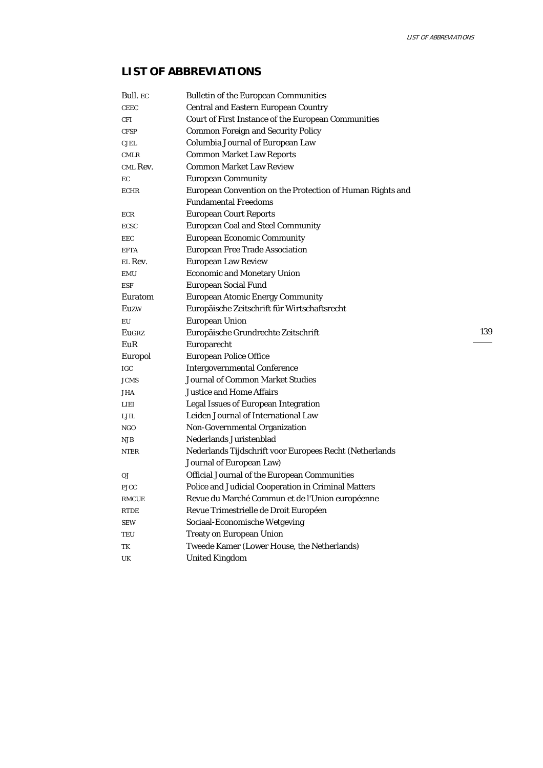# LIST OF ABBREVIATIONS

| | |
|---|---|
| Bull. EC | Bulletin of the European Communities |
| CEEC | Central and Eastern European Country |
| CFI | Court of First Instance of the European Communities |
| CFSP | Common Foreign and Security Policy |
| CJEL | Columbia Journal of European Law |
| CMLR | Common Market Law Reports |
| CML Rev. | Common Market Law Review |
| EC | European Community |
| ECHR | European Convention on the Protection of Human Rights and Fundamental Freedoms |
| ECR | European Court Reports |
| ECSC | European Coal and Steel Community |
| EEC | European Economic Community |
| EFTA | European Free Trade Association |
| EL Rev. | European Law Review |
| EMU | Economic and Monetary Union |
| ESF | European Social Fund |
| Euratom | European Atomic Energy Community |
| EuZW | Europäische Zeitschrift für Wirtschaftsrecht |
| EU | European Union |
| EuGRZ | Europäische Grundrechte Zeitschrift |
| EuR | Europarecht |
| Europol | European Police Office |
| IGC | Intergovernmental Conference |
| JCMS | Journal of Common Market Studies |
| JHA | Justice and Home Affairs |
| LIEI | Legal Issues of European Integration |
| LJIL | Leiden Journal of International Law |
| NGO | Non-Governmental Organization |
| NJB | Nederlands Juristenblad |
| NTER | Nederlands Tijdschrift voor Europees Recht (Netherlands Journal of European Law) |
| OJ | Official Journal of the European Communities |
| PJCC | Police and Judicial Cooperation in Criminal Matters |
| RMCUE | Revue du Marché Commun et de l'Union européenne |
| RTDE | Revue Trimestrielle de Droit Européen |
| SEW | Sociaal-Economische Wetgeving |
| TEU | Treaty on European Union |
| TK | Tweede Kamer (Lower House, the Netherlands) |
| UK | United Kingdom |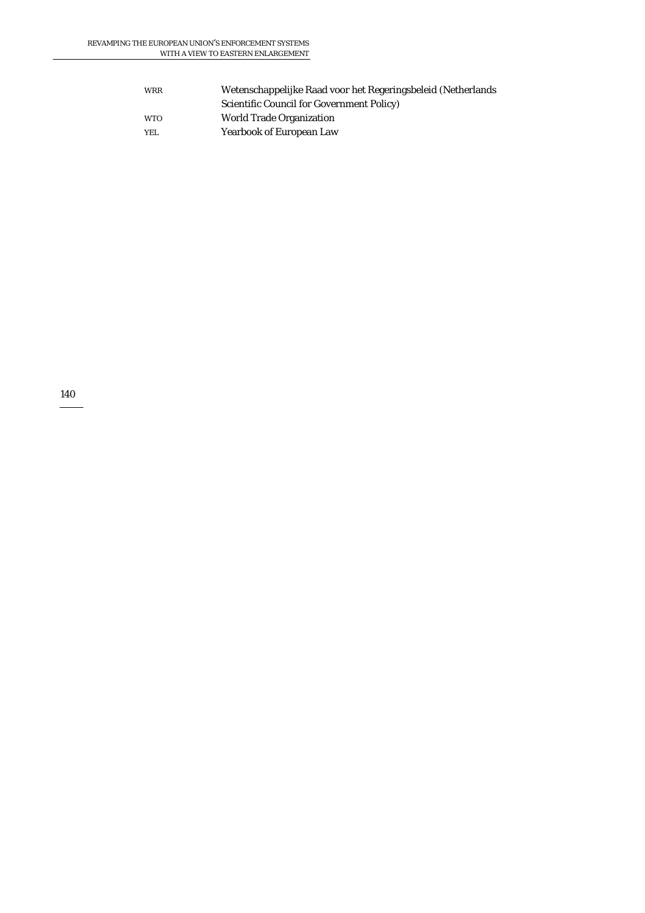| | |
|---|---|
| WRR | Wetenschappelijke Raad voor het Regeringsbeleid (Netherlands Scientific Council for Government Policy) |
| WTO | World Trade Organization |
| YEL | Yearbook of European Law |